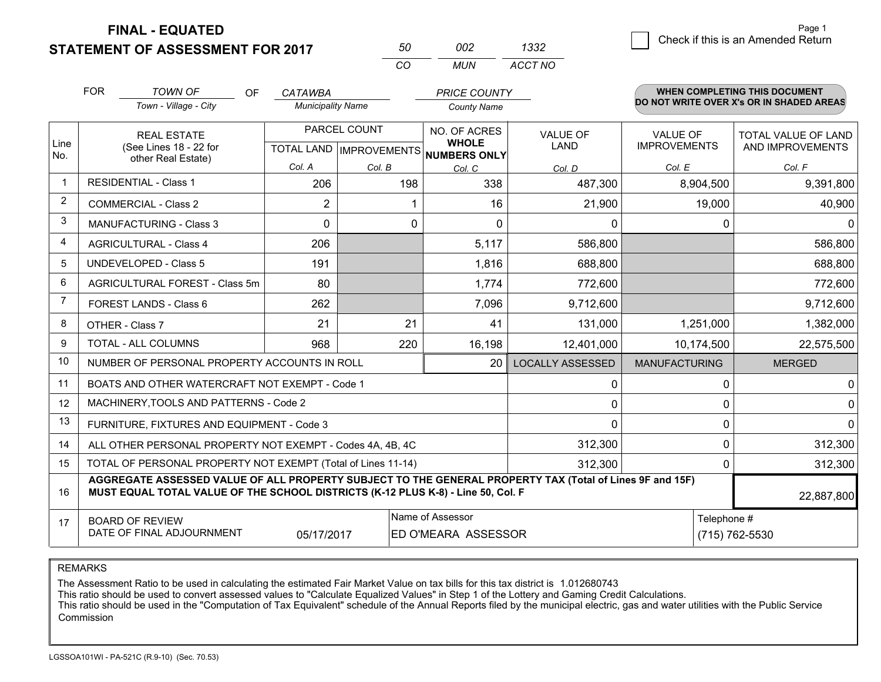# FINAL - EQUATED
## STATEMENT OF ASSESSMENT FOR 2017

| 50 | 002 | 1332 |
|---|---|---|
| CO | MUN | ACCT NO |

Page 1

☐ Check if this is an Amended Return

FOR *TOWN OF* (Town - Village - City) OF *CATAWBA* (Municipality Name) *PRICE COUNTY* (County Name)

**WHEN COMPLETING THIS DOCUMENT DO NOT WRITE OVER X's OR IN SHADED AREAS**

| Line No. | REAL ESTATE (See Lines 18 - 22 for other Real Estate) | PARCEL COUNT TOTAL LAND Col. A | PARCEL COUNT IMPROVEMENTS Col. B | NO. OF ACRES WHOLE NUMBERS ONLY Col. C | VALUE OF LAND Col. D | VALUE OF IMPROVEMENTS Col. E | TOTAL VALUE OF LAND AND IMPROVEMENTS Col. F |
|---|---|---|---|---|---|---|---|
| 1 | RESIDENTIAL - Class 1 | 206 | 198 | 338 | 487,300 | 8,904,500 | 9,391,800 |
| 2 | COMMERCIAL - Class 2 | 2 | 1 | 16 | 21,900 | 19,000 | 40,900 |
| 3 | MANUFACTURING - Class 3 | 0 | 0 | 0 | 0 | 0 | 0 |
| 4 | AGRICULTURAL - Class 4 | 206 | | 5,117 | 586,800 | | 586,800 |
| 5 | UNDEVELOPED - Class 5 | 191 | | 1,816 | 688,800 | | 688,800 |
| 6 | AGRICULTURAL FOREST - Class 5m | 80 | | 1,774 | 772,600 | | 772,600 |
| 7 | FOREST LANDS - Class 6 | 262 | | 7,096 | 9,712,600 | | 9,712,600 |
| 8 | OTHER - Class 7 | 21 | 21 | 41 | 131,000 | 1,251,000 | 1,382,000 |
| 9 | TOTAL - ALL COLUMNS | 968 | 220 | 16,198 | 12,401,000 | 10,174,500 | 22,575,500 |
| 10 | NUMBER OF PERSONAL PROPERTY ACCOUNTS IN ROLL | | | 20 | LOCALLY ASSESSED | MANUFACTURING | MERGED |
| 11 | BOATS AND OTHER WATERCRAFT NOT EXEMPT - Code 1 | | | | 0 | 0 | 0 |
| 12 | MACHINERY,TOOLS AND PATTERNS - Code 2 | | | | 0 | 0 | 0 |
| 13 | FURNITURE, FIXTURES AND EQUIPMENT - Code 3 | | | | 0 | 0 | 0 |
| 14 | ALL OTHER PERSONAL PROPERTY NOT EXEMPT - Codes 4A, 4B, 4C | | | | 312,300 | 0 | 312,300 |
| 15 | TOTAL OF PERSONAL PROPERTY NOT EXEMPT (Total of Lines 11-14) | | | | 312,300 | 0 | 312,300 |
| 16 | **AGGREGATE ASSESSED VALUE OF ALL PROPERTY SUBJECT TO THE GENERAL PROPERTY TAX (Total of Lines 9F and 15F) MUST EQUAL TOTAL VALUE OF THE SCHOOL DISTRICTS (K-12 PLUS K-8) - Line 50, Col. F** | | | | | | 22,887,800 |
| 17 | BOARD OF REVIEW DATE OF FINAL ADJOURNMENT | 05/17/2017 | | Name of Assessor: ED O'MEARA ASSESSOR | | Telephone #: (715) 762-5530 | |

REMARKS

The Assessment Ratio to be used in calculating the estimated Fair Market Value on tax bills for this tax district is 1.012680743
This ratio should be used to convert assessed values to "Calculate Equalized Values" in Step 1 of the Lottery and Gaming Credit Calculations.
This ratio should be used in the "Computation of Tax Equivalent" schedule of the Annual Reports filed by the municipal electric, gas and water utilities with the Public Service Commission

LGSSOA101WI - PA-521C (R.9-10) (Sec. 70.53)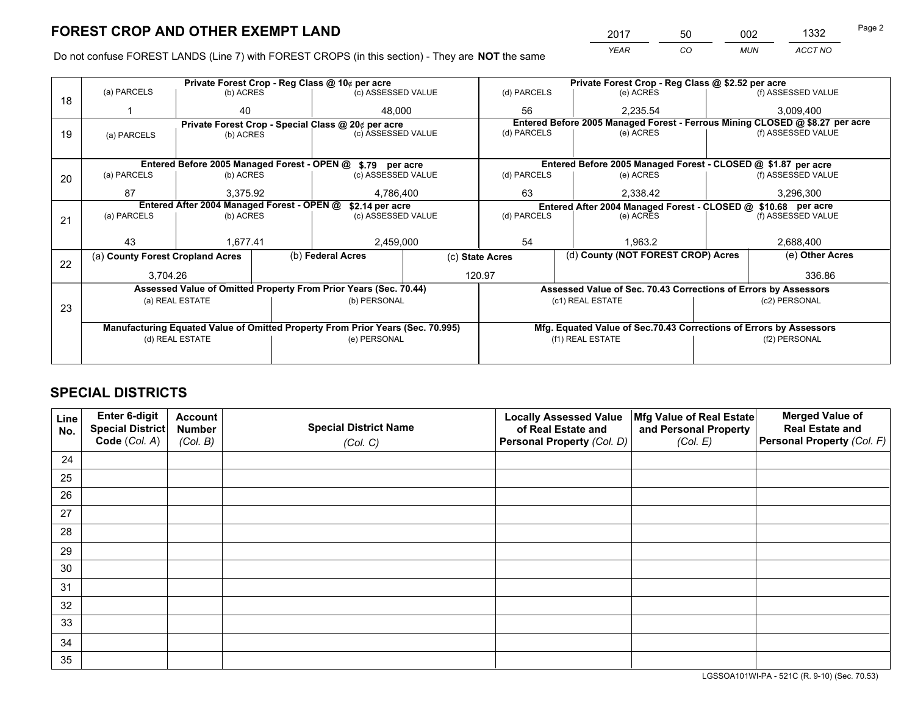# FOREST CROP AND OTHER EXEMPT LAND

| YEAR | CO | MUN | ACCT NO |
|---|---|---|---|
| 2017 | 50 | 002 | 1332 |

Do not confuse FOREST LANDS (Line 7) with FOREST CROPS (in this section) - They are **NOT** the same

| Line | Private Forest Crop - Reg Class @ 10¢ per acre | | | Private Forest Crop - Reg Class @ $2.52 per acre | | |
|---|---|---|---|---|---|---|
| | (a) PARCELS | (b) ACRES | (c) ASSESSED VALUE | (d) PARCELS | (e) ACRES | (f) ASSESSED VALUE |
| 18 | 1 | 40 | 48,000 | 56 | 2,235.54 | 3,009,400 |
| | **Private Forest Crop - Special Class @ 20¢ per acre** | | | **Entered Before 2005 Managed Forest - Ferrous Mining CLOSED @ $8.27 per acre** | | |
| | (a) PARCELS | (b) ACRES | (c) ASSESSED VALUE | (d) PARCELS | (e) ACRES | (f) ASSESSED VALUE |
| 19 | | | | | | |
| | **Entered Before 2005 Managed Forest - OPEN @ $.79 per acre** | | | **Entered Before 2005 Managed Forest - CLOSED @ $1.87 per acre** | | |
| | (a) PARCELS | (b) ACRES | (c) ASSESSED VALUE | (d) PARCELS | (e) ACRES | (f) ASSESSED VALUE |
| 20 | 87 | 3,375.92 | 4,786,400 | 63 | 2,338.42 | 3,296,300 |
| | **Entered After 2004 Managed Forest - OPEN @ $2.14 per acre** | | | **Entered After 2004 Managed Forest - CLOSED @ $10.68 per acre** | | |
| | (a) PARCELS | (b) ACRES | (c) ASSESSED VALUE | (d) PARCELS | (e) ACRES | (f) ASSESSED VALUE |
| 21 | 43 | 1,677.41 | 2,459,000 | 54 | 1,963.2 | 2,688,400 |

| Line | (a) County Forest Cropland Acres | (b) Federal Acres | (c) State Acres | (d) County (NOT FOREST CROP) Acres | (e) Other Acres |
|---|---|---|---|---|---|
| 22 | 3,704.26 | | 120.97 | | 336.86 |

| Line | Assessed Value of Omitted Property From Prior Years (Sec. 70.44) | | Assessed Value of Sec. 70.43 Corrections of Errors by Assessors | |
|---|---|---|---|---|
| | (a) REAL ESTATE | (b) PERSONAL | (c1) REAL ESTATE | (c2) PERSONAL |
| 23 | | | | |
| | **Manufacturing Equated Value of Omitted Property From Prior Years (Sec. 70.995)** | | **Mfg. Equated Value of Sec.70.43 Corrections of Errors by Assessors** | |
| | (d) REAL ESTATE | (e) PERSONAL | (f1) REAL ESTATE | (f2) PERSONAL |
| | | | | |

# SPECIAL DISTRICTS

| Line No. | Enter 6-digit Special District Code (Col. A) | Account Number (Col. B) | Special District Name (Col. C) | Locally Assessed Value of Real Estate and Personal Property (Col. D) | Mfg Value of Real Estate and Personal Property (Col. E) | Merged Value of Real Estate and Personal Property (Col. F) |
|---|---|---|---|---|---|---|
| 24 | | | | | | |
| 25 | | | | | | |
| 26 | | | | | | |
| 27 | | | | | | |
| 28 | | | | | | |
| 29 | | | | | | |
| 30 | | | | | | |
| 31 | | | | | | |
| 32 | | | | | | |
| 33 | | | | | | |
| 34 | | | | | | |
| 35 | | | | | | |

LGSSOA101WI-PA - 521C (R. 9-10) (Sec. 70.53)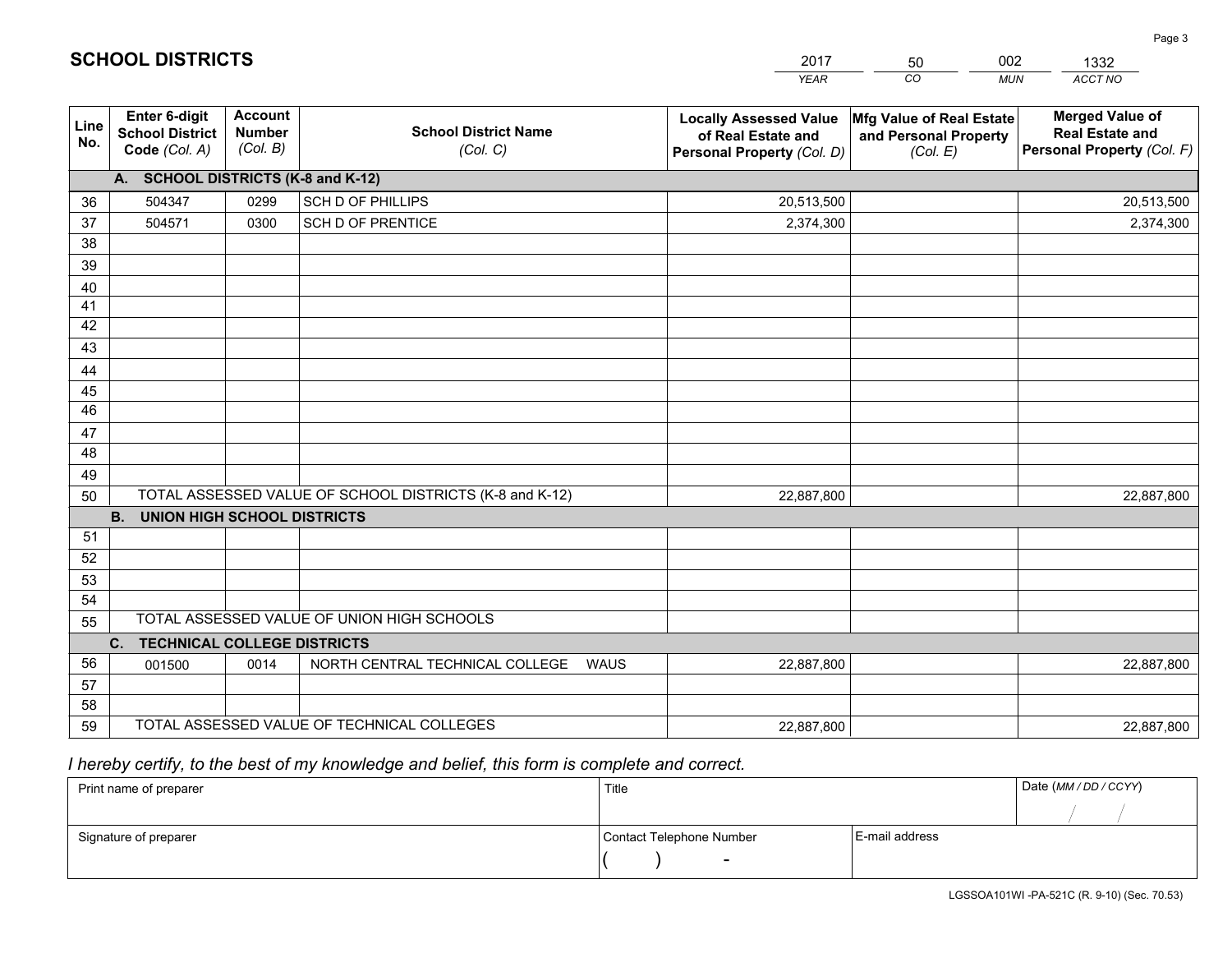## SCHOLL DISTRICTS

| 2017 | 50 | 002 | 1332 |
|---|---|---|---|
| YEAR | CO | MUN | ACCT NO |

| Line No. | Enter 6-digit School District Code (Col. A) | Account Number (Col. B) | School District Name (Col. C) | Locally Assessed Value of Real Estate and Personal Property (Col. D) | Mfg Value of Real Estate and Personal Property (Col. E) | Merged Value of Real Estate and Personal Property (Col. F) |
|---|---|---|---|---|---|---|
| | **A. SCHOOL DISTRICTS (K-8 and K-12)** | | | | | |
| 36 | 504347 | 0299 | SCH D OF PHILLIPS | 20,513,500 | | 20,513,500 |
| 37 | 504571 | 0300 | SCH D OF PRENTICE | 2,374,300 | | 2,374,300 |
| 38 | | | | | | |
| 39 | | | | | | |
| 40 | | | | | | |
| 41 | | | | | | |
| 42 | | | | | | |
| 43 | | | | | | |
| 44 | | | | | | |
| 45 | | | | | | |
| 46 | | | | | | |
| 47 | | | | | | |
| 48 | | | | | | |
| 49 | | | | | | |
| 50 | TOTAL ASSESSED VALUE OF SCHOOL DISTRICTS (K-8 and K-12) | | | 22,887,800 | | 22,887,800 |
| | **B. UNION HIGH SCHOOL DISTRICTS** | | | | | |
| 51 | | | | | | |
| 52 | | | | | | |
| 53 | | | | | | |
| 54 | | | | | | |
| 55 | TOTAL ASSESSED VALUE OF UNION HIGH SCHOOLS | | | | | |
| | **C. TECHNICAL COLLEGE DISTRICTS** | | | | | |
| 56 | 001500 | 0014 | NORTH CENTRAL TECHNICAL COLLEGE WAUS | 22,887,800 | | 22,887,800 |
| 57 | | | | | | |
| 58 | | | | | | |
| 59 | TOTAL ASSESSED VALUE OF TECHNICAL COLLEGES | | | 22,887,800 | | 22,887,800 |

*I hereby certify, to the best of my knowledge and belief, this form is complete and correct.*

| Print name of preparer | Title | | Date (MM / DD / CCYY) |
|---|---|---|---|
| | | | / / |
| Signature of preparer | Contact Telephone Number | E-mail address | |
| | ( ) - | | |

LGSSOA101WI -PA-521C (R. 9-10) (Sec. 70.53)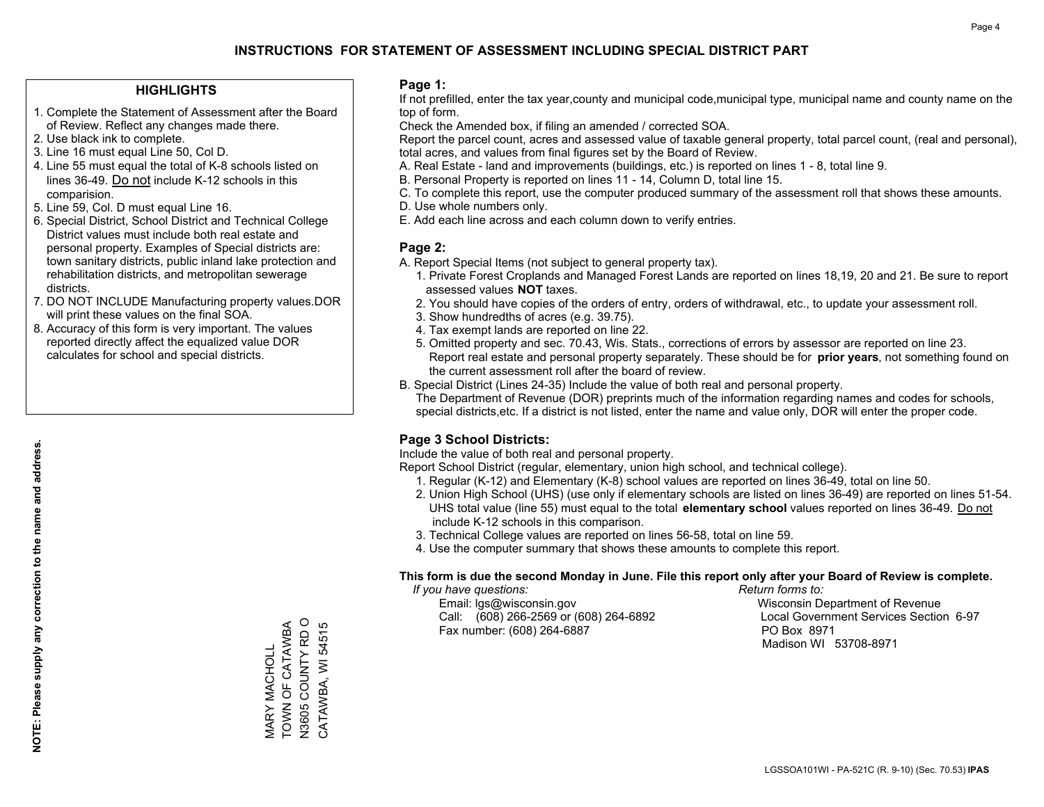# INSTRUCTIONS FOR STATEMENT OF ASSESSMENT INCLUDING SPECIAL DISTRICT PART

## HIGHLIGHTS

1. Complete the Statement of Assessment after the Board of Review. Reflect any changes made there.
2. Use black ink to complete.
3. Line 16 must equal Line 50, Col D.
4. Line 55 must equal the total of K-8 schools listed on lines 36-49. Do not include K-12 schools in this comparision.
5. Line 59, Col. D must equal Line 16.
6. Special District, School District and Technical College District values must include both real estate and personal property. Examples of Special districts are: town sanitary districts, public inland lake protection and rehabilitation districts, and metropolitan sewerage districts.
7. DO NOT INCLUDE Manufacturing property values.DOR will print these values on the final SOA.
8. Accuracy of this form is very important. The values reported directly affect the equalized value DOR calculates for school and special districts.

**NOTE: Please supply any correction to the name and address.**

MARY MACHOLL
TOWN OF CATAWBA
N3605 COUNTY RD O
CATAWBA, WI 54515

## Page 1:

If not prefilled, enter the tax year,county and municipal code,municipal type, municipal name and county name on the top of form.

Check the Amended box, if filing an amended / corrected SOA.

Report the parcel count, acres and assessed value of taxable general property, total parcel count, (real and personal), total acres, and values from final figures set by the Board of Review.

A. Real Estate - land and improvements (buildings, etc.) is reported on lines 1 - 8, total line 9.
B. Personal Property is reported on lines 11 - 14, Column D, total line 15.
C. To complete this report, use the computer produced summary of the assessment roll that shows these amounts.
D. Use whole numbers only.
E. Add each line across and each column down to verify entries.

## Page 2:

A. Report Special Items (not subject to general property tax).
   1. Private Forest Croplands and Managed Forest Lands are reported on lines 18,19, 20 and 21. Be sure to report assessed values **NOT** taxes.
   2. You should have copies of the orders of entry, orders of withdrawal, etc., to update your assessment roll.
   3. Show hundredths of acres (e.g. 39.75).
   4. Tax exempt lands are reported on line 22.
   5. Omitted property and sec. 70.43, Wis. Stats., corrections of errors by assessor are reported on line 23. Report real estate and personal property separately. These should be for **prior years**, not something found on the current assessment roll after the board of review.
B. Special District (Lines 24-35) Include the value of both real and personal property.
   The Department of Revenue (DOR) preprints much of the information regarding names and codes for schools, special districts,etc. If a district is not listed, enter the name and value only, DOR will enter the proper code.

## Page 3 School Districts:

Include the value of both real and personal property.

Report School District (regular, elementary, union high school, and technical college).

1. Regular (K-12) and Elementary (K-8) school values are reported on lines 36-49, total on line 50.
2. Union High School (UHS) (use only if elementary schools are listed on lines 36-49) are reported on lines 51-54. UHS total value (line 55) must equal to the total **elementary school** values reported on lines 36-49. Do not include K-12 schools in this comparison.
3. Technical College values are reported on lines 56-58, total on line 59.
4. Use the computer summary that shows these amounts to complete this report.

**This form is due the second Monday in June. File this report only after your Board of Review is complete.**

*If you have questions:*
Email: lgs@wisconsin.gov
Call: (608) 266-2569 or (608) 264-6892
Fax number: (608) 264-6887

*Return forms to:*
Wisconsin Department of Revenue
Local Government Services Section 6-97
PO Box 8971
Madison WI 53708-8971

LGSSOA101WI - PA-521C (R. 9-10) (Sec. 70.53) **IPAS**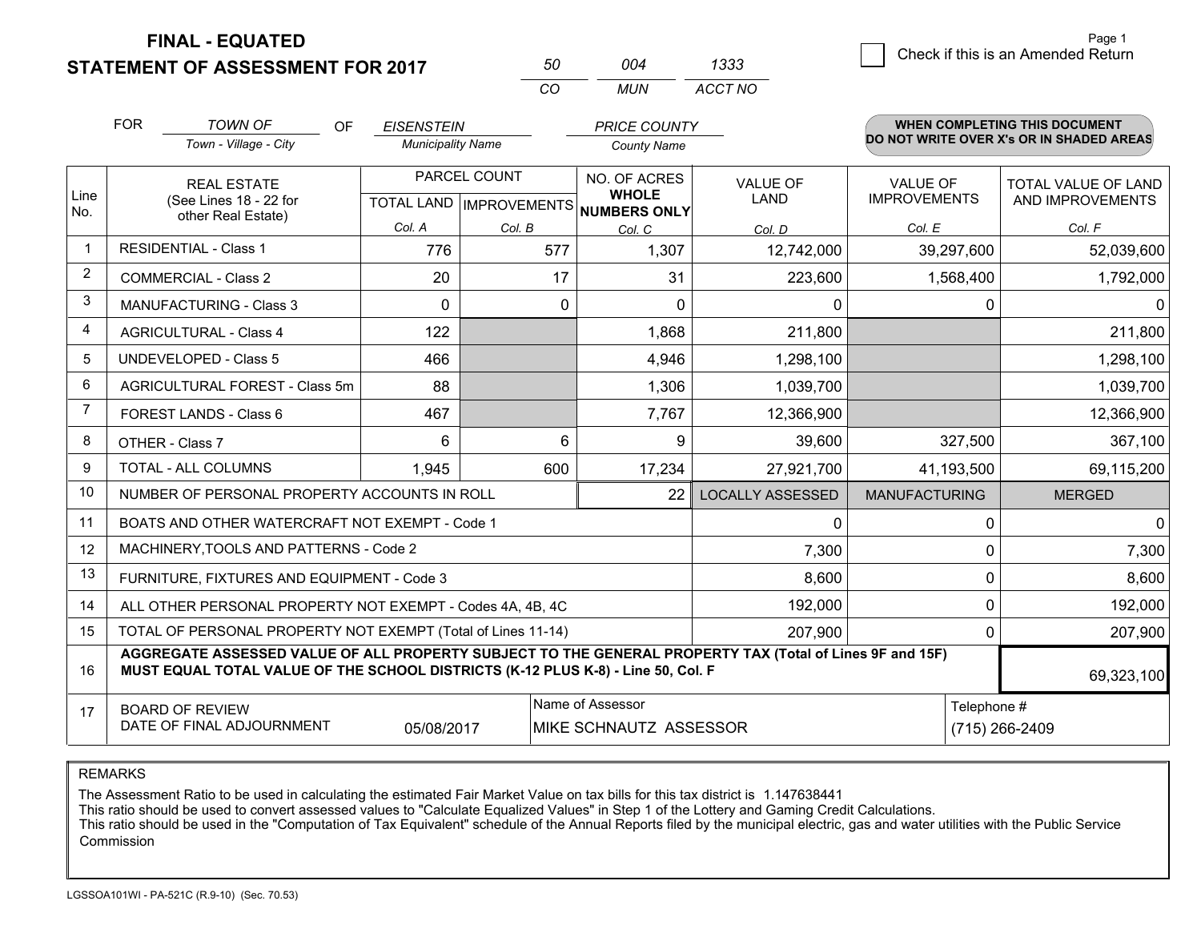# FINAL - EQUATED
## STATEMENT OF ASSESSMENT FOR 2017

| 50 | 004 | 1333 |
|---|---|---|
| CO | MUN | ACCT NO |

Check if this is an Amended Return

FOR *TOWN OF* (Town - Village - City) OF *EISENSTEIN* (Municipality Name) *PRICE COUNTY* (County Name)

**WHEN COMPLETING THIS DOCUMENT DO NOT WRITE OVER X's OR IN SHADED AREAS**

| Line No. | REAL ESTATE (See Lines 18 - 22 for other Real Estate) | PARCEL COUNT TOTAL LAND Col. A | PARCEL COUNT IMPROVEMENTS Col. B | NO. OF ACRES WHOLE NUMBERS ONLY Col. C | VALUE OF LAND Col. D | VALUE OF IMPROVEMENTS Col. E | TOTAL VALUE OF LAND AND IMPROVEMENTS Col. F |
|---|---|---|---|---|---|---|---|
| 1 | RESIDENTIAL - Class 1 | 776 | 577 | 1,307 | 12,742,000 | 39,297,600 | 52,039,600 |
| 2 | COMMERCIAL - Class 2 | 20 | 17 | 31 | 223,600 | 1,568,400 | 1,792,000 |
| 3 | MANUFACTURING - Class 3 | 0 | 0 | 0 | 0 | 0 | 0 |
| 4 | AGRICULTURAL - Class 4 | 122 | | 1,868 | 211,800 | | 211,800 |
| 5 | UNDEVELOPED - Class 5 | 466 | | 4,946 | 1,298,100 | | 1,298,100 |
| 6 | AGRICULTURAL FOREST - Class 5m | 88 | | 1,306 | 1,039,700 | | 1,039,700 |
| 7 | FOREST LANDS - Class 6 | 467 | | 7,767 | 12,366,900 | | 12,366,900 |
| 8 | OTHER - Class 7 | 6 | 6 | 9 | 39,600 | 327,500 | 367,100 |
| 9 | TOTAL - ALL COLUMNS | 1,945 | 600 | 17,234 | 27,921,700 | 41,193,500 | 69,115,200 |
| 10 | NUMBER OF PERSONAL PROPERTY ACCOUNTS IN ROLL | | | 22 | LOCALLY ASSESSED | MANUFACTURING | MERGED |
| 11 | BOATS AND OTHER WATERCRAFT NOT EXEMPT - Code 1 | | | | 0 | 0 | 0 |
| 12 | MACHINERY,TOOLS AND PATTERNS - Code 2 | | | | 7,300 | 0 | 7,300 |
| 13 | FURNITURE, FIXTURES AND EQUIPMENT - Code 3 | | | | 8,600 | 0 | 8,600 |
| 14 | ALL OTHER PERSONAL PROPERTY NOT EXEMPT - Codes 4A, 4B, 4C | | | | 192,000 | 0 | 192,000 |
| 15 | TOTAL OF PERSONAL PROPERTY NOT EXEMPT (Total of Lines 11-14) | | | | 207,900 | 0 | 207,900 |
| 16 | **AGGREGATE ASSESSED VALUE OF ALL PROPERTY SUBJECT TO THE GENERAL PROPERTY TAX (Total of Lines 9F and 15F) MUST EQUAL TOTAL VALUE OF THE SCHOOL DISTRICTS (K-12 PLUS K-8) - Line 50, Col. F** | | | | | | 69,323,100 |
| 17 | BOARD OF REVIEW DATE OF FINAL ADJOURNMENT | 05/08/2017 | | Name of Assessor: MIKE SCHNAUTZ ASSESSOR | | | Telephone #: (715) 266-2409 |

REMARKS

The Assessment Ratio to be used in calculating the estimated Fair Market Value on tax bills for this tax district is 1.147638441
This ratio should be used to convert assessed values to "Calculate Equalized Values" in Step 1 of the Lottery and Gaming Credit Calculations.
This ratio should be used in the "Computation of Tax Equivalent" schedule of the Annual Reports filed by the municipal electric, gas and water utilities with the Public Service Commission

LGSSOA101WI - PA-521C (R.9-10) (Sec. 70.53)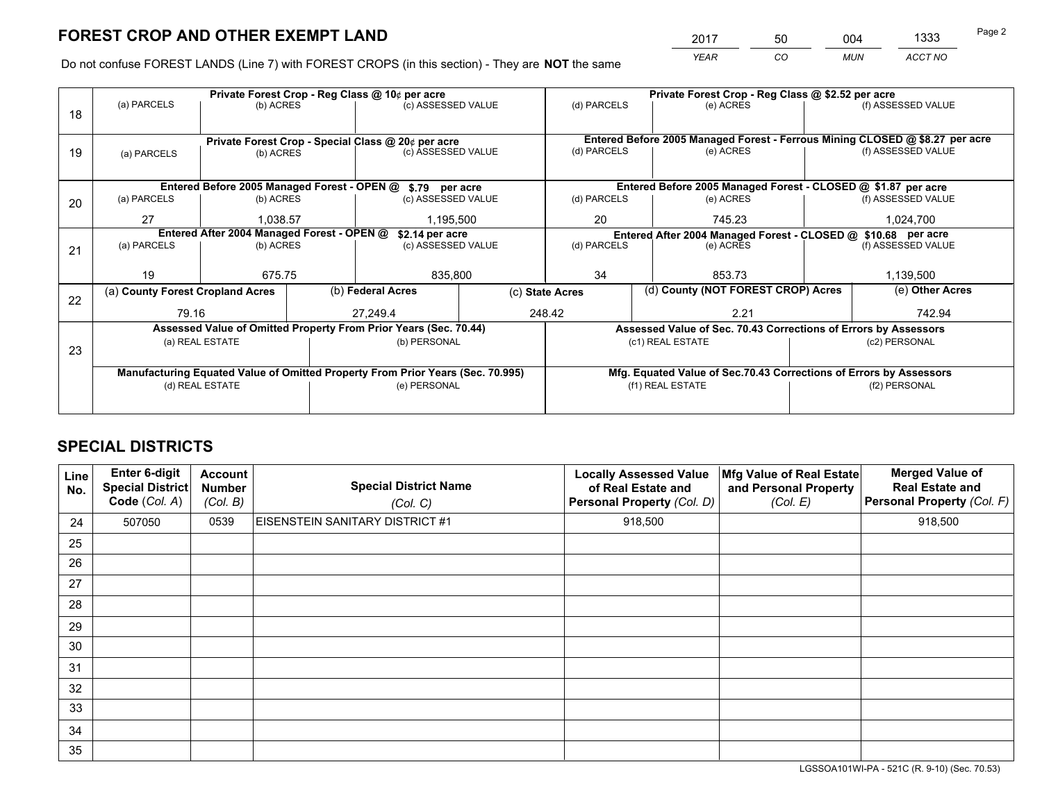# FOREST CROP AND OTHER EXEMPT LAND

| 2017 | 50 | 004 | 1333 |
|---|---|---|---|
| YEAR | CO | MUN | ACCT NO |

Do not confuse FOREST LANDS (Line 7) with FOREST CROPS (in this section) - They are **NOT** the same

| Line | Private Forest Crop - Reg Class @ 10¢ per acre | | | Private Forest Crop - Reg Class @ $2.52 per acre | | |
|---|---|---|---|---|---|---|
| 18 | (a) PARCELS | (b) ACRES | (c) ASSESSED VALUE | (d) PARCELS | (e) ACRES | (f) ASSESSED VALUE |
| | | | | | | |
| | **Private Forest Crop - Special Class @ 20¢ per acre** | | | **Entered Before 2005 Managed Forest - Ferrous Mining CLOSED @ $8.27 per acre** | | |
| 19 | (a) PARCELS | (b) ACRES | (c) ASSESSED VALUE | (d) PARCELS | (e) ACRES | (f) ASSESSED VALUE |
| | | | | | | |
| | **Entered Before 2005 Managed Forest - OPEN @ $.79 per acre** | | | **Entered Before 2005 Managed Forest - CLOSED @ $1.87 per acre** | | |
| 20 | (a) PARCELS | (b) ACRES | (c) ASSESSED VALUE | (d) PARCELS | (e) ACRES | (f) ASSESSED VALUE |
| | 27 | 1,038.57 | 1,195,500 | 20 | 745.23 | 1,024,700 |
| | **Entered After 2004 Managed Forest - OPEN @ $2.14 per acre** | | | **Entered After 2004 Managed Forest - CLOSED @ $10.68 per acre** | | |
| 21 | (a) PARCELS | (b) ACRES | (c) ASSESSED VALUE | (d) PARCELS | (e) ACRES | (f) ASSESSED VALUE |
| | 19 | 675.75 | 835,800 | 34 | 853.73 | 1,139,500 |

| Line | (a) County Forest Cropland Acres | (b) Federal Acres | (c) State Acres | (d) County (NOT FOREST CROP) Acres | (e) Other Acres |
|---|---|---|---|---|---|
| 22 | 79.16 | 27,249.4 | 248.42 | 2.21 | 742.94 |

| Line | Assessed Value of Omitted Property From Prior Years (Sec. 70.44) | | Assessed Value of Sec. 70.43 Corrections of Errors by Assessors | |
|---|---|---|---|---|
| 23 | (a) REAL ESTATE | (b) PERSONAL | (c1) REAL ESTATE | (c2) PERSONAL |
| | | | | |
| | **Manufacturing Equated Value of Omitted Property From Prior Years (Sec. 70.995)** | | **Mfg. Equated Value of Sec.70.43 Corrections of Errors by Assessors** | |
| | (d) REAL ESTATE | (e) PERSONAL | (f1) REAL ESTATE | (f2) PERSONAL |
| | | | | |

# SPECIAL DISTRICTS

| Line No. | Enter 6-digit Special District Code (Col. A) | Account Number (Col. B) | Special District Name (Col. C) | Locally Assessed Value of Real Estate and Personal Property (Col. D) | Mfg Value of Real Estate and Personal Property (Col. E) | Merged Value of Real Estate and Personal Property (Col. F) |
|---|---|---|---|---|---|---|
| 24 | 507050 | 0539 | EISENSTEIN SANITARY DISTRICT #1 | 918,500 | | 918,500 |
| 25 | | | | | | |
| 26 | | | | | | |
| 27 | | | | | | |
| 28 | | | | | | |
| 29 | | | | | | |
| 30 | | | | | | |
| 31 | | | | | | |
| 32 | | | | | | |
| 33 | | | | | | |
| 34 | | | | | | |
| 35 | | | | | | |

LGSSOA101WI-PA - 521C (R. 9-10) (Sec. 70.53)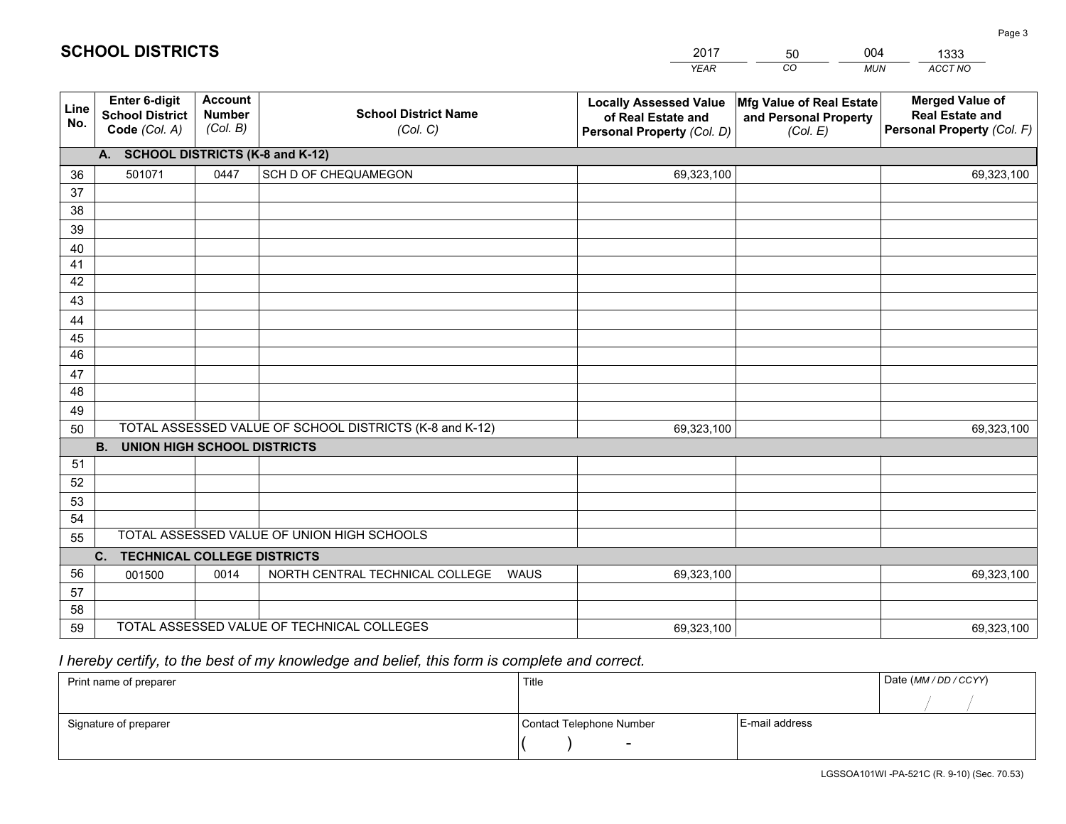# SCHOOL DISTRICTS

| 2017 | 50 | 004 | 1333 |
|---|---|---|---|
| *YEAR* | *CO* | *MUN* | *ACCT NO* |

| Line No. | Enter 6-digit School District Code *(Col. A)* | Account Number *(Col. B)* | School District Name *(Col. C)* | Locally Assessed Value of Real Estate and Personal Property *(Col. D)* | Mfg Value of Real Estate and Personal Property *(Col. E)* | Merged Value of Real Estate and Personal Property *(Col. F)* |
|---|---|---|---|---|---|---|
| **A. SCHOOL DISTRICTS (K-8 and K-12)** | | | | | | |
| 36 | 501071 | 0447 | SCH D OF CHEQUAMEGON | 69,323,100 | | 69,323,100 |
| 37 | | | | | | |
| 38 | | | | | | |
| 39 | | | | | | |
| 40 | | | | | | |
| 41 | | | | | | |
| 42 | | | | | | |
| 43 | | | | | | |
| 44 | | | | | | |
| 45 | | | | | | |
| 46 | | | | | | |
| 47 | | | | | | |
| 48 | | | | | | |
| 49 | | | | | | |
| 50 | TOTAL ASSESSED VALUE OF SCHOOL DISTRICTS (K-8 and K-12) | | | 69,323,100 | | 69,323,100 |
| **B. UNION HIGH SCHOOL DISTRICTS** | | | | | | |
| 51 | | | | | | |
| 52 | | | | | | |
| 53 | | | | | | |
| 54 | | | | | | |
| 55 | TOTAL ASSESSED VALUE OF UNION HIGH SCHOOLS | | | | | |
| **C. TECHNICAL COLLEGE DISTRICTS** | | | | | | |
| 56 | 001500 | 0014 | NORTH CENTRAL TECHNICAL COLLEGE WAUS | 69,323,100 | | 69,323,100 |
| 57 | | | | | | |
| 58 | | | | | | |
| 59 | TOTAL ASSESSED VALUE OF TECHNICAL COLLEGES | | | 69,323,100 | | 69,323,100 |

*I hereby certify, to the best of my knowledge and belief, this form is complete and correct.*

| Print name of preparer | Title | | Date *(MM / DD / CCYY)* |
|---|---|---|---|
| | | | / / |
| Signature of preparer | Contact Telephone Number | E-mail address | |
| | ( ) - | | |

LGSSOA101WI -PA-521C (R. 9-10) (Sec. 70.53)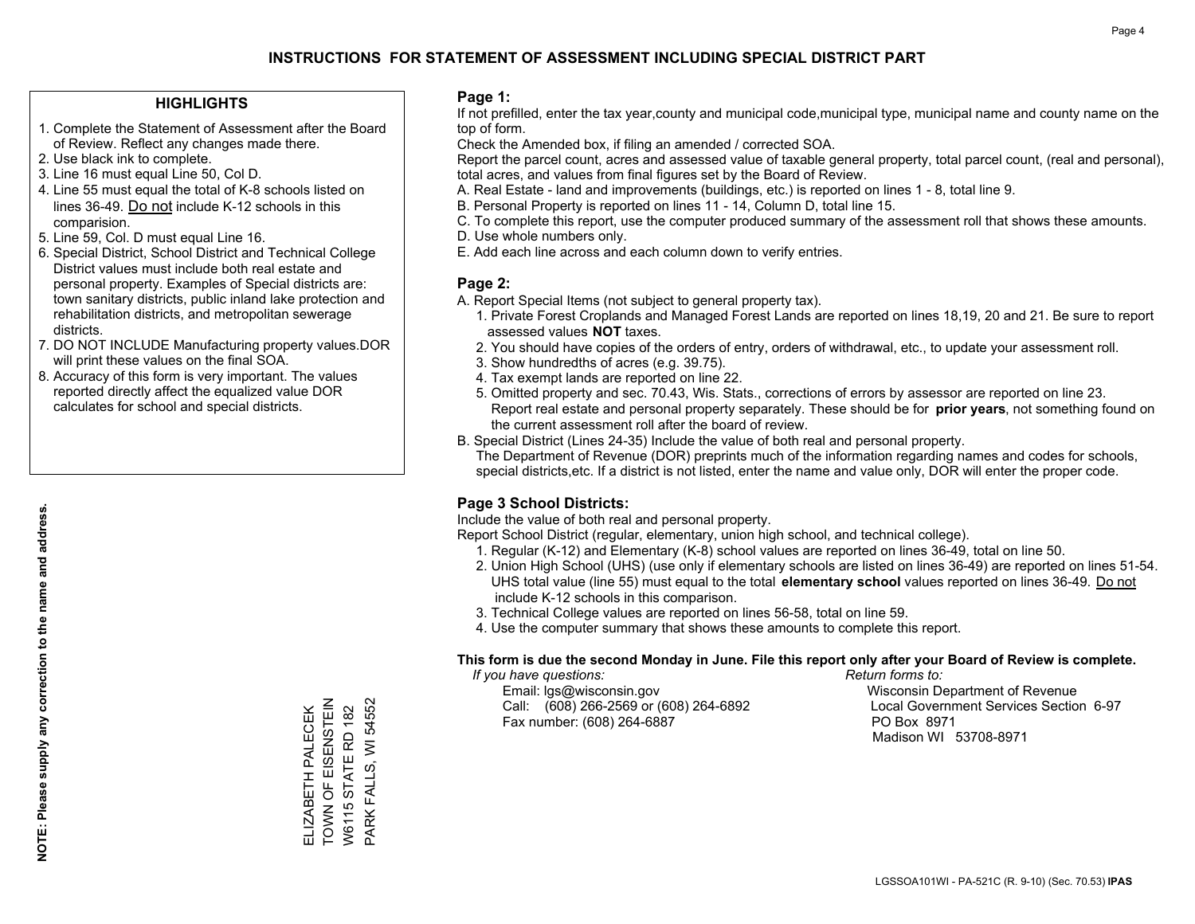# INSTRUCTIONS FOR STATEMENT OF ASSESSMENT INCLUDING SPECIAL DISTRICT PART

## HIGHLIGHTS

1. Complete the Statement of Assessment after the Board of Review. Reflect any changes made there.
2. Use black ink to complete.
3. Line 16 must equal Line 50, Col D.
4. Line 55 must equal the total of K-8 schools listed on lines 36-49. Do not include K-12 schools in this comparision.
5. Line 59, Col. D must equal Line 16.
6. Special District, School District and Technical College District values must include both real estate and personal property. Examples of Special districts are: town sanitary districts, public inland lake protection and rehabilitation districts, and metropolitan sewerage districts.
7. DO NOT INCLUDE Manufacturing property values.DOR will print these values on the final SOA.
8. Accuracy of this form is very important. The values reported directly affect the equalized value DOR calculates for school and special districts.

**NOTE: Please supply any correction to the name and address.**

ELIZABETH PALECEK
TOWN OF EISENSTEIN
W6115 STATE RD 182
PARK FALLS, WI 54552

## Page 1:

If not prefilled, enter the tax year,county and municipal code,municipal type, municipal name and county name on the top of form.

Check the Amended box, if filing an amended / corrected SOA.

Report the parcel count, acres and assessed value of taxable general property, total parcel count, (real and personal), total acres, and values from final figures set by the Board of Review.

A. Real Estate - land and improvements (buildings, etc.) is reported on lines 1 - 8, total line 9.
B. Personal Property is reported on lines 11 - 14, Column D, total line 15.
C. To complete this report, use the computer produced summary of the assessment roll that shows these amounts.
D. Use whole numbers only.
E. Add each line across and each column down to verify entries.

## Page 2:

A. Report Special Items (not subject to general property tax).
   1. Private Forest Croplands and Managed Forest Lands are reported on lines 18,19, 20 and 21. Be sure to report assessed values **NOT** taxes.
   2. You should have copies of the orders of entry, orders of withdrawal, etc., to update your assessment roll.
   3. Show hundredths of acres (e.g. 39.75).
   4. Tax exempt lands are reported on line 22.
   5. Omitted property and sec. 70.43, Wis. Stats., corrections of errors by assessor are reported on line 23. Report real estate and personal property separately. These should be for **prior years**, not something found on the current assessment roll after the board of review.
B. Special District (Lines 24-35) Include the value of both real and personal property.
   The Department of Revenue (DOR) preprints much of the information regarding names and codes for schools, special districts,etc. If a district is not listed, enter the name and value only, DOR will enter the proper code.

## Page 3 School Districts:

Include the value of both real and personal property.

Report School District (regular, elementary, union high school, and technical college).

1. Regular (K-12) and Elementary (K-8) school values are reported on lines 36-49, total on line 50.
2. Union High School (UHS) (use only if elementary schools are listed on lines 36-49) are reported on lines 51-54. UHS total value (line 55) must equal to the total **elementary school** values reported on lines 36-49. Do not include K-12 schools in this comparison.
3. Technical College values are reported on lines 56-58, total on line 59.
4. Use the computer summary that shows these amounts to complete this report.

**This form is due the second Monday in June. File this report only after your Board of Review is complete.**

*If you have questions:*
Email: lgs@wisconsin.gov
Call: (608) 266-2569 or (608) 264-6892
Fax number: (608) 264-6887

*Return forms to:*
Wisconsin Department of Revenue
Local Government Services Section 6-97
PO Box 8971
Madison WI 53708-8971

LGSSOA101WI - PA-521C (R. 9-10) (Sec. 70.53) **IPAS**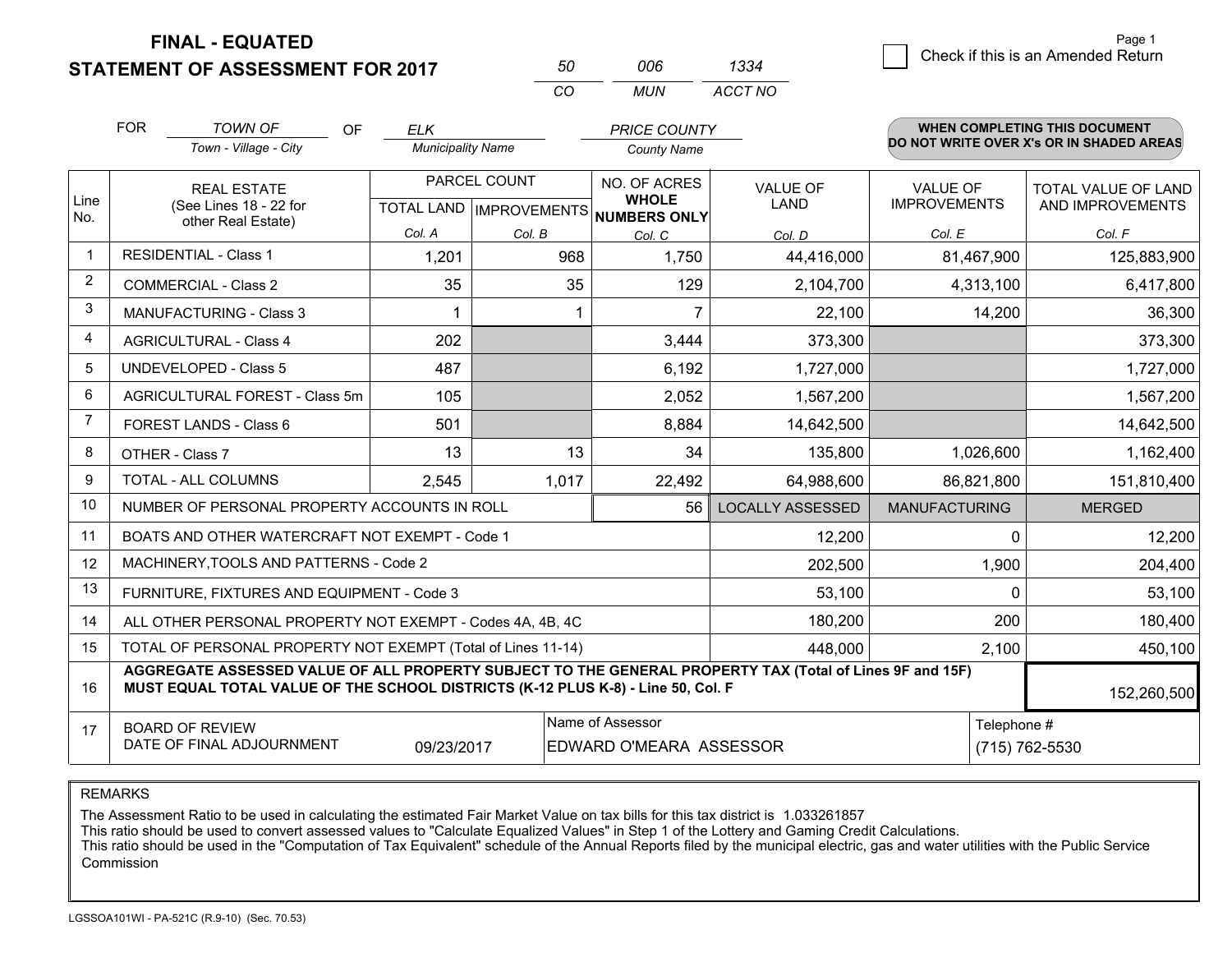**FINAL - EQUATED**
**STATEMENT OF ASSESSMENT FOR 2017**

| 50 | 006 | 1334 |
|---|---|---|
| CO | MUN | ACCT NO |

Page 1

☐ Check if this is an Amended Return

FOR *TOWN OF* (Town - Village - City) OF *ELK* (Municipality Name) *PRICE COUNTY* (County Name)

**WHEN COMPLETING THIS DOCUMENT DO NOT WRITE OVER X's OR IN SHADED AREAS**

| Line No. | REAL ESTATE (See Lines 18 - 22 for other Real Estate) | PARCEL COUNT TOTAL LAND Col. A | PARCEL COUNT IMPROVEMENTS Col. B | NO. OF ACRES WHOLE NUMBERS ONLY Col. C | VALUE OF LAND Col. D | VALUE OF IMPROVEMENTS Col. E | TOTAL VALUE OF LAND AND IMPROVEMENTS Col. F |
|---|---|---|---|---|---|---|---|
| 1 | RESIDENTIAL - Class 1 | 1,201 | 968 | 1,750 | 44,416,000 | 81,467,900 | 125,883,900 |
| 2 | COMMERCIAL - Class 2 | 35 | 35 | 129 | 2,104,700 | 4,313,100 | 6,417,800 |
| 3 | MANUFACTURING - Class 3 | 1 | 1 | 7 | 22,100 | 14,200 | 36,300 |
| 4 | AGRICULTURAL - Class 4 | 202 | | 3,444 | 373,300 | | 373,300 |
| 5 | UNDEVELOPED - Class 5 | 487 | | 6,192 | 1,727,000 | | 1,727,000 |
| 6 | AGRICULTURAL FOREST - Class 5m | 105 | | 2,052 | 1,567,200 | | 1,567,200 |
| 7 | FOREST LANDS - Class 6 | 501 | | 8,884 | 14,642,500 | | 14,642,500 |
| 8 | OTHER - Class 7 | 13 | 13 | 34 | 135,800 | 1,026,600 | 1,162,400 |
| 9 | TOTAL - ALL COLUMNS | 2,545 | 1,017 | 22,492 | 64,988,600 | 86,821,800 | 151,810,400 |
| 10 | NUMBER OF PERSONAL PROPERTY ACCOUNTS IN ROLL | | | 56 | LOCALLY ASSESSED | MANUFACTURING | MERGED |
| 11 | BOATS AND OTHER WATERCRAFT NOT EXEMPT - Code 1 | | | | 12,200 | 0 | 12,200 |
| 12 | MACHINERY,TOOLS AND PATTERNS - Code 2 | | | | 202,500 | 1,900 | 204,400 |
| 13 | FURNITURE, FIXTURES AND EQUIPMENT - Code 3 | | | | 53,100 | 0 | 53,100 |
| 14 | ALL OTHER PERSONAL PROPERTY NOT EXEMPT - Codes 4A, 4B, 4C | | | | 180,200 | 200 | 180,400 |
| 15 | TOTAL OF PERSONAL PROPERTY NOT EXEMPT (Total of Lines 11-14) | | | | 448,000 | 2,100 | 450,100 |
| 16 | **AGGREGATE ASSESSED VALUE OF ALL PROPERTY SUBJECT TO THE GENERAL PROPERTY TAX (Total of Lines 9F and 15F) MUST EQUAL TOTAL VALUE OF THE SCHOOL DISTRICTS (K-12 PLUS K-8) - Line 50, Col. F** | | | | | | 152,260,500 |
| 17 | BOARD OF REVIEW DATE OF FINAL ADJOURNMENT | 09/23/2017 | Name of Assessor: EDWARD O'MEARA ASSESSOR | | | Telephone #: (715) 762-5530 | |

REMARKS

The Assessment Ratio to be used in calculating the estimated Fair Market Value on tax bills for this tax district is 1.033261857
This ratio should be used to convert assessed values to "Calculate Equalized Values" in Step 1 of the Lottery and Gaming Credit Calculations.
This ratio should be used in the "Computation of Tax Equivalent" schedule of the Annual Reports filed by the municipal electric, gas and water utilities with the Public Service Commission

LGSSOA101WI - PA-521C (R.9-10) (Sec. 70.53)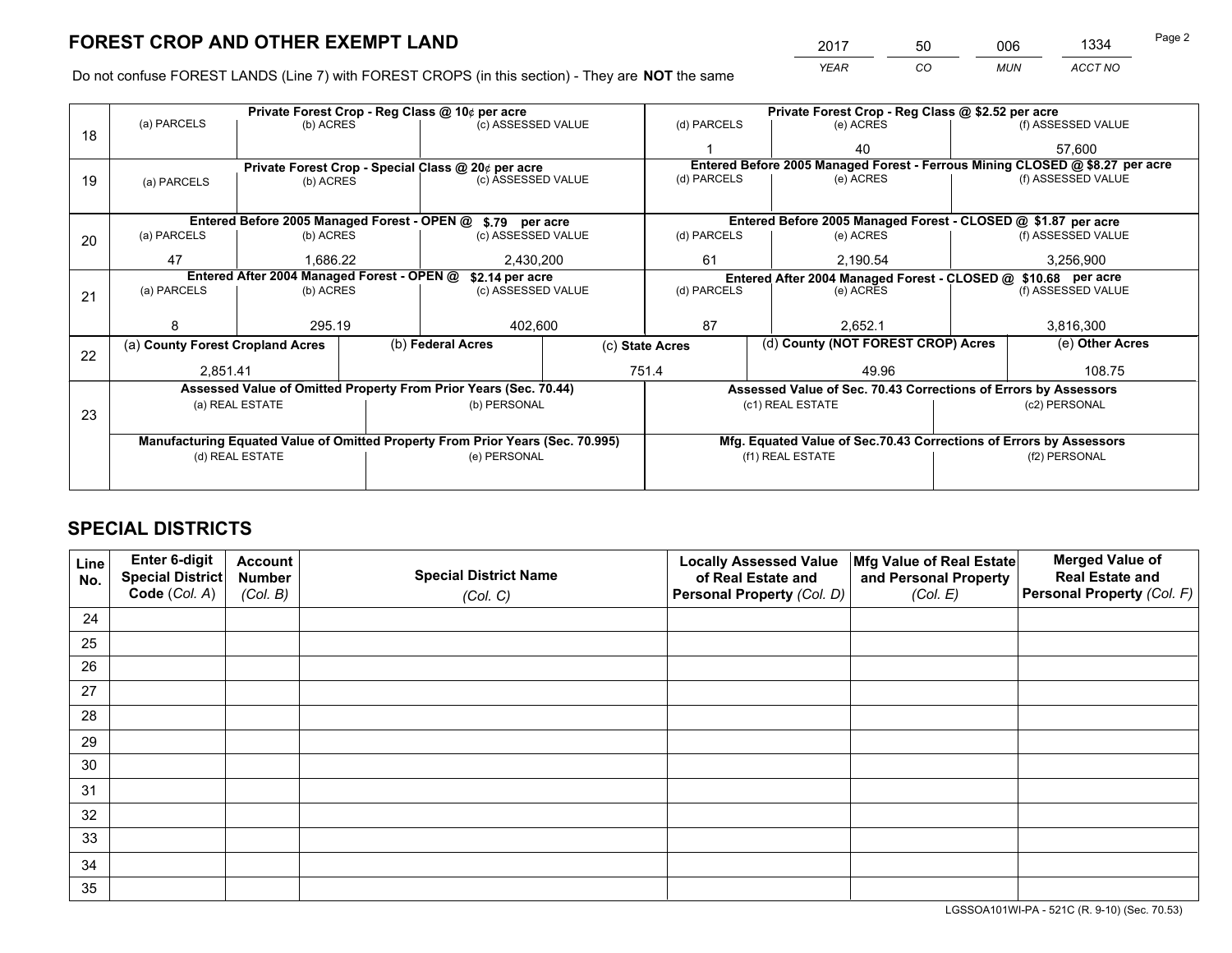# FOREST CROP AND OTHER EXEMPT LAND

| 2017 | 50 | 006 | 1334 |
|---|---|---|---|
| YEAR | CO | MUN | ACCT NO |

Do not confuse FOREST LANDS (Line 7) with FOREST CROPS (in this section) - They are **NOT** the same

| Line | (a) PARCELS | (b) ACRES | (c) ASSESSED VALUE | (d) PARCELS | (e) ACRES | (f) ASSESSED VALUE |
|---|---|---|---|---|---|---|
| 18 | Private Forest Crop - Reg Class @ 10¢ per acre | | | Private Forest Crop - Reg Class @ $2.52 per acre | | |
| | | | | 1 | 40 | 57,600 |
| 19 | Private Forest Crop - Special Class @ 20¢ per acre | | | Entered Before 2005 Managed Forest - Ferrous Mining CLOSED @ $8.27 per acre | | |
| | | | | | | |
| 20 | Entered Before 2005 Managed Forest - OPEN @ $.79 per acre | | | Entered Before 2005 Managed Forest - CLOSED @ $1.87 per acre | | |
| | 47 | 1,686.22 | 2,430,200 | 61 | 2,190.54 | 3,256,900 |
| 21 | Entered After 2004 Managed Forest - OPEN @ $2.14 per acre | | | Entered After 2004 Managed Forest - CLOSED @ $10.68 per acre | | |
| | 8 | 295.19 | 402,600 | 87 | 2,652.1 | 3,816,300 |

| Line | (a) County Forest Cropland Acres | (b) Federal Acres | (c) State Acres | (d) County (NOT FOREST CROP) Acres | (e) Other Acres |
|---|---|---|---|---|---|
| 22 | 2,851.41 | | 751.4 | 49.96 | 108.75 |

| Line | Assessed Value of Omitted Property From Prior Years (Sec. 70.44) | | Assessed Value of Sec. 70.43 Corrections of Errors by Assessors | |
|---|---|---|---|---|
| 23 | (a) REAL ESTATE | (b) PERSONAL | (c1) REAL ESTATE | (c2) PERSONAL |
| | | | | |
| | **Manufacturing Equated Value of Omitted Property From Prior Years (Sec. 70.995)** | | **Mfg. Equated Value of Sec.70.43 Corrections of Errors by Assessors** | |
| | (d) REAL ESTATE | (e) PERSONAL | (f1) REAL ESTATE | (f2) PERSONAL |
| | | | | |

# SPECIAL DISTRICTS

| Line No. | Enter 6-digit Special District Code (Col. A) | Account Number (Col. B) | Special District Name (Col. C) | Locally Assessed Value of Real Estate and Personal Property (Col. D) | Mfg Value of Real Estate and Personal Property (Col. E) | Merged Value of Real Estate and Personal Property (Col. F) |
|---|---|---|---|---|---|---|
| 24 | | | | | | |
| 25 | | | | | | |
| 26 | | | | | | |
| 27 | | | | | | |
| 28 | | | | | | |
| 29 | | | | | | |
| 30 | | | | | | |
| 31 | | | | | | |
| 32 | | | | | | |
| 33 | | | | | | |
| 34 | | | | | | |
| 35 | | | | | | |

LGSSOA101WI-PA - 521C (R. 9-10) (Sec. 70.53)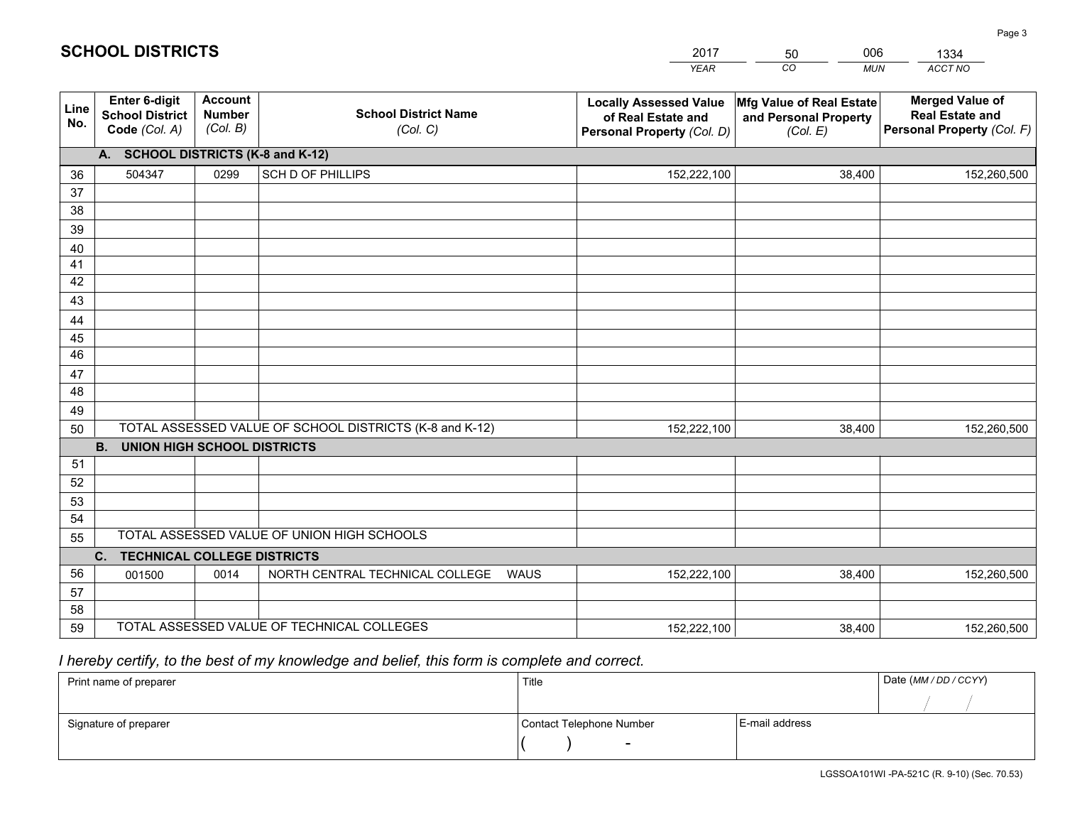# SCHOOL DISTRICTS

| 2017 | 50 | 006 | 1334 |
|---|---|---|---|
| *YEAR* | *CO* | *MUN* | *ACCT NO* |

| Line No. | Enter 6-digit School District Code *(Col. A)* | Account Number *(Col. B)* | School District Name *(Col. C)* | Locally Assessed Value of Real Estate and Personal Property *(Col. D)* | Mfg Value of Real Estate and Personal Property *(Col. E)* | Merged Value of Real Estate and Personal Property *(Col. F)* |
|---|---|---|---|---|---|---|
| | **A. SCHOOL DISTRICTS (K-8 and K-12)** | | | | | |
| 36 | 504347 | 0299 | SCH D OF PHILLIPS | 152,222,100 | 38,400 | 152,260,500 |
| 37 | | | | | | |
| 38 | | | | | | |
| 39 | | | | | | |
| 40 | | | | | | |
| 41 | | | | | | |
| 42 | | | | | | |
| 43 | | | | | | |
| 44 | | | | | | |
| 45 | | | | | | |
| 46 | | | | | | |
| 47 | | | | | | |
| 48 | | | | | | |
| 49 | | | | | | |
| 50 | TOTAL ASSESSED VALUE OF SCHOOL DISTRICTS (K-8 and K-12) | | | 152,222,100 | 38,400 | 152,260,500 |
| | **B. UNION HIGH SCHOOL DISTRICTS** | | | | | |
| 51 | | | | | | |
| 52 | | | | | | |
| 53 | | | | | | |
| 54 | | | | | | |
| 55 | TOTAL ASSESSED VALUE OF UNION HIGH SCHOOLS | | | | | |
| | **C. TECHNICAL COLLEGE DISTRICTS** | | | | | |
| 56 | 001500 | 0014 | NORTH CENTRAL TECHNICAL COLLEGE WAUS | 152,222,100 | 38,400 | 152,260,500 |
| 57 | | | | | | |
| 58 | | | | | | |
| 59 | TOTAL ASSESSED VALUE OF TECHNICAL COLLEGES | | | 152,222,100 | 38,400 | 152,260,500 |

*I hereby certify, to the best of my knowledge and belief, this form is complete and correct.*

| Print name of preparer | Title | | Date *(MM / DD / CCYY)* |
|---|---|---|---|
| | | | / / |
| Signature of preparer | Contact Telephone Number | E-mail address | |
| | ( ) - | | |

LGSSOA101WI -PA-521C (R. 9-10) (Sec. 70.53)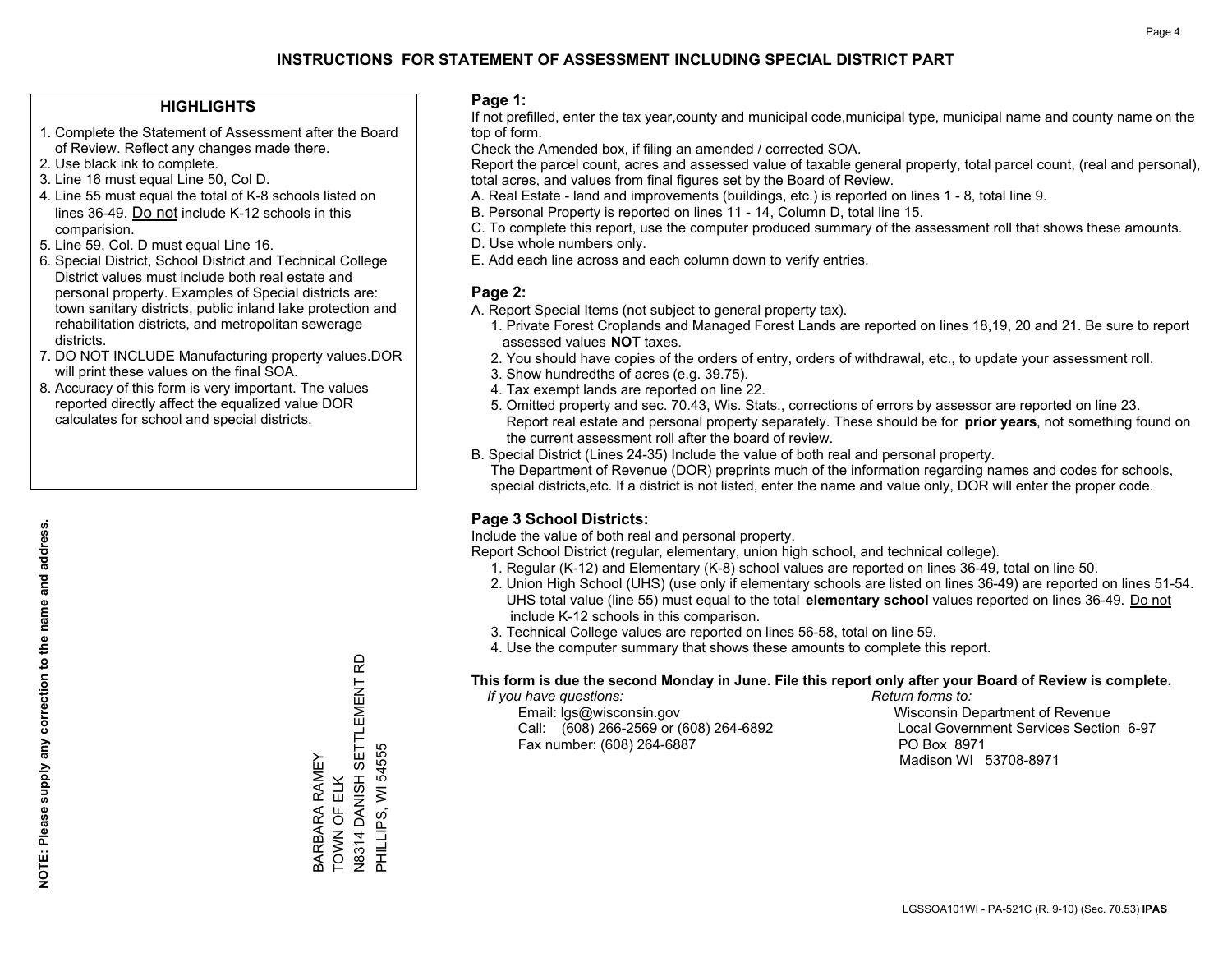# INSTRUCTIONS FOR STATEMENT OF ASSESSMENT INCLUDING SPECIAL DISTRICT PART

## HIGHLIGHTS

1. Complete the Statement of Assessment after the Board of Review. Reflect any changes made there.
2. Use black ink to complete.
3. Line 16 must equal Line 50, Col D.
4. Line 55 must equal the total of K-8 schools listed on lines 36-49. Do not include K-12 schools in this comparision.
5. Line 59, Col. D must equal Line 16.
6. Special District, School District and Technical College District values must include both real estate and personal property. Examples of Special districts are: town sanitary districts, public inland lake protection and rehabilitation districts, and metropolitan sewerage districts.
7. DO NOT INCLUDE Manufacturing property values.DOR will print these values on the final SOA.
8. Accuracy of this form is very important. The values reported directly affect the equalized value DOR calculates for school and special districts.

**NOTE: Please supply any correction to the name and address.**

BARBARA RAMEY
TOWN OF ELK
N8314 DANISH SETTLEMENT RD
PHILLIPS, WI 54555

## Page 1:

If not prefilled, enter the tax year,county and municipal code,municipal type, municipal name and county name on the top of form.

Check the Amended box, if filing an amended / corrected SOA.

Report the parcel count, acres and assessed value of taxable general property, total parcel count, (real and personal), total acres, and values from final figures set by the Board of Review.

A. Real Estate - land and improvements (buildings, etc.) is reported on lines 1 - 8, total line 9.
B. Personal Property is reported on lines 11 - 14, Column D, total line 15.
C. To complete this report, use the computer produced summary of the assessment roll that shows these amounts.
D. Use whole numbers only.
E. Add each line across and each column down to verify entries.

## Page 2:

A. Report Special Items (not subject to general property tax).
   1. Private Forest Croplands and Managed Forest Lands are reported on lines 18,19, 20 and 21. Be sure to report assessed values **NOT** taxes.
   2. You should have copies of the orders of entry, orders of withdrawal, etc., to update your assessment roll.
   3. Show hundredths of acres (e.g. 39.75).
   4. Tax exempt lands are reported on line 22.
   5. Omitted property and sec. 70.43, Wis. Stats., corrections of errors by assessor are reported on line 23. Report real estate and personal property separately. These should be for **prior years**, not something found on the current assessment roll after the board of review.
B. Special District (Lines 24-35) Include the value of both real and personal property.
   The Department of Revenue (DOR) preprints much of the information regarding names and codes for schools, special districts,etc. If a district is not listed, enter the name and value only, DOR will enter the proper code.

## Page 3 School Districts:

Include the value of both real and personal property.

Report School District (regular, elementary, union high school, and technical college).

1. Regular (K-12) and Elementary (K-8) school values are reported on lines 36-49, total on line 50.
2. Union High School (UHS) (use only if elementary schools are listed on lines 36-49) are reported on lines 51-54. UHS total value (line 55) must equal to the total **elementary school** values reported on lines 36-49. Do not include K-12 schools in this comparison.
3. Technical College values are reported on lines 56-58, total on line 59.
4. Use the computer summary that shows these amounts to complete this report.

**This form is due the second Monday in June. File this report only after your Board of Review is complete.**

*If you have questions:*
Email: lgs@wisconsin.gov
Call: (608) 266-2569 or (608) 264-6892
Fax number: (608) 264-6887

*Return forms to:*
Wisconsin Department of Revenue
Local Government Services Section 6-97
PO Box 8971
Madison WI 53708-8971

LGSSOA101WI - PA-521C (R. 9-10) (Sec. 70.53) **IPAS**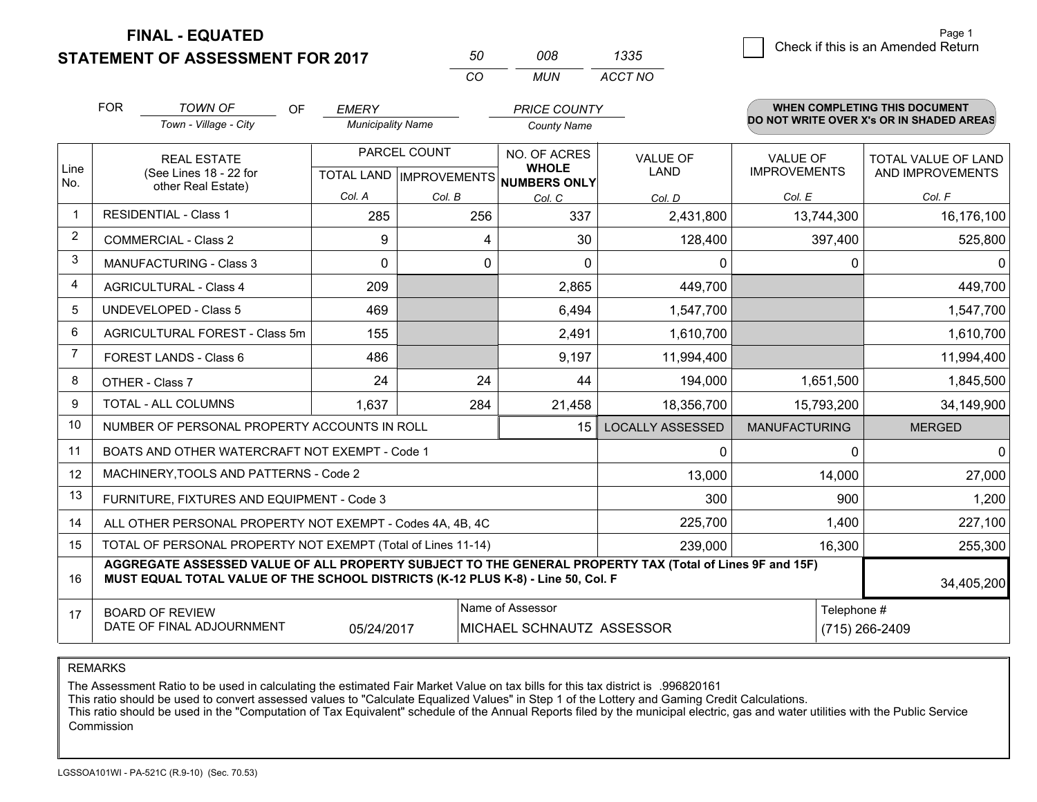# FINAL - EQUATED
## STATEMENT OF ASSESSMENT FOR 2017

| 50 | 008 | 1335 |
|---|---|---|
| CO | MUN | ACCT NO |

☐ Check if this is an Amended Return

Page 1

FOR *TOWN OF* (Town - Village - City) OF *EMERY* (Municipality Name) *PRICE COUNTY* (County Name)

**WHEN COMPLETING THIS DOCUMENT DO NOT WRITE OVER X's OR IN SHADED AREAS**

| Line No. | REAL ESTATE (See Lines 18 - 22 for other Real Estate) | PARCEL COUNT TOTAL LAND Col. A | PARCEL COUNT IMPROVEMENTS Col. B | NO. OF ACRES WHOLE NUMBERS ONLY Col. C | VALUE OF LAND Col. D | VALUE OF IMPROVEMENTS Col. E | TOTAL VALUE OF LAND AND IMPROVEMENTS Col. F |
|---|---|---|---|---|---|---|---|
| 1 | RESIDENTIAL - Class 1 | 285 | 256 | 337 | 2,431,800 | 13,744,300 | 16,176,100 |
| 2 | COMMERCIAL - Class 2 | 9 | 4 | 30 | 128,400 | 397,400 | 525,800 |
| 3 | MANUFACTURING - Class 3 | 0 | 0 | 0 | 0 | 0 | 0 |
| 4 | AGRICULTURAL - Class 4 | 209 | | 2,865 | 449,700 | | 449,700 |
| 5 | UNDEVELOPED - Class 5 | 469 | | 6,494 | 1,547,700 | | 1,547,700 |
| 6 | AGRICULTURAL FOREST - Class 5m | 155 | | 2,491 | 1,610,700 | | 1,610,700 |
| 7 | FOREST LANDS - Class 6 | 486 | | 9,197 | 11,994,400 | | 11,994,400 |
| 8 | OTHER - Class 7 | 24 | 24 | 44 | 194,000 | 1,651,500 | 1,845,500 |
| 9 | TOTAL - ALL COLUMNS | 1,637 | 284 | 21,458 | 18,356,700 | 15,793,200 | 34,149,900 |
| 10 | NUMBER OF PERSONAL PROPERTY ACCOUNTS IN ROLL | | | 15 | LOCALLY ASSESSED | MANUFACTURING | MERGED |
| 11 | BOATS AND OTHER WATERCRAFT NOT EXEMPT - Code 1 | | | | 0 | 0 | 0 |
| 12 | MACHINERY,TOOLS AND PATTERNS - Code 2 | | | | 13,000 | 14,000 | 27,000 |
| 13 | FURNITURE, FIXTURES AND EQUIPMENT - Code 3 | | | | 300 | 900 | 1,200 |
| 14 | ALL OTHER PERSONAL PROPERTY NOT EXEMPT - Codes 4A, 4B, 4C | | | | 225,700 | 1,400 | 227,100 |
| 15 | TOTAL OF PERSONAL PROPERTY NOT EXEMPT (Total of Lines 11-14) | | | | 239,000 | 16,300 | 255,300 |
| 16 | **AGGREGATE ASSESSED VALUE OF ALL PROPERTY SUBJECT TO THE GENERAL PROPERTY TAX (Total of Lines 9F and 15F) MUST EQUAL TOTAL VALUE OF THE SCHOOL DISTRICTS (K-12 PLUS K-8) - Line 50, Col. F** | | | | | | 34,405,200 |
| 17 | BOARD OF REVIEW DATE OF FINAL ADJOURNMENT | 05/24/2017 | | Name of Assessor: MICHAEL SCHNAUTZ ASSESSOR | | Telephone #: (715) 266-2409 | |

REMARKS

The Assessment Ratio to be used in calculating the estimated Fair Market Value on tax bills for this tax district is .996820161
This ratio should be used to convert assessed values to "Calculate Equalized Values" in Step 1 of the Lottery and Gaming Credit Calculations.
This ratio should be used in the "Computation of Tax Equivalent" schedule of the Annual Reports filed by the municipal electric, gas and water utilities with the Public Service Commission

LGSSOA101WI - PA-521C (R.9-10) (Sec. 70.53)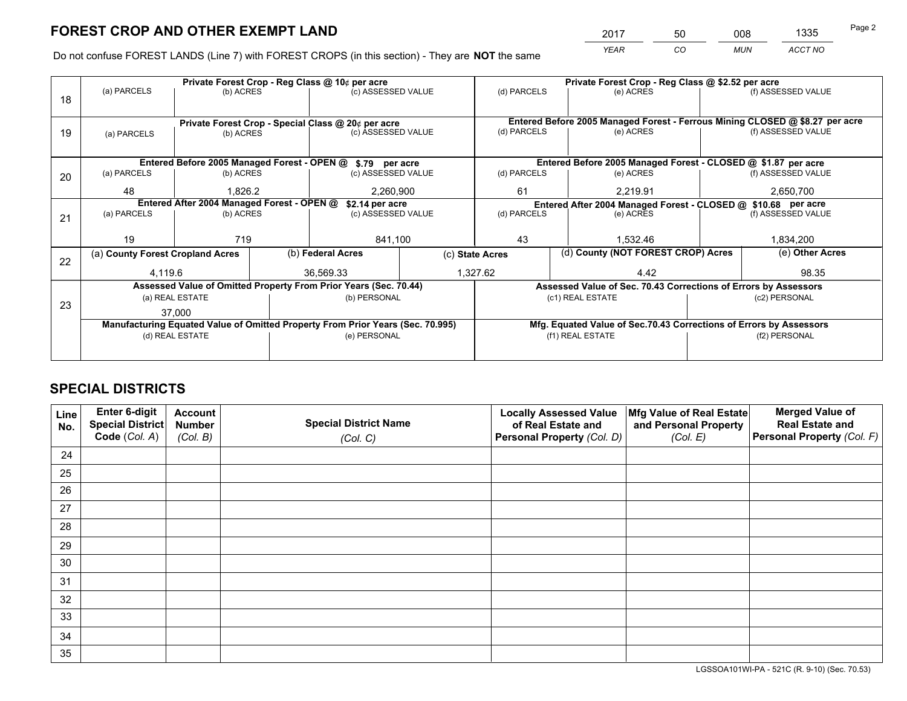# FOREST CROP AND OTHER EXEMPT LAND

| 2017 | 50 | 008 | 1335 |
|---|---|---|---|
| YEAR | CO | MUN | ACCT NO |

Do not confuse FOREST LANDS (Line 7) with FOREST CROPS (in this section) - They are **NOT** the same

| Line | Private Forest Crop - Reg Class @ 10¢ per acre | | | Private Forest Crop - Reg Class @ $2.52 per acre | | |
|---|---|---|---|---|---|---|
| 18 | (a) PARCELS | (b) ACRES | (c) ASSESSED VALUE | (d) PARCELS | (e) ACRES | (f) ASSESSED VALUE |
| | | | | | | |
| | **Private Forest Crop - Special Class @ 20¢ per acre** | | | **Entered Before 2005 Managed Forest - Ferrous Mining CLOSED @ $8.27 per acre** | | |
| 19 | (a) PARCELS | (b) ACRES | (c) ASSESSED VALUE | (d) PARCELS | (e) ACRES | (f) ASSESSED VALUE |
| | | | | | | |
| | **Entered Before 2005 Managed Forest - OPEN @ $.79 per acre** | | | **Entered Before 2005 Managed Forest - CLOSED @ $1.87 per acre** | | |
| 20 | (a) PARCELS | (b) ACRES | (c) ASSESSED VALUE | (d) PARCELS | (e) ACRES | (f) ASSESSED VALUE |
| | 48 | 1,826.2 | 2,260,900 | 61 | 2,219.91 | 2,650,700 |
| | **Entered After 2004 Managed Forest - OPEN @ $2.14 per acre** | | | **Entered After 2004 Managed Forest - CLOSED @ $10.68 per acre** | | |
| 21 | (a) PARCELS | (b) ACRES | (c) ASSESSED VALUE | (d) PARCELS | (e) ACRES | (f) ASSESSED VALUE |
| | 19 | 719 | 841,100 | 43 | 1,532.46 | 1,834,200 |

| Line | (a) County Forest Cropland Acres | (b) Federal Acres | (c) State Acres | (d) County (NOT FOREST CROP) Acres | (e) Other Acres |
|---|---|---|---|---|---|
| 22 | 4,119.6 | 36,569.33 | 1,327.62 | 4.42 | 98.35 |

| Line | Assessed Value of Omitted Property From Prior Years (Sec. 70.44) | | Assessed Value of Sec. 70.43 Corrections of Errors by Assessors | |
|---|---|---|---|---|
| 23 | (a) REAL ESTATE | (b) PERSONAL | (c1) REAL ESTATE | (c2) PERSONAL |
| | 37,000 | | | |
| | **Manufacturing Equated Value of Omitted Property From Prior Years (Sec. 70.995)** | | **Mfg. Equated Value of Sec.70.43 Corrections of Errors by Assessors** | |
| | (d) REAL ESTATE | (e) PERSONAL | (f1) REAL ESTATE | (f2) PERSONAL |
| | | | | |

# SPECIAL DISTRICTS

| Line No. | Enter 6-digit Special District Code (Col. A) | Account Number (Col. B) | Special District Name (Col. C) | Locally Assessed Value of Real Estate and Personal Property (Col. D) | Mfg Value of Real Estate and Personal Property (Col. E) | Merged Value of Real Estate and Personal Property (Col. F) |
|---|---|---|---|---|---|---|
| 24 | | | | | | |
| 25 | | | | | | |
| 26 | | | | | | |
| 27 | | | | | | |
| 28 | | | | | | |
| 29 | | | | | | |
| 30 | | | | | | |
| 31 | | | | | | |
| 32 | | | | | | |
| 33 | | | | | | |
| 34 | | | | | | |
| 35 | | | | | | |

LGSSOA101WI-PA - 521C (R. 9-10) (Sec. 70.53)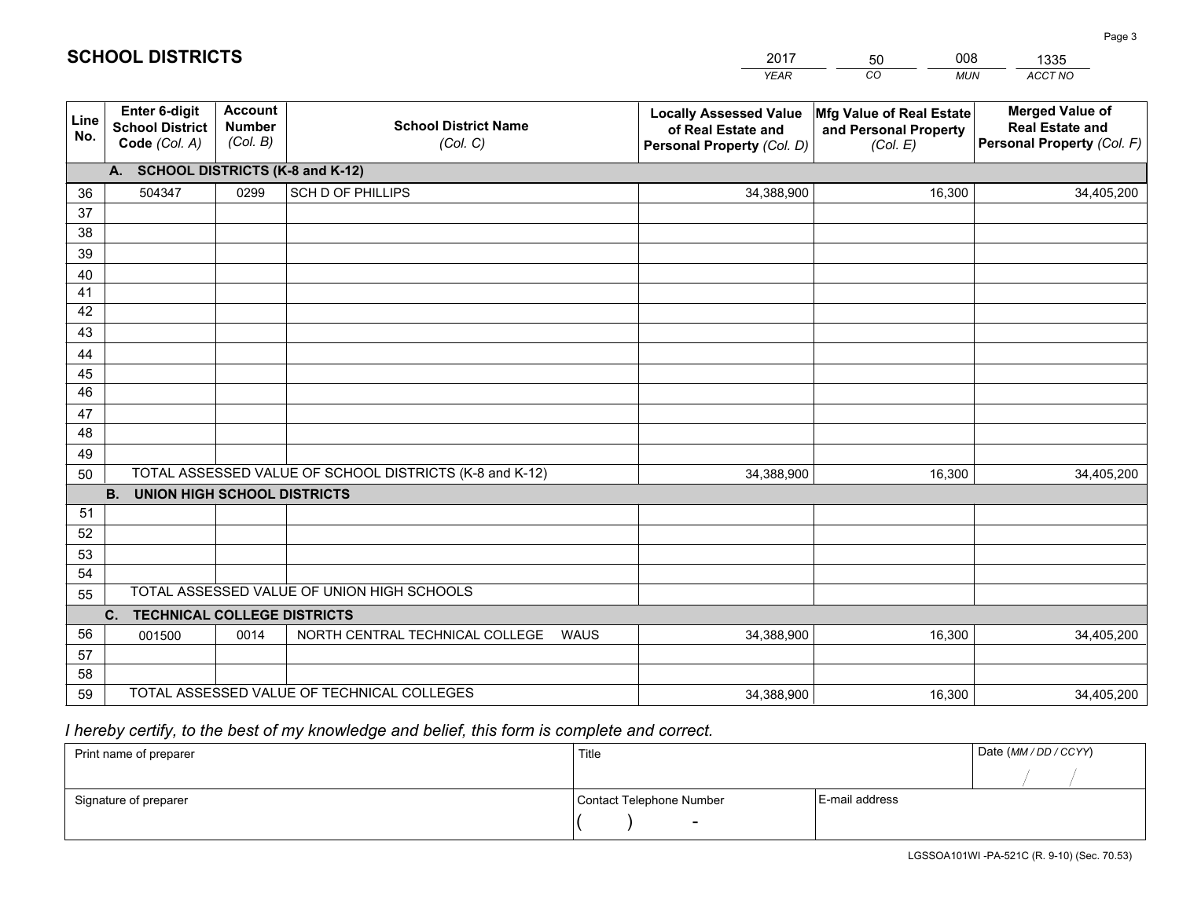# SCHOOL DISTRICTS

| 2017 | 50 | 008 | 1335 |
|---|---|---|---|
| *YEAR* | *CO* | *MUN* | *ACCT NO* |

| Line No. | Enter 6-digit School District Code *(Col. A)* | Account Number *(Col. B)* | School District Name *(Col. C)* | Locally Assessed Value of Real Estate and Personal Property *(Col. D)* | Mfg Value of Real Estate and Personal Property *(Col. E)* | Merged Value of Real Estate and Personal Property *(Col. F)* |
|---|---|---|---|---|---|---|
| | **A. SCHOOL DISTRICTS (K-8 and K-12)** | | | | | |
| 36 | 504347 | 0299 | SCH D OF PHILLIPS | 34,388,900 | 16,300 | 34,405,200 |
| 37 | | | | | | |
| 38 | | | | | | |
| 39 | | | | | | |
| 40 | | | | | | |
| 41 | | | | | | |
| 42 | | | | | | |
| 43 | | | | | | |
| 44 | | | | | | |
| 45 | | | | | | |
| 46 | | | | | | |
| 47 | | | | | | |
| 48 | | | | | | |
| 49 | | | | | | |
| 50 | TOTAL ASSESSED VALUE OF SCHOOL DISTRICTS (K-8 and K-12) | | | 34,388,900 | 16,300 | 34,405,200 |
| | **B. UNION HIGH SCHOOL DISTRICTS** | | | | | |
| 51 | | | | | | |
| 52 | | | | | | |
| 53 | | | | | | |
| 54 | | | | | | |
| 55 | TOTAL ASSESSED VALUE OF UNION HIGH SCHOOLS | | | | | |
| | **C. TECHNICAL COLLEGE DISTRICTS** | | | | | |
| 56 | 001500 | 0014 | NORTH CENTRAL TECHNICAL COLLEGE WAUS | 34,388,900 | 16,300 | 34,405,200 |
| 57 | | | | | | |
| 58 | | | | | | |
| 59 | TOTAL ASSESSED VALUE OF TECHNICAL COLLEGES | | | 34,388,900 | 16,300 | 34,405,200 |

*I hereby certify, to the best of my knowledge and belief, this form is complete and correct.*

| Print name of preparer | Title | | Date *(MM / DD / CCYY)* |
|---|---|---|---|
| | | | / / |
| Signature of preparer | Contact Telephone Number | E-mail address | |
| | ( ) - | | |

LGSSOA101WI -PA-521C (R. 9-10) (Sec. 70.53)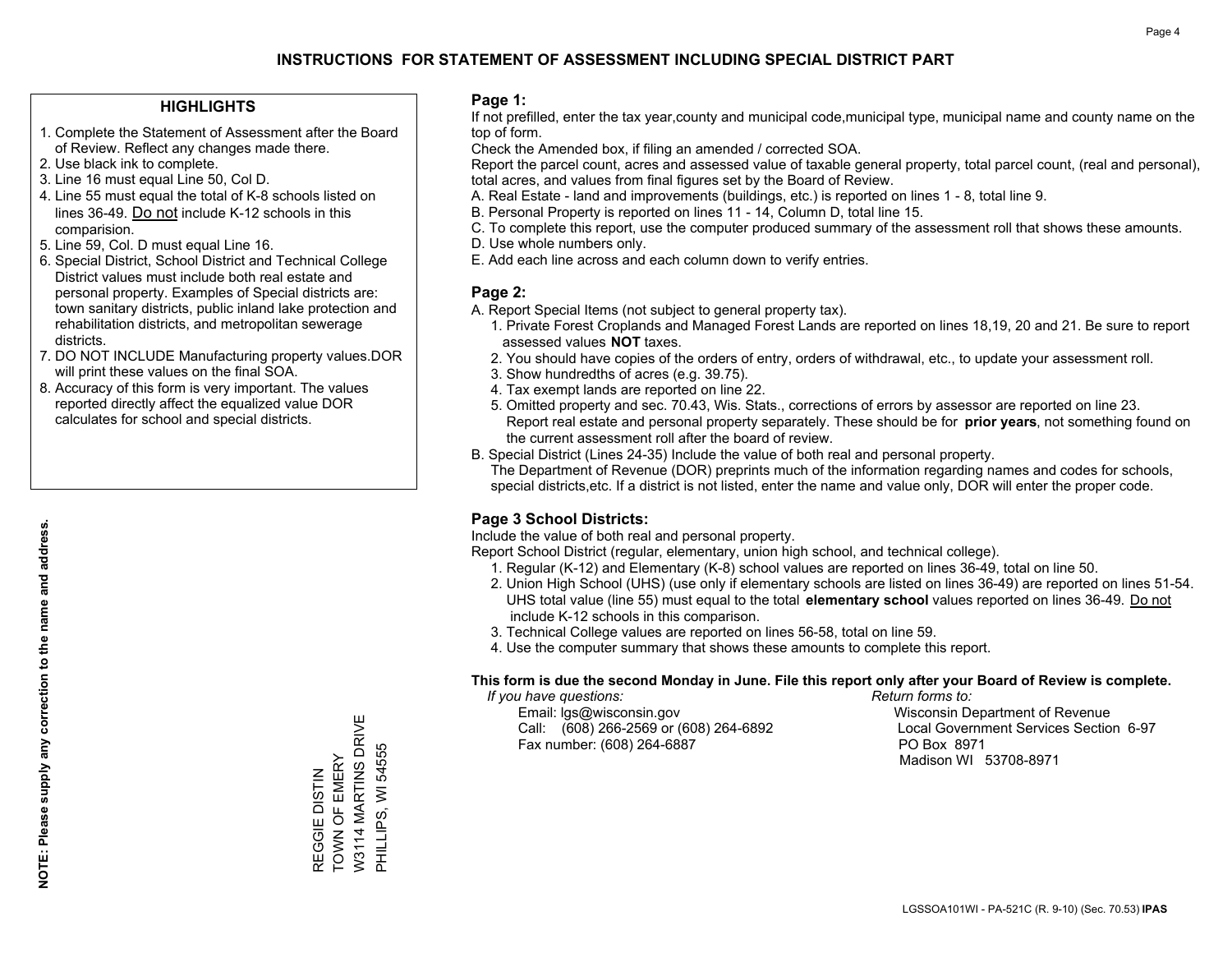# INSTRUCTIONS FOR STATEMENT OF ASSESSMENT INCLUDING SPECIAL DISTRICT PART

## HIGHLIGHTS

1. Complete the Statement of Assessment after the Board of Review. Reflect any changes made there.
2. Use black ink to complete.
3. Line 16 must equal Line 50, Col D.
4. Line 55 must equal the total of K-8 schools listed on lines 36-49. Do not include K-12 schools in this comparision.
5. Line 59, Col. D must equal Line 16.
6. Special District, School District and Technical College District values must include both real estate and personal property. Examples of Special districts are: town sanitary districts, public inland lake protection and rehabilitation districts, and metropolitan sewerage districts.
7. DO NOT INCLUDE Manufacturing property values.DOR will print these values on the final SOA.
8. Accuracy of this form is very important. The values reported directly affect the equalized value DOR calculates for school and special districts.

**NOTE: Please supply any correction to the name and address.**

REGGIE DISTIN
TOWN OF EMERY
W3114 MARTINS DRIVE
PHILLIPS, WI 54555

## Page 1:

If not prefilled, enter the tax year,county and municipal code,municipal type, municipal name and county name on the top of form.

Check the Amended box, if filing an amended / corrected SOA.

Report the parcel count, acres and assessed value of taxable general property, total parcel count, (real and personal), total acres, and values from final figures set by the Board of Review.

A. Real Estate - land and improvements (buildings, etc.) is reported on lines 1 - 8, total line 9.
B. Personal Property is reported on lines 11 - 14, Column D, total line 15.
C. To complete this report, use the computer produced summary of the assessment roll that shows these amounts.
D. Use whole numbers only.
E. Add each line across and each column down to verify entries.

## Page 2:

A. Report Special Items (not subject to general property tax).
   1. Private Forest Croplands and Managed Forest Lands are reported on lines 18,19, 20 and 21. Be sure to report assessed values **NOT** taxes.
   2. You should have copies of the orders of entry, orders of withdrawal, etc., to update your assessment roll.
   3. Show hundredths of acres (e.g. 39.75).
   4. Tax exempt lands are reported on line 22.
   5. Omitted property and sec. 70.43, Wis. Stats., corrections of errors by assessor are reported on line 23. Report real estate and personal property separately. These should be for **prior years**, not something found on the current assessment roll after the board of review.

B. Special District (Lines 24-35) Include the value of both real and personal property.
   The Department of Revenue (DOR) preprints much of the information regarding names and codes for schools, special districts,etc. If a district is not listed, enter the name and value only, DOR will enter the proper code.

## Page 3 School Districts:

Include the value of both real and personal property.

Report School District (regular, elementary, union high school, and technical college).

1. Regular (K-12) and Elementary (K-8) school values are reported on lines 36-49, total on line 50.
2. Union High School (UHS) (use only if elementary schools are listed on lines 36-49) are reported on lines 51-54. UHS total value (line 55) must equal to the total **elementary school** values reported on lines 36-49. Do not include K-12 schools in this comparison.
3. Technical College values are reported on lines 56-58, total on line 59.
4. Use the computer summary that shows these amounts to complete this report.

**This form is due the second Monday in June. File this report only after your Board of Review is complete.**

*If you have questions:*
Email: lgs@wisconsin.gov
Call: (608) 266-2569 or (608) 264-6892
Fax number: (608) 264-6887

*Return forms to:*
Wisconsin Department of Revenue
Local Government Services Section 6-97
PO Box 8971
Madison WI 53708-8971

LGSSOA101WI - PA-521C (R. 9-10) (Sec. 70.53) **IPAS**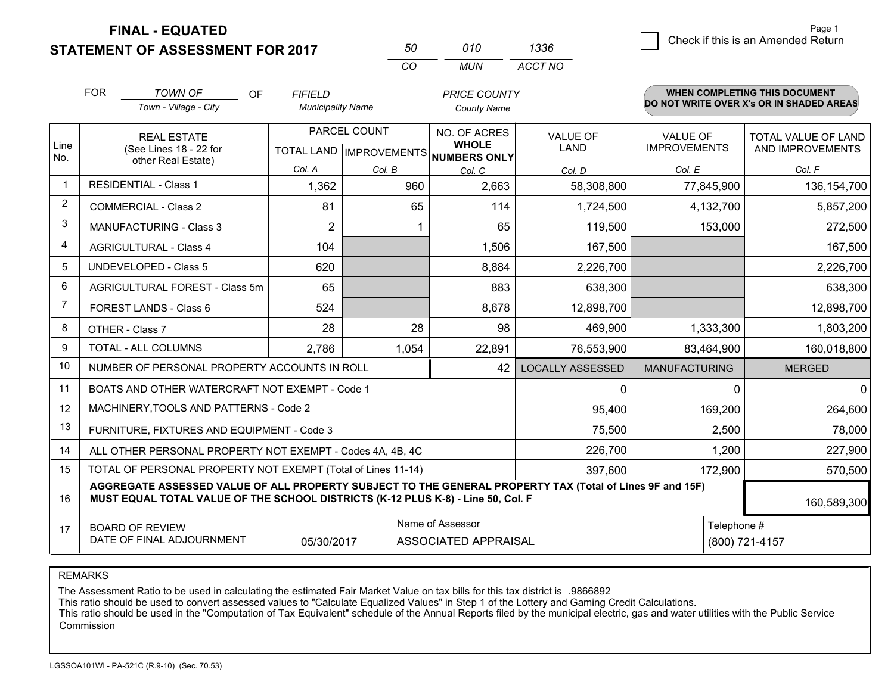**FINAL - EQUATED**
**STATEMENT OF ASSESSMENT FOR 2017**

| 50 | 010 | 1336 |
|---|---|---|
| CO | MUN | ACCT NO |

Page 1

☐ Check if this is an Amended Return

FOR *TOWN OF* (Town - Village - City) OF *FIFIELD* (Municipality Name) *PRICE COUNTY* (County Name)

**WHEN COMPLETING THIS DOCUMENT DO NOT WRITE OVER X's OR IN SHADED AREAS**

| Line No. | REAL ESTATE (See Lines 18 - 22 for other Real Estate) | PARCEL COUNT TOTAL LAND Col. A | IMPROVEMENTS Col. B | NO. OF ACRES WHOLE NUMBERS ONLY Col. C | VALUE OF LAND Col. D | VALUE OF IMPROVEMENTS Col. E | TOTAL VALUE OF LAND AND IMPROVEMENTS Col. F |
|---|---|---|---|---|---|---|---|
| 1 | RESIDENTIAL - Class 1 | 1,362 | 960 | 2,663 | 58,308,800 | 77,845,900 | 136,154,700 |
| 2 | COMMERCIAL - Class 2 | 81 | 65 | 114 | 1,724,500 | 4,132,700 | 5,857,200 |
| 3 | MANUFACTURING - Class 3 | 2 | 1 | 65 | 119,500 | 153,000 | 272,500 |
| 4 | AGRICULTURAL - Class 4 | 104 | | 1,506 | 167,500 | | 167,500 |
| 5 | UNDEVELOPED - Class 5 | 620 | | 8,884 | 2,226,700 | | 2,226,700 |
| 6 | AGRICULTURAL FOREST - Class 5m | 65 | | 883 | 638,300 | | 638,300 |
| 7 | FOREST LANDS - Class 6 | 524 | | 8,678 | 12,898,700 | | 12,898,700 |
| 8 | OTHER - Class 7 | 28 | 28 | 98 | 469,900 | 1,333,300 | 1,803,200 |
| 9 | TOTAL - ALL COLUMNS | 2,786 | 1,054 | 22,891 | 76,553,900 | 83,464,900 | 160,018,800 |
| 10 | NUMBER OF PERSONAL PROPERTY ACCOUNTS IN ROLL | | | 42 | LOCALLY ASSESSED | MANUFACTURING | MERGED |
| 11 | BOATS AND OTHER WATERCRAFT NOT EXEMPT - Code 1 | | | | 0 | 0 | 0 |
| 12 | MACHINERY,TOOLS AND PATTERNS - Code 2 | | | | 95,400 | 169,200 | 264,600 |
| 13 | FURNITURE, FIXTURES AND EQUIPMENT - Code 3 | | | | 75,500 | 2,500 | 78,000 |
| 14 | ALL OTHER PERSONAL PROPERTY NOT EXEMPT - Codes 4A, 4B, 4C | | | | 226,700 | 1,200 | 227,900 |
| 15 | TOTAL OF PERSONAL PROPERTY NOT EXEMPT (Total of Lines 11-14) | | | | 397,600 | 172,900 | 570,500 |
| 16 | **AGGREGATE ASSESSED VALUE OF ALL PROPERTY SUBJECT TO THE GENERAL PROPERTY TAX (Total of Lines 9F and 15F) MUST EQUAL TOTAL VALUE OF THE SCHOOL DISTRICTS (K-12 PLUS K-8) - Line 50, Col. F** | | | | | | 160,589,300 |
| 17 | BOARD OF REVIEW DATE OF FINAL ADJOURNMENT | 05/30/2017 | Name of Assessor: ASSOCIATED APPRAISAL | | | Telephone #: (800) 721-4157 | |

REMARKS

The Assessment Ratio to be used in calculating the estimated Fair Market Value on tax bills for this tax district is .9866892
This ratio should be used to convert assessed values to "Calculate Equalized Values" in Step 1 of the Lottery and Gaming Credit Calculations.
This ratio should be used in the "Computation of Tax Equivalent" schedule of the Annual Reports filed by the municipal electric, gas and water utilities with the Public Service Commission

LGSSOA101WI - PA-521C (R.9-10) (Sec. 70.53)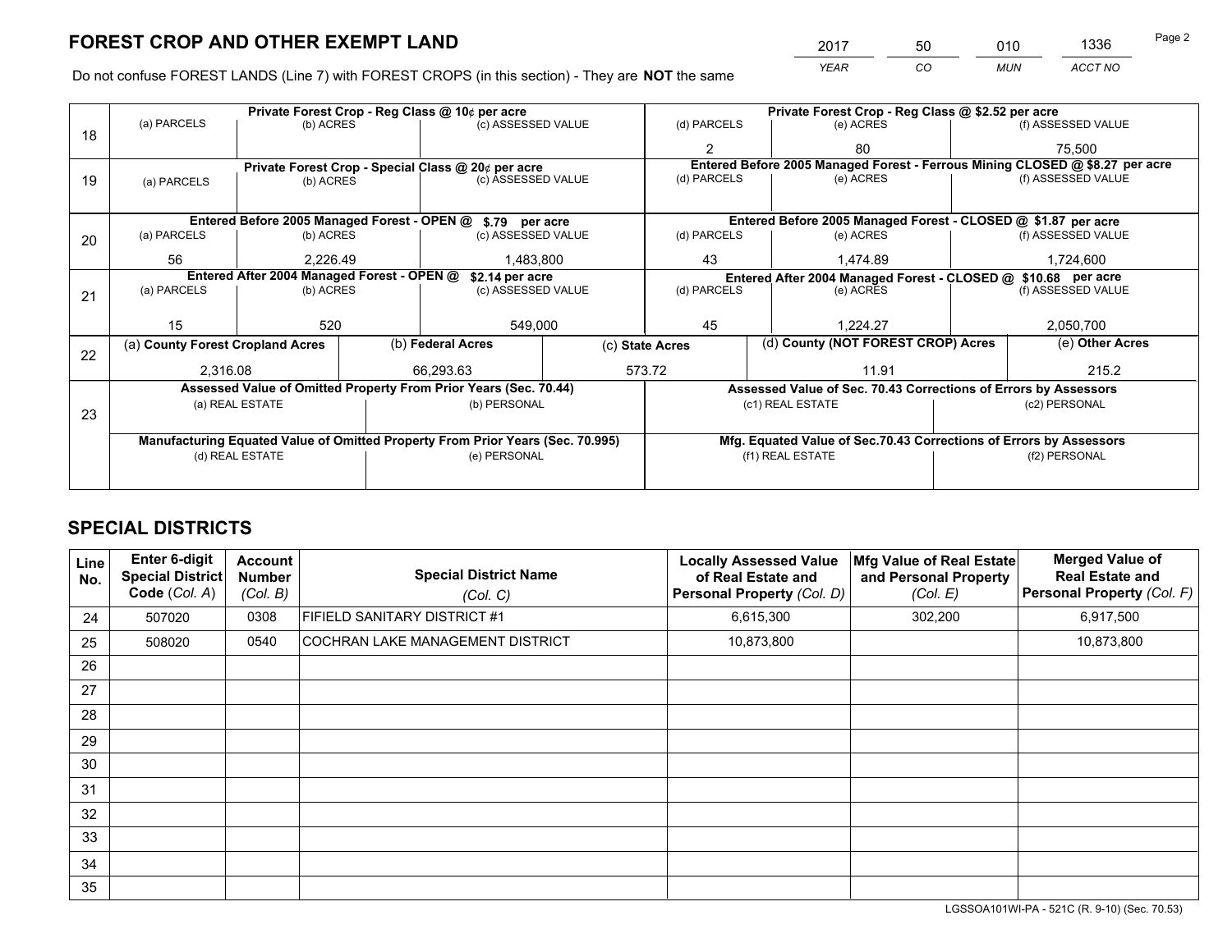# FOREST CROP AND OTHER EXEMPT LAND

| YEAR | CO | MUN | ACCT NO |
|---|---|---|---|
| 2017 | 50 | 010 | 1336 |

Do not confuse FOREST LANDS (Line 7) with FOREST CROPS (in this section) - They are **NOT** the same

| Line | Private Forest Crop - Reg Class @ 10¢ per acre | | | Private Forest Crop - Reg Class @ $2.52 per acre | | |
|---|---|---|---|---|---|---|
| 18 | (a) PARCELS | (b) ACRES | (c) ASSESSED VALUE | (d) PARCELS | (e) ACRES | (f) ASSESSED VALUE |
| | | | | 2 | 80 | 75,500 |
| | **Private Forest Crop - Special Class @ 20¢ per acre** | | | **Entered Before 2005 Managed Forest - Ferrous Mining CLOSED @ $8.27 per acre** | | |
| 19 | (a) PARCELS | (b) ACRES | (c) ASSESSED VALUE | (d) PARCELS | (e) ACRES | (f) ASSESSED VALUE |
| | | | | | | |
| | **Entered Before 2005 Managed Forest - OPEN @ $.79 per acre** | | | **Entered Before 2005 Managed Forest - CLOSED @ $1.87 per acre** | | |
| 20 | (a) PARCELS | (b) ACRES | (c) ASSESSED VALUE | (d) PARCELS | (e) ACRES | (f) ASSESSED VALUE |
| | 56 | 2,226.49 | 1,483,800 | 43 | 1,474.89 | 1,724,600 |
| | **Entered After 2004 Managed Forest - OPEN @ $2.14 per acre** | | | **Entered After 2004 Managed Forest - CLOSED @ $10.68 per acre** | | |
| 21 | (a) PARCELS | (b) ACRES | (c) ASSESSED VALUE | (d) PARCELS | (e) ACRES | (f) ASSESSED VALUE |
| | 15 | 520 | 549,000 | 45 | 1,224.27 | 2,050,700 |

| Line | (a) County Forest Cropland Acres | (b) Federal Acres | (c) State Acres | (d) County (NOT FOREST CROP) Acres | (e) Other Acres |
|---|---|---|---|---|---|
| 22 | 2,316.08 | 66,293.63 | 573.72 | 11.91 | 215.2 |

| Line | Assessed Value of Omitted Property From Prior Years (Sec. 70.44) | | Assessed Value of Sec. 70.43 Corrections of Errors by Assessors | |
|---|---|---|---|---|
| 23 | (a) REAL ESTATE | (b) PERSONAL | (c1) REAL ESTATE | (c2) PERSONAL |
| | | | | |
| | **Manufacturing Equated Value of Omitted Property From Prior Years (Sec. 70.995)** | | **Mfg. Equated Value of Sec.70.43 Corrections of Errors by Assessors** | |
| | (d) REAL ESTATE | (e) PERSONAL | (f1) REAL ESTATE | (f2) PERSONAL |
| | | | | |

# SPECIAL DISTRICTS

| Line No. | Enter 6-digit Special District Code (Col. A) | Account Number (Col. B) | Special District Name (Col. C) | Locally Assessed Value of Real Estate and Personal Property (Col. D) | Mfg Value of Real Estate and Personal Property (Col. E) | Merged Value of Real Estate and Personal Property (Col. F) |
|---|---|---|---|---|---|---|
| 24 | 507020 | 0308 | FIFIELD SANITARY DISTRICT #1 | 6,615,300 | 302,200 | 6,917,500 |
| 25 | 508020 | 0540 | COCHRAN LAKE MANAGEMENT DISTRICT | 10,873,800 | | 10,873,800 |
| 26 | | | | | | |
| 27 | | | | | | |
| 28 | | | | | | |
| 29 | | | | | | |
| 30 | | | | | | |
| 31 | | | | | | |
| 32 | | | | | | |
| 33 | | | | | | |
| 34 | | | | | | |
| 35 | | | | | | |

LGSSOA101WI-PA - 521C (R. 9-10) (Sec. 70.53)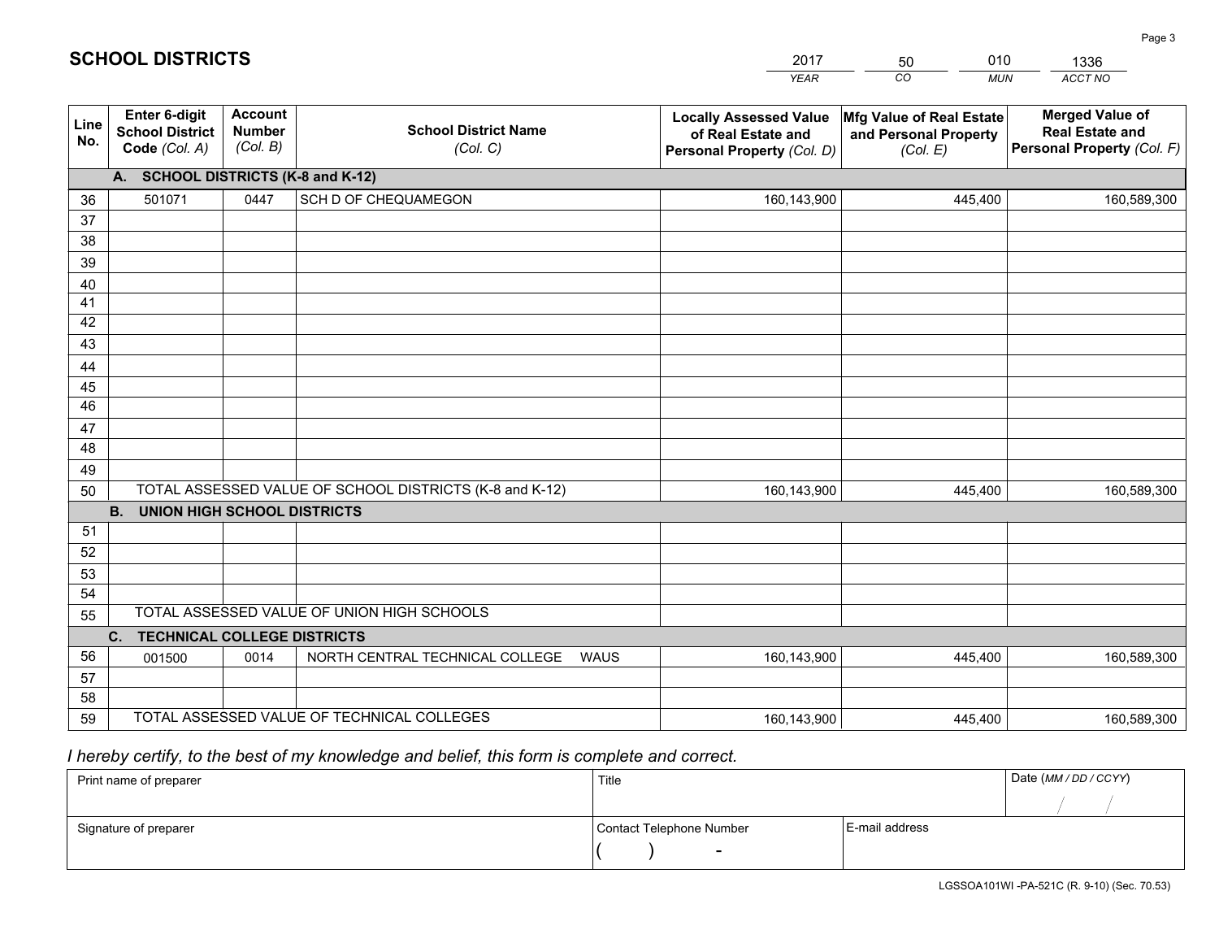## SCHOOL DISTRICTS

| 2017 | 50 | 010 | 1336 |
|---|---|---|---|
| YEAR | CO | MUN | ACCT NO |

| Line No. | Enter 6-digit School District Code (Col. A) | Account Number (Col. B) | School District Name (Col. C) | Locally Assessed Value of Real Estate and Personal Property (Col. D) | Mfg Value of Real Estate and Personal Property (Col. E) | Merged Value of Real Estate and Personal Property (Col. F) |
|---|---|---|---|---|---|---|
| | **A. SCHOOL DISTRICTS (K-8 and K-12)** | | | | | |
| 36 | 501071 | 0447 | SCH D OF CHEQUAMEGON | 160,143,900 | 445,400 | 160,589,300 |
| 37 | | | | | | |
| 38 | | | | | | |
| 39 | | | | | | |
| 40 | | | | | | |
| 41 | | | | | | |
| 42 | | | | | | |
| 43 | | | | | | |
| 44 | | | | | | |
| 45 | | | | | | |
| 46 | | | | | | |
| 47 | | | | | | |
| 48 | | | | | | |
| 49 | | | | | | |
| 50 | TOTAL ASSESSED VALUE OF SCHOOL DISTRICTS (K-8 and K-12) | | | 160,143,900 | 445,400 | 160,589,300 |
| | **B. UNION HIGH SCHOOL DISTRICTS** | | | | | |
| 51 | | | | | | |
| 52 | | | | | | |
| 53 | | | | | | |
| 54 | | | | | | |
| 55 | TOTAL ASSESSED VALUE OF UNION HIGH SCHOOLS | | | | | |
| | **C. TECHNICAL COLLEGE DISTRICTS** | | | | | |
| 56 | 001500 | 0014 | NORTH CENTRAL TECHNICAL COLLEGE WAUS | 160,143,900 | 445,400 | 160,589,300 |
| 57 | | | | | | |
| 58 | | | | | | |
| 59 | TOTAL ASSESSED VALUE OF TECHNICAL COLLEGES | | | 160,143,900 | 445,400 | 160,589,300 |

*I hereby certify, to the best of my knowledge and belief, this form is complete and correct.*

| Print name of preparer | Title | | Date (MM / DD / CCYY) |
|---|---|---|---|
| | | | / / |
| Signature of preparer | Contact Telephone Number | E-mail address | |
| | ( ) - | | |

LGSSOA101WI -PA-521C (R. 9-10) (Sec. 70.53)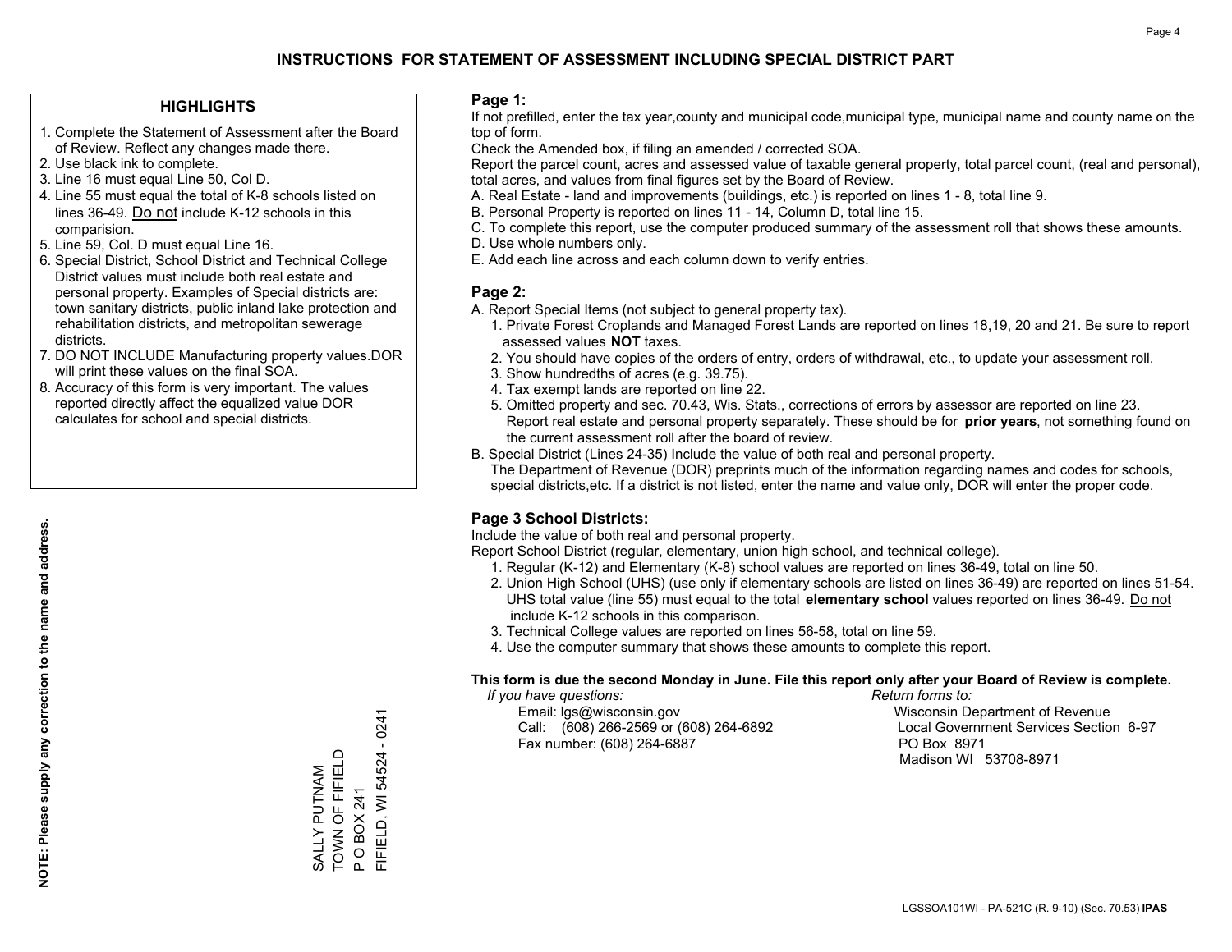# INSTRUCTIONS FOR STATEMENT OF ASSESSMENT INCLUDING SPECIAL DISTRICT PART

## HIGHLIGHTS

1. Complete the Statement of Assessment after the Board of Review. Reflect any changes made there.
2. Use black ink to complete.
3. Line 16 must equal Line 50, Col D.
4. Line 55 must equal the total of K-8 schools listed on lines 36-49. Do not include K-12 schools in this comparision.
5. Line 59, Col. D must equal Line 16.
6. Special District, School District and Technical College District values must include both real estate and personal property. Examples of Special districts are: town sanitary districts, public inland lake protection and rehabilitation districts, and metropolitan sewerage districts.
7. DO NOT INCLUDE Manufacturing property values.DOR will print these values on the final SOA.
8. Accuracy of this form is very important. The values reported directly affect the equalized value DOR calculates for school and special districts.

**NOTE: Please supply any correction to the name and address.**

SALLY PUTNAM
TOWN OF FIFIELD
P O BOX 241
FIFIELD, WI 54524 - 0241

## Page 1:

If not prefilled, enter the tax year,county and municipal code,municipal type, municipal name and county name on the top of form.

Check the Amended box, if filing an amended / corrected SOA.

Report the parcel count, acres and assessed value of taxable general property, total parcel count, (real and personal), total acres, and values from final figures set by the Board of Review.

A. Real Estate - land and improvements (buildings, etc.) is reported on lines 1 - 8, total line 9.
B. Personal Property is reported on lines 11 - 14, Column D, total line 15.
C. To complete this report, use the computer produced summary of the assessment roll that shows these amounts.
D. Use whole numbers only.
E. Add each line across and each column down to verify entries.

## Page 2:

A. Report Special Items (not subject to general property tax).
   1. Private Forest Croplands and Managed Forest Lands are reported on lines 18,19, 20 and 21. Be sure to report assessed values **NOT** taxes.
   2. You should have copies of the orders of entry, orders of withdrawal, etc., to update your assessment roll.
   3. Show hundredths of acres (e.g. 39.75).
   4. Tax exempt lands are reported on line 22.
   5. Omitted property and sec. 70.43, Wis. Stats., corrections of errors by assessor are reported on line 23. Report real estate and personal property separately. These should be for **prior years**, not something found on the current assessment roll after the board of review.
B. Special District (Lines 24-35) Include the value of both real and personal property.
   The Department of Revenue (DOR) preprints much of the information regarding names and codes for schools, special districts,etc. If a district is not listed, enter the name and value only, DOR will enter the proper code.

## Page 3 School Districts:

Include the value of both real and personal property.

Report School District (regular, elementary, union high school, and technical college).

1. Regular (K-12) and Elementary (K-8) school values are reported on lines 36-49, total on line 50.
2. Union High School (UHS) (use only if elementary schools are listed on lines 36-49) are reported on lines 51-54. UHS total value (line 55) must equal to the total **elementary school** values reported on lines 36-49. Do not include K-12 schools in this comparison.
3. Technical College values are reported on lines 56-58, total on line 59.
4. Use the computer summary that shows these amounts to complete this report.

**This form is due the second Monday in June. File this report only after your Board of Review is complete.**

*If you have questions:*
Email: lgs@wisconsin.gov
Call: (608) 266-2569 or (608) 264-6892
Fax number: (608) 264-6887

*Return forms to:*
Wisconsin Department of Revenue
Local Government Services Section 6-97
PO Box 8971
Madison WI 53708-8971

LGSSOA101WI - PA-521C (R. 9-10) (Sec. 70.53) **IPAS**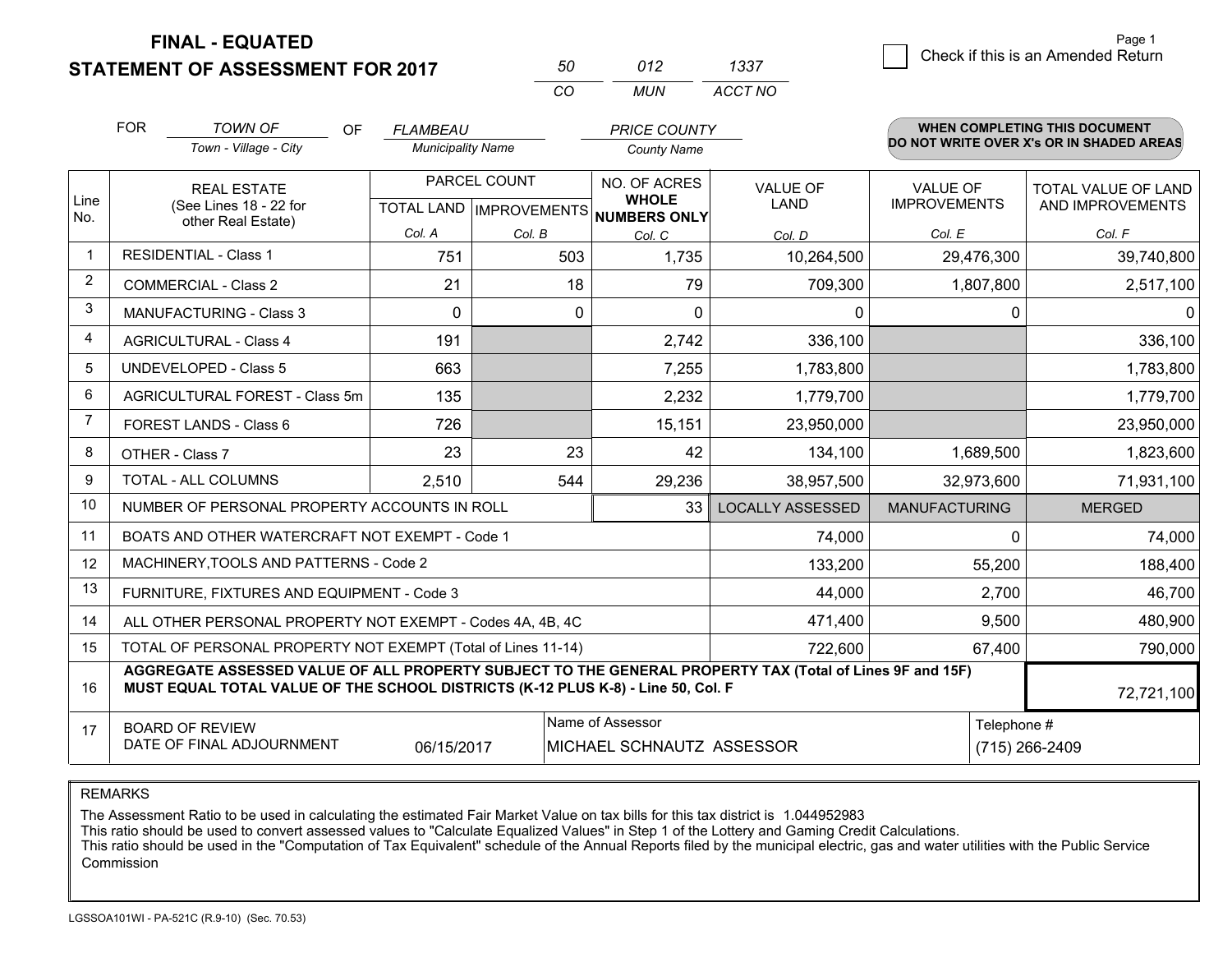**FINAL - EQUATED**
**STATEMENT OF ASSESSMENT FOR 2017**

| 50 | 012 | 1337 |
|---|---|---|
| CO | MUN | ACCT NO |

Page 1

☐ Check if this is an Amended Return

FOR *TOWN OF* OF *FLAMBEAU* *PRICE COUNTY*
Town - Village - City / Municipality Name / County Name

**WHEN COMPLETING THIS DOCUMENT DO NOT WRITE OVER X's OR IN SHADED AREAS**

| Line No. | REAL ESTATE (See Lines 18 - 22 for other Real Estate) | PARCEL COUNT TOTAL LAND Col. A | IMPROVEMENTS Col. B | NO. OF ACRES WHOLE NUMBERS ONLY Col. C | VALUE OF LAND Col. D | VALUE OF IMPROVEMENTS Col. E | TOTAL VALUE OF LAND AND IMPROVEMENTS Col. F |
|---|---|---|---|---|---|---|---|
| 1 | RESIDENTIAL - Class 1 | 751 | 503 | 1,735 | 10,264,500 | 29,476,300 | 39,740,800 |
| 2 | COMMERCIAL - Class 2 | 21 | 18 | 79 | 709,300 | 1,807,800 | 2,517,100 |
| 3 | MANUFACTURING - Class 3 | 0 | 0 | 0 | 0 | 0 | 0 |
| 4 | AGRICULTURAL - Class 4 | 191 | | 2,742 | 336,100 | | 336,100 |
| 5 | UNDEVELOPED - Class 5 | 663 | | 7,255 | 1,783,800 | | 1,783,800 |
| 6 | AGRICULTURAL FOREST - Class 5m | 135 | | 2,232 | 1,779,700 | | 1,779,700 |
| 7 | FOREST LANDS - Class 6 | 726 | | 15,151 | 23,950,000 | | 23,950,000 |
| 8 | OTHER - Class 7 | 23 | 23 | 42 | 134,100 | 1,689,500 | 1,823,600 |
| 9 | TOTAL - ALL COLUMNS | 2,510 | 544 | 29,236 | 38,957,500 | 32,973,600 | 71,931,100 |
| 10 | NUMBER OF PERSONAL PROPERTY ACCOUNTS IN ROLL | | | 33 | LOCALLY ASSESSED | MANUFACTURING | MERGED |
| 11 | BOATS AND OTHER WATERCRAFT NOT EXEMPT - Code 1 | | | | 74,000 | 0 | 74,000 |
| 12 | MACHINERY,TOOLS AND PATTERNS - Code 2 | | | | 133,200 | 55,200 | 188,400 |
| 13 | FURNITURE, FIXTURES AND EQUIPMENT - Code 3 | | | | 44,000 | 2,700 | 46,700 |
| 14 | ALL OTHER PERSONAL PROPERTY NOT EXEMPT - Codes 4A, 4B, 4C | | | | 471,400 | 9,500 | 480,900 |
| 15 | TOTAL OF PERSONAL PROPERTY NOT EXEMPT (Total of Lines 11-14) | | | | 722,600 | 67,400 | 790,000 |
| 16 | **AGGREGATE ASSESSED VALUE OF ALL PROPERTY SUBJECT TO THE GENERAL PROPERTY TAX (Total of Lines 9F and 15F) MUST EQUAL TOTAL VALUE OF THE SCHOOL DISTRICTS (K-12 PLUS K-8) - Line 50, Col. F** | | | | | | 72,721,100 |
| 17 | BOARD OF REVIEW DATE OF FINAL ADJOURNMENT | 06/15/2017 | Name of Assessor: MICHAEL SCHNAUTZ ASSESSOR | | | Telephone #: (715) 266-2409 | |

REMARKS

The Assessment Ratio to be used in calculating the estimated Fair Market Value on tax bills for this tax district is 1.044952983
This ratio should be used to convert assessed values to "Calculate Equalized Values" in Step 1 of the Lottery and Gaming Credit Calculations.
This ratio should be used in the "Computation of Tax Equivalent" schedule of the Annual Reports filed by the municipal electric, gas and water utilities with the Public Service Commission

LGSSOA101WI - PA-521C (R.9-10) (Sec. 70.53)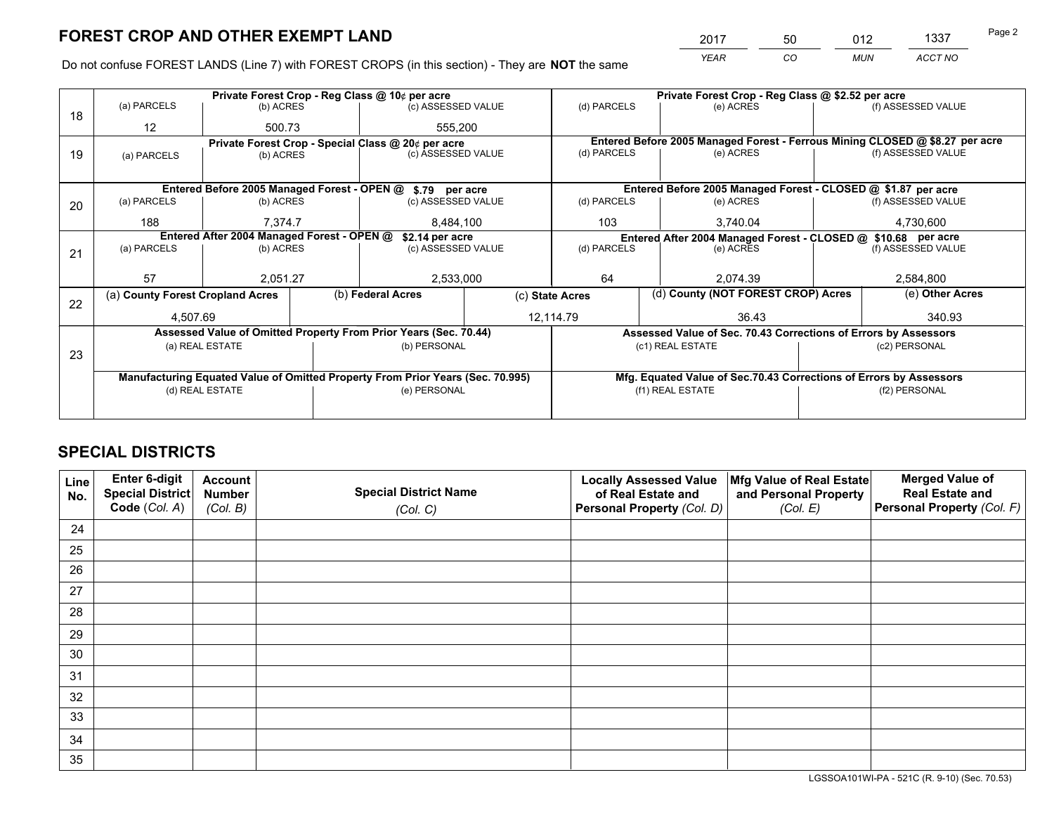# FOREST CROP AND OTHER EXEMPT LAND

| YEAR | CO | MUN | ACCT NO |
|---|---|---|---|
| 2017 | 50 | 012 | 1337 |

Do not confuse FOREST LANDS (Line 7) with FOREST CROPS (in this section) - They are **NOT** the same

| Line | Private Forest Crop - Reg Class @ 10¢ per acre | | | Private Forest Crop - Reg Class @ $2.52 per acre | | |
|---|---|---|---|---|---|---|
| 18 | (a) PARCELS | (b) ACRES | (c) ASSESSED VALUE | (d) PARCELS | (e) ACRES | (f) ASSESSED VALUE |
| | 12 | 500.73 | 555,200 | | | |
| | **Private Forest Crop - Special Class @ 20¢ per acre** | | | **Entered Before 2005 Managed Forest - Ferrous Mining CLOSED @ $8.27 per acre** | | |
| 19 | (a) PARCELS | (b) ACRES | (c) ASSESSED VALUE | (d) PARCELS | (e) ACRES | (f) ASSESSED VALUE |
| | | | | | | |
| | **Entered Before 2005 Managed Forest - OPEN @ $.79 per acre** | | | **Entered Before 2005 Managed Forest - CLOSED @ $1.87 per acre** | | |
| 20 | (a) PARCELS | (b) ACRES | (c) ASSESSED VALUE | (d) PARCELS | (e) ACRES | (f) ASSESSED VALUE |
| | 188 | 7,374.7 | 8,484,100 | 103 | 3,740.04 | 4,730,600 |
| | **Entered After 2004 Managed Forest - OPEN @ $2.14 per acre** | | | **Entered After 2004 Managed Forest - CLOSED @ $10.68 per acre** | | |
| 21 | (a) PARCELS | (b) ACRES | (c) ASSESSED VALUE | (d) PARCELS | (e) ACRES | (f) ASSESSED VALUE |
| | 57 | 2,051.27 | 2,533,000 | 64 | 2,074.39 | 2,584,800 |

| Line | (a) County Forest Cropland Acres | (b) Federal Acres | (c) State Acres | (d) County (NOT FOREST CROP) Acres | (e) Other Acres |
|---|---|---|---|---|---|
| 22 | 4,507.69 | | 12,114.79 | 36.43 | 340.93 |

| Line | Assessed Value of Omitted Property From Prior Years (Sec. 70.44) | | Assessed Value of Sec. 70.43 Corrections of Errors by Assessors | |
|---|---|---|---|---|
| 23 | (a) REAL ESTATE | (b) PERSONAL | (c1) REAL ESTATE | (c2) PERSONAL |
| | | | | |
| | **Manufacturing Equated Value of Omitted Property From Prior Years (Sec. 70.995)** | | **Mfg. Equated Value of Sec.70.43 Corrections of Errors by Assessors** | |
| | (d) REAL ESTATE | (e) PERSONAL | (f1) REAL ESTATE | (f2) PERSONAL |
| | | | | |

# SPECIAL DISTRICTS

| Line No. | Enter 6-digit Special District Code (Col. A) | Account Number (Col. B) | Special District Name (Col. C) | Locally Assessed Value of Real Estate and Personal Property (Col. D) | Mfg Value of Real Estate and Personal Property (Col. E) | Merged Value of Real Estate and Personal Property (Col. F) |
|---|---|---|---|---|---|---|
| 24 | | | | | | |
| 25 | | | | | | |
| 26 | | | | | | |
| 27 | | | | | | |
| 28 | | | | | | |
| 29 | | | | | | |
| 30 | | | | | | |
| 31 | | | | | | |
| 32 | | | | | | |
| 33 | | | | | | |
| 34 | | | | | | |
| 35 | | | | | | |

LGSSOA101WI-PA - 521C (R. 9-10) (Sec. 70.53)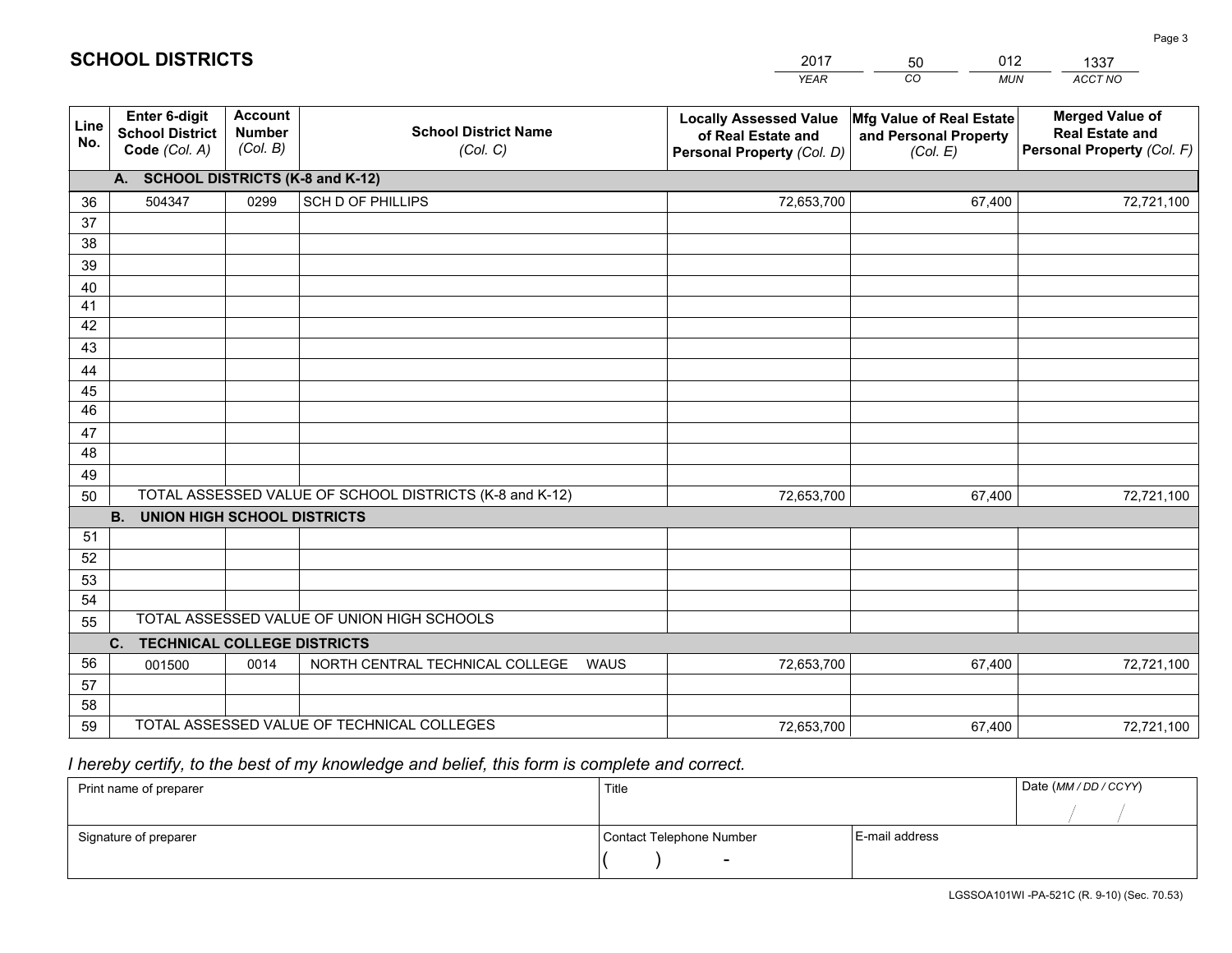# SCHOOL DISTRICTS

| 2017 | 50 | 012 | 1337 |
|---|---|---|---|
| *YEAR* | *CO* | *MUN* | *ACCT NO* |

| Line No. | Enter 6-digit School District Code *(Col. A)* | Account Number *(Col. B)* | School District Name *(Col. C)* | Locally Assessed Value of Real Estate and Personal Property *(Col. D)* | Mfg Value of Real Estate and Personal Property *(Col. E)* | Merged Value of Real Estate and Personal Property *(Col. F)* |
|---|---|---|---|---|---|---|
| **A. SCHOOL DISTRICTS (K-8 and K-12)** | | | | | | |
| 36 | 504347 | 0299 | SCH D OF PHILLIPS | 72,653,700 | 67,400 | 72,721,100 |
| 37 | | | | | | |
| 38 | | | | | | |
| 39 | | | | | | |
| 40 | | | | | | |
| 41 | | | | | | |
| 42 | | | | | | |
| 43 | | | | | | |
| 44 | | | | | | |
| 45 | | | | | | |
| 46 | | | | | | |
| 47 | | | | | | |
| 48 | | | | | | |
| 49 | | | | | | |
| 50 | TOTAL ASSESSED VALUE OF SCHOOL DISTRICTS (K-8 and K-12) | | | 72,653,700 | 67,400 | 72,721,100 |
| **B. UNION HIGH SCHOOL DISTRICTS** | | | | | | |
| 51 | | | | | | |
| 52 | | | | | | |
| 53 | | | | | | |
| 54 | | | | | | |
| 55 | TOTAL ASSESSED VALUE OF UNION HIGH SCHOOLS | | | | | |
| **C. TECHNICAL COLLEGE DISTRICTS** | | | | | | |
| 56 | 001500 | 0014 | NORTH CENTRAL TECHNICAL COLLEGE WAUS | 72,653,700 | 67,400 | 72,721,100 |
| 57 | | | | | | |
| 58 | | | | | | |
| 59 | TOTAL ASSESSED VALUE OF TECHNICAL COLLEGES | | | 72,653,700 | 67,400 | 72,721,100 |

*I hereby certify, to the best of my knowledge and belief, this form is complete and correct.*

| Print name of preparer | Title | | Date *(MM / DD / CCYY)* |
|---|---|---|---|
| | | | / / |
| Signature of preparer | Contact Telephone Number | E-mail address | |
| | ( ) - | | |

LGSSOA101WI -PA-521C (R. 9-10) (Sec. 70.53)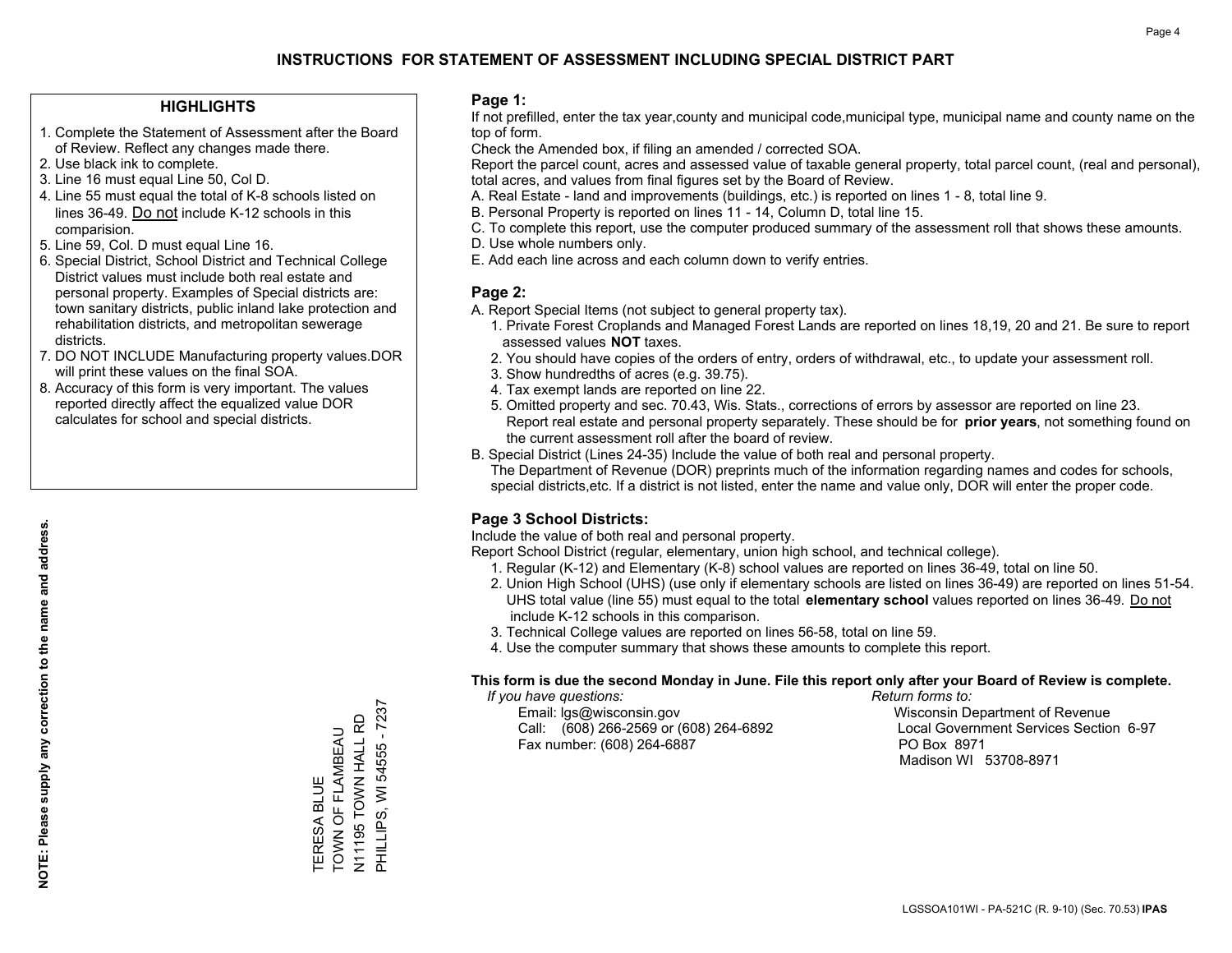# INSTRUCTIONS FOR STATEMENT OF ASSESSMENT INCLUDING SPECIAL DISTRICT PART

## HIGHLIGHTS

1. Complete the Statement of Assessment after the Board of Review. Reflect any changes made there.
2. Use black ink to complete.
3. Line 16 must equal Line 50, Col D.
4. Line 55 must equal the total of K-8 schools listed on lines 36-49. Do not include K-12 schools in this comparision.
5. Line 59, Col. D must equal Line 16.
6. Special District, School District and Technical College District values must include both real estate and personal property. Examples of Special districts are: town sanitary districts, public inland lake protection and rehabilitation districts, and metropolitan sewerage districts.
7. DO NOT INCLUDE Manufacturing property values.DOR will print these values on the final SOA.
8. Accuracy of this form is very important. The values reported directly affect the equalized value DOR calculates for school and special districts.

**NOTE: Please supply any correction to the name and address.**

TERESA BLUE
TOWN OF FLAMBEAU
N11195 TOWN HALL RD
PHILLIPS, WI 54555 - 7237

## Page 1:

If not prefilled, enter the tax year,county and municipal code,municipal type, municipal name and county name on the top of form.

Check the Amended box, if filing an amended / corrected SOA.

Report the parcel count, acres and assessed value of taxable general property, total parcel count, (real and personal), total acres, and values from final figures set by the Board of Review.

A. Real Estate - land and improvements (buildings, etc.) is reported on lines 1 - 8, total line 9.
B. Personal Property is reported on lines 11 - 14, Column D, total line 15.
C. To complete this report, use the computer produced summary of the assessment roll that shows these amounts.
D. Use whole numbers only.
E. Add each line across and each column down to verify entries.

## Page 2:

A. Report Special Items (not subject to general property tax).
   1. Private Forest Croplands and Managed Forest Lands are reported on lines 18,19, 20 and 21. Be sure to report assessed values **NOT** taxes.
   2. You should have copies of the orders of entry, orders of withdrawal, etc., to update your assessment roll.
   3. Show hundredths of acres (e.g. 39.75).
   4. Tax exempt lands are reported on line 22.
   5. Omitted property and sec. 70.43, Wis. Stats., corrections of errors by assessor are reported on line 23. Report real estate and personal property separately. These should be for **prior years**, not something found on the current assessment roll after the board of review.
B. Special District (Lines 24-35) Include the value of both real and personal property.
   The Department of Revenue (DOR) preprints much of the information regarding names and codes for schools, special districts,etc. If a district is not listed, enter the name and value only, DOR will enter the proper code.

## Page 3 School Districts:

Include the value of both real and personal property.

Report School District (regular, elementary, union high school, and technical college).

1. Regular (K-12) and Elementary (K-8) school values are reported on lines 36-49, total on line 50.
2. Union High School (UHS) (use only if elementary schools are listed on lines 36-49) are reported on lines 51-54. UHS total value (line 55) must equal to the total **elementary school** values reported on lines 36-49. Do not include K-12 schools in this comparison.
3. Technical College values are reported on lines 56-58, total on line 59.
4. Use the computer summary that shows these amounts to complete this report.

**This form is due the second Monday in June. File this report only after your Board of Review is complete.**

*If you have questions:*
Email: lgs@wisconsin.gov
Call: (608) 266-2569 or (608) 264-6892
Fax number: (608) 264-6887

*Return forms to:*
Wisconsin Department of Revenue
Local Government Services Section 6-97
PO Box 8971
Madison WI 53708-8971

LGSSOA101WI - PA-521C (R. 9-10) (Sec. 70.53) **IPAS**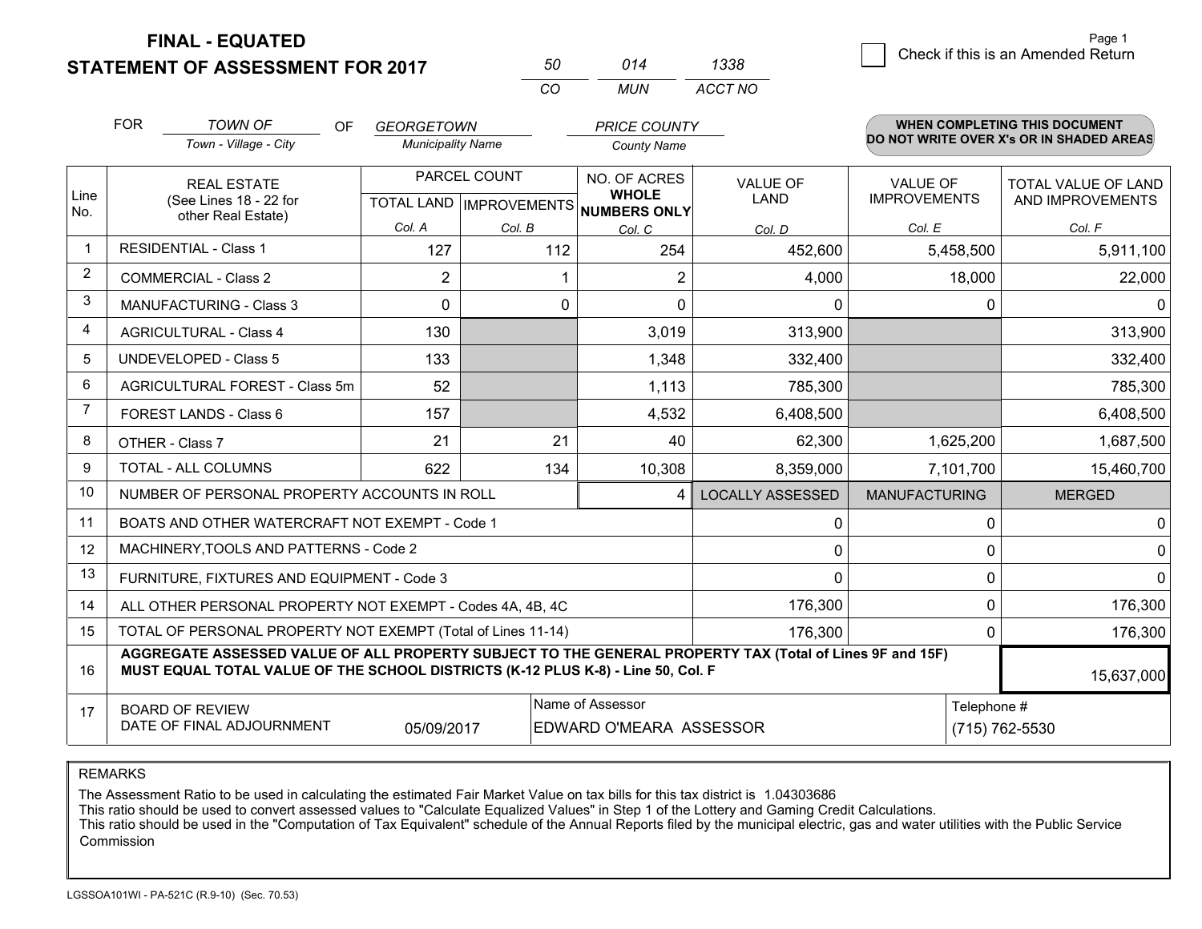**FINAL - EQUATED**
**STATEMENT OF ASSESSMENT FOR 2017**

| 50 | 014 | 1338 |
|---|---|---|
| CO | MUN | ACCT NO |

Page 1

☐ Check if this is an Amended Return

FOR *TOWN OF* (Town - Village - City) OF *GEORGETOWN* (Municipality Name) *PRICE COUNTY* (County Name)

**WHEN COMPLETING THIS DOCUMENT DO NOT WRITE OVER X's OR IN SHADED AREAS**

| Line No. | REAL ESTATE (See Lines 18 - 22 for other Real Estate) | PARCEL COUNT TOTAL LAND Col. A | PARCEL COUNT IMPROVEMENTS Col. B | NO. OF ACRES WHOLE NUMBERS ONLY Col. C | VALUE OF LAND Col. D | VALUE OF IMPROVEMENTS Col. E | TOTAL VALUE OF LAND AND IMPROVEMENTS Col. F |
|---|---|---|---|---|---|---|---|
| 1 | RESIDENTIAL - Class 1 | 127 | 112 | 254 | 452,600 | 5,458,500 | 5,911,100 |
| 2 | COMMERCIAL - Class 2 | 2 | 1 | 2 | 4,000 | 18,000 | 22,000 |
| 3 | MANUFACTURING - Class 3 | 0 | 0 | 0 | 0 | 0 | 0 |
| 4 | AGRICULTURAL - Class 4 | 130 | | 3,019 | 313,900 | | 313,900 |
| 5 | UNDEVELOPED - Class 5 | 133 | | 1,348 | 332,400 | | 332,400 |
| 6 | AGRICULTURAL FOREST - Class 5m | 52 | | 1,113 | 785,300 | | 785,300 |
| 7 | FOREST LANDS - Class 6 | 157 | | 4,532 | 6,408,500 | | 6,408,500 |
| 8 | OTHER - Class 7 | 21 | 21 | 40 | 62,300 | 1,625,200 | 1,687,500 |
| 9 | TOTAL - ALL COLUMNS | 622 | 134 | 10,308 | 8,359,000 | 7,101,700 | 15,460,700 |
| 10 | NUMBER OF PERSONAL PROPERTY ACCOUNTS IN ROLL | | | 4 | LOCALLY ASSESSED | MANUFACTURING | MERGED |
| 11 | BOATS AND OTHER WATERCRAFT NOT EXEMPT - Code 1 | | | | 0 | 0 | 0 |
| 12 | MACHINERY,TOOLS AND PATTERNS - Code 2 | | | | 0 | 0 | 0 |
| 13 | FURNITURE, FIXTURES AND EQUIPMENT - Code 3 | | | | 0 | 0 | 0 |
| 14 | ALL OTHER PERSONAL PROPERTY NOT EXEMPT - Codes 4A, 4B, 4C | | | | 176,300 | 0 | 176,300 |
| 15 | TOTAL OF PERSONAL PROPERTY NOT EXEMPT (Total of Lines 11-14) | | | | 176,300 | 0 | 176,300 |
| 16 | **AGGREGATE ASSESSED VALUE OF ALL PROPERTY SUBJECT TO THE GENERAL PROPERTY TAX (Total of Lines 9F and 15F) MUST EQUAL TOTAL VALUE OF THE SCHOOL DISTRICTS (K-12 PLUS K-8) - Line 50, Col. F** | | | | | | 15,637,000 |
| 17 | BOARD OF REVIEW DATE OF FINAL ADJOURNMENT | 05/09/2017 | Name of Assessor | EDWARD O'MEARA ASSESSOR | | Telephone # | (715) 762-5530 |

REMARKS

The Assessment Ratio to be used in calculating the estimated Fair Market Value on tax bills for this tax district is 1.04303686
This ratio should be used to convert assessed values to "Calculate Equalized Values" in Step 1 of the Lottery and Gaming Credit Calculations.
This ratio should be used in the "Computation of Tax Equivalent" schedule of the Annual Reports filed by the municipal electric, gas and water utilities with the Public Service Commission

LGSSOA101WI - PA-521C (R.9-10) (Sec. 70.53)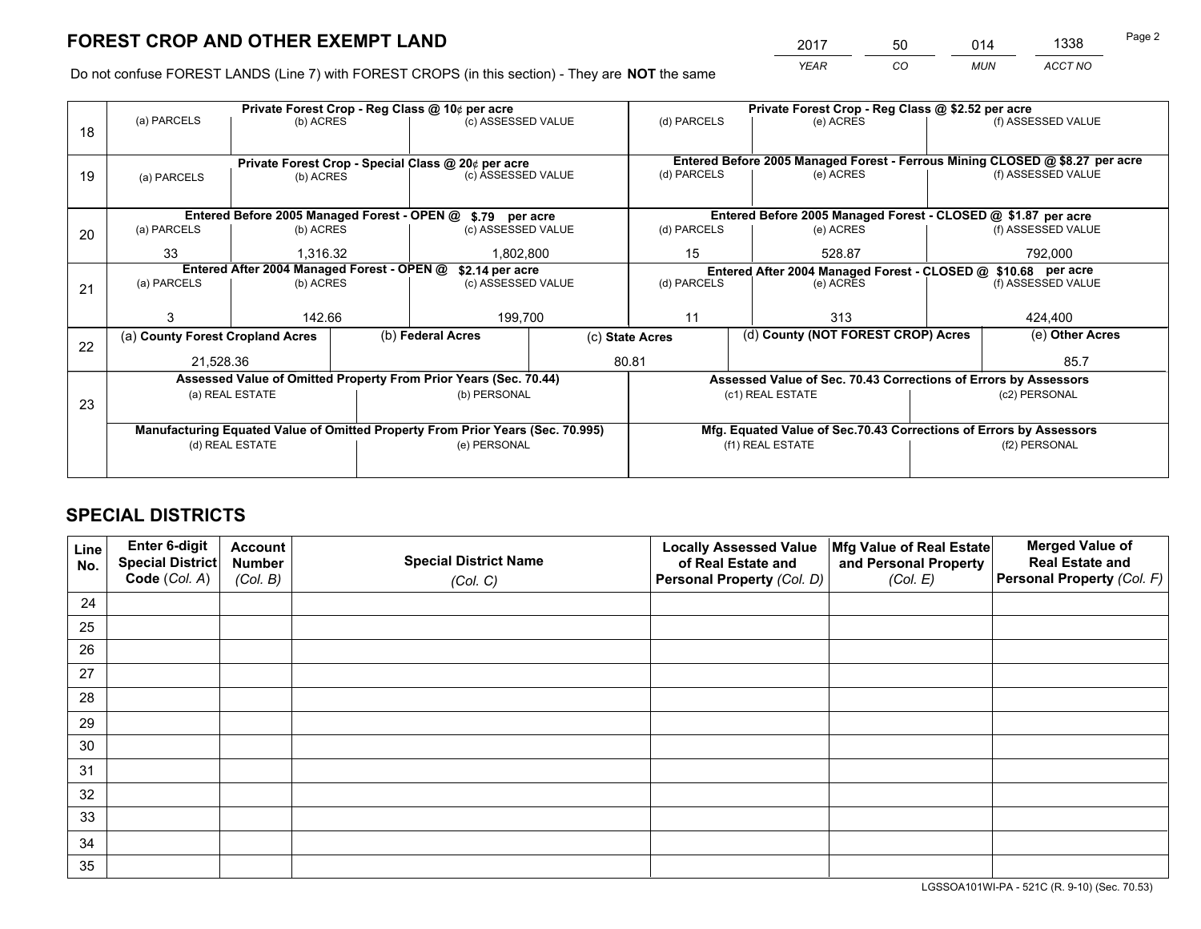# FOREST CROP AND OTHER EXEMPT LAND

| 2017 | 50 | 014 | 1338 |
|---|---|---|---|
| *YEAR* | *CO* | *MUN* | *ACCT NO* |

Do not confuse FOREST LANDS (Line 7) with FOREST CROPS (in this section) - They are **NOT** the same

| Line | Private Forest Crop - Reg Class @ 10¢ per acre | | | Private Forest Crop - Reg Class @ $2.52 per acre | | |
|---|---|---|---|---|---|---|
| 18 | (a) PARCELS | (b) ACRES | (c) ASSESSED VALUE | (d) PARCELS | (e) ACRES | (f) ASSESSED VALUE |
| | | | | | | |
| | **Private Forest Crop - Special Class @ 20¢ per acre** | | | **Entered Before 2005 Managed Forest - Ferrous Mining CLOSED @ $8.27 per acre** | | |
| 19 | (a) PARCELS | (b) ACRES | (c) ASSESSED VALUE | (d) PARCELS | (e) ACRES | (f) ASSESSED VALUE |
| | | | | | | |
| | **Entered Before 2005 Managed Forest - OPEN @ $.79 per acre** | | | **Entered Before 2005 Managed Forest - CLOSED @ $1.87 per acre** | | |
| 20 | (a) PARCELS | (b) ACRES | (c) ASSESSED VALUE | (d) PARCELS | (e) ACRES | (f) ASSESSED VALUE |
| | 33 | 1,316.32 | 1,802,800 | 15 | 528.87 | 792,000 |
| | **Entered After 2004 Managed Forest - OPEN @ $2.14 per acre** | | | **Entered After 2004 Managed Forest - CLOSED @ $10.68 per acre** | | |
| 21 | (a) PARCELS | (b) ACRES | (c) ASSESSED VALUE | (d) PARCELS | (e) ACRES | (f) ASSESSED VALUE |
| | 3 | 142.66 | 199,700 | 11 | 313 | 424,400 |

| Line | (a) County Forest Cropland Acres | (b) Federal Acres | (c) State Acres | (d) County (NOT FOREST CROP) Acres | (e) Other Acres |
|---|---|---|---|---|---|
| 22 | 21,528.36 | | 80.81 | | 85.7 |

| Line | Assessed Value of Omitted Property From Prior Years (Sec. 70.44) | | Assessed Value of Sec. 70.43 Corrections of Errors by Assessors | |
|---|---|---|---|---|
| 23 | (a) REAL ESTATE | (b) PERSONAL | (c1) REAL ESTATE | (c2) PERSONAL |
| | | | | |
| | **Manufacturing Equated Value of Omitted Property From Prior Years (Sec. 70.995)** | | **Mfg. Equated Value of Sec.70.43 Corrections of Errors by Assessors** | |
| | (d) REAL ESTATE | (e) PERSONAL | (f1) REAL ESTATE | (f2) PERSONAL |
| | | | | |

# SPECIAL DISTRICTS

| Line No. | Enter 6-digit Special District Code (*Col. A*) | Account Number (*Col. B*) | Special District Name (*Col. C*) | Locally Assessed Value of Real Estate and Personal Property (*Col. D*) | Mfg Value of Real Estate and Personal Property (*Col. E*) | Merged Value of Real Estate and Personal Property (*Col. F*) |
|---|---|---|---|---|---|---|
| 24 | | | | | | |
| 25 | | | | | | |
| 26 | | | | | | |
| 27 | | | | | | |
| 28 | | | | | | |
| 29 | | | | | | |
| 30 | | | | | | |
| 31 | | | | | | |
| 32 | | | | | | |
| 33 | | | | | | |
| 34 | | | | | | |
| 35 | | | | | | |

LGSSOA101WI-PA - 521C (R. 9-10) (Sec. 70.53)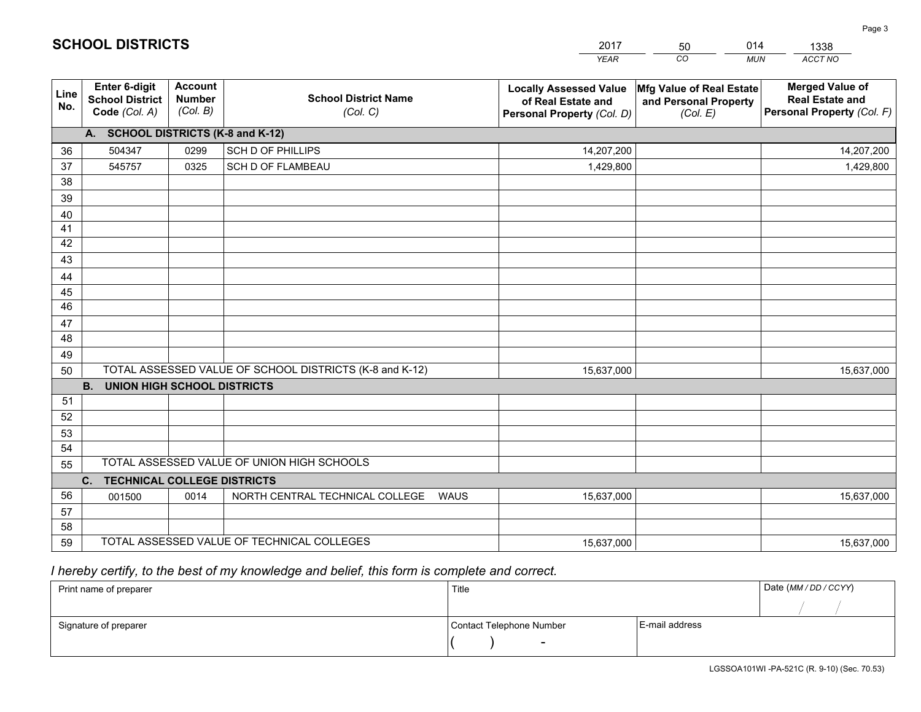# SCHOOL DISTRICTS

| 2017 | 50 | 014 | 1338 |
|---|---|---|---|
| *YEAR* | *CO* | *MUN* | *ACCT NO* |

| Line No. | Enter 6-digit School District Code *(Col. A)* | Account Number *(Col. B)* | School District Name *(Col. C)* | Locally Assessed Value of Real Estate and Personal Property *(Col. D)* | Mfg Value of Real Estate and Personal Property *(Col. E)* | Merged Value of Real Estate and Personal Property *(Col. F)* |
|---|---|---|---|---|---|---|
| | **A. SCHOOL DISTRICTS (K-8 and K-12)** | | | | | |
| 36 | 504347 | 0299 | SCH D OF PHILLIPS | 14,207,200 | | 14,207,200 |
| 37 | 545757 | 0325 | SCH D OF FLAMBEAU | 1,429,800 | | 1,429,800 |
| 38 | | | | | | |
| 39 | | | | | | |
| 40 | | | | | | |
| 41 | | | | | | |
| 42 | | | | | | |
| 43 | | | | | | |
| 44 | | | | | | |
| 45 | | | | | | |
| 46 | | | | | | |
| 47 | | | | | | |
| 48 | | | | | | |
| 49 | | | | | | |
| 50 | TOTAL ASSESSED VALUE OF SCHOOL DISTRICTS (K-8 and K-12) | | | 15,637,000 | | 15,637,000 |
| | **B. UNION HIGH SCHOOL DISTRICTS** | | | | | |
| 51 | | | | | | |
| 52 | | | | | | |
| 53 | | | | | | |
| 54 | | | | | | |
| 55 | TOTAL ASSESSED VALUE OF UNION HIGH SCHOOLS | | | | | |
| | **C. TECHNICAL COLLEGE DISTRICTS** | | | | | |
| 56 | 001500 | 0014 | NORTH CENTRAL TECHNICAL COLLEGE WAUS | 15,637,000 | | 15,637,000 |
| 57 | | | | | | |
| 58 | | | | | | |
| 59 | TOTAL ASSESSED VALUE OF TECHNICAL COLLEGES | | | 15,637,000 | | 15,637,000 |

*I hereby certify, to the best of my knowledge and belief, this form is complete and correct.*

| Print name of preparer | Title | | Date *(MM / DD / CCYY)* |
|---|---|---|---|
| | | | / / |
| Signature of preparer | Contact Telephone Number | E-mail address | |
| | ( ) - | | |

LGSSOA101WI -PA-521C (R. 9-10) (Sec. 70.53)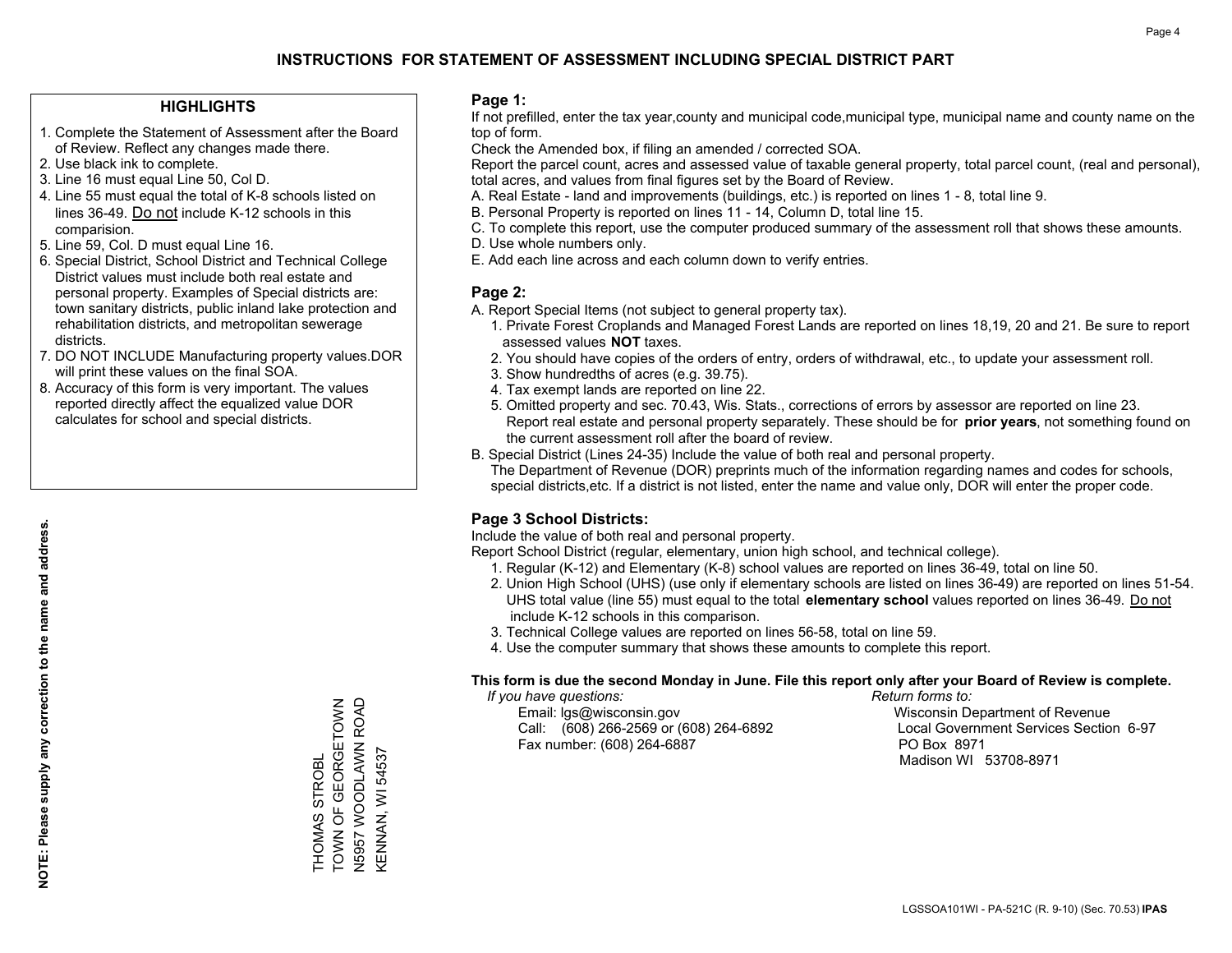# INSTRUCTIONS FOR STATEMENT OF ASSESSMENT INCLUDING SPECIAL DISTRICT PART

## HIGHLIGHTS

1. Complete the Statement of Assessment after the Board of Review. Reflect any changes made there.
2. Use black ink to complete.
3. Line 16 must equal Line 50, Col D.
4. Line 55 must equal the total of K-8 schools listed on lines 36-49. Do not include K-12 schools in this comparision.
5. Line 59, Col. D must equal Line 16.
6. Special District, School District and Technical College District values must include both real estate and personal property. Examples of Special districts are: town sanitary districts, public inland lake protection and rehabilitation districts, and metropolitan sewerage districts.
7. DO NOT INCLUDE Manufacturing property values.DOR will print these values on the final SOA.
8. Accuracy of this form is very important. The values reported directly affect the equalized value DOR calculates for school and special districts.

**NOTE: Please supply any correction to the name and address.**

THOMAS STROBL
TOWN OF GEORGETOWN
N5957 WOODLAWN ROAD
KENNAN, WI 54537

## Page 1:

If not prefilled, enter the tax year,county and municipal code,municipal type, municipal name and county name on the top of form.

Check the Amended box, if filing an amended / corrected SOA.

Report the parcel count, acres and assessed value of taxable general property, total parcel count, (real and personal), total acres, and values from final figures set by the Board of Review.

A. Real Estate - land and improvements (buildings, etc.) is reported on lines 1 - 8, total line 9.
B. Personal Property is reported on lines 11 - 14, Column D, total line 15.
C. To complete this report, use the computer produced summary of the assessment roll that shows these amounts.
D. Use whole numbers only.
E. Add each line across and each column down to verify entries.

## Page 2:

A. Report Special Items (not subject to general property tax).
   1. Private Forest Croplands and Managed Forest Lands are reported on lines 18,19, 20 and 21. Be sure to report assessed values **NOT** taxes.
   2. You should have copies of the orders of entry, orders of withdrawal, etc., to update your assessment roll.
   3. Show hundredths of acres (e.g. 39.75).
   4. Tax exempt lands are reported on line 22.
   5. Omitted property and sec. 70.43, Wis. Stats., corrections of errors by assessor are reported on line 23. Report real estate and personal property separately. These should be for **prior years**, not something found on the current assessment roll after the board of review.
B. Special District (Lines 24-35) Include the value of both real and personal property.
   The Department of Revenue (DOR) preprints much of the information regarding names and codes for schools, special districts,etc. If a district is not listed, enter the name and value only, DOR will enter the proper code.

## Page 3 School Districts:

Include the value of both real and personal property.

Report School District (regular, elementary, union high school, and technical college).

1. Regular (K-12) and Elementary (K-8) school values are reported on lines 36-49, total on line 50.
2. Union High School (UHS) (use only if elementary schools are listed on lines 36-49) are reported on lines 51-54. UHS total value (line 55) must equal to the total **elementary school** values reported on lines 36-49. Do not include K-12 schools in this comparison.
3. Technical College values are reported on lines 56-58, total on line 59.
4. Use the computer summary that shows these amounts to complete this report.

**This form is due the second Monday in June. File this report only after your Board of Review is complete.**

*If you have questions:*
Email: lgs@wisconsin.gov
Call: (608) 266-2569 or (608) 264-6892
Fax number: (608) 264-6887

*Return forms to:*
Wisconsin Department of Revenue
Local Government Services Section 6-97
PO Box 8971
Madison WI 53708-8971

LGSSOA101WI - PA-521C (R. 9-10) (Sec. 70.53) **IPAS**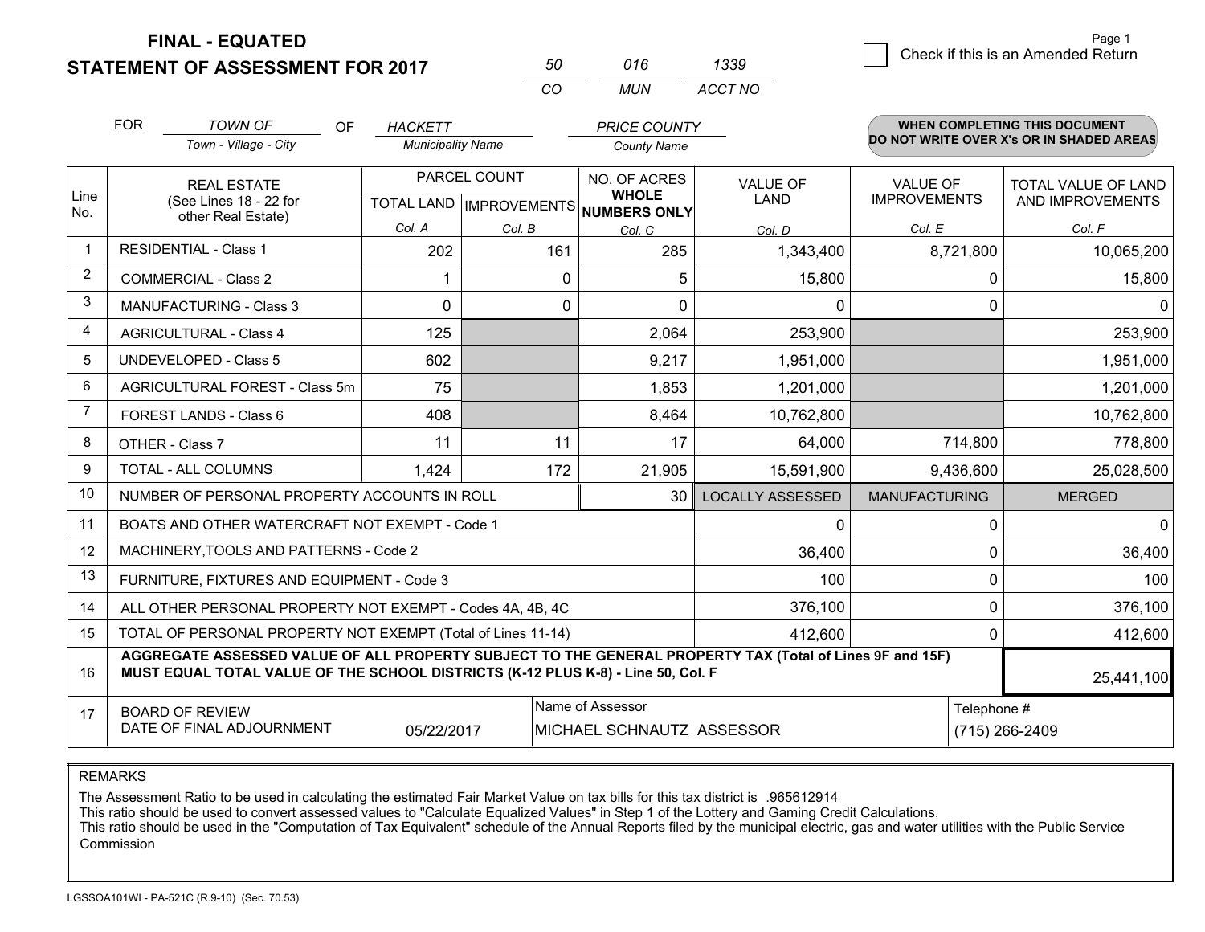**FINAL - EQUATED**
**STATEMENT OF ASSESSMENT FOR 2017**

| 50 | 016 | 1339 |
|---|---|---|
| CO | MUN | ACCT NO |

Page 1

☐ Check if this is an Amended Return

FOR *TOWN OF* (Town - Village - City) OF *HACKETT* (Municipality Name) *PRICE COUNTY* (County Name)

**WHEN COMPLETING THIS DOCUMENT DO NOT WRITE OVER X's OR IN SHADED AREAS**

| Line No. | REAL ESTATE (See Lines 18 - 22 for other Real Estate) | PARCEL COUNT TOTAL LAND Col. A | PARCEL COUNT IMPROVEMENTS Col. B | NO. OF ACRES WHOLE NUMBERS ONLY Col. C | VALUE OF LAND Col. D | VALUE OF IMPROVEMENTS Col. E | TOTAL VALUE OF LAND AND IMPROVEMENTS Col. F |
|---|---|---|---|---|---|---|---|
| 1 | RESIDENTIAL - Class 1 | 202 | 161 | 285 | 1,343,400 | 8,721,800 | 10,065,200 |
| 2 | COMMERCIAL - Class 2 | 1 | 0 | 5 | 15,800 | 0 | 15,800 |
| 3 | MANUFACTURING - Class 3 | 0 | 0 | 0 | 0 | 0 | 0 |
| 4 | AGRICULTURAL - Class 4 | 125 | | 2,064 | 253,900 | | 253,900 |
| 5 | UNDEVELOPED - Class 5 | 602 | | 9,217 | 1,951,000 | | 1,951,000 |
| 6 | AGRICULTURAL FOREST - Class 5m | 75 | | 1,853 | 1,201,000 | | 1,201,000 |
| 7 | FOREST LANDS - Class 6 | 408 | | 8,464 | 10,762,800 | | 10,762,800 |
| 8 | OTHER - Class 7 | 11 | 11 | 17 | 64,000 | 714,800 | 778,800 |
| 9 | TOTAL - ALL COLUMNS | 1,424 | 172 | 21,905 | 15,591,900 | 9,436,600 | 25,028,500 |
| 10 | NUMBER OF PERSONAL PROPERTY ACCOUNTS IN ROLL | | | 30 | LOCALLY ASSESSED | MANUFACTURING | MERGED |
| 11 | BOATS AND OTHER WATERCRAFT NOT EXEMPT - Code 1 | | | | 0 | 0 | 0 |
| 12 | MACHINERY,TOOLS AND PATTERNS - Code 2 | | | | 36,400 | 0 | 36,400 |
| 13 | FURNITURE, FIXTURES AND EQUIPMENT - Code 3 | | | | 100 | 0 | 100 |
| 14 | ALL OTHER PERSONAL PROPERTY NOT EXEMPT - Codes 4A, 4B, 4C | | | | 376,100 | 0 | 376,100 |
| 15 | TOTAL OF PERSONAL PROPERTY NOT EXEMPT (Total of Lines 11-14) | | | | 412,600 | 0 | 412,600 |
| 16 | **AGGREGATE ASSESSED VALUE OF ALL PROPERTY SUBJECT TO THE GENERAL PROPERTY TAX (Total of Lines 9F and 15F) MUST EQUAL TOTAL VALUE OF THE SCHOOL DISTRICTS (K-12 PLUS K-8) - Line 50, Col. F** | | | | | | 25,441,100 |
| 17 | BOARD OF REVIEW DATE OF FINAL ADJOURNMENT | 05/22/2017 | Name of Assessor | MICHAEL SCHNAUTZ ASSESSOR | | Telephone # | (715) 266-2409 |

REMARKS

The Assessment Ratio to be used in calculating the estimated Fair Market Value on tax bills for this tax district is .965612914
This ratio should be used to convert assessed values to "Calculate Equalized Values" in Step 1 of the Lottery and Gaming Credit Calculations.
This ratio should be used in the "Computation of Tax Equivalent" schedule of the Annual Reports filed by the municipal electric, gas and water utilities with the Public Service Commission

LGSSOA101WI - PA-521C (R.9-10) (Sec. 70.53)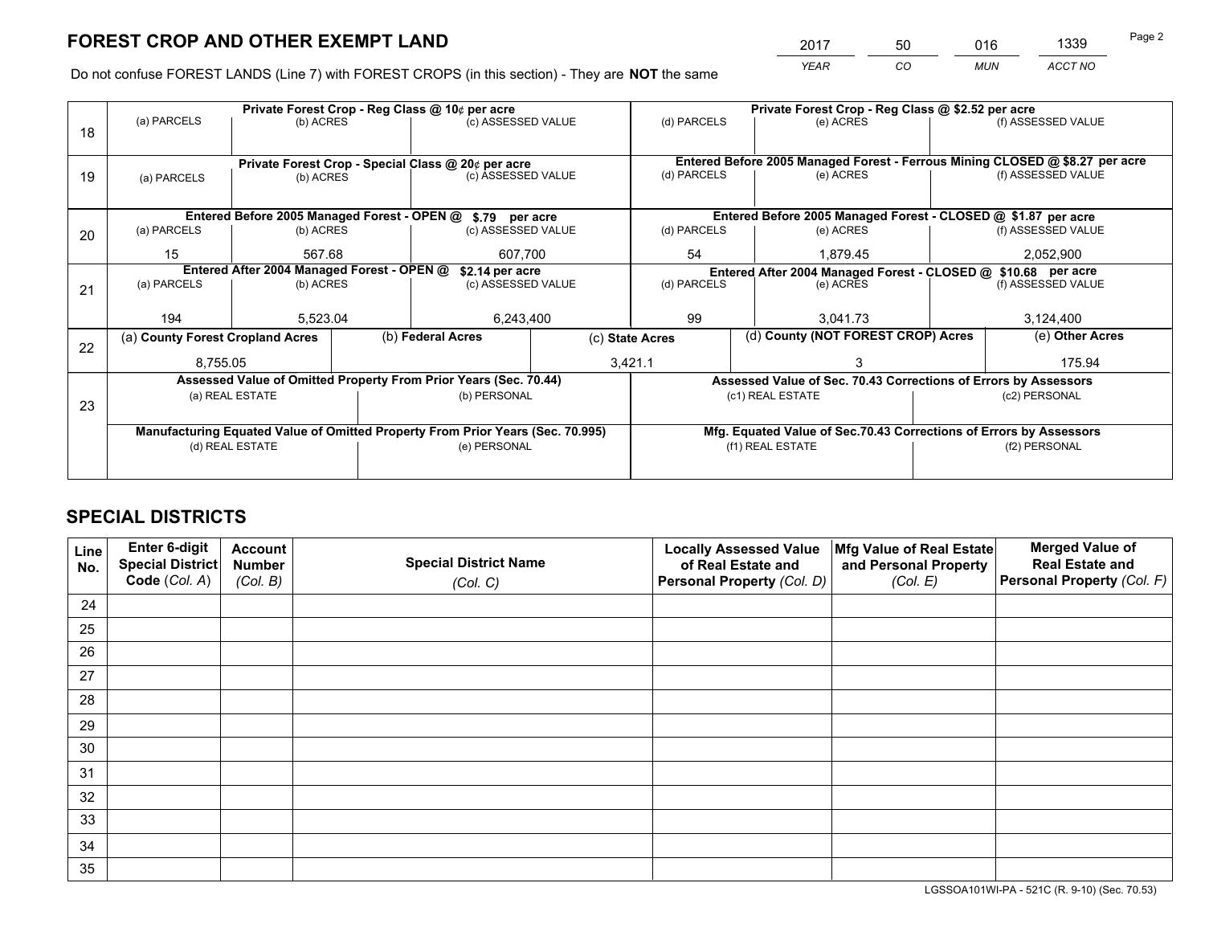# FOREST CROP AND OTHER EXEMPT LAND

| 2017 | 50 | 016 | 1339 |
|---|---|---|---|
| *YEAR* | *CO* | *MUN* | *ACCT NO* |

Do not confuse FOREST LANDS (Line 7) with FOREST CROPS (in this section) - They are **NOT** the same

| Line | | | | | | |
|---|---|---|---|---|---|---|
| 18 | Private Forest Crop - Reg Class @ 10¢ per acre | | | Private Forest Crop - Reg Class @ $2.52 per acre | | |
| | (a) PARCELS | (b) ACRES | (c) ASSESSED VALUE | (d) PARCELS | (e) ACRES | (f) ASSESSED VALUE |
| | | | | | | |
| 19 | Private Forest Crop - Special Class @ 20¢ per acre | | | Entered Before 2005 Managed Forest - Ferrous Mining CLOSED @ $8.27 per acre | | |
| | (a) PARCELS | (b) ACRES | (c) ASSESSED VALUE | (d) PARCELS | (e) ACRES | (f) ASSESSED VALUE |
| | | | | | | |
| 20 | Entered Before 2005 Managed Forest - OPEN @ $.79 per acre | | | Entered Before 2005 Managed Forest - CLOSED @ $1.87 per acre | | |
| | (a) PARCELS | (b) ACRES | (c) ASSESSED VALUE | (d) PARCELS | (e) ACRES | (f) ASSESSED VALUE |
| | 15 | 567.68 | 607,700 | 54 | 1,879.45 | 2,052,900 |
| 21 | Entered After 2004 Managed Forest - OPEN @ $2.14 per acre | | | Entered After 2004 Managed Forest - CLOSED @ $10.68 per acre | | |
| | (a) PARCELS | (b) ACRES | (c) ASSESSED VALUE | (d) PARCELS | (e) ACRES | (f) ASSESSED VALUE |
| | 194 | 5,523.04 | 6,243,400 | 99 | 3,041.73 | 3,124,400 |

| Line | (a) County Forest Cropland Acres | (b) Federal Acres | (c) State Acres | (d) County (NOT FOREST CROP) Acres | (e) Other Acres |
|---|---|---|---|---|---|
| 22 | 8,755.05 | | 3,421.1 | 3 | 175.94 |

| Line | Assessed Value of Omitted Property From Prior Years (Sec. 70.44) | | Assessed Value of Sec. 70.43 Corrections of Errors by Assessors | |
|---|---|---|---|---|
| 23 | (a) REAL ESTATE | (b) PERSONAL | (c1) REAL ESTATE | (c2) PERSONAL |
| | | | | |
| | Manufacturing Equated Value of Omitted Property From Prior Years (Sec. 70.995) | | Mfg. Equated Value of Sec.70.43 Corrections of Errors by Assessors | |
| | (d) REAL ESTATE | (e) PERSONAL | (f1) REAL ESTATE | (f2) PERSONAL |
| | | | | |

# SPECIAL DISTRICTS

| Line No. | Enter 6-digit Special District Code (*Col. A*) | Account Number (*Col. B*) | Special District Name (*Col. C*) | Locally Assessed Value of Real Estate and Personal Property (*Col. D*) | Mfg Value of Real Estate and Personal Property (*Col. E*) | Merged Value of Real Estate and Personal Property (*Col. F*) |
|---|---|---|---|---|---|---|
| 24 | | | | | | |
| 25 | | | | | | |
| 26 | | | | | | |
| 27 | | | | | | |
| 28 | | | | | | |
| 29 | | | | | | |
| 30 | | | | | | |
| 31 | | | | | | |
| 32 | | | | | | |
| 33 | | | | | | |
| 34 | | | | | | |
| 35 | | | | | | |

LGSSOA101WI-PA - 521C (R. 9-10) (Sec. 70.53)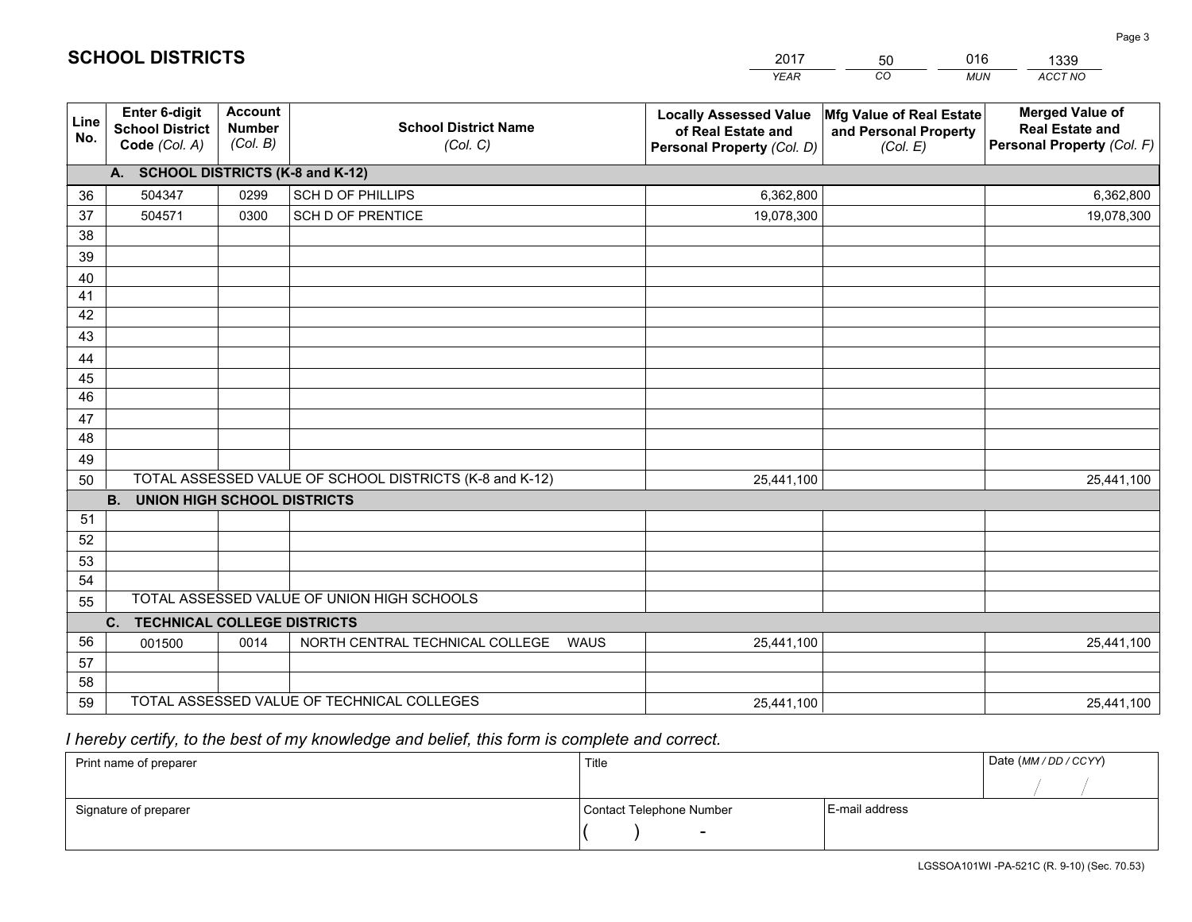# SCHOOL DISTRICTS

| 2017 | 50 | 016 | 1339 |
|---|---|---|---|
| YEAR | CO | MUN | ACCT NO |

| Line No. | Enter 6-digit School District Code (Col. A) | Account Number (Col. B) | School District Name (Col. C) | Locally Assessed Value of Real Estate and Personal Property (Col. D) | Mfg Value of Real Estate and Personal Property (Col. E) | Merged Value of Real Estate and Personal Property (Col. F) |
|---|---|---|---|---|---|---|
| | **A. SCHOOL DISTRICTS (K-8 and K-12)** | | | | | |
| 36 | 504347 | 0299 | SCH D OF PHILLIPS | 6,362,800 | | 6,362,800 |
| 37 | 504571 | 0300 | SCH D OF PRENTICE | 19,078,300 | | 19,078,300 |
| 38 | | | | | | |
| 39 | | | | | | |
| 40 | | | | | | |
| 41 | | | | | | |
| 42 | | | | | | |
| 43 | | | | | | |
| 44 | | | | | | |
| 45 | | | | | | |
| 46 | | | | | | |
| 47 | | | | | | |
| 48 | | | | | | |
| 49 | | | | | | |
| 50 | TOTAL ASSESSED VALUE OF SCHOOL DISTRICTS (K-8 and K-12) | | | 25,441,100 | | 25,441,100 |
| | **B. UNION HIGH SCHOOL DISTRICTS** | | | | | |
| 51 | | | | | | |
| 52 | | | | | | |
| 53 | | | | | | |
| 54 | | | | | | |
| 55 | TOTAL ASSESSED VALUE OF UNION HIGH SCHOOLS | | | | | |
| | **C. TECHNICAL COLLEGE DISTRICTS** | | | | | |
| 56 | 001500 | 0014 | NORTH CENTRAL TECHNICAL COLLEGE WAUS | 25,441,100 | | 25,441,100 |
| 57 | | | | | | |
| 58 | | | | | | |
| 59 | TOTAL ASSESSED VALUE OF TECHNICAL COLLEGES | | | 25,441,100 | | 25,441,100 |

*I hereby certify, to the best of my knowledge and belief, this form is complete and correct.*

| Print name of preparer | Title | | Date (MM / DD / CCYY) |
|---|---|---|---|
| | | | / / |
| Signature of preparer | Contact Telephone Number | E-mail address | |
| | ( ) - | | |

LGSSOA101WI -PA-521C (R. 9-10) (Sec. 70.53)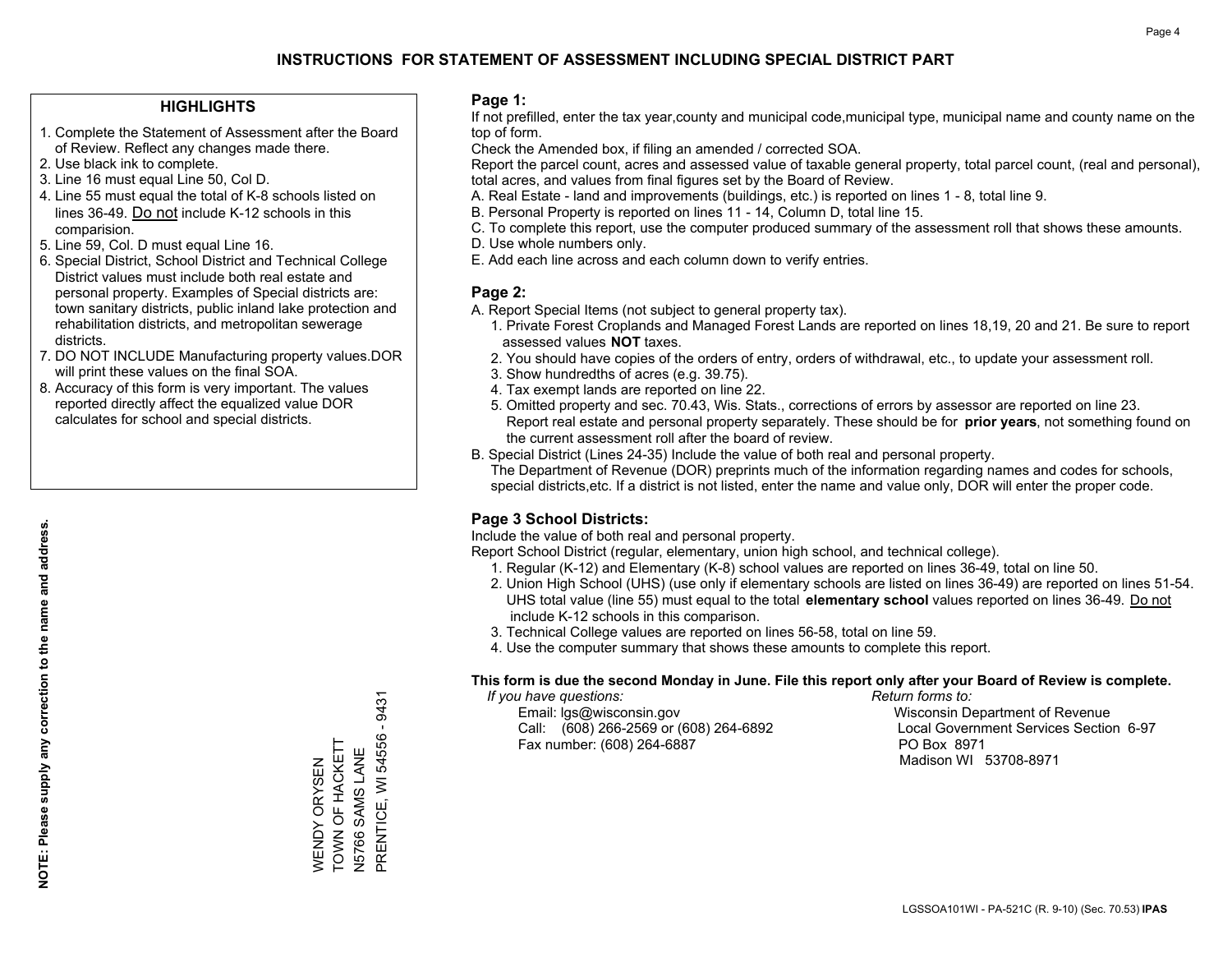# INSTRUCTIONS FOR STATEMENT OF ASSESSMENT INCLUDING SPECIAL DISTRICT PART

## HIGHLIGHTS

1. Complete the Statement of Assessment after the Board of Review. Reflect any changes made there.
2. Use black ink to complete.
3. Line 16 must equal Line 50, Col D.
4. Line 55 must equal the total of K-8 schools listed on lines 36-49. Do not include K-12 schools in this comparision.
5. Line 59, Col. D must equal Line 16.
6. Special District, School District and Technical College District values must include both real estate and personal property. Examples of Special districts are: town sanitary districts, public inland lake protection and rehabilitation districts, and metropolitan sewerage districts.
7. DO NOT INCLUDE Manufacturing property values.DOR will print these values on the final SOA.
8. Accuracy of this form is very important. The values reported directly affect the equalized value DOR calculates for school and special districts.

**NOTE: Please supply any correction to the name and address.**

WENDY ORYSEN
TOWN OF HACKETT
N5766 SAMS LANE
PRENTICE, WI 54556 - 9431

## Page 1:

If not prefilled, enter the tax year,county and municipal code,municipal type, municipal name and county name on the top of form.

Check the Amended box, if filing an amended / corrected SOA.

Report the parcel count, acres and assessed value of taxable general property, total parcel count, (real and personal), total acres, and values from final figures set by the Board of Review.

A. Real Estate - land and improvements (buildings, etc.) is reported on lines 1 - 8, total line 9.
B. Personal Property is reported on lines 11 - 14, Column D, total line 15.
C. To complete this report, use the computer produced summary of the assessment roll that shows these amounts.
D. Use whole numbers only.
E. Add each line across and each column down to verify entries.

## Page 2:

A. Report Special Items (not subject to general property tax).
   1. Private Forest Croplands and Managed Forest Lands are reported on lines 18,19, 20 and 21. Be sure to report assessed values **NOT** taxes.
   2. You should have copies of the orders of entry, orders of withdrawal, etc., to update your assessment roll.
   3. Show hundredths of acres (e.g. 39.75).
   4. Tax exempt lands are reported on line 22.
   5. Omitted property and sec. 70.43, Wis. Stats., corrections of errors by assessor are reported on line 23. Report real estate and personal property separately. These should be for **prior years**, not something found on the current assessment roll after the board of review.
B. Special District (Lines 24-35) Include the value of both real and personal property.
   The Department of Revenue (DOR) preprints much of the information regarding names and codes for schools, special districts,etc. If a district is not listed, enter the name and value only, DOR will enter the proper code.

## Page 3 School Districts:

Include the value of both real and personal property.

Report School District (regular, elementary, union high school, and technical college).

1. Regular (K-12) and Elementary (K-8) school values are reported on lines 36-49, total on line 50.
2. Union High School (UHS) (use only if elementary schools are listed on lines 36-49) are reported on lines 51-54. UHS total value (line 55) must equal to the total **elementary school** values reported on lines 36-49. Do not include K-12 schools in this comparison.
3. Technical College values are reported on lines 56-58, total on line 59.
4. Use the computer summary that shows these amounts to complete this report.

**This form is due the second Monday in June. File this report only after your Board of Review is complete.**

*If you have questions:*
Email: lgs@wisconsin.gov
Call: (608) 266-2569 or (608) 264-6892
Fax number: (608) 264-6887

*Return forms to:*
Wisconsin Department of Revenue
Local Government Services Section 6-97
PO Box 8971
Madison WI 53708-8971

LGSSOA101WI - PA-521C (R. 9-10) (Sec. 70.53) **IPAS**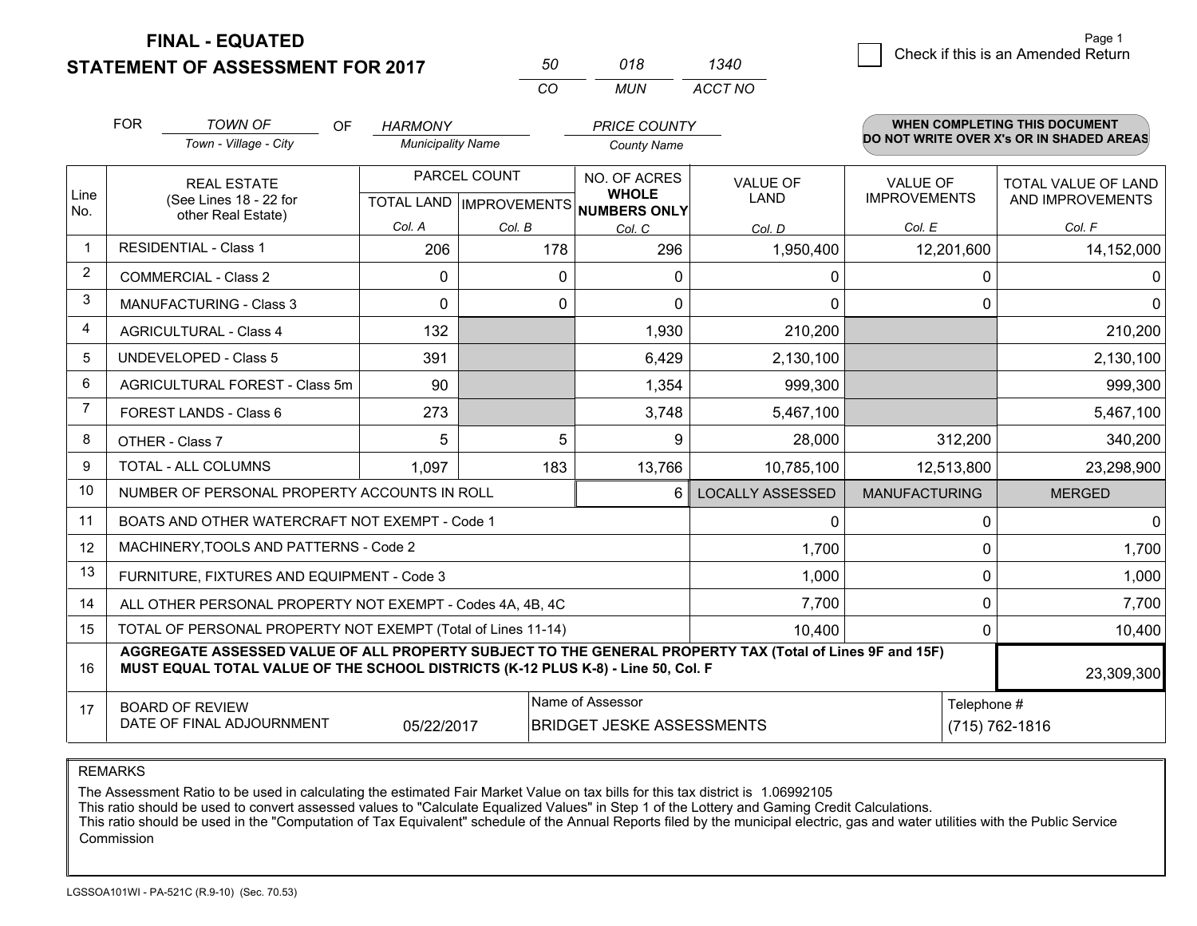# FINAL - EQUATED
## STATEMENT OF ASSESSMENT FOR 2017

| 50 | 018 | 1340 |
|---|---|---|
| CO | MUN | ACCT NO |

Page 1

☐ Check if this is an Amended Return

FOR *TOWN OF* (Town - Village - City) OF *HARMONY* (Municipality Name) *PRICE COUNTY* (County Name)

**WHEN COMPLETING THIS DOCUMENT DO NOT WRITE OVER X's OR IN SHADED AREAS**

| Line No. | REAL ESTATE (See Lines 18 - 22 for other Real Estate) | PARCEL COUNT TOTAL LAND Col. A | PARCEL COUNT IMPROVEMENTS Col. B | NO. OF ACRES WHOLE NUMBERS ONLY Col. C | VALUE OF LAND Col. D | VALUE OF IMPROVEMENTS Col. E | TOTAL VALUE OF LAND AND IMPROVEMENTS Col. F |
|---|---|---|---|---|---|---|---|
| 1 | RESIDENTIAL - Class 1 | 206 | 178 | 296 | 1,950,400 | 12,201,600 | 14,152,000 |
| 2 | COMMERCIAL - Class 2 | 0 | 0 | 0 | 0 | 0 | 0 |
| 3 | MANUFACTURING - Class 3 | 0 | 0 | 0 | 0 | 0 | 0 |
| 4 | AGRICULTURAL - Class 4 | 132 | | 1,930 | 210,200 | | 210,200 |
| 5 | UNDEVELOPED - Class 5 | 391 | | 6,429 | 2,130,100 | | 2,130,100 |
| 6 | AGRICULTURAL FOREST - Class 5m | 90 | | 1,354 | 999,300 | | 999,300 |
| 7 | FOREST LANDS - Class 6 | 273 | | 3,748 | 5,467,100 | | 5,467,100 |
| 8 | OTHER - Class 7 | 5 | 5 | 9 | 28,000 | 312,200 | 340,200 |
| 9 | TOTAL - ALL COLUMNS | 1,097 | 183 | 13,766 | 10,785,100 | 12,513,800 | 23,298,900 |
| 10 | NUMBER OF PERSONAL PROPERTY ACCOUNTS IN ROLL | | | 6 | LOCALLY ASSESSED | MANUFACTURING | MERGED |
| 11 | BOATS AND OTHER WATERCRAFT NOT EXEMPT - Code 1 | | | | 0 | 0 | 0 |
| 12 | MACHINERY,TOOLS AND PATTERNS - Code 2 | | | | 1,700 | 0 | 1,700 |
| 13 | FURNITURE, FIXTURES AND EQUIPMENT - Code 3 | | | | 1,000 | 0 | 1,000 |
| 14 | ALL OTHER PERSONAL PROPERTY NOT EXEMPT - Codes 4A, 4B, 4C | | | | 7,700 | 0 | 7,700 |
| 15 | TOTAL OF PERSONAL PROPERTY NOT EXEMPT (Total of Lines 11-14) | | | | 10,400 | 0 | 10,400 |
| 16 | **AGGREGATE ASSESSED VALUE OF ALL PROPERTY SUBJECT TO THE GENERAL PROPERTY TAX (Total of Lines 9F and 15F) MUST EQUAL TOTAL VALUE OF THE SCHOOL DISTRICTS (K-12 PLUS K-8) - Line 50, Col. F** | | | | | | 23,309,300 |
| 17 | BOARD OF REVIEW DATE OF FINAL ADJOURNMENT | 05/22/2017 | | Name of Assessor: BRIDGET JESKE ASSESSMENTS | | Telephone #: (715) 762-1816 | |

REMARKS

The Assessment Ratio to be used in calculating the estimated Fair Market Value on tax bills for this tax district is 1.06992105
This ratio should be used to convert assessed values to "Calculate Equalized Values" in Step 1 of the Lottery and Gaming Credit Calculations.
This ratio should be used in the "Computation of Tax Equivalent" schedule of the Annual Reports filed by the municipal electric, gas and water utilities with the Public Service Commission

LGSSOA101WI - PA-521C (R.9-10) (Sec. 70.53)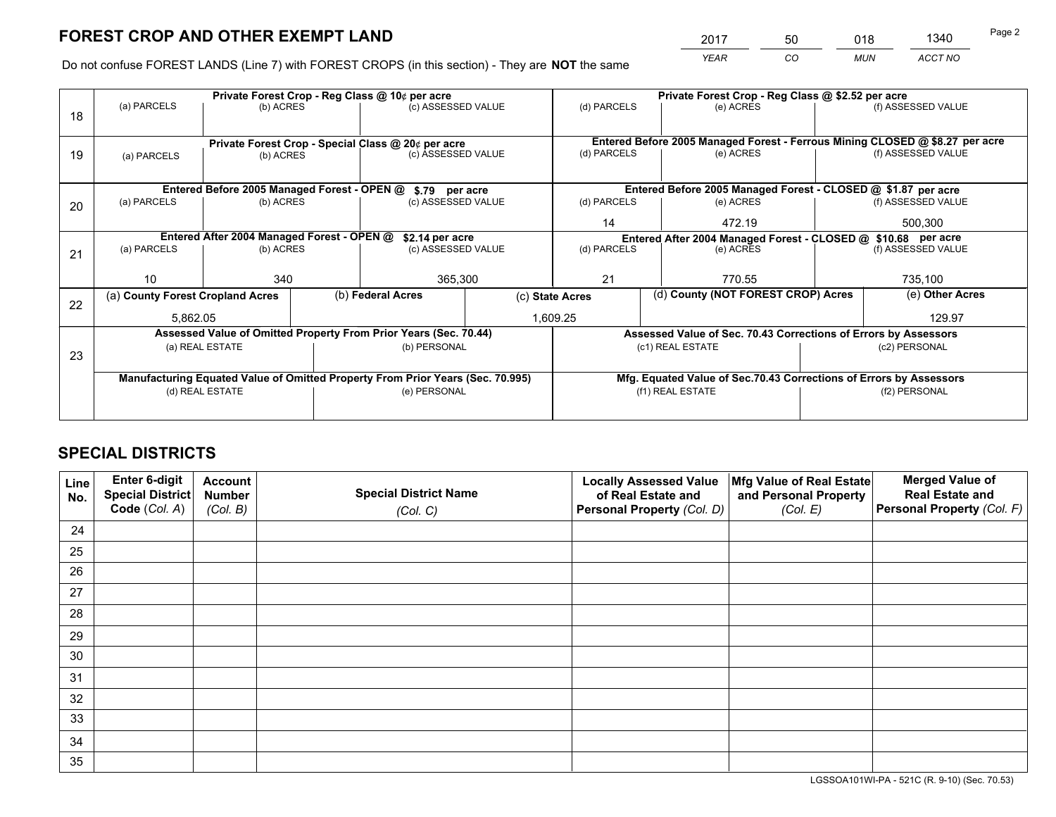# FOREST CROP AND OTHER EXEMPT LAND

| 2017 | 50 | 018 | 1340 |
|---|---|---|---|
| *YEAR* | *CO* | *MUN* | *ACCT NO* |

Do not confuse FOREST LANDS (Line 7) with FOREST CROPS (in this section) - They are **NOT** the same

| Line | Private Forest Crop - Reg Class @ 10¢ per acre | | | Private Forest Crop - Reg Class @ $2.52 per acre | | |
|---|---|---|---|---|---|---|
| 18 | (a) PARCELS | (b) ACRES | (c) ASSESSED VALUE | (d) PARCELS | (e) ACRES | (f) ASSESSED VALUE |
| | | | | | | |
| | **Private Forest Crop - Special Class @ 20¢ per acre** | | | **Entered Before 2005 Managed Forest - Ferrous Mining CLOSED @ $8.27 per acre** | | |
| 19 | (a) PARCELS | (b) ACRES | (c) ASSESSED VALUE | (d) PARCELS | (e) ACRES | (f) ASSESSED VALUE |
| | | | | | | |
| | **Entered Before 2005 Managed Forest - OPEN @ $.79 per acre** | | | **Entered Before 2005 Managed Forest - CLOSED @ $1.87 per acre** | | |
| 20 | (a) PARCELS | (b) ACRES | (c) ASSESSED VALUE | (d) PARCELS | (e) ACRES | (f) ASSESSED VALUE |
| | | | | 14 | 472.19 | 500,300 |
| | **Entered After 2004 Managed Forest - OPEN @ $2.14 per acre** | | | **Entered After 2004 Managed Forest - CLOSED @ $10.68 per acre** | | |
| 21 | (a) PARCELS | (b) ACRES | (c) ASSESSED VALUE | (d) PARCELS | (e) ACRES | (f) ASSESSED VALUE |
| | 10 | 340 | 365,300 | 21 | 770.55 | 735,100 |

| Line | (a) County Forest Cropland Acres | (b) Federal Acres | (c) State Acres | (d) County (NOT FOREST CROP) Acres | (e) Other Acres |
|---|---|---|---|---|---|
| 22 | 5,862.05 | | 1,609.25 | | 129.97 |

| Line | Assessed Value of Omitted Property From Prior Years (Sec. 70.44) | | Assessed Value of Sec. 70.43 Corrections of Errors by Assessors | |
|---|---|---|---|---|
| 23 | (a) REAL ESTATE | (b) PERSONAL | (c1) REAL ESTATE | (c2) PERSONAL |
| | | | | |
| | **Manufacturing Equated Value of Omitted Property From Prior Years (Sec. 70.995)** | | **Mfg. Equated Value of Sec.70.43 Corrections of Errors by Assessors** | |
| | (d) REAL ESTATE | (e) PERSONAL | (f1) REAL ESTATE | (f2) PERSONAL |
| | | | | |

# SPECIAL DISTRICTS

| Line No. | Enter 6-digit Special District Code (*Col. A*) | Account Number (*Col. B*) | Special District Name (*Col. C*) | Locally Assessed Value of Real Estate and Personal Property (*Col. D*) | Mfg Value of Real Estate and Personal Property (*Col. E*) | Merged Value of Real Estate and Personal Property (*Col. F*) |
|---|---|---|---|---|---|---|
| 24 | | | | | | |
| 25 | | | | | | |
| 26 | | | | | | |
| 27 | | | | | | |
| 28 | | | | | | |
| 29 | | | | | | |
| 30 | | | | | | |
| 31 | | | | | | |
| 32 | | | | | | |
| 33 | | | | | | |
| 34 | | | | | | |
| 35 | | | | | | |

LGSSOA101WI-PA - 521C (R. 9-10) (Sec. 70.53)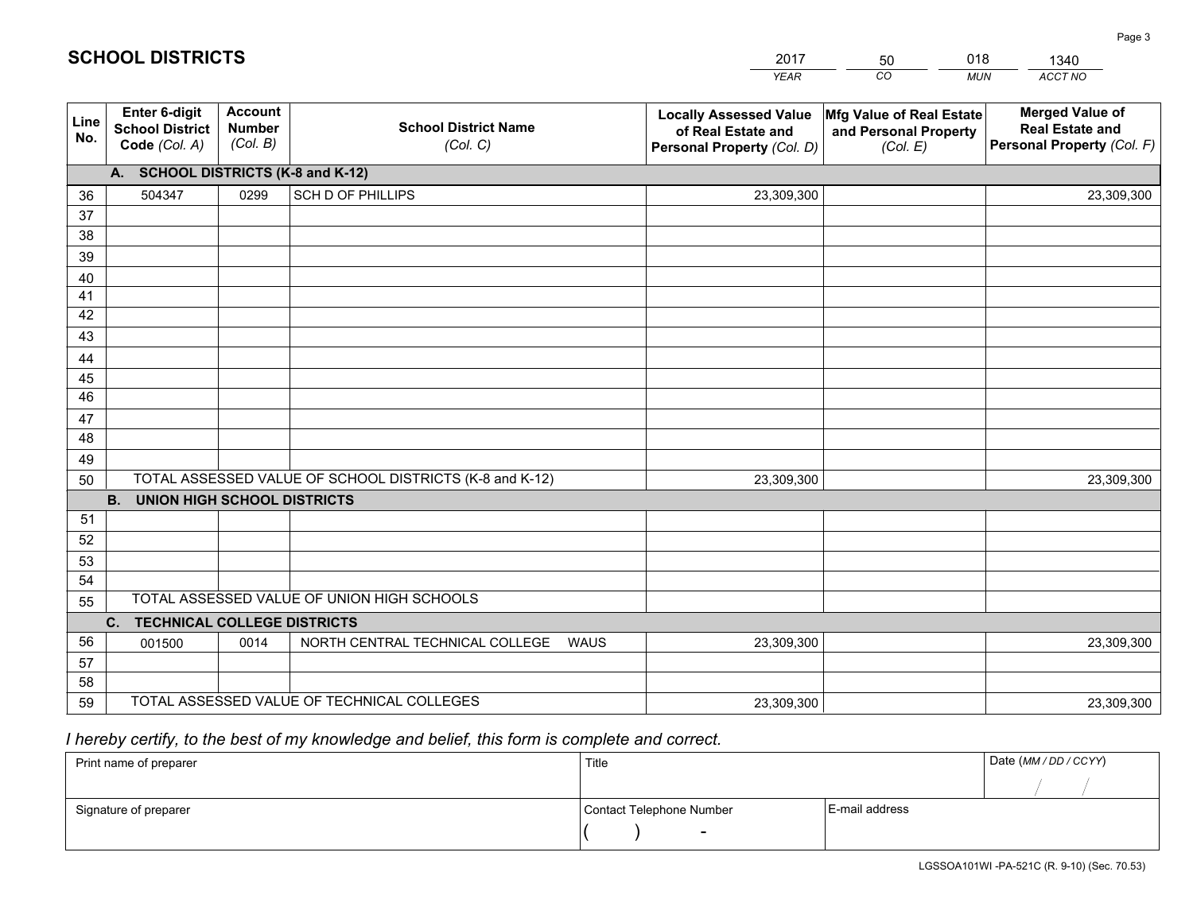## SCHOOL DISTRICTS

| YEAR | CO | MUN | ACCT NO |
|---|---|---|---|
| 2017 | 50 | 018 | 1340 |

| Line No. | Enter 6-digit School District Code (Col. A) | Account Number (Col. B) | School District Name (Col. C) | Locally Assessed Value of Real Estate and Personal Property (Col. D) | Mfg Value of Real Estate and Personal Property (Col. E) | Merged Value of Real Estate and Personal Property (Col. F) |
|---|---|---|---|---|---|---|
| **A. SCHOOL DISTRICTS (K-8 and K-12)** | | | | | | |
| 36 | 504347 | 0299 | SCH D OF PHILLIPS | 23,309,300 | | 23,309,300 |
| 37 | | | | | | |
| 38 | | | | | | |
| 39 | | | | | | |
| 40 | | | | | | |
| 41 | | | | | | |
| 42 | | | | | | |
| 43 | | | | | | |
| 44 | | | | | | |
| 45 | | | | | | |
| 46 | | | | | | |
| 47 | | | | | | |
| 48 | | | | | | |
| 49 | | | | | | |
| 50 | TOTAL ASSESSED VALUE OF SCHOOL DISTRICTS (K-8 and K-12) | | | 23,309,300 | | 23,309,300 |
| **B. UNION HIGH SCHOOL DISTRICTS** | | | | | | |
| 51 | | | | | | |
| 52 | | | | | | |
| 53 | | | | | | |
| 54 | | | | | | |
| 55 | TOTAL ASSESSED VALUE OF UNION HIGH SCHOOLS | | | | | |
| **C. TECHNICAL COLLEGE DISTRICTS** | | | | | | |
| 56 | 001500 | 0014 | NORTH CENTRAL TECHNICAL COLLEGE WAUS | 23,309,300 | | 23,309,300 |
| 57 | | | | | | |
| 58 | | | | | | |
| 59 | TOTAL ASSESSED VALUE OF TECHNICAL COLLEGES | | | 23,309,300 | | 23,309,300 |

*I hereby certify, to the best of my knowledge and belief, this form is complete and correct.*

| Print name of preparer | Title | | Date (MM / DD / CCYY) |
|---|---|---|---|
| | | | / / |
| Signature of preparer | Contact Telephone Number | E-mail address | |
| | ( ) - | | |

LGSSOA101WI -PA-521C (R. 9-10) (Sec. 70.53)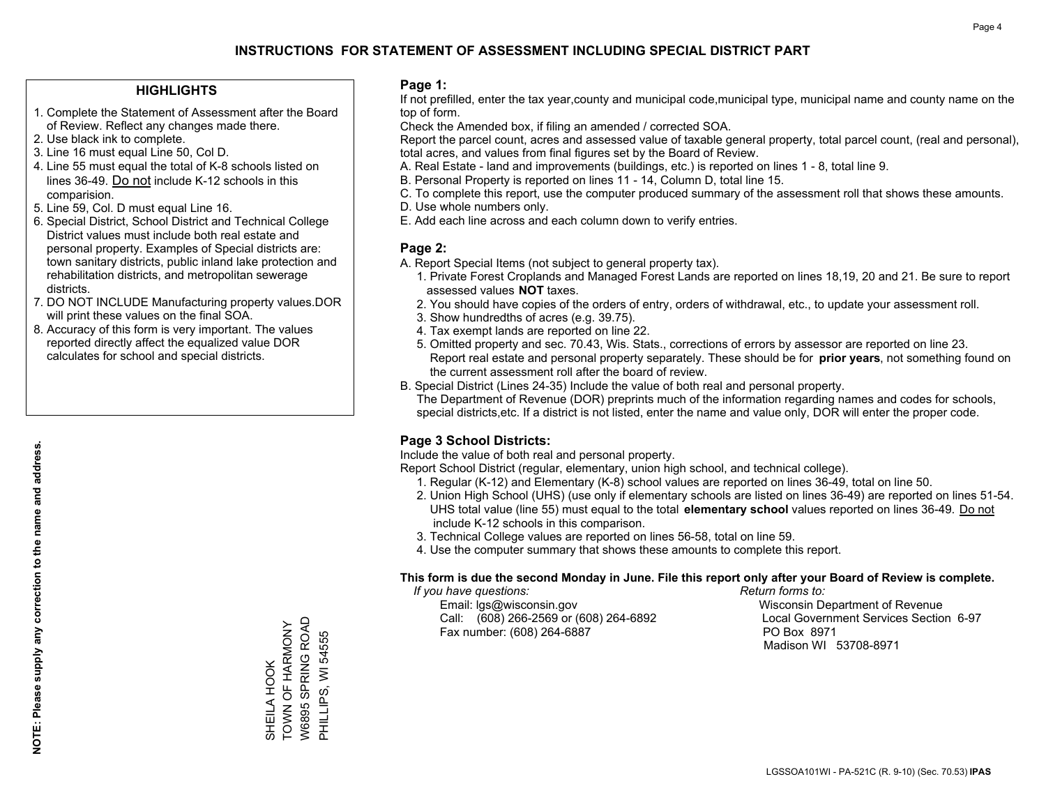# INSTRUCTIONS FOR STATEMENT OF ASSESSMENT INCLUDING SPECIAL DISTRICT PART

## HIGHLIGHTS

1. Complete the Statement of Assessment after the Board of Review. Reflect any changes made there.
2. Use black ink to complete.
3. Line 16 must equal Line 50, Col D.
4. Line 55 must equal the total of K-8 schools listed on lines 36-49. Do not include K-12 schools in this comparision.
5. Line 59, Col. D must equal Line 16.
6. Special District, School District and Technical College District values must include both real estate and personal property. Examples of Special districts are: town sanitary districts, public inland lake protection and rehabilitation districts, and metropolitan sewerage districts.
7. DO NOT INCLUDE Manufacturing property values.DOR will print these values on the final SOA.
8. Accuracy of this form is very important. The values reported directly affect the equalized value DOR calculates for school and special districts.

**NOTE: Please supply any correction to the name and address.**

SHEILA HOOK
TOWN OF HARMONY
W6895 SPRING ROAD
PHILLIPS, WI 54555

## Page 1:

If not prefilled, enter the tax year,county and municipal code,municipal type, municipal name and county name on the top of form.

Check the Amended box, if filing an amended / corrected SOA.

Report the parcel count, acres and assessed value of taxable general property, total parcel count, (real and personal), total acres, and values from final figures set by the Board of Review.

A. Real Estate - land and improvements (buildings, etc.) is reported on lines 1 - 8, total line 9.
B. Personal Property is reported on lines 11 - 14, Column D, total line 15.
C. To complete this report, use the computer produced summary of the assessment roll that shows these amounts.
D. Use whole numbers only.
E. Add each line across and each column down to verify entries.

## Page 2:

A. Report Special Items (not subject to general property tax).
   1. Private Forest Croplands and Managed Forest Lands are reported on lines 18,19, 20 and 21. Be sure to report assessed values **NOT** taxes.
   2. You should have copies of the orders of entry, orders of withdrawal, etc., to update your assessment roll.
   3. Show hundredths of acres (e.g. 39.75).
   4. Tax exempt lands are reported on line 22.
   5. Omitted property and sec. 70.43, Wis. Stats., corrections of errors by assessor are reported on line 23. Report real estate and personal property separately. These should be for **prior years**, not something found on the current assessment roll after the board of review.
B. Special District (Lines 24-35) Include the value of both real and personal property.
   The Department of Revenue (DOR) preprints much of the information regarding names and codes for schools, special districts,etc. If a district is not listed, enter the name and value only, DOR will enter the proper code.

## Page 3 School Districts:

Include the value of both real and personal property.

Report School District (regular, elementary, union high school, and technical college).

1. Regular (K-12) and Elementary (K-8) school values are reported on lines 36-49, total on line 50.
2. Union High School (UHS) (use only if elementary schools are listed on lines 36-49) are reported on lines 51-54. UHS total value (line 55) must equal to the total **elementary school** values reported on lines 36-49. Do not include K-12 schools in this comparison.
3. Technical College values are reported on lines 56-58, total on line 59.
4. Use the computer summary that shows these amounts to complete this report.

**This form is due the second Monday in June. File this report only after your Board of Review is complete.**

*If you have questions:*
Email: lgs@wisconsin.gov
Call: (608) 266-2569 or (608) 264-6892
Fax number: (608) 264-6887

*Return forms to:*
Wisconsin Department of Revenue
Local Government Services Section 6-97
PO Box 8971
Madison WI 53708-8971

LGSSOA101WI - PA-521C (R. 9-10) (Sec. 70.53) **IPAS**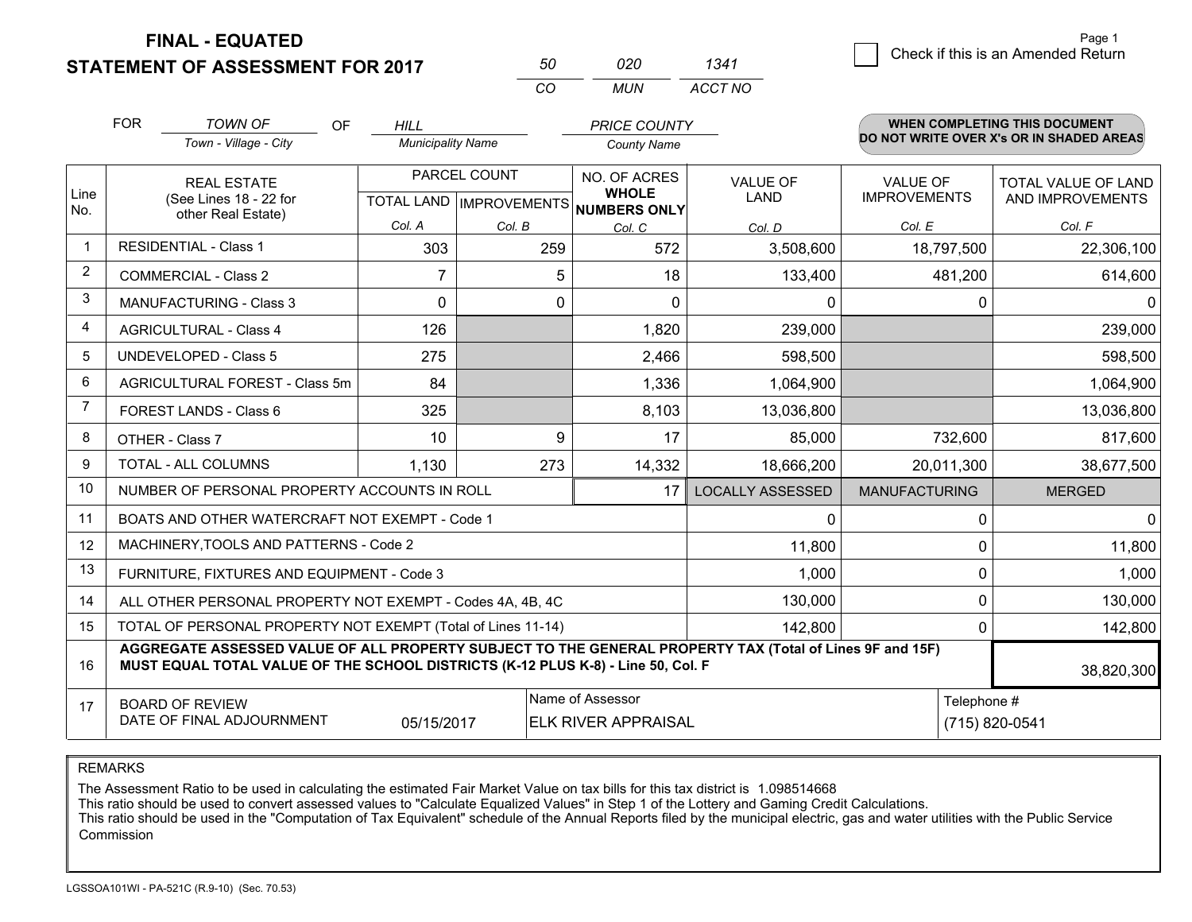**FINAL - EQUATED**
**STATEMENT OF ASSESSMENT FOR 2017**

| 50 | 020 | 1341 |
|---|---|---|
| CO | MUN | ACCT NO |

Page 1

☐ Check if this is an Amended Return

FOR *TOWN OF* (Town - Village - City) OF *HILL* (Municipality Name) *PRICE COUNTY* (County Name)

**WHEN COMPLETING THIS DOCUMENT DO NOT WRITE OVER X's OR IN SHADED AREAS**

| Line No. | REAL ESTATE (See Lines 18 - 22 for other Real Estate) | PARCEL COUNT TOTAL LAND Col. A | PARCEL COUNT IMPROVEMENTS Col. B | NO. OF ACRES WHOLE NUMBERS ONLY Col. C | VALUE OF LAND Col. D | VALUE OF IMPROVEMENTS Col. E | TOTAL VALUE OF LAND AND IMPROVEMENTS Col. F |
|---|---|---|---|---|---|---|---|
| 1 | RESIDENTIAL - Class 1 | 303 | 259 | 572 | 3,508,600 | 18,797,500 | 22,306,100 |
| 2 | COMMERCIAL - Class 2 | 7 | 5 | 18 | 133,400 | 481,200 | 614,600 |
| 3 | MANUFACTURING - Class 3 | 0 | 0 | 0 | 0 | 0 | 0 |
| 4 | AGRICULTURAL - Class 4 | 126 | | 1,820 | 239,000 | | 239,000 |
| 5 | UNDEVELOPED - Class 5 | 275 | | 2,466 | 598,500 | | 598,500 |
| 6 | AGRICULTURAL FOREST - Class 5m | 84 | | 1,336 | 1,064,900 | | 1,064,900 |
| 7 | FOREST LANDS - Class 6 | 325 | | 8,103 | 13,036,800 | | 13,036,800 |
| 8 | OTHER - Class 7 | 10 | 9 | 17 | 85,000 | 732,600 | 817,600 |
| 9 | TOTAL - ALL COLUMNS | 1,130 | 273 | 14,332 | 18,666,200 | 20,011,300 | 38,677,500 |
| 10 | NUMBER OF PERSONAL PROPERTY ACCOUNTS IN ROLL | | | 17 | LOCALLY ASSESSED | MANUFACTURING | MERGED |
| 11 | BOATS AND OTHER WATERCRAFT NOT EXEMPT - Code 1 | | | | 0 | 0 | 0 |
| 12 | MACHINERY,TOOLS AND PATTERNS - Code 2 | | | | 11,800 | 0 | 11,800 |
| 13 | FURNITURE, FIXTURES AND EQUIPMENT - Code 3 | | | | 1,000 | 0 | 1,000 |
| 14 | ALL OTHER PERSONAL PROPERTY NOT EXEMPT - Codes 4A, 4B, 4C | | | | 130,000 | 0 | 130,000 |
| 15 | TOTAL OF PERSONAL PROPERTY NOT EXEMPT (Total of Lines 11-14) | | | | 142,800 | 0 | 142,800 |
| 16 | **AGGREGATE ASSESSED VALUE OF ALL PROPERTY SUBJECT TO THE GENERAL PROPERTY TAX (Total of Lines 9F and 15F) MUST EQUAL TOTAL VALUE OF THE SCHOOL DISTRICTS (K-12 PLUS K-8) - Line 50, Col. F** | | | | | | 38,820,300 |
| 17 | BOARD OF REVIEW DATE OF FINAL ADJOURNMENT | 05/15/2017 | | Name of Assessor: ELK RIVER APPRAISAL | | Telephone #: (715) 820-0541 | |

REMARKS

The Assessment Ratio to be used in calculating the estimated Fair Market Value on tax bills for this tax district is 1.098514668
This ratio should be used to convert assessed values to "Calculate Equalized Values" in Step 1 of the Lottery and Gaming Credit Calculations.
This ratio should be used in the "Computation of Tax Equivalent" schedule of the Annual Reports filed by the municipal electric, gas and water utilities with the Public Service Commission

LGSSOA101WI - PA-521C (R.9-10) (Sec. 70.53)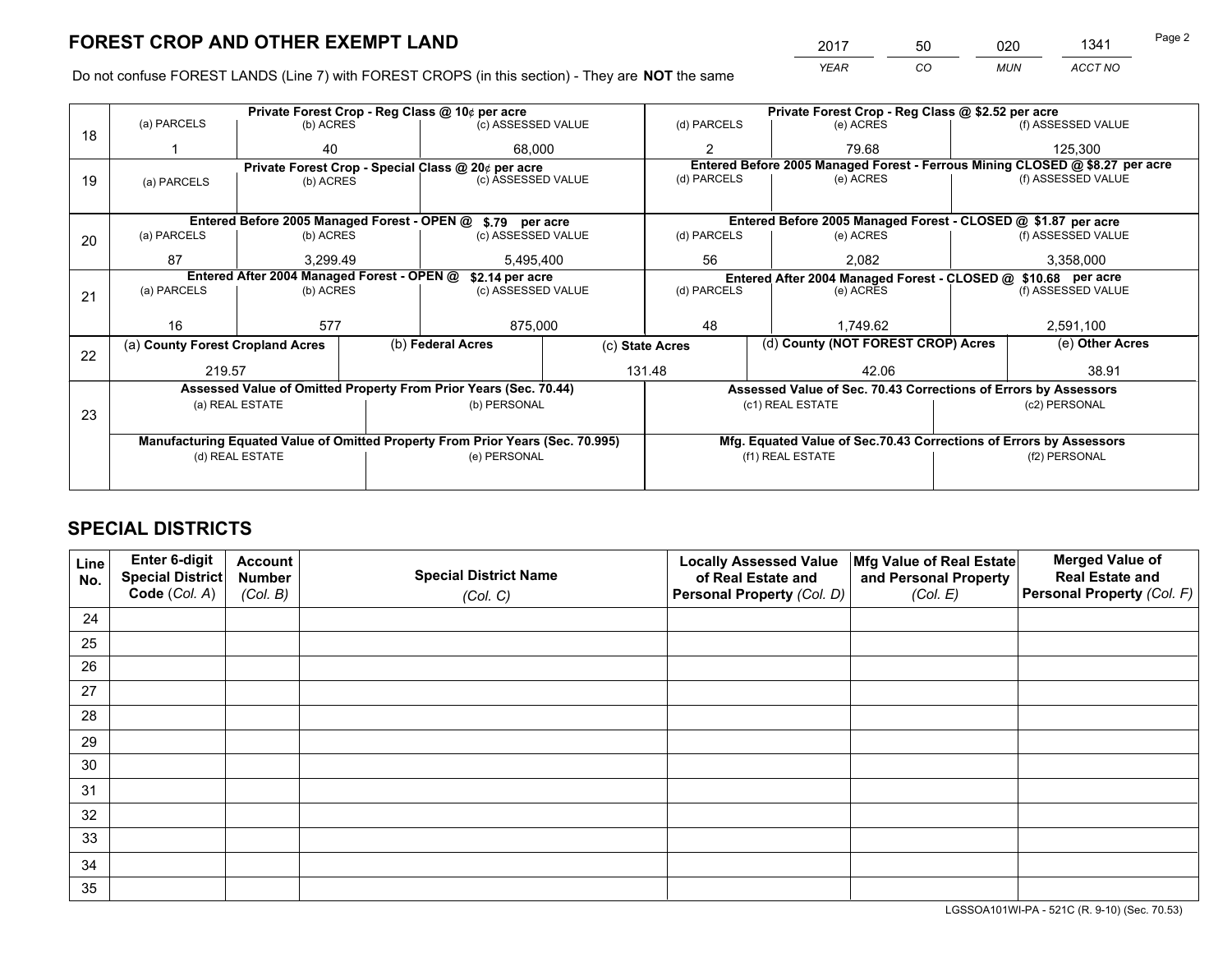# FOREST CROP AND OTHER EXEMPT LAND

| 2017 | 50 | 020 | 1341 |
|---|---|---|---|
| *YEAR* | *CO* | *MUN* | *ACCT NO* |

Do not confuse FOREST LANDS (Line 7) with FOREST CROPS (in this section) - They are **NOT** the same

| Line | Private Forest Crop - Reg Class @ 10¢ per acre | | | Private Forest Crop - Reg Class @ $2.52 per acre | | |
|---|---|---|---|---|---|---|
| | (a) PARCELS | (b) ACRES | (c) ASSESSED VALUE | (d) PARCELS | (e) ACRES | (f) ASSESSED VALUE |
| 18 | 1 | 40 | 68,000 | 2 | 79.68 | 125,300 |
| | **Private Forest Crop - Special Class @ 20¢ per acre** | | | **Entered Before 2005 Managed Forest - Ferrous Mining CLOSED @ $8.27 per acre** | | |
| 19 | (a) PARCELS | (b) ACRES | (c) ASSESSED VALUE | (d) PARCELS | (e) ACRES | (f) ASSESSED VALUE |
| | | | | | | |
| | **Entered Before 2005 Managed Forest - OPEN @ $.79 per acre** | | | **Entered Before 2005 Managed Forest - CLOSED @ $1.87 per acre** | | |
| | (a) PARCELS | (b) ACRES | (c) ASSESSED VALUE | (d) PARCELS | (e) ACRES | (f) ASSESSED VALUE |
| 20 | 87 | 3,299.49 | 5,495,400 | 56 | 2,082 | 3,358,000 |
| | **Entered After 2004 Managed Forest - OPEN @ $2.14 per acre** | | | **Entered After 2004 Managed Forest - CLOSED @ $10.68 per acre** | | |
| | (a) PARCELS | (b) ACRES | (c) ASSESSED VALUE | (d) PARCELS | (e) ACRES | (f) ASSESSED VALUE |
| 21 | 16 | 577 | 875,000 | 48 | 1,749.62 | 2,591,100 |

| Line | (a) County Forest Cropland Acres | (b) Federal Acres | (c) State Acres | (d) County (NOT FOREST CROP) Acres | (e) Other Acres |
|---|---|---|---|---|---|
| 22 | 219.57 | | 131.48 | 42.06 | 38.91 |

| Line | Assessed Value of Omitted Property From Prior Years (Sec. 70.44) | | Assessed Value of Sec. 70.43 Corrections of Errors by Assessors | |
|---|---|---|---|---|
| 23 | (a) REAL ESTATE | (b) PERSONAL | (c1) REAL ESTATE | (c2) PERSONAL |
| | | | | |
| | **Manufacturing Equated Value of Omitted Property From Prior Years (Sec. 70.995)** | | **Mfg. Equated Value of Sec.70.43 Corrections of Errors by Assessors** | |
| | (d) REAL ESTATE | (e) PERSONAL | (f1) REAL ESTATE | (f2) PERSONAL |
| | | | | |

# SPECIAL DISTRICTS

| Line No. | Enter 6-digit Special District Code (*Col. A*) | Account Number (*Col. B*) | Special District Name (*Col. C*) | Locally Assessed Value of Real Estate and Personal Property (*Col. D*) | Mfg Value of Real Estate and Personal Property (*Col. E*) | Merged Value of Real Estate and Personal Property (*Col. F*) |
|---|---|---|---|---|---|---|
| 24 | | | | | | |
| 25 | | | | | | |
| 26 | | | | | | |
| 27 | | | | | | |
| 28 | | | | | | |
| 29 | | | | | | |
| 30 | | | | | | |
| 31 | | | | | | |
| 32 | | | | | | |
| 33 | | | | | | |
| 34 | | | | | | |
| 35 | | | | | | |

LGSSOA101WI-PA - 521C (R. 9-10) (Sec. 70.53)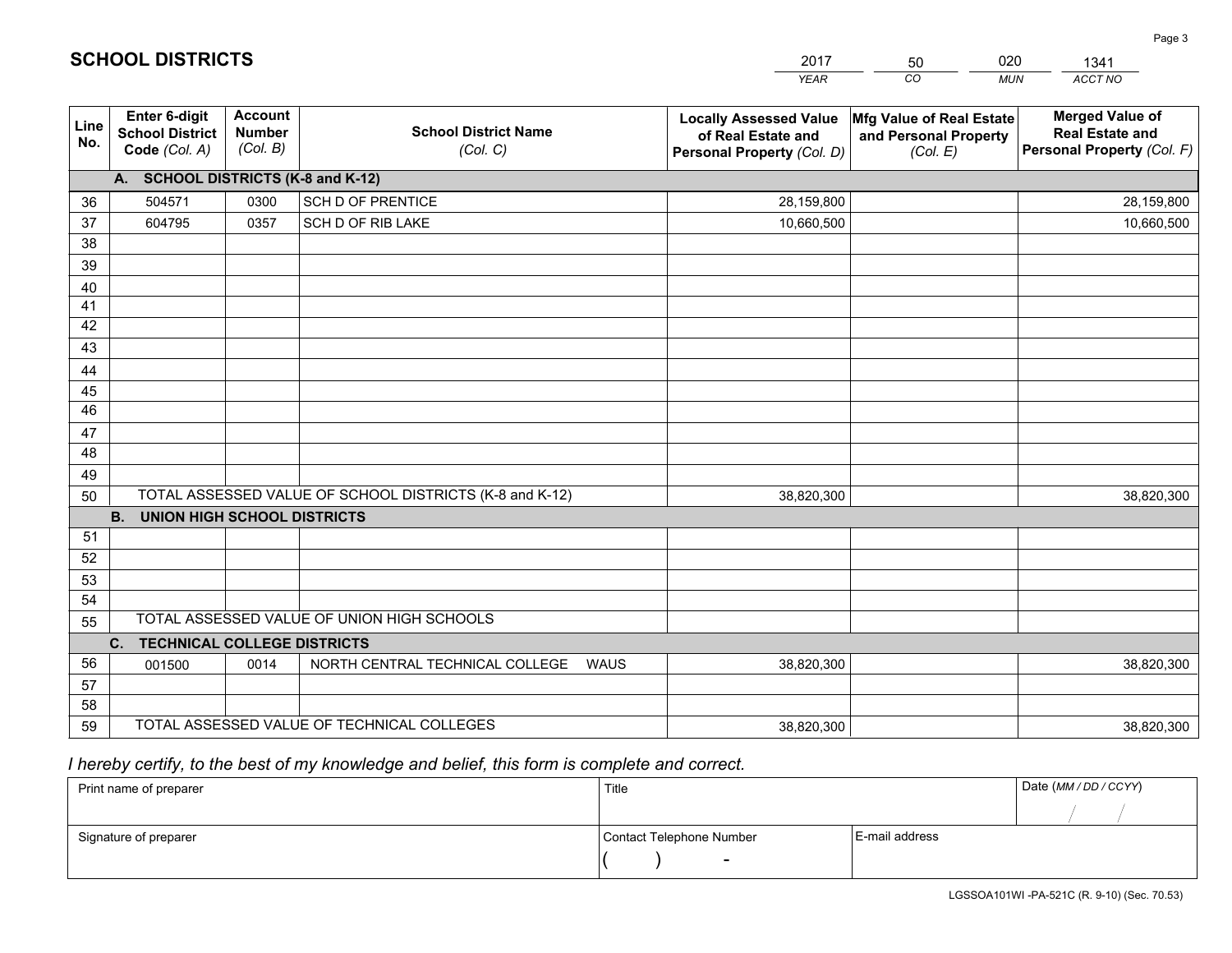# SCHOOL DISTRICTS

| 2017 | 50 | 020 | 1341 |
|---|---|---|---|
| *YEAR* | *CO* | *MUN* | *ACCT NO* |

| Line No. | Enter 6-digit School District Code *(Col. A)* | Account Number *(Col. B)* | School District Name *(Col. C)* | Locally Assessed Value of Real Estate and Personal Property *(Col. D)* | Mfg Value of Real Estate and Personal Property *(Col. E)* | Merged Value of Real Estate and Personal Property *(Col. F)* |
|---|---|---|---|---|---|---|
| **A.** | **SCHOOL DISTRICTS (K-8 and K-12)** | | | | | |
| 36 | 504571 | 0300 | SCH D OF PRENTICE | 28,159,800 | | 28,159,800 |
| 37 | 604795 | 0357 | SCH D OF RIB LAKE | 10,660,500 | | 10,660,500 |
| 38 | | | | | | |
| 39 | | | | | | |
| 40 | | | | | | |
| 41 | | | | | | |
| 42 | | | | | | |
| 43 | | | | | | |
| 44 | | | | | | |
| 45 | | | | | | |
| 46 | | | | | | |
| 47 | | | | | | |
| 48 | | | | | | |
| 49 | | | | | | |
| 50 | TOTAL ASSESSED VALUE OF SCHOOL DISTRICTS (K-8 and K-12) | | | 38,820,300 | | 38,820,300 |
| **B.** | **UNION HIGH SCHOOL DISTRICTS** | | | | | |
| 51 | | | | | | |
| 52 | | | | | | |
| 53 | | | | | | |
| 54 | | | | | | |
| 55 | TOTAL ASSESSED VALUE OF UNION HIGH SCHOOLS | | | | | |
| **C.** | **TECHNICAL COLLEGE DISTRICTS** | | | | | |
| 56 | 001500 | 0014 | NORTH CENTRAL TECHNICAL COLLEGE WAUS | 38,820,300 | | 38,820,300 |
| 57 | | | | | | |
| 58 | | | | | | |
| 59 | TOTAL ASSESSED VALUE OF TECHNICAL COLLEGES | | | 38,820,300 | | 38,820,300 |

*I hereby certify, to the best of my knowledge and belief, this form is complete and correct.*

| Print name of preparer | Title | | Date *(MM / DD / CCYY)* |
|---|---|---|---|
| | | | / / |
| Signature of preparer | Contact Telephone Number | E-mail address | |
| | ( ) - | | |

LGSSOA101WI -PA-521C (R. 9-10) (Sec. 70.53)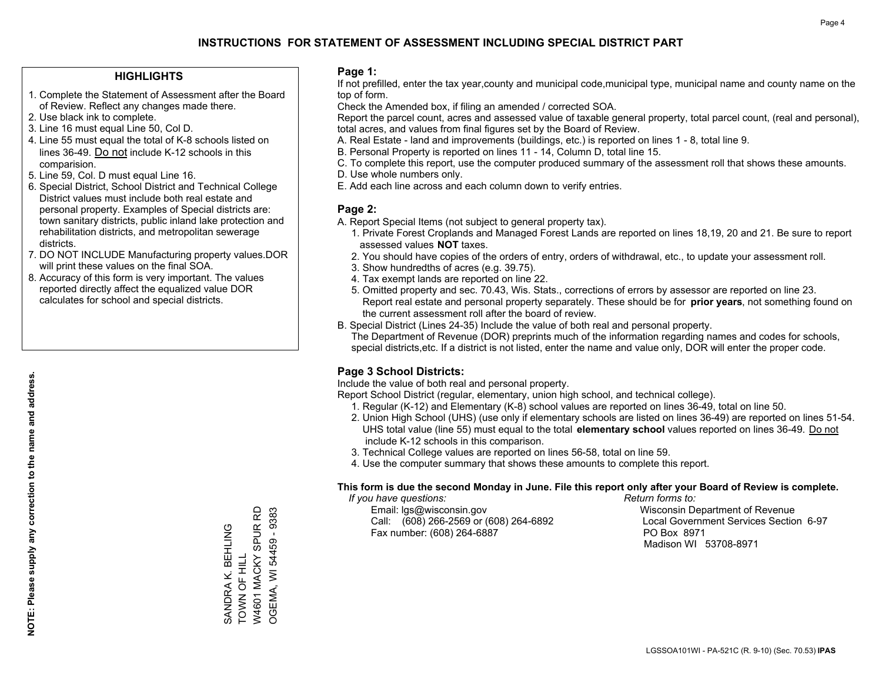# INSTRUCTIONS FOR STATEMENT OF ASSESSMENT INCLUDING SPECIAL DISTRICT PART

## HIGHLIGHTS

1. Complete the Statement of Assessment after the Board of Review. Reflect any changes made there.
2. Use black ink to complete.
3. Line 16 must equal Line 50, Col D.
4. Line 55 must equal the total of K-8 schools listed on lines 36-49. Do not include K-12 schools in this comparision.
5. Line 59, Col. D must equal Line 16.
6. Special District, School District and Technical College District values must include both real estate and personal property. Examples of Special districts are: town sanitary districts, public inland lake protection and rehabilitation districts, and metropolitan sewerage districts.
7. DO NOT INCLUDE Manufacturing property values.DOR will print these values on the final SOA.
8. Accuracy of this form is very important. The values reported directly affect the equalized value DOR calculates for school and special districts.

**NOTE: Please supply any correction to the name and address.**

SANDRA K. BEHLING
TOWN OF HILL
W4601 MACKY SPUR RD
OGEMA, WI 54459 - 9383

## Page 1:

If not prefilled, enter the tax year,county and municipal code,municipal type, municipal name and county name on the top of form.

Check the Amended box, if filing an amended / corrected SOA.

Report the parcel count, acres and assessed value of taxable general property, total parcel count, (real and personal), total acres, and values from final figures set by the Board of Review.

A. Real Estate - land and improvements (buildings, etc.) is reported on lines 1 - 8, total line 9.
B. Personal Property is reported on lines 11 - 14, Column D, total line 15.
C. To complete this report, use the computer produced summary of the assessment roll that shows these amounts.
D. Use whole numbers only.
E. Add each line across and each column down to verify entries.

## Page 2:

A. Report Special Items (not subject to general property tax).
   1. Private Forest Croplands and Managed Forest Lands are reported on lines 18,19, 20 and 21. Be sure to report assessed values **NOT** taxes.
   2. You should have copies of the orders of entry, orders of withdrawal, etc., to update your assessment roll.
   3. Show hundredths of acres (e.g. 39.75).
   4. Tax exempt lands are reported on line 22.
   5. Omitted property and sec. 70.43, Wis. Stats., corrections of errors by assessor are reported on line 23. Report real estate and personal property separately. These should be for **prior years**, not something found on the current assessment roll after the board of review.

B. Special District (Lines 24-35) Include the value of both real and personal property.
   The Department of Revenue (DOR) preprints much of the information regarding names and codes for schools, special districts,etc. If a district is not listed, enter the name and value only, DOR will enter the proper code.

## Page 3 School Districts:

Include the value of both real and personal property.

Report School District (regular, elementary, union high school, and technical college).

1. Regular (K-12) and Elementary (K-8) school values are reported on lines 36-49, total on line 50.
2. Union High School (UHS) (use only if elementary schools are listed on lines 36-49) are reported on lines 51-54. UHS total value (line 55) must equal to the total **elementary school** values reported on lines 36-49. Do not include K-12 schools in this comparison.
3. Technical College values are reported on lines 56-58, total on line 59.
4. Use the computer summary that shows these amounts to complete this report.

**This form is due the second Monday in June. File this report only after your Board of Review is complete.**

*If you have questions:*
Email: lgs@wisconsin.gov
Call: (608) 266-2569 or (608) 264-6892
Fax number: (608) 264-6887

*Return forms to:*
Wisconsin Department of Revenue
Local Government Services Section 6-97
PO Box 8971
Madison WI 53708-8971

LGSSOA101WI - PA-521C (R. 9-10) (Sec. 70.53) **IPAS**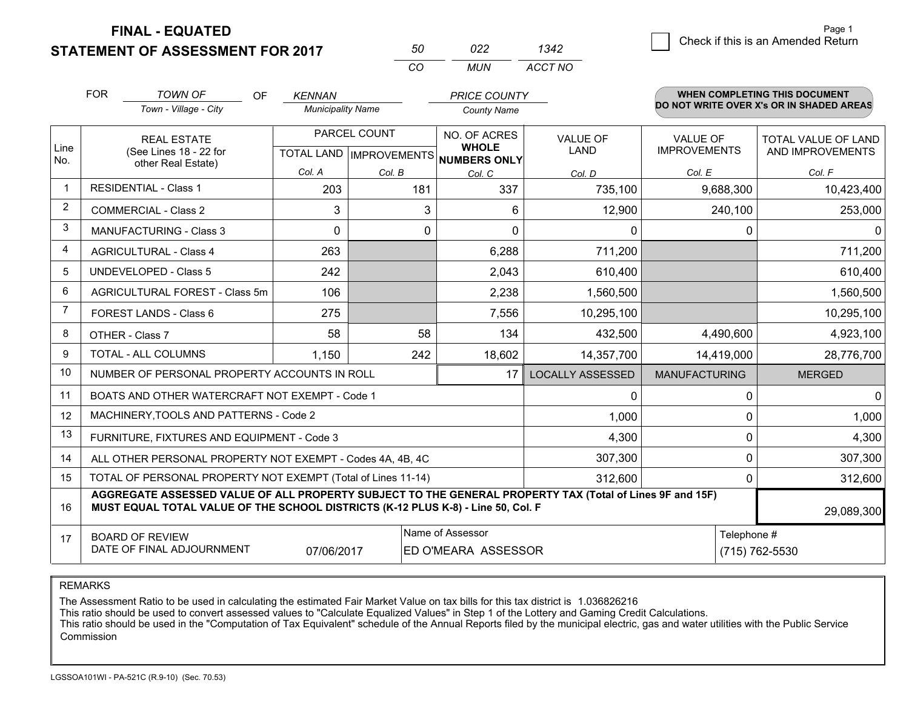**FINAL - EQUATED**
**STATEMENT OF ASSESSMENT FOR 2017**

| 50 | 022 | 1342 |
|---|---|---|
| CO | MUN | ACCT NO |

Page 1

☐ Check if this is an Amended Return

FOR *TOWN OF* (Town - Village - City) OF *KENNAN* (Municipality Name) *PRICE COUNTY* (County Name)

**WHEN COMPLETING THIS DOCUMENT DO NOT WRITE OVER X's OR IN SHADED AREAS**

| Line No. | REAL ESTATE (See Lines 18 - 22 for other Real Estate) | PARCEL COUNT TOTAL LAND Col. A | PARCEL COUNT IMPROVEMENTS Col. B | NO. OF ACRES WHOLE NUMBERS ONLY Col. C | VALUE OF LAND Col. D | VALUE OF IMPROVEMENTS Col. E | TOTAL VALUE OF LAND AND IMPROVEMENTS Col. F |
|---|---|---|---|---|---|---|---|
| 1 | RESIDENTIAL - Class 1 | 203 | 181 | 337 | 735,100 | 9,688,300 | 10,423,400 |
| 2 | COMMERCIAL - Class 2 | 3 | 3 | 6 | 12,900 | 240,100 | 253,000 |
| 3 | MANUFACTURING - Class 3 | 0 | 0 | 0 | 0 | 0 | 0 |
| 4 | AGRICULTURAL - Class 4 | 263 | | 6,288 | 711,200 | | 711,200 |
| 5 | UNDEVELOPED - Class 5 | 242 | | 2,043 | 610,400 | | 610,400 |
| 6 | AGRICULTURAL FOREST - Class 5m | 106 | | 2,238 | 1,560,500 | | 1,560,500 |
| 7 | FOREST LANDS - Class 6 | 275 | | 7,556 | 10,295,100 | | 10,295,100 |
| 8 | OTHER - Class 7 | 58 | 58 | 134 | 432,500 | 4,490,600 | 4,923,100 |
| 9 | TOTAL - ALL COLUMNS | 1,150 | 242 | 18,602 | 14,357,700 | 14,419,000 | 28,776,700 |
| 10 | NUMBER OF PERSONAL PROPERTY ACCOUNTS IN ROLL | | | 17 | LOCALLY ASSESSED | MANUFACTURING | MERGED |
| 11 | BOATS AND OTHER WATERCRAFT NOT EXEMPT - Code 1 | | | | 0 | 0 | 0 |
| 12 | MACHINERY,TOOLS AND PATTERNS - Code 2 | | | | 1,000 | 0 | 1,000 |
| 13 | FURNITURE, FIXTURES AND EQUIPMENT - Code 3 | | | | 4,300 | 0 | 4,300 |
| 14 | ALL OTHER PERSONAL PROPERTY NOT EXEMPT - Codes 4A, 4B, 4C | | | | 307,300 | 0 | 307,300 |
| 15 | TOTAL OF PERSONAL PROPERTY NOT EXEMPT (Total of Lines 11-14) | | | | 312,600 | 0 | 312,600 |
| 16 | **AGGREGATE ASSESSED VALUE OF ALL PROPERTY SUBJECT TO THE GENERAL PROPERTY TAX (Total of Lines 9F and 15F) MUST EQUAL TOTAL VALUE OF THE SCHOOL DISTRICTS (K-12 PLUS K-8) - Line 50, Col. F** | | | | | | 29,089,300 |
| 17 | BOARD OF REVIEW DATE OF FINAL ADJOURNMENT | 07/06/2017 | | Name of Assessor: ED O'MEARA ASSESSOR | | | Telephone #: (715) 762-5530 |

REMARKS

The Assessment Ratio to be used in calculating the estimated Fair Market Value on tax bills for this tax district is 1.036826216
This ratio should be used to convert assessed values to "Calculate Equalized Values" in Step 1 of the Lottery and Gaming Credit Calculations.
This ratio should be used in the "Computation of Tax Equivalent" schedule of the Annual Reports filed by the municipal electric, gas and water utilities with the Public Service Commission

LGSSOA101WI - PA-521C (R.9-10) (Sec. 70.53)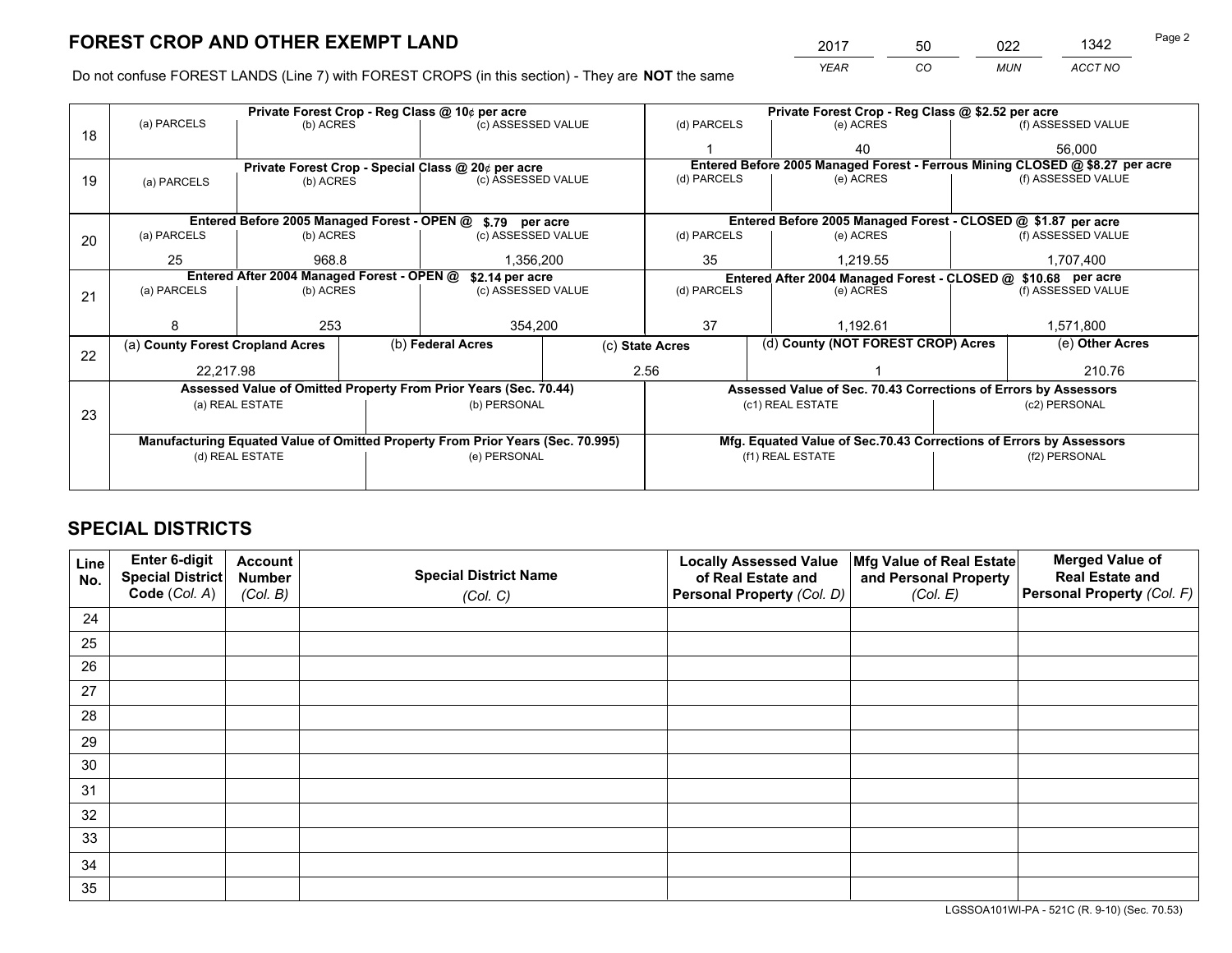# FOREST CROP AND OTHER EXEMPT LAND

| 2017 | 50 | 022 | 1342 |
|---|---|---|---|
| YEAR | CO | MUN | ACCT NO |

Do not confuse FOREST LANDS (Line 7) with FOREST CROPS (in this section) - They are **NOT** the same

| Line | | | | | | |
|---|---|---|---|---|---|---|
| 18 | Private Forest Crop - Reg Class @ 10¢ per acre | | | Private Forest Crop - Reg Class @ $2.52 per acre | | |
| | (a) PARCELS | (b) ACRES | (c) ASSESSED VALUE | (d) PARCELS | (e) ACRES | (f) ASSESSED VALUE |
| | | | | 1 | 40 | 56,000 |
| 19 | Private Forest Crop - Special Class @ 20¢ per acre | | | Entered Before 2005 Managed Forest - Ferrous Mining CLOSED @ $8.27 per acre | | |
| | (a) PARCELS | (b) ACRES | (c) ASSESSED VALUE | (d) PARCELS | (e) ACRES | (f) ASSESSED VALUE |
| | | | | | | |
| 20 | Entered Before 2005 Managed Forest - OPEN @ $.79 per acre | | | Entered Before 2005 Managed Forest - CLOSED @ $1.87 per acre | | |
| | (a) PARCELS | (b) ACRES | (c) ASSESSED VALUE | (d) PARCELS | (e) ACRES | (f) ASSESSED VALUE |
| | 25 | 968.8 | 1,356,200 | 35 | 1,219.55 | 1,707,400 |
| 21 | Entered After 2004 Managed Forest - OPEN @ $2.14 per acre | | | Entered After 2004 Managed Forest - CLOSED @ $10.68 per acre | | |
| | (a) PARCELS | (b) ACRES | (c) ASSESSED VALUE | (d) PARCELS | (e) ACRES | (f) ASSESSED VALUE |
| | 8 | 253 | 354,200 | 37 | 1,192.61 | 1,571,800 |

| Line | (a) County Forest Cropland Acres | (b) Federal Acres | (c) State Acres | (d) County (NOT FOREST CROP) Acres | (e) Other Acres |
|---|---|---|---|---|---|
| 22 | 22,217.98 | | 2.56 | 1 | 210.76 |

| Line | Assessed Value of Omitted Property From Prior Years (Sec. 70.44) | | Assessed Value of Sec. 70.43 Corrections of Errors by Assessors | |
|---|---|---|---|---|
| 23 | (a) REAL ESTATE | (b) PERSONAL | (c1) REAL ESTATE | (c2) PERSONAL |
| | | | | |
| | Manufacturing Equated Value of Omitted Property From Prior Years (Sec. 70.995) | | Mfg. Equated Value of Sec.70.43 Corrections of Errors by Assessors | |
| | (d) REAL ESTATE | (e) PERSONAL | (f1) REAL ESTATE | (f2) PERSONAL |
| | | | | |

# SPECIAL DISTRICTS

| Line No. | Enter 6-digit Special District Code (Col. A) | Account Number (Col. B) | Special District Name (Col. C) | Locally Assessed Value of Real Estate and Personal Property (Col. D) | Mfg Value of Real Estate and Personal Property (Col. E) | Merged Value of Real Estate and Personal Property (Col. F) |
|---|---|---|---|---|---|---|
| 24 | | | | | | |
| 25 | | | | | | |
| 26 | | | | | | |
| 27 | | | | | | |
| 28 | | | | | | |
| 29 | | | | | | |
| 30 | | | | | | |
| 31 | | | | | | |
| 32 | | | | | | |
| 33 | | | | | | |
| 34 | | | | | | |
| 35 | | | | | | |

LGSSOA101WI-PA - 521C (R. 9-10) (Sec. 70.53)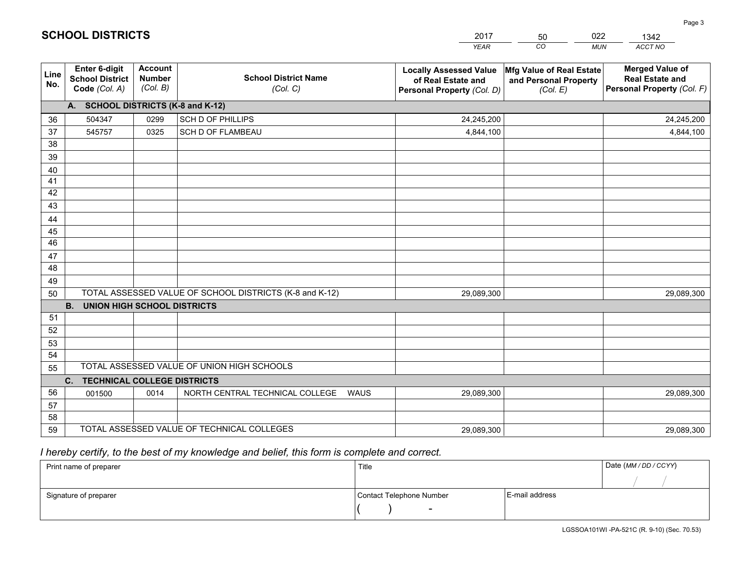# SCHOOL DISTRICTS

| 2017 | 50 | 022 | 1342 |
|---|---|---|---|
| YEAR | CO | MUN | ACCT NO |

| Line No. | Enter 6-digit School District Code (Col. A) | Account Number (Col. B) | School District Name (Col. C) | Locally Assessed Value of Real Estate and Personal Property (Col. D) | Mfg Value of Real Estate and Personal Property (Col. E) | Merged Value of Real Estate and Personal Property (Col. F) |
|---|---|---|---|---|---|---|
| | **A. SCHOOL DISTRICTS (K-8 and K-12)** | | | | | |
| 36 | 504347 | 0299 | SCH D OF PHILLIPS | 24,245,200 | | 24,245,200 |
| 37 | 545757 | 0325 | SCH D OF FLAMBEAU | 4,844,100 | | 4,844,100 |
| 38 | | | | | | |
| 39 | | | | | | |
| 40 | | | | | | |
| 41 | | | | | | |
| 42 | | | | | | |
| 43 | | | | | | |
| 44 | | | | | | |
| 45 | | | | | | |
| 46 | | | | | | |
| 47 | | | | | | |
| 48 | | | | | | |
| 49 | | | | | | |
| 50 | TOTAL ASSESSED VALUE OF SCHOOL DISTRICTS (K-8 and K-12) | | | 29,089,300 | | 29,089,300 |
| | **B. UNION HIGH SCHOOL DISTRICTS** | | | | | |
| 51 | | | | | | |
| 52 | | | | | | |
| 53 | | | | | | |
| 54 | | | | | | |
| 55 | TOTAL ASSESSED VALUE OF UNION HIGH SCHOOLS | | | | | |
| | **C. TECHNICAL COLLEGE DISTRICTS** | | | | | |
| 56 | 001500 | 0014 | NORTH CENTRAL TECHNICAL COLLEGE WAUS | 29,089,300 | | 29,089,300 |
| 57 | | | | | | |
| 58 | | | | | | |
| 59 | TOTAL ASSESSED VALUE OF TECHNICAL COLLEGES | | | 29,089,300 | | 29,089,300 |

*I hereby certify, to the best of my knowledge and belief, this form is complete and correct.*

| Print name of preparer | Title | | Date (MM / DD / CCYY) |
|---|---|---|---|
| | | | / / |
| Signature of preparer | Contact Telephone Number | E-mail address | |
| | ( ) - | | |

LGSSOA101WI -PA-521C (R. 9-10) (Sec. 70.53)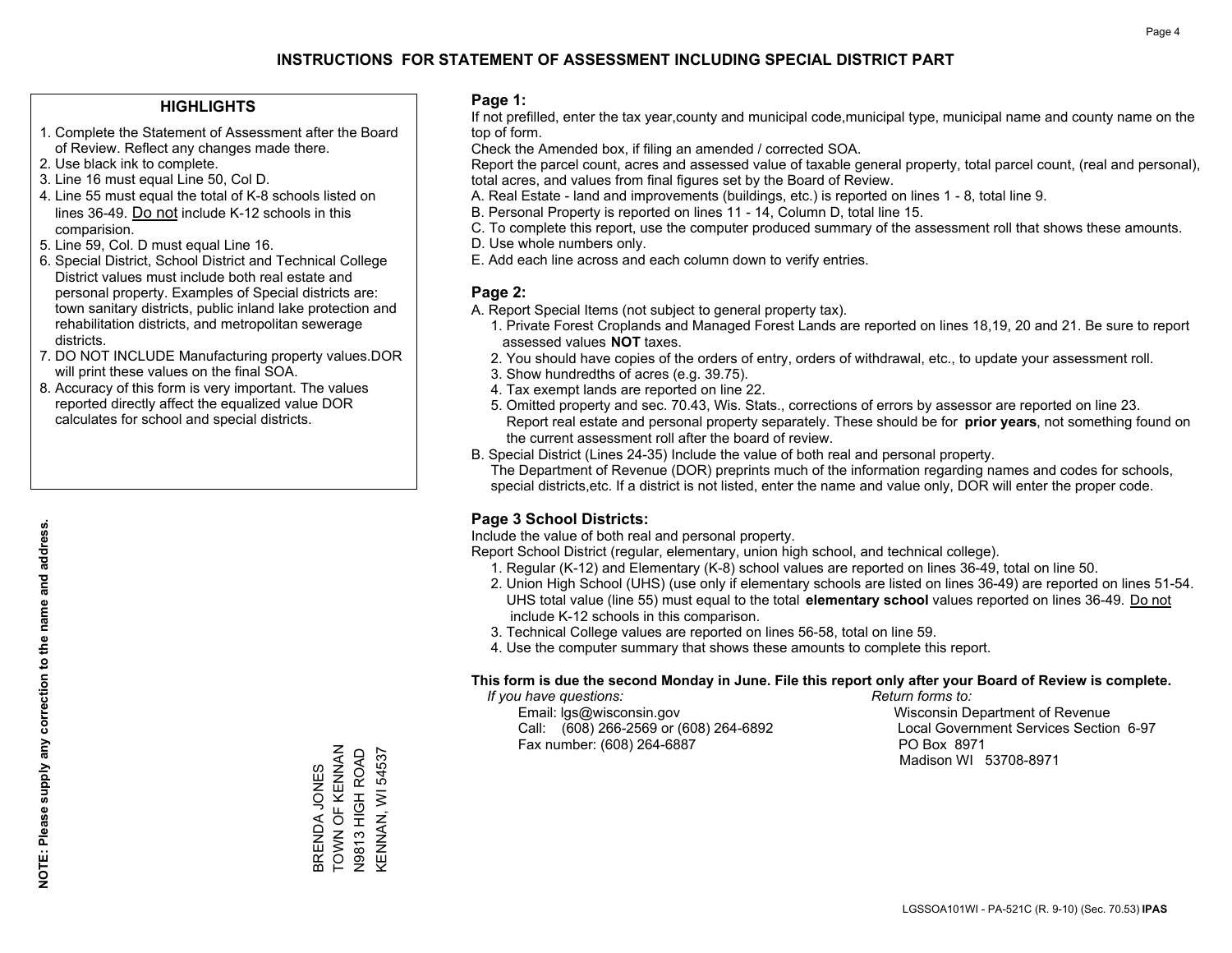# INSTRUCTIONS FOR STATEMENT OF ASSESSMENT INCLUDING SPECIAL DISTRICT PART

## HIGHLIGHTS

1. Complete the Statement of Assessment after the Board of Review. Reflect any changes made there.
2. Use black ink to complete.
3. Line 16 must equal Line 50, Col D.
4. Line 55 must equal the total of K-8 schools listed on lines 36-49. Do not include K-12 schools in this comparision.
5. Line 59, Col. D must equal Line 16.
6. Special District, School District and Technical College District values must include both real estate and personal property. Examples of Special districts are: town sanitary districts, public inland lake protection and rehabilitation districts, and metropolitan sewerage districts.
7. DO NOT INCLUDE Manufacturing property values.DOR will print these values on the final SOA.
8. Accuracy of this form is very important. The values reported directly affect the equalized value DOR calculates for school and special districts.

**NOTE: Please supply any correction to the name and address.**

BRENDA JONES
TOWN OF KENNAN
N9813 HIGH ROAD
KENNAN, WI 54537

## Page 1:

If not prefilled, enter the tax year,county and municipal code,municipal type, municipal name and county name on the top of form.

Check the Amended box, if filing an amended / corrected SOA.

Report the parcel count, acres and assessed value of taxable general property, total parcel count, (real and personal), total acres, and values from final figures set by the Board of Review.

A. Real Estate - land and improvements (buildings, etc.) is reported on lines 1 - 8, total line 9.
B. Personal Property is reported on lines 11 - 14, Column D, total line 15.
C. To complete this report, use the computer produced summary of the assessment roll that shows these amounts.
D. Use whole numbers only.
E. Add each line across and each column down to verify entries.

## Page 2:

A. Report Special Items (not subject to general property tax).
   1. Private Forest Croplands and Managed Forest Lands are reported on lines 18,19, 20 and 21. Be sure to report assessed values **NOT** taxes.
   2. You should have copies of the orders of entry, orders of withdrawal, etc., to update your assessment roll.
   3. Show hundredths of acres (e.g. 39.75).
   4. Tax exempt lands are reported on line 22.
   5. Omitted property and sec. 70.43, Wis. Stats., corrections of errors by assessor are reported on line 23. Report real estate and personal property separately. These should be for **prior years**, not something found on the current assessment roll after the board of review.
B. Special District (Lines 24-35) Include the value of both real and personal property.
   The Department of Revenue (DOR) preprints much of the information regarding names and codes for schools, special districts,etc. If a district is not listed, enter the name and value only, DOR will enter the proper code.

## Page 3 School Districts:

Include the value of both real and personal property.

Report School District (regular, elementary, union high school, and technical college).

1. Regular (K-12) and Elementary (K-8) school values are reported on lines 36-49, total on line 50.
2. Union High School (UHS) (use only if elementary schools are listed on lines 36-49) are reported on lines 51-54. UHS total value (line 55) must equal to the total **elementary school** values reported on lines 36-49. Do not include K-12 schools in this comparison.
3. Technical College values are reported on lines 56-58, total on line 59.
4. Use the computer summary that shows these amounts to complete this report.

**This form is due the second Monday in June. File this report only after your Board of Review is complete.**

*If you have questions:*
Email: lgs@wisconsin.gov
Call: (608) 266-2569 or (608) 264-6892
Fax number: (608) 264-6887

*Return forms to:*
Wisconsin Department of Revenue
Local Government Services Section 6-97
PO Box 8971
Madison WI 53708-8971

LGSSOA101WI - PA-521C (R. 9-10) (Sec. 70.53) **IPAS**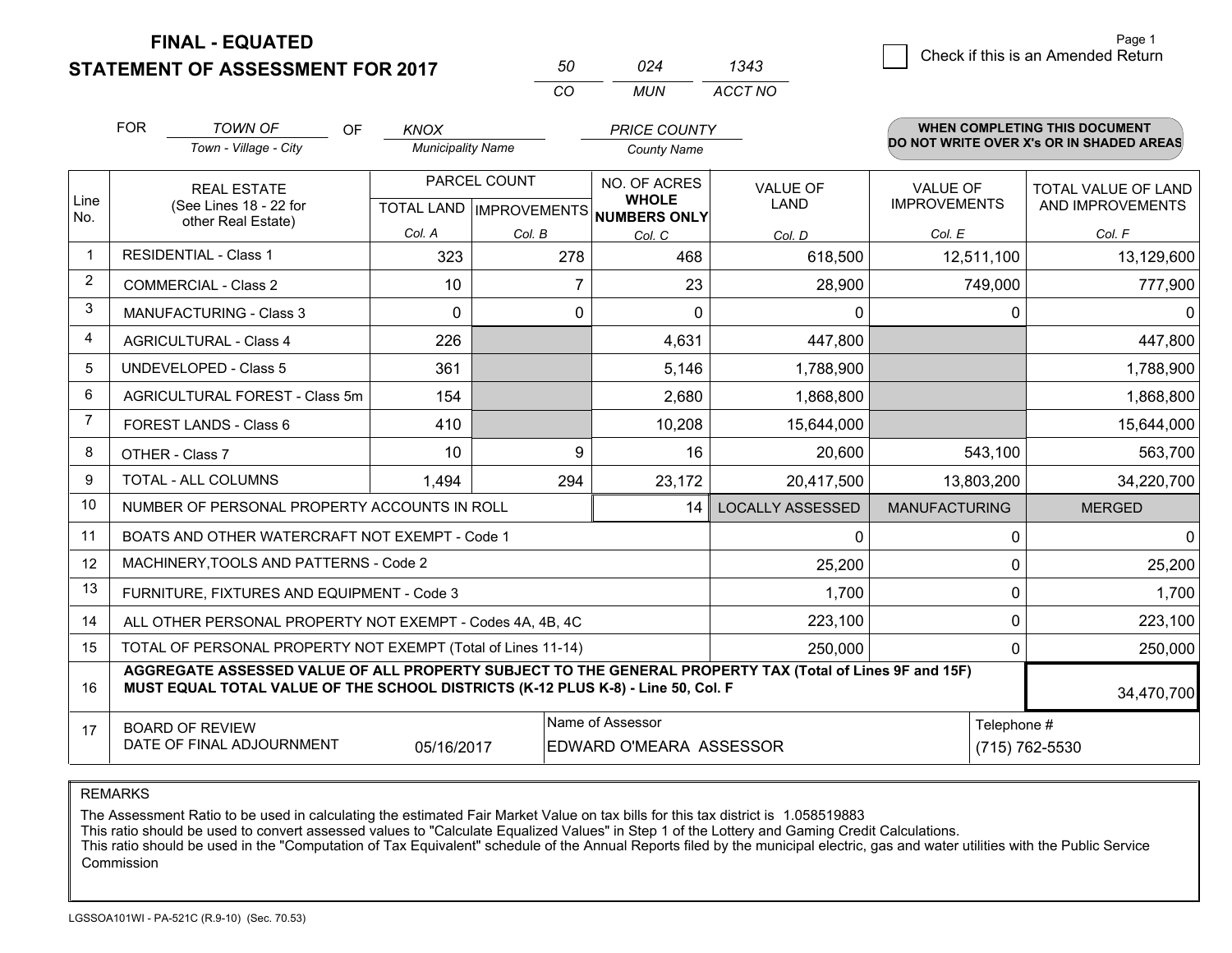**FINAL - EQUATED**
**STATEMENT OF ASSESSMENT FOR 2017**

| 50 | 024 | 1343 |
|---|---|---|
| CO | MUN | ACCT NO |

Page 1

☐ Check if this is an Amended Return

FOR *TOWN OF* OF *KNOX* *PRICE COUNTY*

Town - Village - City | Municipality Name | County Name

**WHEN COMPLETING THIS DOCUMENT DO NOT WRITE OVER X's OR IN SHADED AREAS**

| Line No. | REAL ESTATE (See Lines 18 - 22 for other Real Estate) | PARCEL COUNT | | NO. OF ACRES WHOLE NUMBERS ONLY | VALUE OF LAND | VALUE OF IMPROVEMENTS | TOTAL VALUE OF LAND AND IMPROVEMENTS |
|---|---|---|---|---|---|---|---|
| | | TOTAL LAND | IMPROVEMENTS | | | | |
| | | Col. A | Col. B | Col. C | Col. D | Col. E | Col. F |
| 1 | RESIDENTIAL - Class 1 | 323 | 278 | 468 | 618,500 | 12,511,100 | 13,129,600 |
| 2 | COMMERCIAL - Class 2 | 10 | 7 | 23 | 28,900 | 749,000 | 777,900 |
| 3 | MANUFACTURING - Class 3 | 0 | 0 | 0 | 0 | 0 | 0 |
| 4 | AGRICULTURAL - Class 4 | 226 | | 4,631 | 447,800 | | 447,800 |
| 5 | UNDEVELOPED - Class 5 | 361 | | 5,146 | 1,788,900 | | 1,788,900 |
| 6 | AGRICULTURAL FOREST - Class 5m | 154 | | 2,680 | 1,868,800 | | 1,868,800 |
| 7 | FOREST LANDS - Class 6 | 410 | | 10,208 | 15,644,000 | | 15,644,000 |
| 8 | OTHER - Class 7 | 10 | 9 | 16 | 20,600 | 543,100 | 563,700 |
| 9 | TOTAL - ALL COLUMNS | 1,494 | 294 | 23,172 | 20,417,500 | 13,803,200 | 34,220,700 |
| 10 | NUMBER OF PERSONAL PROPERTY ACCOUNTS IN ROLL | | | 14 | LOCALLY ASSESSED | MANUFACTURING | MERGED |
| 11 | BOATS AND OTHER WATERCRAFT NOT EXEMPT - Code 1 | | | | 0 | 0 | 0 |
| 12 | MACHINERY,TOOLS AND PATTERNS - Code 2 | | | | 25,200 | 0 | 25,200 |
| 13 | FURNITURE, FIXTURES AND EQUIPMENT - Code 3 | | | | 1,700 | 0 | 1,700 |
| 14 | ALL OTHER PERSONAL PROPERTY NOT EXEMPT - Codes 4A, 4B, 4C | | | | 223,100 | 0 | 223,100 |
| 15 | TOTAL OF PERSONAL PROPERTY NOT EXEMPT (Total of Lines 11-14) | | | | 250,000 | 0 | 250,000 |
| 16 | **AGGREGATE ASSESSED VALUE OF ALL PROPERTY SUBJECT TO THE GENERAL PROPERTY TAX (Total of Lines 9F and 15F) MUST EQUAL TOTAL VALUE OF THE SCHOOL DISTRICTS (K-12 PLUS K-8) - Line 50, Col. F** | | | | | | 34,470,700 |
| 17 | BOARD OF REVIEW DATE OF FINAL ADJOURNMENT | 05/16/2017 | | Name of Assessor: EDWARD O'MEARA ASSESSOR | | | Telephone #: (715) 762-5530 |

REMARKS

The Assessment Ratio to be used in calculating the estimated Fair Market Value on tax bills for this tax district is 1.058519883
This ratio should be used to convert assessed values to "Calculate Equalized Values" in Step 1 of the Lottery and Gaming Credit Calculations.
This ratio should be used in the "Computation of Tax Equivalent" schedule of the Annual Reports filed by the municipal electric, gas and water utilities with the Public Service Commission

LGSSOA101WI - PA-521C (R.9-10) (Sec. 70.53)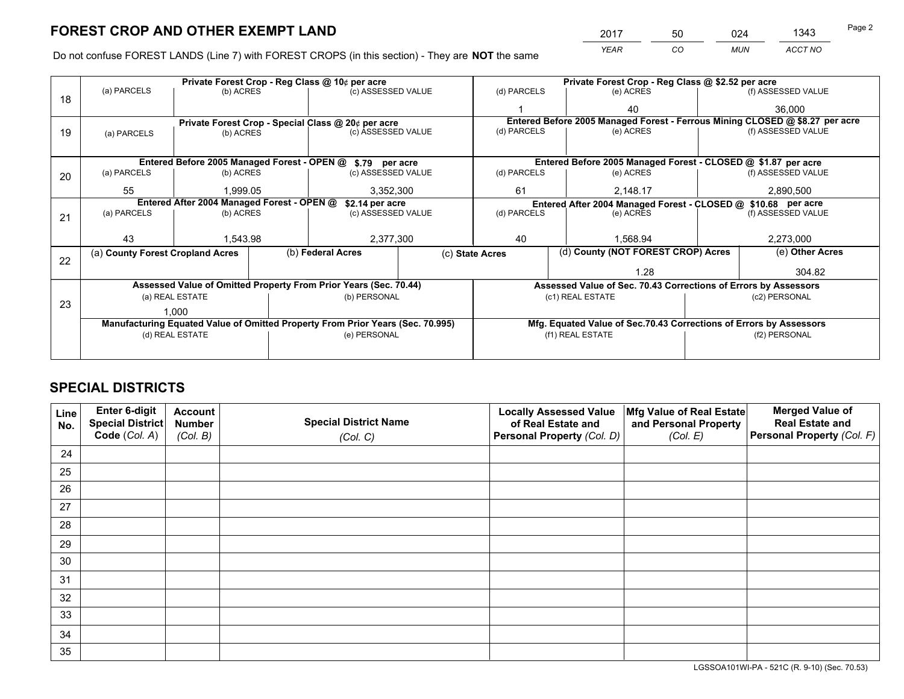# FOREST CROP AND OTHER EXEMPT LAND

| 2017 | 50 | 024 | 1343 |
|---|---|---|---|
| *YEAR* | *CO* | *MUN* | *ACCT NO* |

Do not confuse FOREST LANDS (Line 7) with FOREST CROPS (in this section) - They are **NOT** the same

| Line | Private Forest Crop - Reg Class @ 10¢ per acre | | | Private Forest Crop - Reg Class @ $2.52 per acre | | |
|---|---|---|---|---|---|---|
| 18 | (a) PARCELS | (b) ACRES | (c) ASSESSED VALUE | (d) PARCELS | (e) ACRES | (f) ASSESSED VALUE |
| | | | | 1 | 40 | 36,000 |
| | Private Forest Crop - Special Class @ 20¢ per acre | | | Entered Before 2005 Managed Forest - Ferrous Mining CLOSED @ $8.27 per acre | | |
| 19 | (a) PARCELS | (b) ACRES | (c) ASSESSED VALUE | (d) PARCELS | (e) ACRES | (f) ASSESSED VALUE |
| | | | | | | |
| | Entered Before 2005 Managed Forest - OPEN @ $.79 per acre | | | Entered Before 2005 Managed Forest - CLOSED @ $1.87 per acre | | |
| 20 | (a) PARCELS | (b) ACRES | (c) ASSESSED VALUE | (d) PARCELS | (e) ACRES | (f) ASSESSED VALUE |
| | 55 | 1,999.05 | 3,352,300 | 61 | 2,148.17 | 2,890,500 |
| | Entered After 2004 Managed Forest - OPEN @ $2.14 per acre | | | Entered After 2004 Managed Forest - CLOSED @ $10.68 per acre | | |
| 21 | (a) PARCELS | (b) ACRES | (c) ASSESSED VALUE | (d) PARCELS | (e) ACRES | (f) ASSESSED VALUE |
| | 43 | 1,543.98 | 2,377,300 | 40 | 1,568.94 | 2,273,000 |

| Line | (a) County Forest Cropland Acres | (b) Federal Acres | (c) State Acres | (d) County (NOT FOREST CROP) Acres | (e) Other Acres |
|---|---|---|---|---|---|
| 22 | | | | 1.28 | 304.82 |

| Line | Assessed Value of Omitted Property From Prior Years (Sec. 70.44) | | Assessed Value of Sec. 70.43 Corrections of Errors by Assessors | |
|---|---|---|---|---|
| 23 | (a) REAL ESTATE | (b) PERSONAL | (c1) REAL ESTATE | (c2) PERSONAL |
| | 1,000 | | | |
| | Manufacturing Equated Value of Omitted Property From Prior Years (Sec. 70.995) | | Mfg. Equated Value of Sec.70.43 Corrections of Errors by Assessors | |
| | (d) REAL ESTATE | (e) PERSONAL | (f1) REAL ESTATE | (f2) PERSONAL |
| | | | | |

# SPECIAL DISTRICTS

| Line No. | Enter 6-digit Special District Code (Col. A) | Account Number (Col. B) | Special District Name (Col. C) | Locally Assessed Value of Real Estate and Personal Property (Col. D) | Mfg Value of Real Estate and Personal Property (Col. E) | Merged Value of Real Estate and Personal Property (Col. F) |
|---|---|---|---|---|---|---|
| 24 | | | | | | |
| 25 | | | | | | |
| 26 | | | | | | |
| 27 | | | | | | |
| 28 | | | | | | |
| 29 | | | | | | |
| 30 | | | | | | |
| 31 | | | | | | |
| 32 | | | | | | |
| 33 | | | | | | |
| 34 | | | | | | |
| 35 | | | | | | |

LGSSOA101WI-PA - 521C (R. 9-10) (Sec. 70.53)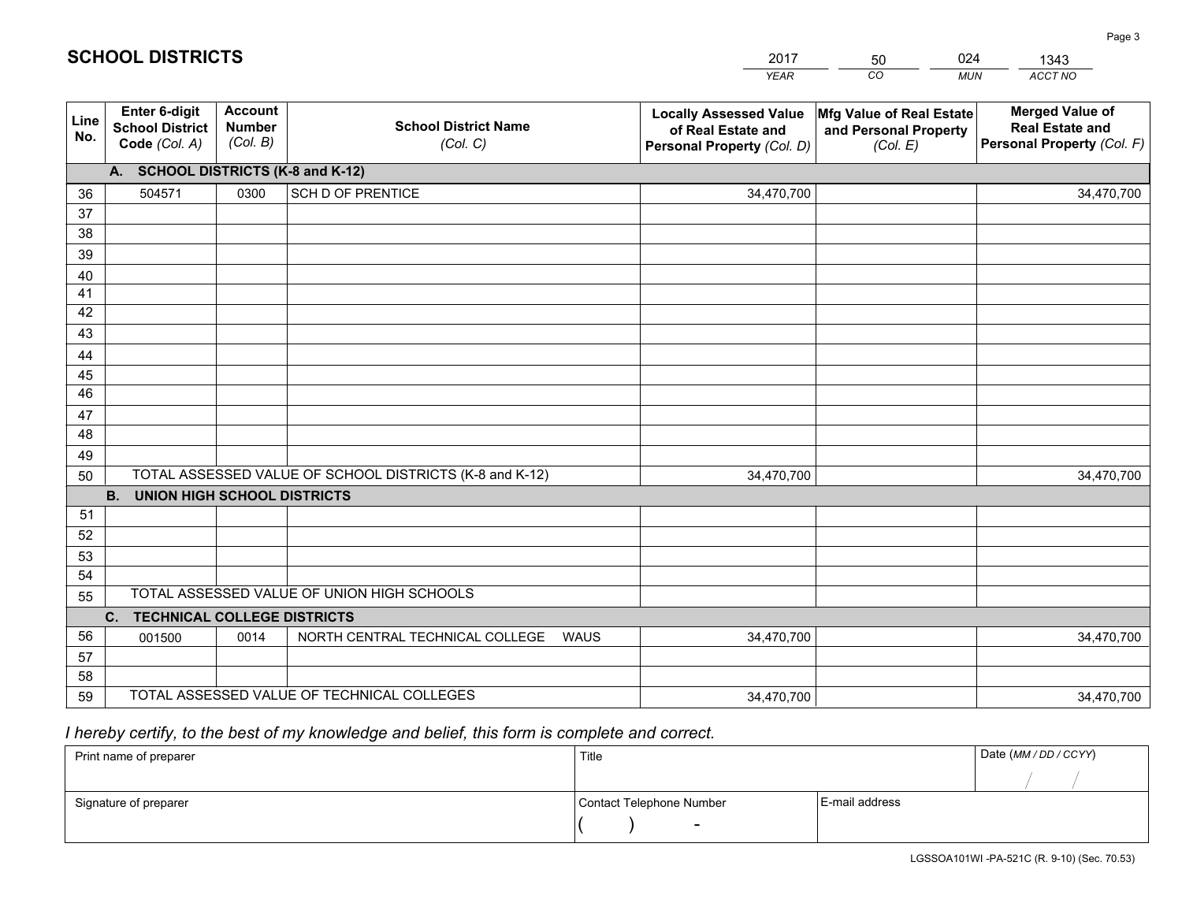## SCHOOL DISTRICTS

| 2017 | 50 | 024 | 1343 |
|---|---|---|---|
| *YEAR* | *CO* | *MUN* | *ACCT NO* |

| Line No. | Enter 6-digit School District Code *(Col. A)* | Account Number *(Col. B)* | School District Name *(Col. C)* | Locally Assessed Value of Real Estate and Personal Property *(Col. D)* | Mfg Value of Real Estate and Personal Property *(Col. E)* | Merged Value of Real Estate and Personal Property *(Col. F)* |
|---|---|---|---|---|---|---|
| **A. SCHOOL DISTRICTS (K-8 and K-12)** | | | | | | |
| 36 | 504571 | 0300 | SCH D OF PRENTICE | 34,470,700 | | 34,470,700 |
| 37 | | | | | | |
| 38 | | | | | | |
| 39 | | | | | | |
| 40 | | | | | | |
| 41 | | | | | | |
| 42 | | | | | | |
| 43 | | | | | | |
| 44 | | | | | | |
| 45 | | | | | | |
| 46 | | | | | | |
| 47 | | | | | | |
| 48 | | | | | | |
| 49 | | | | | | |
| 50 | TOTAL ASSESSED VALUE OF SCHOOL DISTRICTS (K-8 and K-12) | | | 34,470,700 | | 34,470,700 |
| **B. UNION HIGH SCHOOL DISTRICTS** | | | | | | |
| 51 | | | | | | |
| 52 | | | | | | |
| 53 | | | | | | |
| 54 | | | | | | |
| 55 | TOTAL ASSESSED VALUE OF UNION HIGH SCHOOLS | | | | | |
| **C. TECHNICAL COLLEGE DISTRICTS** | | | | | | |
| 56 | 001500 | 0014 | NORTH CENTRAL TECHNICAL COLLEGE WAUS | 34,470,700 | | 34,470,700 |
| 57 | | | | | | |
| 58 | | | | | | |
| 59 | TOTAL ASSESSED VALUE OF TECHNICAL COLLEGES | | | 34,470,700 | | 34,470,700 |

*I hereby certify, to the best of my knowledge and belief, this form is complete and correct.*

| Print name of preparer | Title | | Date *(MM / DD / CCYY)* |
|---|---|---|---|
| | | | / / |
| Signature of preparer | Contact Telephone Number | E-mail address | |
| | ( ) - | | |

LGSSOA101WI -PA-521C (R. 9-10) (Sec. 70.53)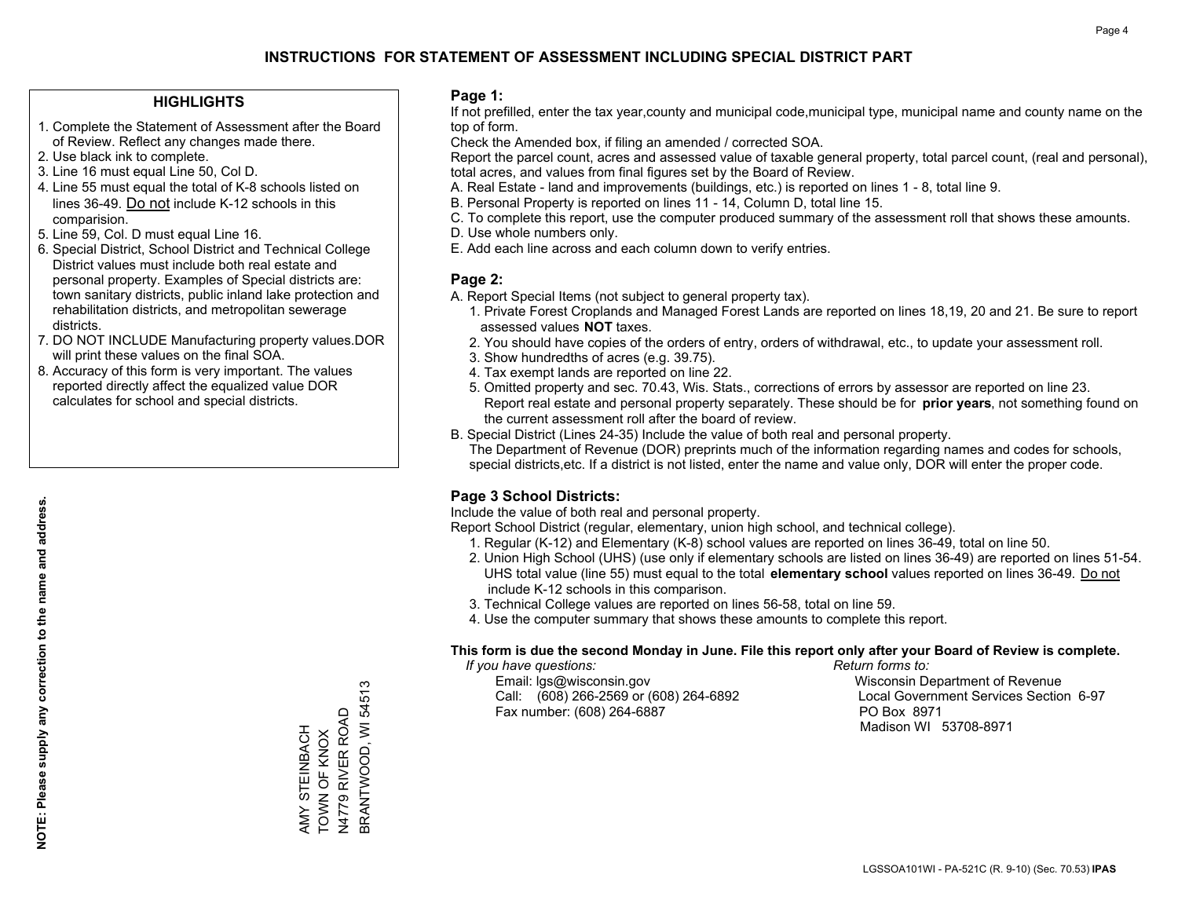# INSTRUCTIONS FOR STATEMENT OF ASSESSMENT INCLUDING SPECIAL DISTRICT PART

## HIGHLIGHTS

1. Complete the Statement of Assessment after the Board of Review. Reflect any changes made there.
2. Use black ink to complete.
3. Line 16 must equal Line 50, Col D.
4. Line 55 must equal the total of K-8 schools listed on lines 36-49. Do not include K-12 schools in this comparision.
5. Line 59, Col. D must equal Line 16.
6. Special District, School District and Technical College District values must include both real estate and personal property. Examples of Special districts are: town sanitary districts, public inland lake protection and rehabilitation districts, and metropolitan sewerage districts.
7. DO NOT INCLUDE Manufacturing property values.DOR will print these values on the final SOA.
8. Accuracy of this form is very important. The values reported directly affect the equalized value DOR calculates for school and special districts.

**NOTE: Please supply any correction to the name and address.**

AMY STEINBACH
TOWN OF KNOX
N4779 RIVER ROAD
BRANTWOOD, WI 54513

## Page 1:

If not prefilled, enter the tax year,county and municipal code,municipal type, municipal name and county name on the top of form.

Check the Amended box, if filing an amended / corrected SOA.

Report the parcel count, acres and assessed value of taxable general property, total parcel count, (real and personal), total acres, and values from final figures set by the Board of Review.

A. Real Estate - land and improvements (buildings, etc.) is reported on lines 1 - 8, total line 9.
B. Personal Property is reported on lines 11 - 14, Column D, total line 15.
C. To complete this report, use the computer produced summary of the assessment roll that shows these amounts.
D. Use whole numbers only.
E. Add each line across and each column down to verify entries.

## Page 2:

A. Report Special Items (not subject to general property tax).
   1. Private Forest Croplands and Managed Forest Lands are reported on lines 18,19, 20 and 21. Be sure to report assessed values **NOT** taxes.
   2. You should have copies of the orders of entry, orders of withdrawal, etc., to update your assessment roll.
   3. Show hundredths of acres (e.g. 39.75).
   4. Tax exempt lands are reported on line 22.
   5. Omitted property and sec. 70.43, Wis. Stats., corrections of errors by assessor are reported on line 23. Report real estate and personal property separately. These should be for **prior years**, not something found on the current assessment roll after the board of review.
B. Special District (Lines 24-35) Include the value of both real and personal property.
   The Department of Revenue (DOR) preprints much of the information regarding names and codes for schools, special districts,etc. If a district is not listed, enter the name and value only, DOR will enter the proper code.

## Page 3 School Districts:

Include the value of both real and personal property.

Report School District (regular, elementary, union high school, and technical college).

1. Regular (K-12) and Elementary (K-8) school values are reported on lines 36-49, total on line 50.
2. Union High School (UHS) (use only if elementary schools are listed on lines 36-49) are reported on lines 51-54. UHS total value (line 55) must equal to the total **elementary school** values reported on lines 36-49. Do not include K-12 schools in this comparison.
3. Technical College values are reported on lines 56-58, total on line 59.
4. Use the computer summary that shows these amounts to complete this report.

**This form is due the second Monday in June. File this report only after your Board of Review is complete.**

*If you have questions:*
Email: lgs@wisconsin.gov
Call: (608) 266-2569 or (608) 264-6892
Fax number: (608) 264-6887

*Return forms to:*
Wisconsin Department of Revenue
Local Government Services Section 6-97
PO Box 8971
Madison WI 53708-8971

LGSSOA101WI - PA-521C (R. 9-10) (Sec. 70.53) **IPAS**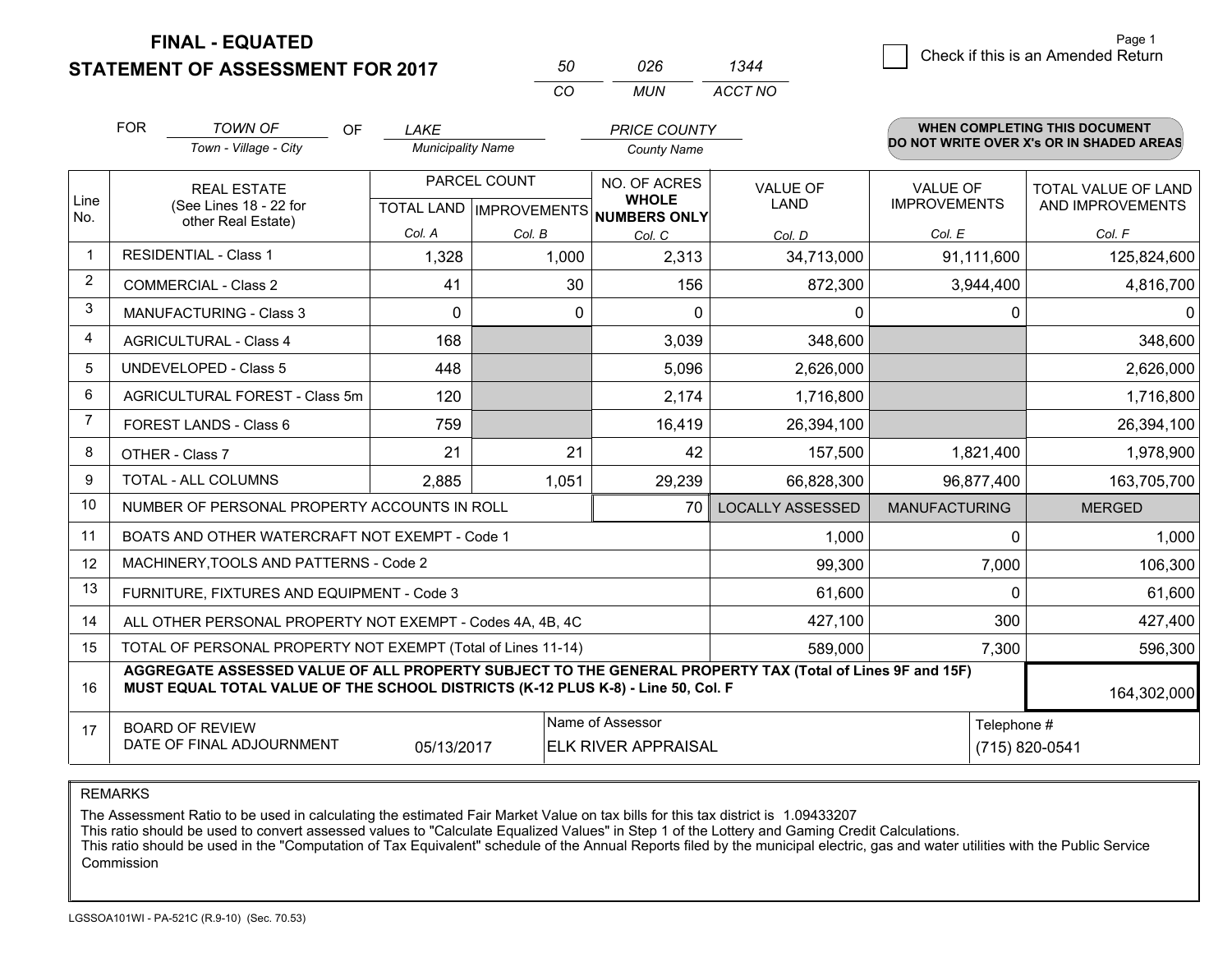**FINAL - EQUATED**

**STATEMENT OF ASSESSMENT FOR 2017**

| 50 | 026 | 1344 |
|---|---|---|
| CO | MUN | ACCT NO |

Page 1

☐ Check if this is an Amended Return

FOR *TOWN OF* (Town - Village - City) OF *LAKE* (Municipality Name) *PRICE COUNTY* (County Name)

**WHEN COMPLETING THIS DOCUMENT DO NOT WRITE OVER X's OR IN SHADED AREAS**

| Line No. | REAL ESTATE (See Lines 18 - 22 for other Real Estate) | PARCEL COUNT | | NO. OF ACRES **WHOLE NUMBERS ONLY** | VALUE OF LAND | VALUE OF IMPROVEMENTS | TOTAL VALUE OF LAND AND IMPROVEMENTS |
|---|---|---|---|---|---|---|---|
| | | TOTAL LAND | IMPROVEMENTS | | | | |
| | | Col. A | Col. B | Col. C | Col. D | Col. E | Col. F |
| 1 | RESIDENTIAL - Class 1 | 1,328 | 1,000 | 2,313 | 34,713,000 | 91,111,600 | 125,824,600 |
| 2 | COMMERCIAL - Class 2 | 41 | 30 | 156 | 872,300 | 3,944,400 | 4,816,700 |
| 3 | MANUFACTURING - Class 3 | 0 | 0 | 0 | 0 | 0 | 0 |
| 4 | AGRICULTURAL - Class 4 | 168 | | 3,039 | 348,600 | | 348,600 |
| 5 | UNDEVELOPED - Class 5 | 448 | | 5,096 | 2,626,000 | | 2,626,000 |
| 6 | AGRICULTURAL FOREST - Class 5m | 120 | | 2,174 | 1,716,800 | | 1,716,800 |
| 7 | FOREST LANDS - Class 6 | 759 | | 16,419 | 26,394,100 | | 26,394,100 |
| 8 | OTHER - Class 7 | 21 | 21 | 42 | 157,500 | 1,821,400 | 1,978,900 |
| 9 | TOTAL - ALL COLUMNS | 2,885 | 1,051 | 29,239 | 66,828,300 | 96,877,400 | 163,705,700 |
| 10 | NUMBER OF PERSONAL PROPERTY ACCOUNTS IN ROLL | | | 70 | LOCALLY ASSESSED | MANUFACTURING | MERGED |
| 11 | BOATS AND OTHER WATERCRAFT NOT EXEMPT - Code 1 | | | | 1,000 | 0 | 1,000 |
| 12 | MACHINERY,TOOLS AND PATTERNS - Code 2 | | | | 99,300 | 7,000 | 106,300 |
| 13 | FURNITURE, FIXTURES AND EQUIPMENT - Code 3 | | | | 61,600 | 0 | 61,600 |
| 14 | ALL OTHER PERSONAL PROPERTY NOT EXEMPT - Codes 4A, 4B, 4C | | | | 427,100 | 300 | 427,400 |
| 15 | TOTAL OF PERSONAL PROPERTY NOT EXEMPT (Total of Lines 11-14) | | | | 589,000 | 7,300 | 596,300 |
| 16 | **AGGREGATE ASSESSED VALUE OF ALL PROPERTY SUBJECT TO THE GENERAL PROPERTY TAX (Total of Lines 9F and 15F) MUST EQUAL TOTAL VALUE OF THE SCHOOL DISTRICTS (K-12 PLUS K-8) - Line 50, Col. F** | | | | | | 164,302,000 |
| 17 | BOARD OF REVIEW DATE OF FINAL ADJOURNMENT | 05/13/2017 | | Name of Assessor: ELK RIVER APPRAISAL | | | Telephone #: (715) 820-0541 |

REMARKS

The Assessment Ratio to be used in calculating the estimated Fair Market Value on tax bills for this tax district is 1.09433207
This ratio should be used to convert assessed values to "Calculate Equalized Values" in Step 1 of the Lottery and Gaming Credit Calculations.
This ratio should be used in the "Computation of Tax Equivalent" schedule of the Annual Reports filed by the municipal electric, gas and water utilities with the Public Service Commission

LGSSOA101WI - PA-521C (R.9-10) (Sec. 70.53)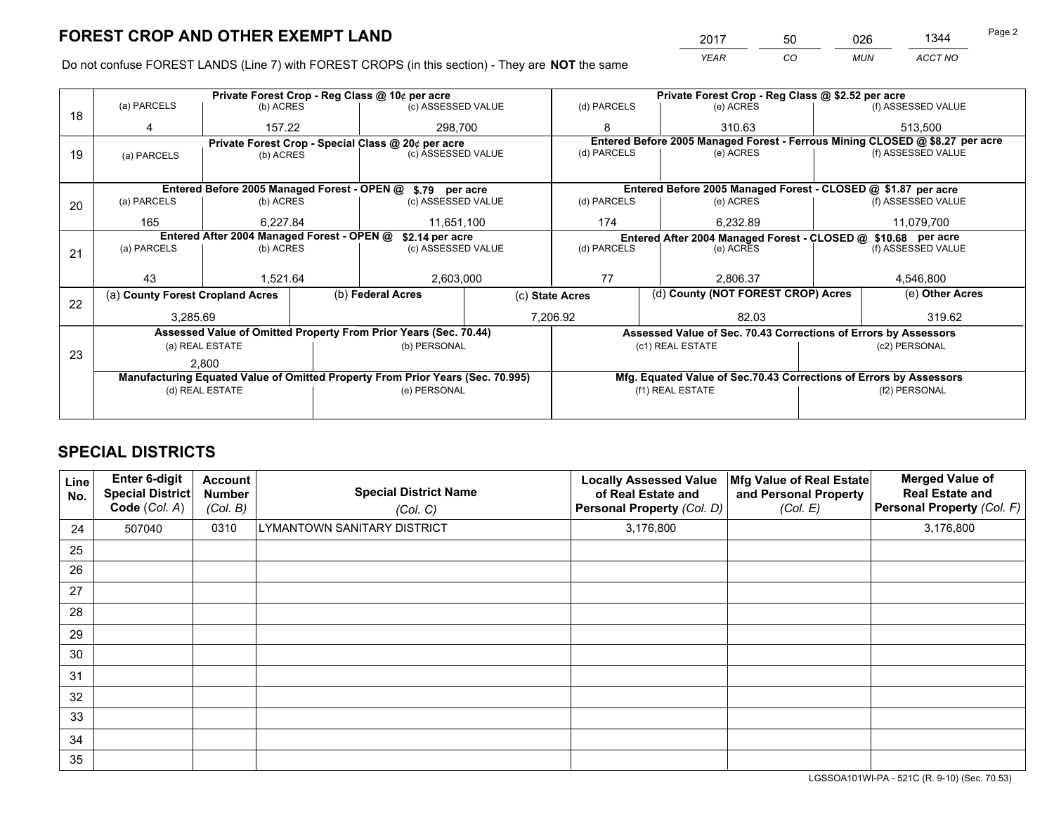# FOREST CROP AND OTHER EXEMPT LAND

| YEAR | CO | MUN | ACCT NO |
|---|---|---|---|
| 2017 | 50 | 026 | 1344 |

Do not confuse FOREST LANDS (Line 7) with FOREST CROPS (in this section) - They are **NOT** the same

| Line | | | | | | |
|---|---|---|---|---|---|---|
| 18 | Private Forest Crop - Reg Class @ 10¢ per acre | | | Private Forest Crop - Reg Class @ $2.52 per acre | | |
| | (a) PARCELS | (b) ACRES | (c) ASSESSED VALUE | (d) PARCELS | (e) ACRES | (f) ASSESSED VALUE |
| | 4 | 157.22 | 298,700 | 8 | 310.63 | 513,500 |
| 19 | Private Forest Crop - Special Class @ 20¢ per acre | | | Entered Before 2005 Managed Forest - Ferrous Mining CLOSED @ $8.27 per acre | | |
| | (a) PARCELS | (b) ACRES | (c) ASSESSED VALUE | (d) PARCELS | (e) ACRES | (f) ASSESSED VALUE |
| | | | | | | |
| 20 | Entered Before 2005 Managed Forest - OPEN @ $.79 per acre | | | Entered Before 2005 Managed Forest - CLOSED @ $1.87 per acre | | |
| | (a) PARCELS | (b) ACRES | (c) ASSESSED VALUE | (d) PARCELS | (e) ACRES | (f) ASSESSED VALUE |
| | 165 | 6,227.84 | 11,651,100 | 174 | 6,232.89 | 11,079,700 |
| 21 | Entered After 2004 Managed Forest - OPEN @ $2.14 per acre | | | Entered After 2004 Managed Forest - CLOSED @ $10.68 per acre | | |
| | (a) PARCELS | (b) ACRES | (c) ASSESSED VALUE | (d) PARCELS | (e) ACRES | (f) ASSESSED VALUE |
| | 43 | 1,521.64 | 2,603,000 | 77 | 2,806.37 | 4,546,800 |

| Line | (a) County Forest Cropland Acres | (b) Federal Acres | (c) State Acres | (d) County (NOT FOREST CROP) Acres | (e) Other Acres |
|---|---|---|---|---|---|
| 22 | 3,285.69 | | 7,206.92 | 82.03 | 319.62 |

| Line | Assessed Value of Omitted Property From Prior Years (Sec. 70.44) | | Assessed Value of Sec. 70.43 Corrections of Errors by Assessors | |
|---|---|---|---|---|
| 23 | (a) REAL ESTATE | (b) PERSONAL | (c1) REAL ESTATE | (c2) PERSONAL |
| | 2,800 | | | |
| | Manufacturing Equated Value of Omitted Property From Prior Years (Sec. 70.995) | | Mfg. Equated Value of Sec.70.43 Corrections of Errors by Assessors | |
| | (d) REAL ESTATE | (e) PERSONAL | (f1) REAL ESTATE | (f2) PERSONAL |
| | | | | |

# SPECIAL DISTRICTS

| Line No. | Enter 6-digit Special District Code (Col. A) | Account Number (Col. B) | Special District Name (Col. C) | Locally Assessed Value of Real Estate and Personal Property (Col. D) | Mfg Value of Real Estate and Personal Property (Col. E) | Merged Value of Real Estate and Personal Property (Col. F) |
|---|---|---|---|---|---|---|
| 24 | 507040 | 0310 | LYMANTOWN SANITARY DISTRICT | 3,176,800 | | 3,176,800 |
| 25 | | | | | | |
| 26 | | | | | | |
| 27 | | | | | | |
| 28 | | | | | | |
| 29 | | | | | | |
| 30 | | | | | | |
| 31 | | | | | | |
| 32 | | | | | | |
| 33 | | | | | | |
| 34 | | | | | | |
| 35 | | | | | | |

LGSSOA101WI-PA - 521C (R. 9-10) (Sec. 70.53)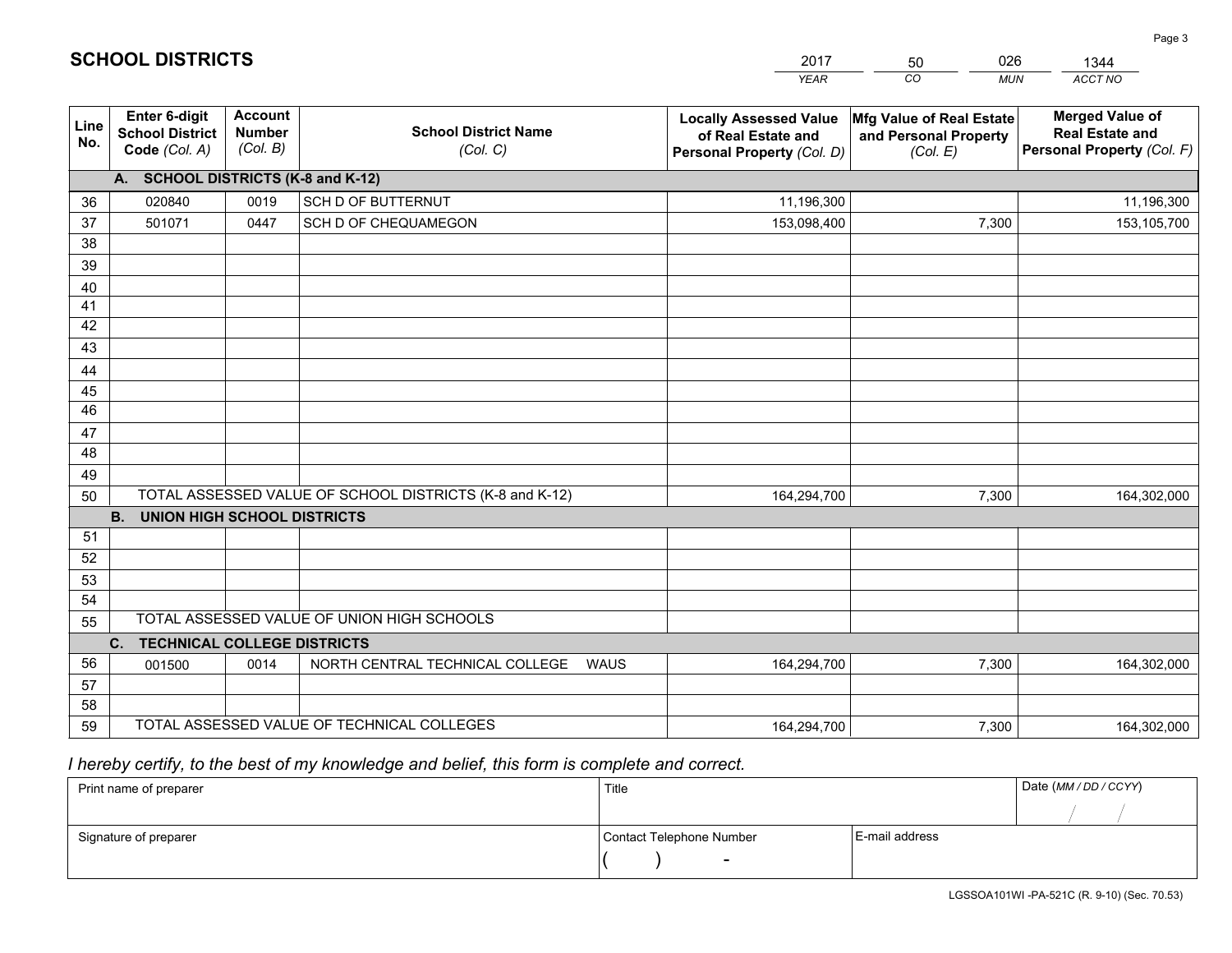## SCHOOL DISTRICTS

| 2017 | 50 | 026 | 1344 |
|---|---|---|---|
| *YEAR* | *CO* | *MUN* | *ACCT NO* |

| Line No. | Enter 6-digit School District Code *(Col. A)* | Account Number *(Col. B)* | School District Name *(Col. C)* | Locally Assessed Value of Real Estate and Personal Property *(Col. D)* | Mfg Value of Real Estate and Personal Property *(Col. E)* | Merged Value of Real Estate and Personal Property *(Col. F)* |
|---|---|---|---|---|---|---|
| | **A. SCHOOL DISTRICTS (K-8 and K-12)** | | | | | |
| 36 | 020840 | 0019 | SCH D OF BUTTERNUT | 11,196,300 | | 11,196,300 |
| 37 | 501071 | 0447 | SCH D OF CHEQUAMEGON | 153,098,400 | 7,300 | 153,105,700 |
| 38 | | | | | | |
| 39 | | | | | | |
| 40 | | | | | | |
| 41 | | | | | | |
| 42 | | | | | | |
| 43 | | | | | | |
| 44 | | | | | | |
| 45 | | | | | | |
| 46 | | | | | | |
| 47 | | | | | | |
| 48 | | | | | | |
| 49 | | | | | | |
| 50 | TOTAL ASSESSED VALUE OF SCHOOL DISTRICTS (K-8 and K-12) | | | 164,294,700 | 7,300 | 164,302,000 |
| | **B. UNION HIGH SCHOOL DISTRICTS** | | | | | |
| 51 | | | | | | |
| 52 | | | | | | |
| 53 | | | | | | |
| 54 | | | | | | |
| 55 | TOTAL ASSESSED VALUE OF UNION HIGH SCHOOLS | | | | | |
| | **C. TECHNICAL COLLEGE DISTRICTS** | | | | | |
| 56 | 001500 | 0014 | NORTH CENTRAL TECHNICAL COLLEGE WAUS | 164,294,700 | 7,300 | 164,302,000 |
| 57 | | | | | | |
| 58 | | | | | | |
| 59 | TOTAL ASSESSED VALUE OF TECHNICAL COLLEGES | | | 164,294,700 | 7,300 | 164,302,000 |

*I hereby certify, to the best of my knowledge and belief, this form is complete and correct.*

| Print name of preparer | Title | | Date *(MM / DD / CCYY)* |
|---|---|---|---|
| | | | / / |
| Signature of preparer | Contact Telephone Number | E-mail address | |
| | ( ) - | | |

LGSSOA101WI -PA-521C (R. 9-10) (Sec. 70.53)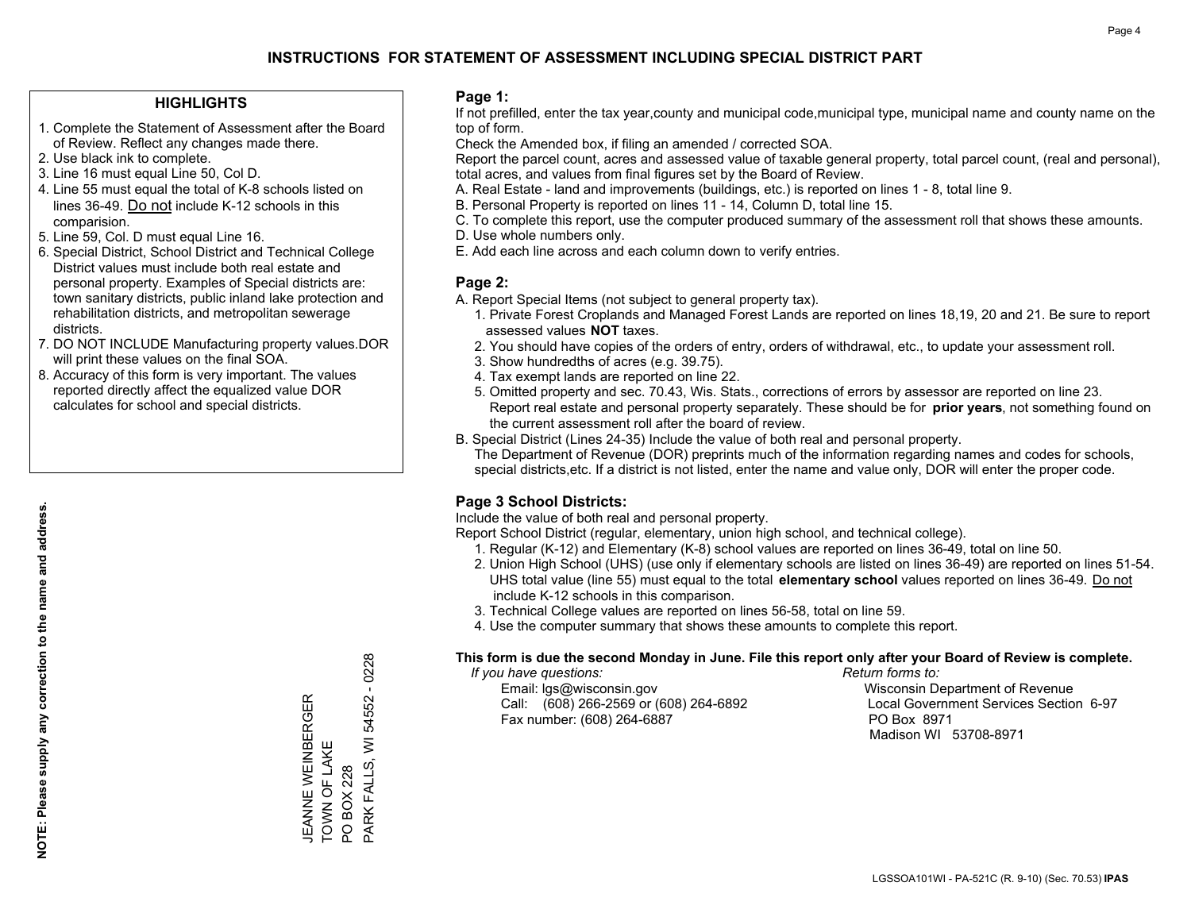# INSTRUCTIONS FOR STATEMENT OF ASSESSMENT INCLUDING SPECIAL DISTRICT PART

## HIGHLIGHTS

1. Complete the Statement of Assessment after the Board of Review. Reflect any changes made there.
2. Use black ink to complete.
3. Line 16 must equal Line 50, Col D.
4. Line 55 must equal the total of K-8 schools listed on lines 36-49. Do not include K-12 schools in this comparision.
5. Line 59, Col. D must equal Line 16.
6. Special District, School District and Technical College District values must include both real estate and personal property. Examples of Special districts are: town sanitary districts, public inland lake protection and rehabilitation districts, and metropolitan sewerage districts.
7. DO NOT INCLUDE Manufacturing property values.DOR will print these values on the final SOA.
8. Accuracy of this form is very important. The values reported directly affect the equalized value DOR calculates for school and special districts.

**NOTE: Please supply any correction to the name and address.**

JEANNE WEINBERGER
TOWN OF LAKE
PO BOX 228
PARK FALLS, WI 54552 - 0228

## Page 1:

If not prefilled, enter the tax year,county and municipal code,municipal type, municipal name and county name on the top of form.

Check the Amended box, if filing an amended / corrected SOA.

Report the parcel count, acres and assessed value of taxable general property, total parcel count, (real and personal), total acres, and values from final figures set by the Board of Review.

A. Real Estate - land and improvements (buildings, etc.) is reported on lines 1 - 8, total line 9.
B. Personal Property is reported on lines 11 - 14, Column D, total line 15.
C. To complete this report, use the computer produced summary of the assessment roll that shows these amounts.
D. Use whole numbers only.
E. Add each line across and each column down to verify entries.

## Page 2:

A. Report Special Items (not subject to general property tax).
   1. Private Forest Croplands and Managed Forest Lands are reported on lines 18,19, 20 and 21. Be sure to report assessed values **NOT** taxes.
   2. You should have copies of the orders of entry, orders of withdrawal, etc., to update your assessment roll.
   3. Show hundredths of acres (e.g. 39.75).
   4. Tax exempt lands are reported on line 22.
   5. Omitted property and sec. 70.43, Wis. Stats., corrections of errors by assessor are reported on line 23. Report real estate and personal property separately. These should be for **prior years**, not something found on the current assessment roll after the board of review.
B. Special District (Lines 24-35) Include the value of both real and personal property.
   The Department of Revenue (DOR) preprints much of the information regarding names and codes for schools, special districts,etc. If a district is not listed, enter the name and value only, DOR will enter the proper code.

## Page 3 School Districts:

Include the value of both real and personal property.

Report School District (regular, elementary, union high school, and technical college).

1. Regular (K-12) and Elementary (K-8) school values are reported on lines 36-49, total on line 50.
2. Union High School (UHS) (use only if elementary schools are listed on lines 36-49) are reported on lines 51-54. UHS total value (line 55) must equal to the total **elementary school** values reported on lines 36-49. Do not include K-12 schools in this comparison.
3. Technical College values are reported on lines 56-58, total on line 59.
4. Use the computer summary that shows these amounts to complete this report.

**This form is due the second Monday in June. File this report only after your Board of Review is complete.**

*If you have questions:*
Email: lgs@wisconsin.gov
Call: (608) 266-2569 or (608) 264-6892
Fax number: (608) 264-6887

*Return forms to:*
Wisconsin Department of Revenue
Local Government Services Section 6-97
PO Box 8971
Madison WI 53708-8971

LGSSOA101WI - PA-521C (R. 9-10) (Sec. 70.53) **IPAS**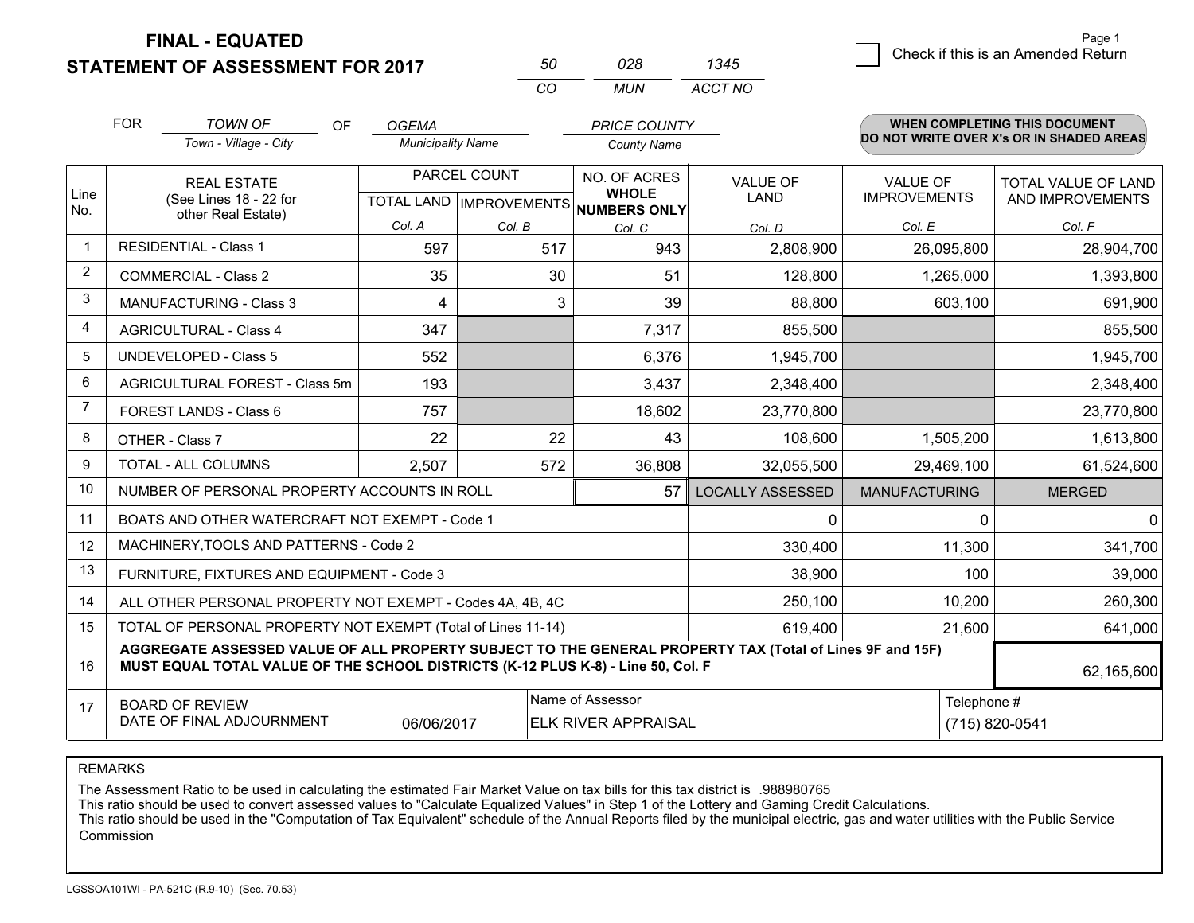# FINAL - EQUATED
## STATEMENT OF ASSESSMENT FOR 2017

| 50 | 028 | 1345 |
|---|---|---|
| CO | MUN | ACCT NO |

Check if this is an Amended Return

FOR *TOWN OF* (Town - Village - City) OF *OGEMA* (Municipality Name) *PRICE COUNTY* (County Name)

**WHEN COMPLETING THIS DOCUMENT DO NOT WRITE OVER X's OR IN SHADED AREAS**

| Line No. | REAL ESTATE (See Lines 18 - 22 for other Real Estate) | PARCEL COUNT TOTAL LAND Col. A | PARCEL COUNT IMPROVEMENTS Col. B | NO. OF ACRES WHOLE NUMBERS ONLY Col. C | VALUE OF LAND Col. D | VALUE OF IMPROVEMENTS Col. E | TOTAL VALUE OF LAND AND IMPROVEMENTS Col. F |
|---|---|---|---|---|---|---|---|
| 1 | RESIDENTIAL - Class 1 | 597 | 517 | 943 | 2,808,900 | 26,095,800 | 28,904,700 |
| 2 | COMMERCIAL - Class 2 | 35 | 30 | 51 | 128,800 | 1,265,000 | 1,393,800 |
| 3 | MANUFACTURING - Class 3 | 4 | 3 | 39 | 88,800 | 603,100 | 691,900 |
| 4 | AGRICULTURAL - Class 4 | 347 | | 7,317 | 855,500 | | 855,500 |
| 5 | UNDEVELOPED - Class 5 | 552 | | 6,376 | 1,945,700 | | 1,945,700 |
| 6 | AGRICULTURAL FOREST - Class 5m | 193 | | 3,437 | 2,348,400 | | 2,348,400 |
| 7 | FOREST LANDS - Class 6 | 757 | | 18,602 | 23,770,800 | | 23,770,800 |
| 8 | OTHER - Class 7 | 22 | 22 | 43 | 108,600 | 1,505,200 | 1,613,800 |
| 9 | TOTAL - ALL COLUMNS | 2,507 | 572 | 36,808 | 32,055,500 | 29,469,100 | 61,524,600 |
| 10 | NUMBER OF PERSONAL PROPERTY ACCOUNTS IN ROLL | | | 57 | LOCALLY ASSESSED | MANUFACTURING | MERGED |
| 11 | BOATS AND OTHER WATERCRAFT NOT EXEMPT - Code 1 | | | | 0 | 0 | 0 |
| 12 | MACHINERY,TOOLS AND PATTERNS - Code 2 | | | | 330,400 | 11,300 | 341,700 |
| 13 | FURNITURE, FIXTURES AND EQUIPMENT - Code 3 | | | | 38,900 | 100 | 39,000 |
| 14 | ALL OTHER PERSONAL PROPERTY NOT EXEMPT - Codes 4A, 4B, 4C | | | | 250,100 | 10,200 | 260,300 |
| 15 | TOTAL OF PERSONAL PROPERTY NOT EXEMPT (Total of Lines 11-14) | | | | 619,400 | 21,600 | 641,000 |
| 16 | **AGGREGATE ASSESSED VALUE OF ALL PROPERTY SUBJECT TO THE GENERAL PROPERTY TAX (Total of Lines 9F and 15F) MUST EQUAL TOTAL VALUE OF THE SCHOOL DISTRICTS (K-12 PLUS K-8) - Line 50, Col. F** | | | | | | 62,165,600 |
| 17 | BOARD OF REVIEW DATE OF FINAL ADJOURNMENT | 06/06/2017 | | Name of Assessor: ELK RIVER APPRAISAL | | Telephone #: (715) 820-0541 | |

REMARKS

The Assessment Ratio to be used in calculating the estimated Fair Market Value on tax bills for this tax district is .988980765
This ratio should be used to convert assessed values to "Calculate Equalized Values" in Step 1 of the Lottery and Gaming Credit Calculations.
This ratio should be used in the "Computation of Tax Equivalent" schedule of the Annual Reports filed by the municipal electric, gas and water utilities with the Public Service Commission

LGSSOA101WI - PA-521C (R.9-10) (Sec. 70.53)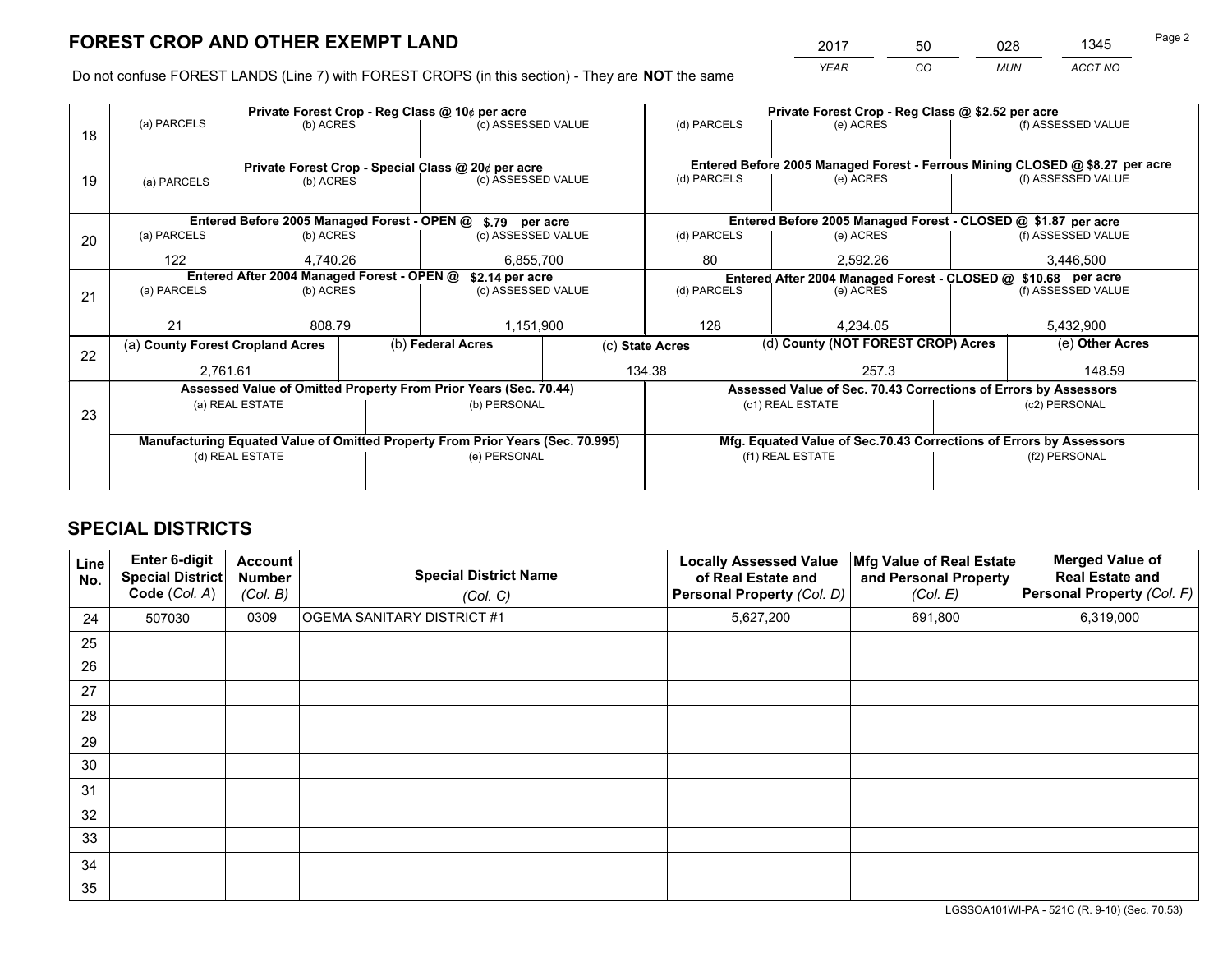# FOREST CROP AND OTHER EXEMPT LAND

| 2017 | 50 | 028 | 1345 |
|---|---|---|---|
| *YEAR* | *CO* | *MUN* | *ACCT NO* |

Do not confuse FOREST LANDS (Line 7) with FOREST CROPS (in this section) - They are **NOT** the same

| Line | Private Forest Crop - Reg Class @ 10¢ per acre | | | Private Forest Crop - Reg Class @ $2.52 per acre | | |
|---|---|---|---|---|---|---|
| 18 | (a) PARCELS | (b) ACRES | (c) ASSESSED VALUE | (d) PARCELS | (e) ACRES | (f) ASSESSED VALUE |
| | | | | | | |
| | **Private Forest Crop - Special Class @ 20¢ per acre** | | | **Entered Before 2005 Managed Forest - Ferrous Mining CLOSED @ $8.27 per acre** | | |
| 19 | (a) PARCELS | (b) ACRES | (c) ASSESSED VALUE | (d) PARCELS | (e) ACRES | (f) ASSESSED VALUE |
| | | | | | | |
| | **Entered Before 2005 Managed Forest - OPEN @ $.79 per acre** | | | **Entered Before 2005 Managed Forest - CLOSED @ $1.87 per acre** | | |
| 20 | (a) PARCELS | (b) ACRES | (c) ASSESSED VALUE | (d) PARCELS | (e) ACRES | (f) ASSESSED VALUE |
| | 122 | 4,740.26 | 6,855,700 | 80 | 2,592.26 | 3,446,500 |
| | **Entered After 2004 Managed Forest - OPEN @ $2.14 per acre** | | | **Entered After 2004 Managed Forest - CLOSED @ $10.68 per acre** | | |
| 21 | (a) PARCELS | (b) ACRES | (c) ASSESSED VALUE | (d) PARCELS | (e) ACRES | (f) ASSESSED VALUE |
| | 21 | 808.79 | 1,151,900 | 128 | 4,234.05 | 5,432,900 |

| Line | (a) County Forest Cropland Acres | (b) Federal Acres | (c) State Acres | (d) County (NOT FOREST CROP) Acres | (e) Other Acres |
|---|---|---|---|---|---|
| 22 | 2,761.61 | | 134.38 | 257.3 | 148.59 |

| Line | Assessed Value of Omitted Property From Prior Years (Sec. 70.44) | | Assessed Value of Sec. 70.43 Corrections of Errors by Assessors | |
|---|---|---|---|---|
| 23 | (a) REAL ESTATE | (b) PERSONAL | (c1) REAL ESTATE | (c2) PERSONAL |
| | | | | |
| | **Manufacturing Equated Value of Omitted Property From Prior Years (Sec. 70.995)** | | **Mfg. Equated Value of Sec.70.43 Corrections of Errors by Assessors** | |
| | (d) REAL ESTATE | (e) PERSONAL | (f1) REAL ESTATE | (f2) PERSONAL |
| | | | | |

# SPECIAL DISTRICTS

| Line No. | Enter 6-digit Special District Code (Col. A) | Account Number (Col. B) | Special District Name (Col. C) | Locally Assessed Value of Real Estate and Personal Property (Col. D) | Mfg Value of Real Estate and Personal Property (Col. E) | Merged Value of Real Estate and Personal Property (Col. F) |
|---|---|---|---|---|---|---|
| 24 | 507030 | 0309 | OGEMA SANITARY DISTRICT #1 | 5,627,200 | 691,800 | 6,319,000 |
| 25 | | | | | | |
| 26 | | | | | | |
| 27 | | | | | | |
| 28 | | | | | | |
| 29 | | | | | | |
| 30 | | | | | | |
| 31 | | | | | | |
| 32 | | | | | | |
| 33 | | | | | | |
| 34 | | | | | | |
| 35 | | | | | | |

LGSSOA101WI-PA - 521C (R. 9-10) (Sec. 70.53)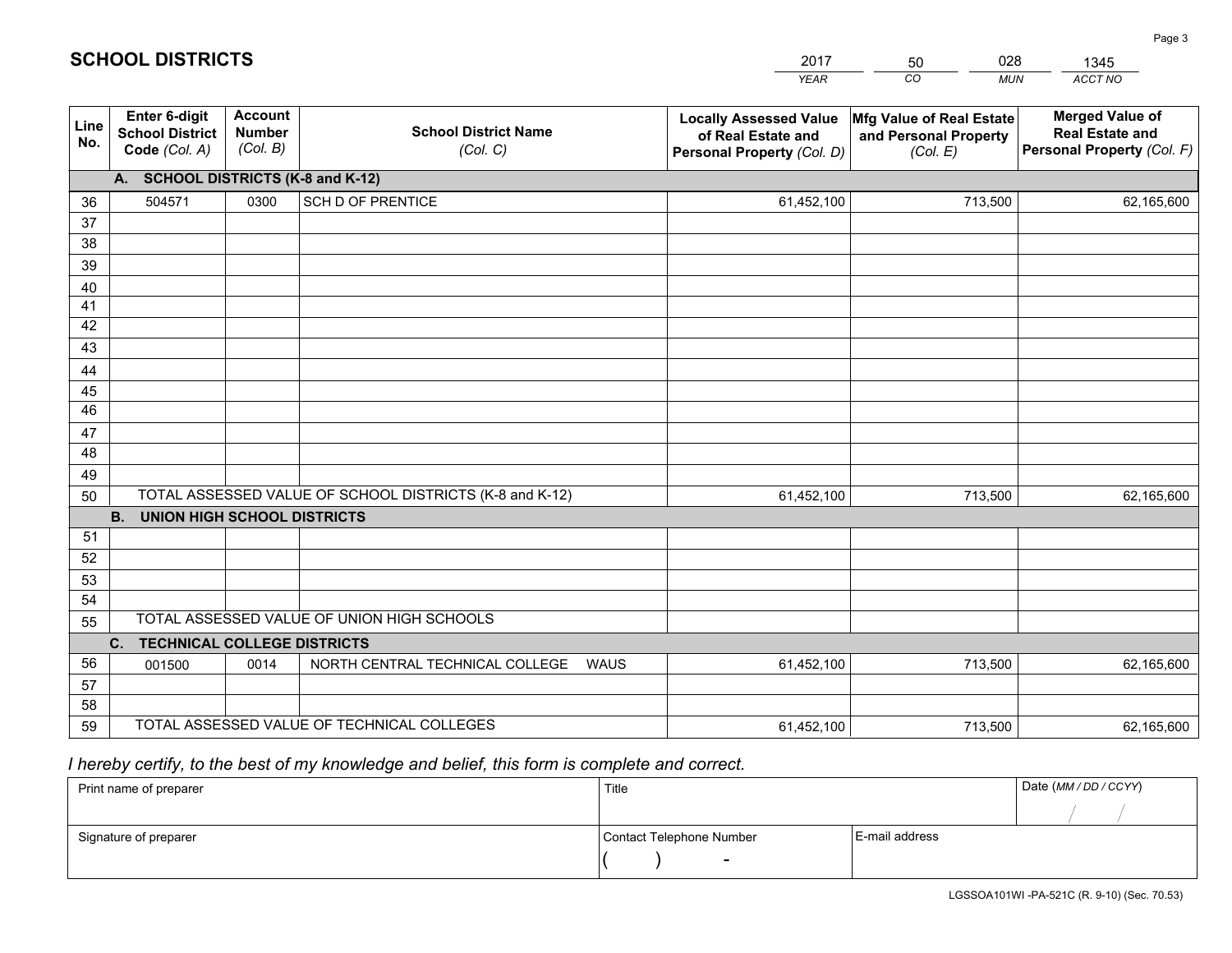# SCHOOL DISTRICTS

| 2017 | 50 | 028 | 1345 |
|---|---|---|---|
| *YEAR* | *CO* | *MUN* | *ACCT NO* |

| Line No. | Enter 6-digit School District Code *(Col. A)* | Account Number *(Col. B)* | School District Name *(Col. C)* | Locally Assessed Value of Real Estate and Personal Property *(Col. D)* | Mfg Value of Real Estate and Personal Property *(Col. E)* | Merged Value of Real Estate and Personal Property *(Col. F)* |
|---|---|---|---|---|---|---|
| **A.** | **SCHOOL DISTRICTS (K-8 and K-12)** | | | | | |
| 36 | 504571 | 0300 | SCH D OF PRENTICE | 61,452,100 | 713,500 | 62,165,600 |
| 37 | | | | | | |
| 38 | | | | | | |
| 39 | | | | | | |
| 40 | | | | | | |
| 41 | | | | | | |
| 42 | | | | | | |
| 43 | | | | | | |
| 44 | | | | | | |
| 45 | | | | | | |
| 46 | | | | | | |
| 47 | | | | | | |
| 48 | | | | | | |
| 49 | | | | | | |
| 50 | TOTAL ASSESSED VALUE OF SCHOOL DISTRICTS (K-8 and K-12) | | | 61,452,100 | 713,500 | 62,165,600 |
| **B.** | **UNION HIGH SCHOOL DISTRICTS** | | | | | |
| 51 | | | | | | |
| 52 | | | | | | |
| 53 | | | | | | |
| 54 | | | | | | |
| 55 | TOTAL ASSESSED VALUE OF UNION HIGH SCHOOLS | | | | | |
| **C.** | **TECHNICAL COLLEGE DISTRICTS** | | | | | |
| 56 | 001500 | 0014 | NORTH CENTRAL TECHNICAL COLLEGE WAUS | 61,452,100 | 713,500 | 62,165,600 |
| 57 | | | | | | |
| 58 | | | | | | |
| 59 | TOTAL ASSESSED VALUE OF TECHNICAL COLLEGES | | | 61,452,100 | 713,500 | 62,165,600 |

*I hereby certify, to the best of my knowledge and belief, this form is complete and correct.*

| Print name of preparer | Title | | Date *(MM / DD / CCYY)* |
|---|---|---|---|
| | | | / / |
| Signature of preparer | Contact Telephone Number | E-mail address | |
| | ( ) - | | |

LGSSOA101WI -PA-521C (R. 9-10) (Sec. 70.53)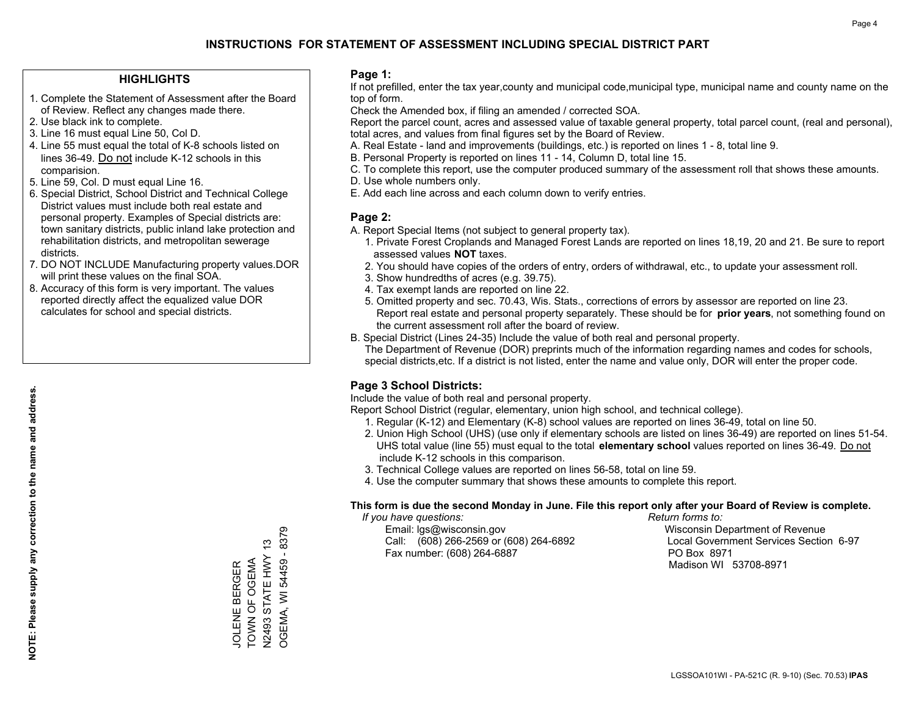# INSTRUCTIONS FOR STATEMENT OF ASSESSMENT INCLUDING SPECIAL DISTRICT PART

## HIGHLIGHTS

1. Complete the Statement of Assessment after the Board of Review. Reflect any changes made there.
2. Use black ink to complete.
3. Line 16 must equal Line 50, Col D.
4. Line 55 must equal the total of K-8 schools listed on lines 36-49. Do not include K-12 schools in this comparision.
5. Line 59, Col. D must equal Line 16.
6. Special District, School District and Technical College District values must include both real estate and personal property. Examples of Special districts are: town sanitary districts, public inland lake protection and rehabilitation districts, and metropolitan sewerage districts.
7. DO NOT INCLUDE Manufacturing property values.DOR will print these values on the final SOA.
8. Accuracy of this form is very important. The values reported directly affect the equalized value DOR calculates for school and special districts.

**NOTE: Please supply any correction to the name and address.**

JOLENE BERGER
TOWN OF OGEMA
N2493 STATE HWY 13
OGEMA, WI 54459 - 8379

## Page 1:

If not prefilled, enter the tax year,county and municipal code,municipal type, municipal name and county name on the top of form.

Check the Amended box, if filing an amended / corrected SOA.

Report the parcel count, acres and assessed value of taxable general property, total parcel count, (real and personal), total acres, and values from final figures set by the Board of Review.

A. Real Estate - land and improvements (buildings, etc.) is reported on lines 1 - 8, total line 9.
B. Personal Property is reported on lines 11 - 14, Column D, total line 15.
C. To complete this report, use the computer produced summary of the assessment roll that shows these amounts.
D. Use whole numbers only.
E. Add each line across and each column down to verify entries.

## Page 2:

A. Report Special Items (not subject to general property tax).
   1. Private Forest Croplands and Managed Forest Lands are reported on lines 18,19, 20 and 21. Be sure to report assessed values **NOT** taxes.
   2. You should have copies of the orders of entry, orders of withdrawal, etc., to update your assessment roll.
   3. Show hundredths of acres (e.g. 39.75).
   4. Tax exempt lands are reported on line 22.
   5. Omitted property and sec. 70.43, Wis. Stats., corrections of errors by assessor are reported on line 23. Report real estate and personal property separately. These should be for **prior years**, not something found on the current assessment roll after the board of review.
B. Special District (Lines 24-35) Include the value of both real and personal property.
   The Department of Revenue (DOR) preprints much of the information regarding names and codes for schools, special districts,etc. If a district is not listed, enter the name and value only, DOR will enter the proper code.

## Page 3 School Districts:

Include the value of both real and personal property.

Report School District (regular, elementary, union high school, and technical college).

1. Regular (K-12) and Elementary (K-8) school values are reported on lines 36-49, total on line 50.
2. Union High School (UHS) (use only if elementary schools are listed on lines 36-49) are reported on lines 51-54. UHS total value (line 55) must equal to the total **elementary school** values reported on lines 36-49. Do not include K-12 schools in this comparison.
3. Technical College values are reported on lines 56-58, total on line 59.
4. Use the computer summary that shows these amounts to complete this report.

**This form is due the second Monday in June. File this report only after your Board of Review is complete.**

*If you have questions:*
Email: lgs@wisconsin.gov
Call: (608) 266-2569 or (608) 264-6892
Fax number: (608) 264-6887

*Return forms to:*
Wisconsin Department of Revenue
Local Government Services Section 6-97
PO Box 8971
Madison WI 53708-8971

LGSSOA101WI - PA-521C (R. 9-10) (Sec. 70.53) **IPAS**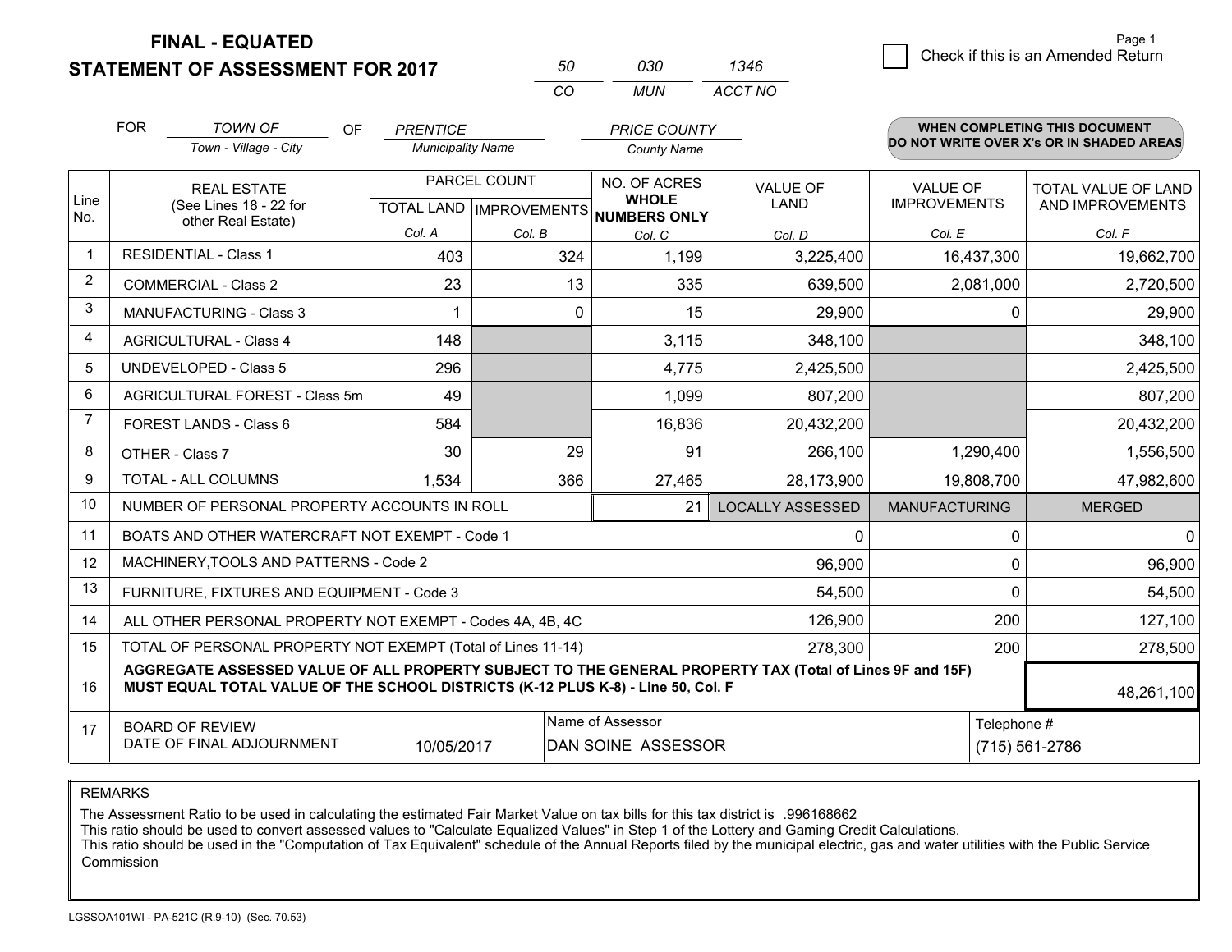**FINAL - EQUATED**
**STATEMENT OF ASSESSMENT FOR 2017**

| 50 | 030 | 1346 |
|---|---|---|
| CO | MUN | ACCT NO |

Page 1

☐ Check if this is an Amended Return

FOR *TOWN OF* (Town - Village - City) OF *PRENTICE* (Municipality Name) *PRICE COUNTY* (County Name)

**WHEN COMPLETING THIS DOCUMENT DO NOT WRITE OVER X's OR IN SHADED AREAS**

| Line No. | REAL ESTATE (See Lines 18 - 22 for other Real Estate) | PARCEL COUNT TOTAL LAND Col. A | PARCEL COUNT IMPROVEMENTS Col. B | NO. OF ACRES WHOLE NUMBERS ONLY Col. C | VALUE OF LAND Col. D | VALUE OF IMPROVEMENTS Col. E | TOTAL VALUE OF LAND AND IMPROVEMENTS Col. F |
|---|---|---|---|---|---|---|---|
| 1 | RESIDENTIAL - Class 1 | 403 | 324 | 1,199 | 3,225,400 | 16,437,300 | 19,662,700 |
| 2 | COMMERCIAL - Class 2 | 23 | 13 | 335 | 639,500 | 2,081,000 | 2,720,500 |
| 3 | MANUFACTURING - Class 3 | 1 | 0 | 15 | 29,900 | 0 | 29,900 |
| 4 | AGRICULTURAL - Class 4 | 148 | | 3,115 | 348,100 | | 348,100 |
| 5 | UNDEVELOPED - Class 5 | 296 | | 4,775 | 2,425,500 | | 2,425,500 |
| 6 | AGRICULTURAL FOREST - Class 5m | 49 | | 1,099 | 807,200 | | 807,200 |
| 7 | FOREST LANDS - Class 6 | 584 | | 16,836 | 20,432,200 | | 20,432,200 |
| 8 | OTHER - Class 7 | 30 | 29 | 91 | 266,100 | 1,290,400 | 1,556,500 |
| 9 | TOTAL - ALL COLUMNS | 1,534 | 366 | 27,465 | 28,173,900 | 19,808,700 | 47,982,600 |
| 10 | NUMBER OF PERSONAL PROPERTY ACCOUNTS IN ROLL | | | 21 | LOCALLY ASSESSED | MANUFACTURING | MERGED |
| 11 | BOATS AND OTHER WATERCRAFT NOT EXEMPT - Code 1 | | | | 0 | 0 | 0 |
| 12 | MACHINERY,TOOLS AND PATTERNS - Code 2 | | | | 96,900 | 0 | 96,900 |
| 13 | FURNITURE, FIXTURES AND EQUIPMENT - Code 3 | | | | 54,500 | 0 | 54,500 |
| 14 | ALL OTHER PERSONAL PROPERTY NOT EXEMPT - Codes 4A, 4B, 4C | | | | 126,900 | 200 | 127,100 |
| 15 | TOTAL OF PERSONAL PROPERTY NOT EXEMPT (Total of Lines 11-14) | | | | 278,300 | 200 | 278,500 |
| 16 | **AGGREGATE ASSESSED VALUE OF ALL PROPERTY SUBJECT TO THE GENERAL PROPERTY TAX (Total of Lines 9F and 15F) MUST EQUAL TOTAL VALUE OF THE SCHOOL DISTRICTS (K-12 PLUS K-8) - Line 50, Col. F** | | | | | | 48,261,100 |
| 17 | BOARD OF REVIEW DATE OF FINAL ADJOURNMENT | 10/05/2017 | Name of Assessor: DAN SOINE ASSESSOR | | | Telephone #: (715) 561-2786 | |

REMARKS

The Assessment Ratio to be used in calculating the estimated Fair Market Value on tax bills for this tax district is .996168662
This ratio should be used to convert assessed values to "Calculate Equalized Values" in Step 1 of the Lottery and Gaming Credit Calculations.
This ratio should be used in the "Computation of Tax Equivalent" schedule of the Annual Reports filed by the municipal electric, gas and water utilities with the Public Service Commission

LGSSOA101WI - PA-521C (R.9-10) (Sec. 70.53)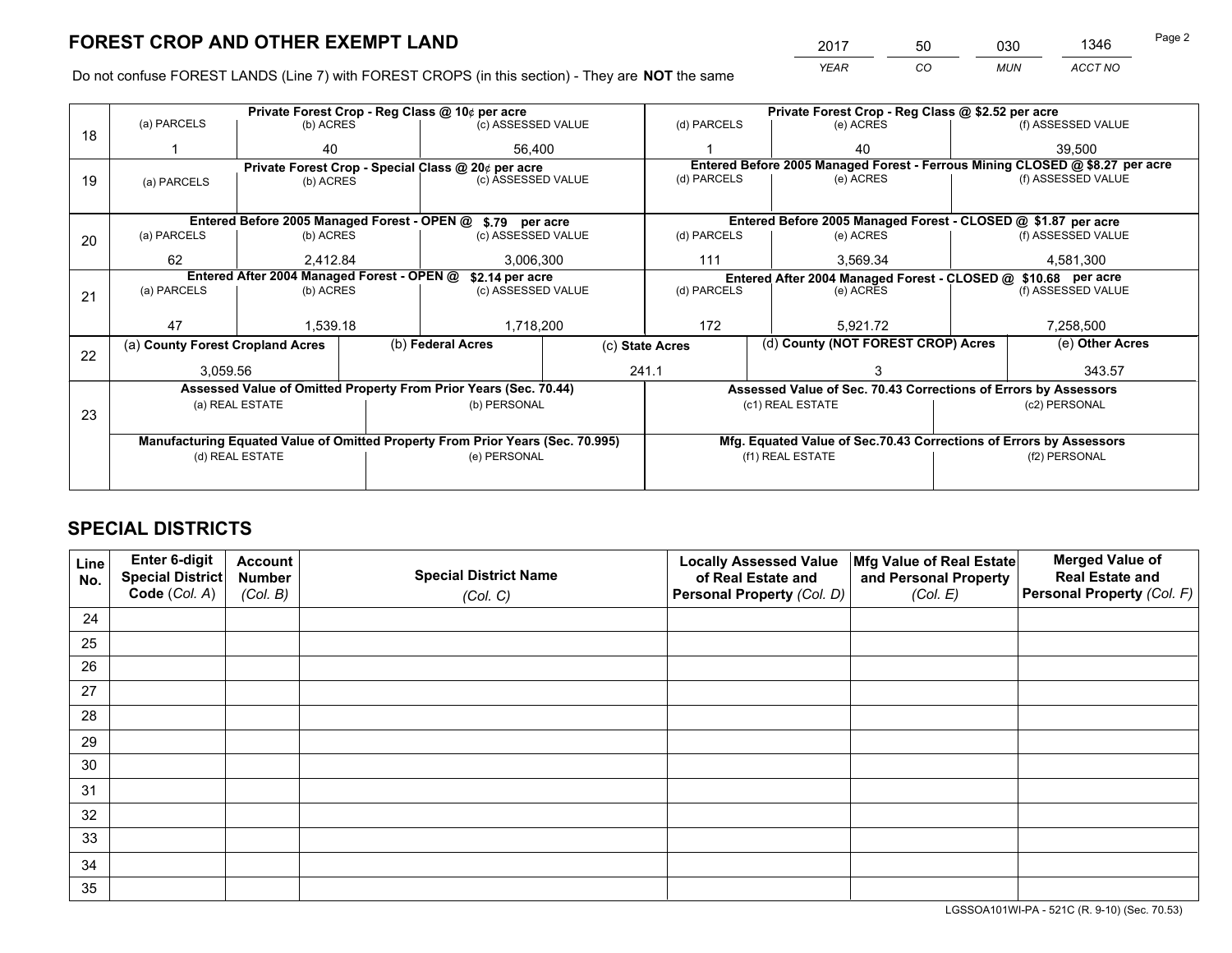# FOREST CROP AND OTHER EXEMPT LAND

| 2017 | 50 | 030 | 1346 |
|---|---|---|---|
| *YEAR* | *CO* | *MUN* | *ACCT NO* |

Do not confuse FOREST LANDS (Line 7) with FOREST CROPS (in this section) - They are **NOT** the same

| Line | Private Forest Crop - Reg Class @ 10¢ per acre | | | Private Forest Crop - Reg Class @ $2.52 per acre | | |
|---|---|---|---|---|---|---|
| | (a) PARCELS | (b) ACRES | (c) ASSESSED VALUE | (d) PARCELS | (e) ACRES | (f) ASSESSED VALUE |
| 18 | 1 | 40 | 56,400 | 1 | 40 | 39,500 |
| | **Private Forest Crop - Special Class @ 20¢ per acre** | | | **Entered Before 2005 Managed Forest - Ferrous Mining CLOSED @ $8.27 per acre** | | |
| 19 | (a) PARCELS | (b) ACRES | (c) ASSESSED VALUE | (d) PARCELS | (e) ACRES | (f) ASSESSED VALUE |
| | | | | | | |
| | **Entered Before 2005 Managed Forest - OPEN @ $.79 per acre** | | | **Entered Before 2005 Managed Forest - CLOSED @ $1.87 per acre** | | |
| 20 | (a) PARCELS | (b) ACRES | (c) ASSESSED VALUE | (d) PARCELS | (e) ACRES | (f) ASSESSED VALUE |
| | 62 | 2,412.84 | 3,006,300 | 111 | 3,569.34 | 4,581,300 |
| | **Entered After 2004 Managed Forest - OPEN @ $2.14 per acre** | | | **Entered After 2004 Managed Forest - CLOSED @ $10.68 per acre** | | |
| 21 | (a) PARCELS | (b) ACRES | (c) ASSESSED VALUE | (d) PARCELS | (e) ACRES | (f) ASSESSED VALUE |
| | 47 | 1,539.18 | 1,718,200 | 172 | 5,921.72 | 7,258,500 |

| Line | (a) County Forest Cropland Acres | (b) Federal Acres | (c) State Acres | (d) County (NOT FOREST CROP) Acres | (e) Other Acres |
|---|---|---|---|---|---|
| 22 | 3,059.56 | | 241.1 | 3 | 343.57 |

| Line | Assessed Value of Omitted Property From Prior Years (Sec. 70.44) | | Assessed Value of Sec. 70.43 Corrections of Errors by Assessors | |
|---|---|---|---|---|
| 23 | (a) REAL ESTATE | (b) PERSONAL | (c1) REAL ESTATE | (c2) PERSONAL |
| | | | | |
| | **Manufacturing Equated Value of Omitted Property From Prior Years (Sec. 70.995)** | | **Mfg. Equated Value of Sec.70.43 Corrections of Errors by Assessors** | |
| | (d) REAL ESTATE | (e) PERSONAL | (f1) REAL ESTATE | (f2) PERSONAL |
| | | | | |

# SPECIAL DISTRICTS

| Line No. | Enter 6-digit Special District Code (Col. A) | Account Number (Col. B) | Special District Name (Col. C) | Locally Assessed Value of Real Estate and Personal Property (Col. D) | Mfg Value of Real Estate and Personal Property (Col. E) | Merged Value of Real Estate and Personal Property (Col. F) |
|---|---|---|---|---|---|---|
| 24 | | | | | | |
| 25 | | | | | | |
| 26 | | | | | | |
| 27 | | | | | | |
| 28 | | | | | | |
| 29 | | | | | | |
| 30 | | | | | | |
| 31 | | | | | | |
| 32 | | | | | | |
| 33 | | | | | | |
| 34 | | | | | | |
| 35 | | | | | | |

LGSSOA101WI-PA - 521C (R. 9-10) (Sec. 70.53)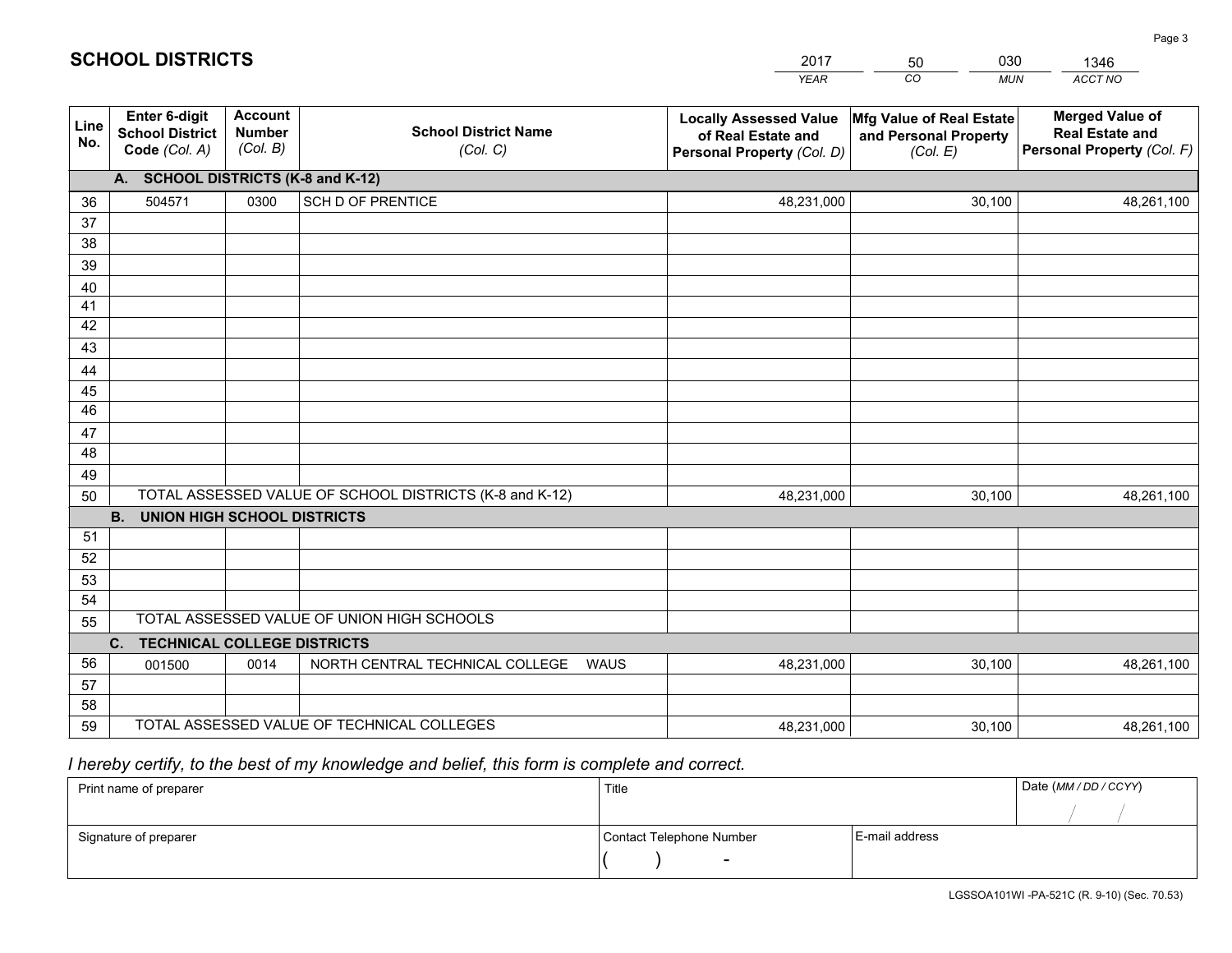# SCHOOL DISTRICTS

| 2017 | 50 | 030 | 1346 |
|---|---|---|---|
| YEAR | CO | MUN | ACCT NO |

| Line No. | Enter 6-digit School District Code (Col. A) | Account Number (Col. B) | School District Name (Col. C) | Locally Assessed Value of Real Estate and Personal Property (Col. D) | Mfg Value of Real Estate and Personal Property (Col. E) | Merged Value of Real Estate and Personal Property (Col. F) |
|---|---|---|---|---|---|---|
| **A. SCHOOL DISTRICTS (K-8 and K-12)** | | | | | | |
| 36 | 504571 | 0300 | SCH D OF PRENTICE | 48,231,000 | 30,100 | 48,261,100 |
| 37 | | | | | | |
| 38 | | | | | | |
| 39 | | | | | | |
| 40 | | | | | | |
| 41 | | | | | | |
| 42 | | | | | | |
| 43 | | | | | | |
| 44 | | | | | | |
| 45 | | | | | | |
| 46 | | | | | | |
| 47 | | | | | | |
| 48 | | | | | | |
| 49 | | | | | | |
| 50 | TOTAL ASSESSED VALUE OF SCHOOL DISTRICTS (K-8 and K-12) | | | 48,231,000 | 30,100 | 48,261,100 |
| **B. UNION HIGH SCHOOL DISTRICTS** | | | | | | |
| 51 | | | | | | |
| 52 | | | | | | |
| 53 | | | | | | |
| 54 | | | | | | |
| 55 | TOTAL ASSESSED VALUE OF UNION HIGH SCHOOLS | | | | | |
| **C. TECHNICAL COLLEGE DISTRICTS** | | | | | | |
| 56 | 001500 | 0014 | NORTH CENTRAL TECHNICAL COLLEGE WAUS | 48,231,000 | 30,100 | 48,261,100 |
| 57 | | | | | | |
| 58 | | | | | | |
| 59 | TOTAL ASSESSED VALUE OF TECHNICAL COLLEGES | | | 48,231,000 | 30,100 | 48,261,100 |

*I hereby certify, to the best of my knowledge and belief, this form is complete and correct.*

| Print name of preparer | Title | | Date (MM / DD / CCYY) |
|---|---|---|---|
| | | | / / |
| Signature of preparer | Contact Telephone Number | E-mail address | |
| | ( ) - | | |

LGSSOA101WI -PA-521C (R. 9-10) (Sec. 70.53)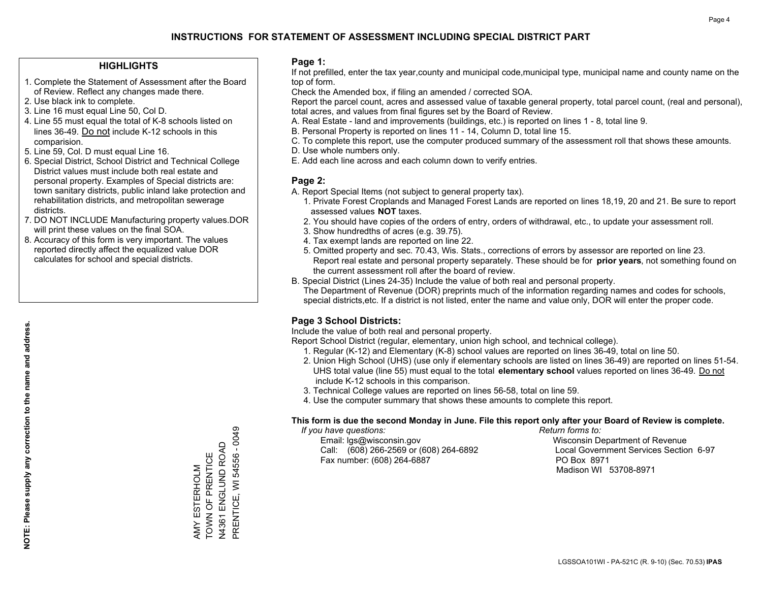# INSTRUCTIONS FOR STATEMENT OF ASSESSMENT INCLUDING SPECIAL DISTRICT PART

## HIGHLIGHTS

1. Complete the Statement of Assessment after the Board of Review. Reflect any changes made there.
2. Use black ink to complete.
3. Line 16 must equal Line 50, Col D.
4. Line 55 must equal the total of K-8 schools listed on lines 36-49. Do not include K-12 schools in this comparision.
5. Line 59, Col. D must equal Line 16.
6. Special District, School District and Technical College District values must include both real estate and personal property. Examples of Special districts are: town sanitary districts, public inland lake protection and rehabilitation districts, and metropolitan sewerage districts.
7. DO NOT INCLUDE Manufacturing property values.DOR will print these values on the final SOA.
8. Accuracy of this form is very important. The values reported directly affect the equalized value DOR calculates for school and special districts.

**NOTE: Please supply any correction to the name and address.**

AMY ESTERHOLM
TOWN OF PRENTICE
N4361 ENGLUND ROAD
PRENTICE, WI 54556 - 0049

## Page 1:

If not prefilled, enter the tax year,county and municipal code,municipal type, municipal name and county name on the top of form.

Check the Amended box, if filing an amended / corrected SOA.

Report the parcel count, acres and assessed value of taxable general property, total parcel count, (real and personal), total acres, and values from final figures set by the Board of Review.

A. Real Estate - land and improvements (buildings, etc.) is reported on lines 1 - 8, total line 9.
B. Personal Property is reported on lines 11 - 14, Column D, total line 15.
C. To complete this report, use the computer produced summary of the assessment roll that shows these amounts.
D. Use whole numbers only.
E. Add each line across and each column down to verify entries.

## Page 2:

A. Report Special Items (not subject to general property tax).
   1. Private Forest Croplands and Managed Forest Lands are reported on lines 18,19, 20 and 21. Be sure to report assessed values **NOT** taxes.
   2. You should have copies of the orders of entry, orders of withdrawal, etc., to update your assessment roll.
   3. Show hundredths of acres (e.g. 39.75).
   4. Tax exempt lands are reported on line 22.
   5. Omitted property and sec. 70.43, Wis. Stats., corrections of errors by assessor are reported on line 23. Report real estate and personal property separately. These should be for **prior years**, not something found on the current assessment roll after the board of review.
B. Special District (Lines 24-35) Include the value of both real and personal property.
   The Department of Revenue (DOR) preprints much of the information regarding names and codes for schools, special districts,etc. If a district is not listed, enter the name and value only, DOR will enter the proper code.

## Page 3 School Districts:

Include the value of both real and personal property.

Report School District (regular, elementary, union high school, and technical college).

1. Regular (K-12) and Elementary (K-8) school values are reported on lines 36-49, total on line 50.
2. Union High School (UHS) (use only if elementary schools are listed on lines 36-49) are reported on lines 51-54. UHS total value (line 55) must equal to the total **elementary school** values reported on lines 36-49. Do not include K-12 schools in this comparison.
3. Technical College values are reported on lines 56-58, total on line 59.
4. Use the computer summary that shows these amounts to complete this report.

**This form is due the second Monday in June. File this report only after your Board of Review is complete.**

*If you have questions:*
Email: lgs@wisconsin.gov
Call: (608) 266-2569 or (608) 264-6892
Fax number: (608) 264-6887

*Return forms to:*
Wisconsin Department of Revenue
Local Government Services Section 6-97
PO Box 8971
Madison WI 53708-8971

LGSSOA101WI - PA-521C (R. 9-10) (Sec. 70.53) **IPAS**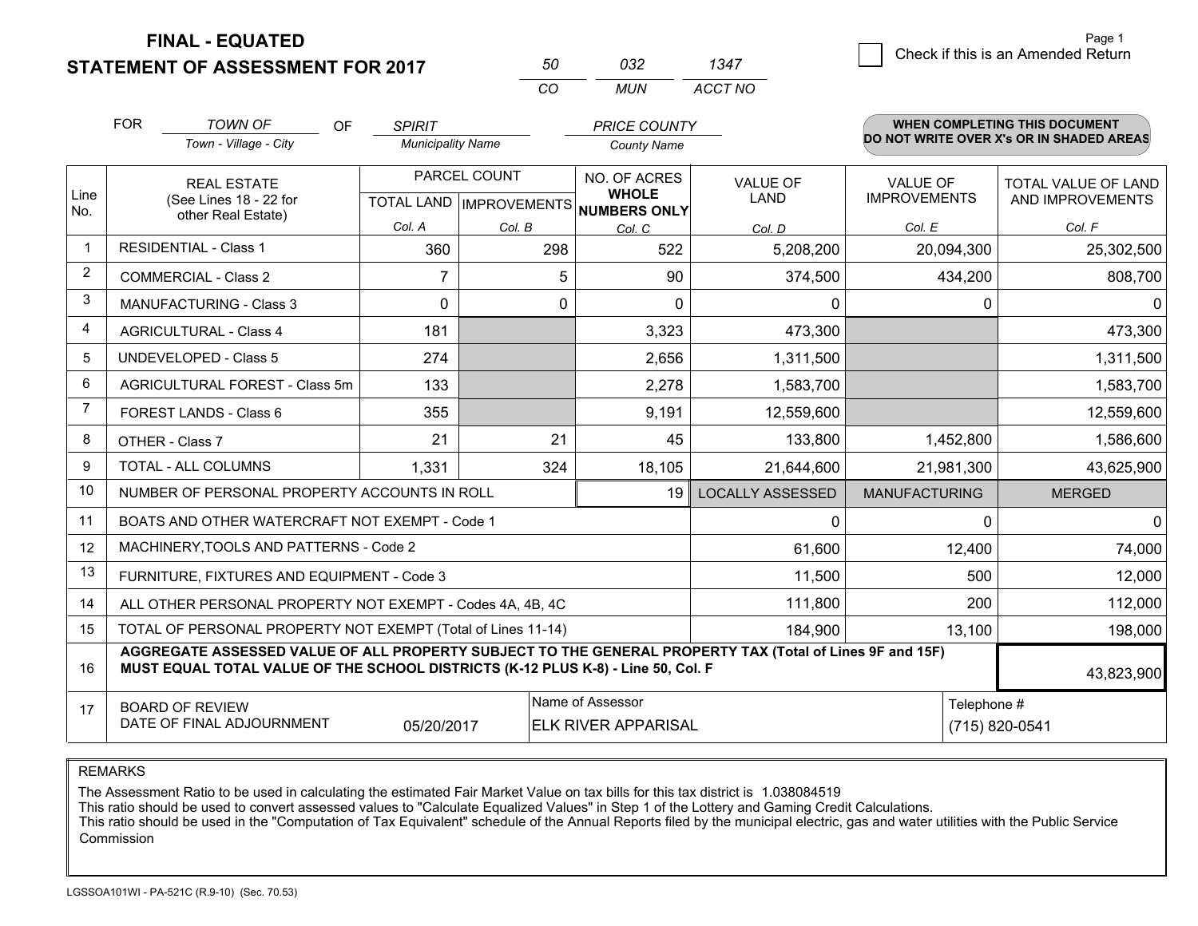**FINAL - EQUATED**
**STATEMENT OF ASSESSMENT FOR 2017**

| 50 | 032 | 1347 |
|---|---|---|
| CO | MUN | ACCT NO |

Page 1

☐ Check if this is an Amended Return

FOR *TOWN OF* (Town - Village - City) OF *SPIRIT* (Municipality Name) *PRICE COUNTY* (County Name)

**WHEN COMPLETING THIS DOCUMENT DO NOT WRITE OVER X's OR IN SHADED AREAS**

| Line No. | REAL ESTATE (See Lines 18 - 22 for other Real Estate) | PARCEL COUNT | | NO. OF ACRES WHOLE NUMBERS ONLY | VALUE OF LAND | VALUE OF IMPROVEMENTS | TOTAL VALUE OF LAND AND IMPROVEMENTS |
|---|---|---|---|---|---|---|---|
| | | TOTAL LAND Col. A | IMPROVEMENTS Col. B | Col. C | Col. D | Col. E | Col. F |
| 1 | RESIDENTIAL - Class 1 | 360 | 298 | 522 | 5,208,200 | 20,094,300 | 25,302,500 |
| 2 | COMMERCIAL - Class 2 | 7 | 5 | 90 | 374,500 | 434,200 | 808,700 |
| 3 | MANUFACTURING - Class 3 | 0 | 0 | 0 | 0 | 0 | 0 |
| 4 | AGRICULTURAL - Class 4 | 181 | | 3,323 | 473,300 | | 473,300 |
| 5 | UNDEVELOPED - Class 5 | 274 | | 2,656 | 1,311,500 | | 1,311,500 |
| 6 | AGRICULTURAL FOREST - Class 5m | 133 | | 2,278 | 1,583,700 | | 1,583,700 |
| 7 | FOREST LANDS - Class 6 | 355 | | 9,191 | 12,559,600 | | 12,559,600 |
| 8 | OTHER - Class 7 | 21 | 21 | 45 | 133,800 | 1,452,800 | 1,586,600 |
| 9 | TOTAL - ALL COLUMNS | 1,331 | 324 | 18,105 | 21,644,600 | 21,981,300 | 43,625,900 |
| 10 | NUMBER OF PERSONAL PROPERTY ACCOUNTS IN ROLL | | | 19 | LOCALLY ASSESSED | MANUFACTURING | MERGED |
| 11 | BOATS AND OTHER WATERCRAFT NOT EXEMPT - Code 1 | | | | 0 | 0 | 0 |
| 12 | MACHINERY,TOOLS AND PATTERNS - Code 2 | | | | 61,600 | 12,400 | 74,000 |
| 13 | FURNITURE, FIXTURES AND EQUIPMENT - Code 3 | | | | 11,500 | 500 | 12,000 |
| 14 | ALL OTHER PERSONAL PROPERTY NOT EXEMPT - Codes 4A, 4B, 4C | | | | 111,800 | 200 | 112,000 |
| 15 | TOTAL OF PERSONAL PROPERTY NOT EXEMPT (Total of Lines 11-14) | | | | 184,900 | 13,100 | 198,000 |
| 16 | **AGGREGATE ASSESSED VALUE OF ALL PROPERTY SUBJECT TO THE GENERAL PROPERTY TAX (Total of Lines 9F and 15F) MUST EQUAL TOTAL VALUE OF THE SCHOOL DISTRICTS (K-12 PLUS K-8) - Line 50, Col. F** | | | | | | 43,823,900 |
| 17 | BOARD OF REVIEW DATE OF FINAL ADJOURNMENT | 05/20/2017 | | Name of Assessor: ELK RIVER APPARISAL | | Telephone #: (715) 820-0541 | |

REMARKS

The Assessment Ratio to be used in calculating the estimated Fair Market Value on tax bills for this tax district is 1.038084519
This ratio should be used to convert assessed values to "Calculate Equalized Values" in Step 1 of the Lottery and Gaming Credit Calculations.
This ratio should be used in the "Computation of Tax Equivalent" schedule of the Annual Reports filed by the municipal electric, gas and water utilities with the Public Service Commission

LGSSOA101WI - PA-521C (R.9-10) (Sec. 70.53)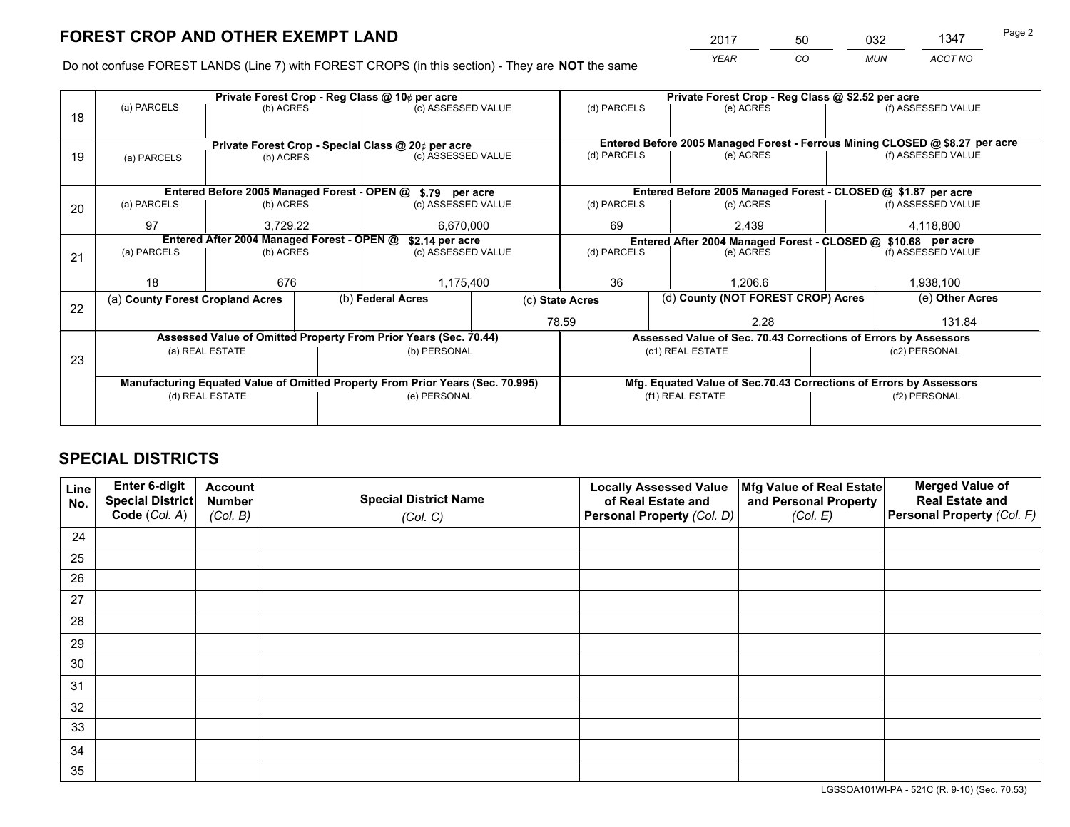# FOREST CROP AND OTHER EXEMPT LAND

| 2017 | 50 | 032 | 1347 |
|---|---|---|---|
| *YEAR* | *CO* | *MUN* | *ACCT NO* |

Do not confuse FOREST LANDS (Line 7) with FOREST CROPS (in this section) - They are **NOT** the same

| Line | Private Forest Crop - Reg Class @ 10¢ per acre | | | Private Forest Crop - Reg Class @ $2.52 per acre | | |
|---|---|---|---|---|---|---|
| 18 | (a) PARCELS | (b) ACRES | (c) ASSESSED VALUE | (d) PARCELS | (e) ACRES | (f) ASSESSED VALUE |
| | | | | | | |
| | **Private Forest Crop - Special Class @ 20¢ per acre** | | | **Entered Before 2005 Managed Forest - Ferrous Mining CLOSED @ $8.27 per acre** | | |
| 19 | (a) PARCELS | (b) ACRES | (c) ASSESSED VALUE | (d) PARCELS | (e) ACRES | (f) ASSESSED VALUE |
| | | | | | | |
| | **Entered Before 2005 Managed Forest - OPEN @ $.79 per acre** | | | **Entered Before 2005 Managed Forest - CLOSED @ $1.87 per acre** | | |
| 20 | (a) PARCELS | (b) ACRES | (c) ASSESSED VALUE | (d) PARCELS | (e) ACRES | (f) ASSESSED VALUE |
| | 97 | 3,729.22 | 6,670,000 | 69 | 2,439 | 4,118,800 |
| | **Entered After 2004 Managed Forest - OPEN @ $2.14 per acre** | | | **Entered After 2004 Managed Forest - CLOSED @ $10.68 per acre** | | |
| 21 | (a) PARCELS | (b) ACRES | (c) ASSESSED VALUE | (d) PARCELS | (e) ACRES | (f) ASSESSED VALUE |
| | 18 | 676 | 1,175,400 | 36 | 1,206.6 | 1,938,100 |

| Line | (a) County Forest Cropland Acres | (b) Federal Acres | (c) State Acres | (d) County (NOT FOREST CROP) Acres | (e) Other Acres |
|---|---|---|---|---|---|
| 22 | | | 78.59 | 2.28 | 131.84 |

| Line | Assessed Value of Omitted Property From Prior Years (Sec. 70.44) | | Assessed Value of Sec. 70.43 Corrections of Errors by Assessors | |
|---|---|---|---|---|
| 23 | (a) REAL ESTATE | (b) PERSONAL | (c1) REAL ESTATE | (c2) PERSONAL |
| | | | | |
| | **Manufacturing Equated Value of Omitted Property From Prior Years (Sec. 70.995)** | | **Mfg. Equated Value of Sec.70.43 Corrections of Errors by Assessors** | |
| | (d) REAL ESTATE | (e) PERSONAL | (f1) REAL ESTATE | (f2) PERSONAL |
| | | | | |

# SPECIAL DISTRICTS

| Line No. | Enter 6-digit Special District Code (Col. A) | Account Number (Col. B) | Special District Name (Col. C) | Locally Assessed Value of Real Estate and Personal Property (Col. D) | Mfg Value of Real Estate and Personal Property (Col. E) | Merged Value of Real Estate and Personal Property (Col. F) |
|---|---|---|---|---|---|---|
| 24 | | | | | | |
| 25 | | | | | | |
| 26 | | | | | | |
| 27 | | | | | | |
| 28 | | | | | | |
| 29 | | | | | | |
| 30 | | | | | | |
| 31 | | | | | | |
| 32 | | | | | | |
| 33 | | | | | | |
| 34 | | | | | | |
| 35 | | | | | | |

LGSSOA101WI-PA - 521C (R. 9-10) (Sec. 70.53)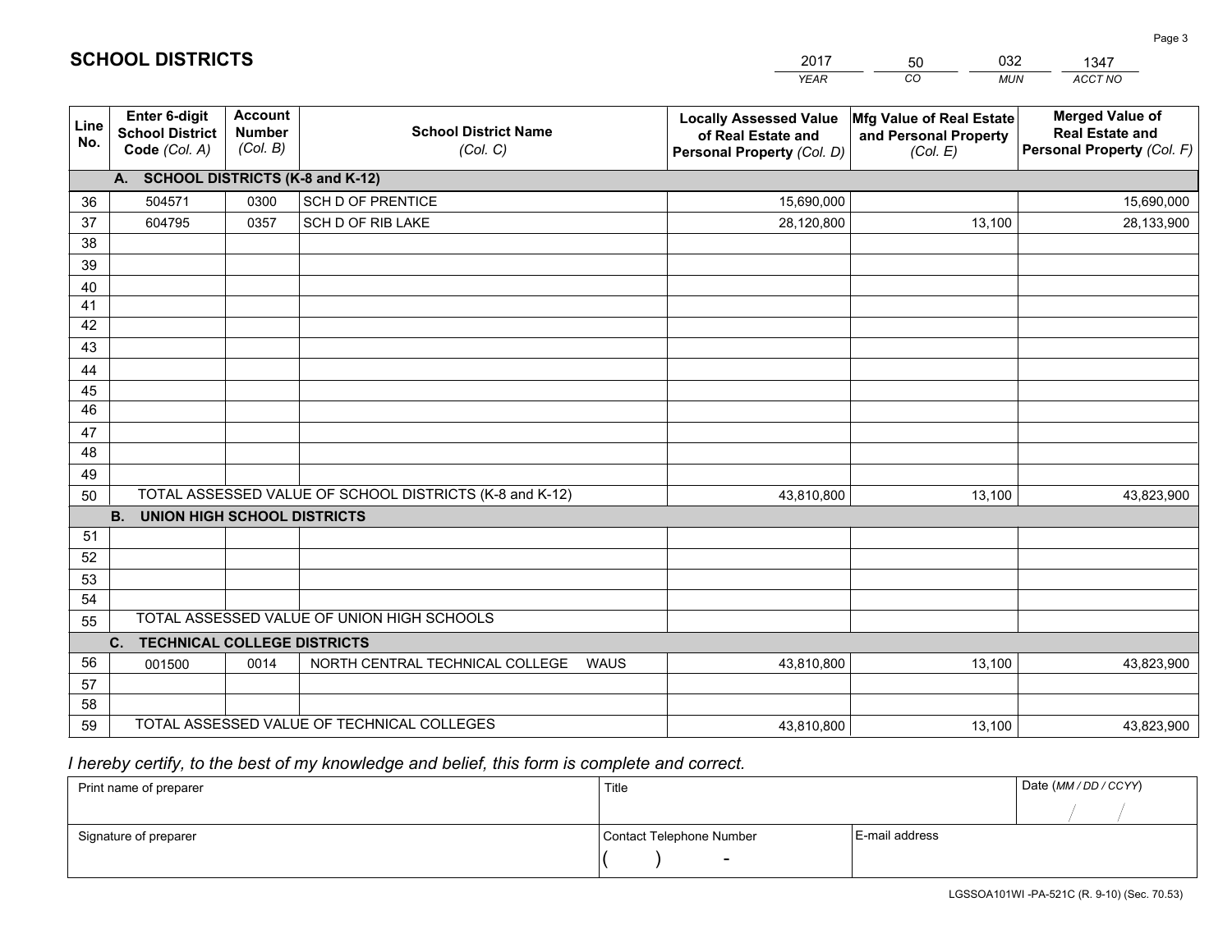# SCHOOL DISTRICTS

| 2017 | 50 | 032 | 1347 |
|---|---|---|---|
| *YEAR* | *CO* | *MUN* | *ACCT NO* |

| Line No. | Enter 6-digit School District Code *(Col. A)* | Account Number *(Col. B)* | School District Name *(Col. C)* | Locally Assessed Value of Real Estate and Personal Property *(Col. D)* | Mfg Value of Real Estate and Personal Property *(Col. E)* | Merged Value of Real Estate and Personal Property *(Col. F)* |
|---|---|---|---|---|---|---|
| **A. SCHOOL DISTRICTS (K-8 and K-12)** | | | | | | |
| 36 | 504571 | 0300 | SCH D OF PRENTICE | 15,690,000 | | 15,690,000 |
| 37 | 604795 | 0357 | SCH D OF RIB LAKE | 28,120,800 | 13,100 | 28,133,900 |
| 38 | | | | | | |
| 39 | | | | | | |
| 40 | | | | | | |
| 41 | | | | | | |
| 42 | | | | | | |
| 43 | | | | | | |
| 44 | | | | | | |
| 45 | | | | | | |
| 46 | | | | | | |
| 47 | | | | | | |
| 48 | | | | | | |
| 49 | | | | | | |
| 50 | TOTAL ASSESSED VALUE OF SCHOOL DISTRICTS (K-8 and K-12) | | | 43,810,800 | 13,100 | 43,823,900 |
| **B. UNION HIGH SCHOOL DISTRICTS** | | | | | | |
| 51 | | | | | | |
| 52 | | | | | | |
| 53 | | | | | | |
| 54 | | | | | | |
| 55 | TOTAL ASSESSED VALUE OF UNION HIGH SCHOOLS | | | | | |
| **C. TECHNICAL COLLEGE DISTRICTS** | | | | | | |
| 56 | 001500 | 0014 | NORTH CENTRAL TECHNICAL COLLEGE WAUS | 43,810,800 | 13,100 | 43,823,900 |
| 57 | | | | | | |
| 58 | | | | | | |
| 59 | TOTAL ASSESSED VALUE OF TECHNICAL COLLEGES | | | 43,810,800 | 13,100 | 43,823,900 |

*I hereby certify, to the best of my knowledge and belief, this form is complete and correct.*

| Print name of preparer | Title | | Date *(MM / DD / CCYY)* |
|---|---|---|---|
| | | | / / |
| Signature of preparer | Contact Telephone Number | E-mail address | |
| | ( ) - | | |

LGSSOA101WI -PA-521C (R. 9-10) (Sec. 70.53)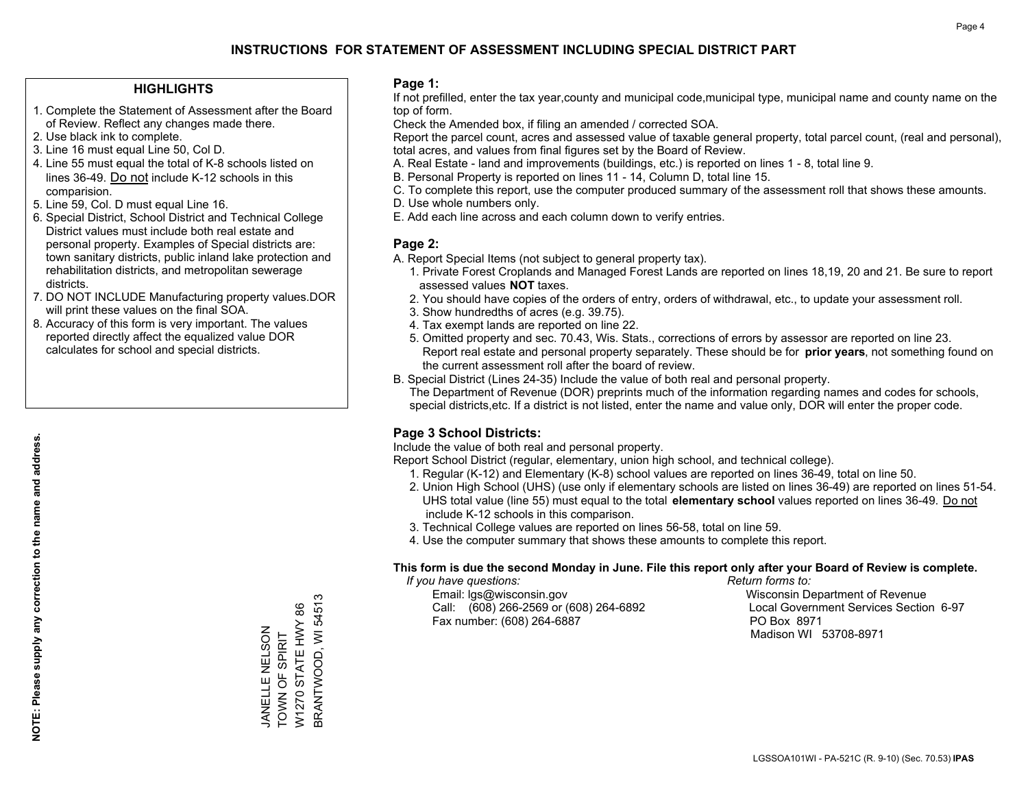# INSTRUCTIONS FOR STATEMENT OF ASSESSMENT INCLUDING SPECIAL DISTRICT PART

## HIGHLIGHTS

1. Complete the Statement of Assessment after the Board of Review. Reflect any changes made there.
2. Use black ink to complete.
3. Line 16 must equal Line 50, Col D.
4. Line 55 must equal the total of K-8 schools listed on lines 36-49. Do not include K-12 schools in this comparision.
5. Line 59, Col. D must equal Line 16.
6. Special District, School District and Technical College District values must include both real estate and personal property. Examples of Special districts are: town sanitary districts, public inland lake protection and rehabilitation districts, and metropolitan sewerage districts.
7. DO NOT INCLUDE Manufacturing property values.DOR will print these values on the final SOA.
8. Accuracy of this form is very important. The values reported directly affect the equalized value DOR calculates for school and special districts.

**NOTE: Please supply any correction to the name and address.**

JANELLE NELSON
TOWN OF SPIRIT
W1270 STATE HWY 86
BRANTWOOD, WI 54513

## Page 1:

If not prefilled, enter the tax year,county and municipal code,municipal type, municipal name and county name on the top of form.

Check the Amended box, if filing an amended / corrected SOA.

Report the parcel count, acres and assessed value of taxable general property, total parcel count, (real and personal), total acres, and values from final figures set by the Board of Review.

A. Real Estate - land and improvements (buildings, etc.) is reported on lines 1 - 8, total line 9.
B. Personal Property is reported on lines 11 - 14, Column D, total line 15.
C. To complete this report, use the computer produced summary of the assessment roll that shows these amounts.
D. Use whole numbers only.
E. Add each line across and each column down to verify entries.

## Page 2:

A. Report Special Items (not subject to general property tax).
1. Private Forest Croplands and Managed Forest Lands are reported on lines 18,19, 20 and 21. Be sure to report assessed values **NOT** taxes.
2. You should have copies of the orders of entry, orders of withdrawal, etc., to update your assessment roll.
3. Show hundredths of acres (e.g. 39.75).
4. Tax exempt lands are reported on line 22.
5. Omitted property and sec. 70.43, Wis. Stats., corrections of errors by assessor are reported on line 23. Report real estate and personal property separately. These should be for **prior years**, not something found on the current assessment roll after the board of review.

B. Special District (Lines 24-35) Include the value of both real and personal property.
The Department of Revenue (DOR) preprints much of the information regarding names and codes for schools, special districts,etc. If a district is not listed, enter the name and value only, DOR will enter the proper code.

## Page 3 School Districts:

Include the value of both real and personal property.

Report School District (regular, elementary, union high school, and technical college).

1. Regular (K-12) and Elementary (K-8) school values are reported on lines 36-49, total on line 50.
2. Union High School (UHS) (use only if elementary schools are listed on lines 36-49) are reported on lines 51-54. UHS total value (line 55) must equal to the total **elementary school** values reported on lines 36-49. Do not include K-12 schools in this comparison.
3. Technical College values are reported on lines 56-58, total on line 59.
4. Use the computer summary that shows these amounts to complete this report.

**This form is due the second Monday in June. File this report only after your Board of Review is complete.**

*If you have questions:*
Email: lgs@wisconsin.gov
Call: (608) 266-2569 or (608) 264-6892
Fax number: (608) 264-6887

*Return forms to:*
Wisconsin Department of Revenue
Local Government Services Section 6-97
PO Box 8971
Madison WI 53708-8971

LGSSOA101WI - PA-521C (R. 9-10) (Sec. 70.53) **IPAS**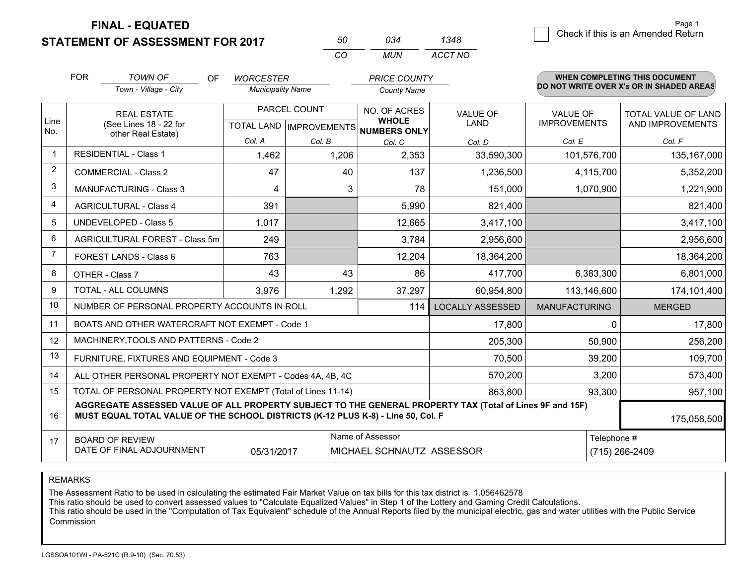**FINAL - EQUATED**
**STATEMENT OF ASSESSMENT FOR 2017**

| 50 | 034 | 1348 |
|---|---|---|
| CO | MUN | ACCT NO |

☐ Check if this is an Amended Return

FOR *TOWN OF* (Town - Village - City) OF *WORCESTER* (Municipality Name) *PRICE COUNTY* (County Name)

**WHEN COMPLETING THIS DOCUMENT DO NOT WRITE OVER X's OR IN SHADED AREAS**

| Line No. | REAL ESTATE (See Lines 18 - 22 for other Real Estate) | PARCEL COUNT TOTAL LAND Col. A | PARCEL COUNT IMPROVEMENTS Col. B | NO. OF ACRES WHOLE NUMBERS ONLY Col. C | VALUE OF LAND Col. D | VALUE OF IMPROVEMENTS Col. E | TOTAL VALUE OF LAND AND IMPROVEMENTS Col. F |
|---|---|---|---|---|---|---|---|
| 1 | RESIDENTIAL - Class 1 | 1,462 | 1,206 | 2,353 | 33,590,300 | 101,576,700 | 135,167,000 |
| 2 | COMMERCIAL - Class 2 | 47 | 40 | 137 | 1,236,500 | 4,115,700 | 5,352,200 |
| 3 | MANUFACTURING - Class 3 | 4 | 3 | 78 | 151,000 | 1,070,900 | 1,221,900 |
| 4 | AGRICULTURAL - Class 4 | 391 | | 5,990 | 821,400 | | 821,400 |
| 5 | UNDEVELOPED - Class 5 | 1,017 | | 12,665 | 3,417,100 | | 3,417,100 |
| 6 | AGRICULTURAL FOREST - Class 5m | 249 | | 3,784 | 2,956,600 | | 2,956,600 |
| 7 | FOREST LANDS - Class 6 | 763 | | 12,204 | 18,364,200 | | 18,364,200 |
| 8 | OTHER - Class 7 | 43 | 43 | 86 | 417,700 | 6,383,300 | 6,801,000 |
| 9 | TOTAL - ALL COLUMNS | 3,976 | 1,292 | 37,297 | 60,954,800 | 113,146,600 | 174,101,400 |
| 10 | NUMBER OF PERSONAL PROPERTY ACCOUNTS IN ROLL | | | 114 | LOCALLY ASSESSED | MANUFACTURING | MERGED |
| 11 | BOATS AND OTHER WATERCRAFT NOT EXEMPT - Code 1 | | | | 17,800 | 0 | 17,800 |
| 12 | MACHINERY,TOOLS AND PATTERNS - Code 2 | | | | 205,300 | 50,900 | 256,200 |
| 13 | FURNITURE, FIXTURES AND EQUIPMENT - Code 3 | | | | 70,500 | 39,200 | 109,700 |
| 14 | ALL OTHER PERSONAL PROPERTY NOT EXEMPT - Codes 4A, 4B, 4C | | | | 570,200 | 3,200 | 573,400 |
| 15 | TOTAL OF PERSONAL PROPERTY NOT EXEMPT (Total of Lines 11-14) | | | | 863,800 | 93,300 | 957,100 |
| 16 | **AGGREGATE ASSESSED VALUE OF ALL PROPERTY SUBJECT TO THE GENERAL PROPERTY TAX (Total of Lines 9F and 15F) MUST EQUAL TOTAL VALUE OF THE SCHOOL DISTRICTS (K-12 PLUS K-8) - Line 50, Col. F** | | | | | | 175,058,500 |
| 17 | BOARD OF REVIEW DATE OF FINAL ADJOURNMENT | 05/31/2017 | Name of Assessor | MICHAEL SCHNAUTZ ASSESSOR | | Telephone # | (715) 266-2409 |

REMARKS

The Assessment Ratio to be used in calculating the estimated Fair Market Value on tax bills for this tax district is 1.056462578
This ratio should be used to convert assessed values to "Calculate Equalized Values" in Step 1 of the Lottery and Gaming Credit Calculations.
This ratio should be used in the "Computation of Tax Equivalent" schedule of the Annual Reports filed by the municipal electric, gas and water utilities with the Public Service Commission

LGSSOA101WI - PA-521C (R.9-10) (Sec. 70.53)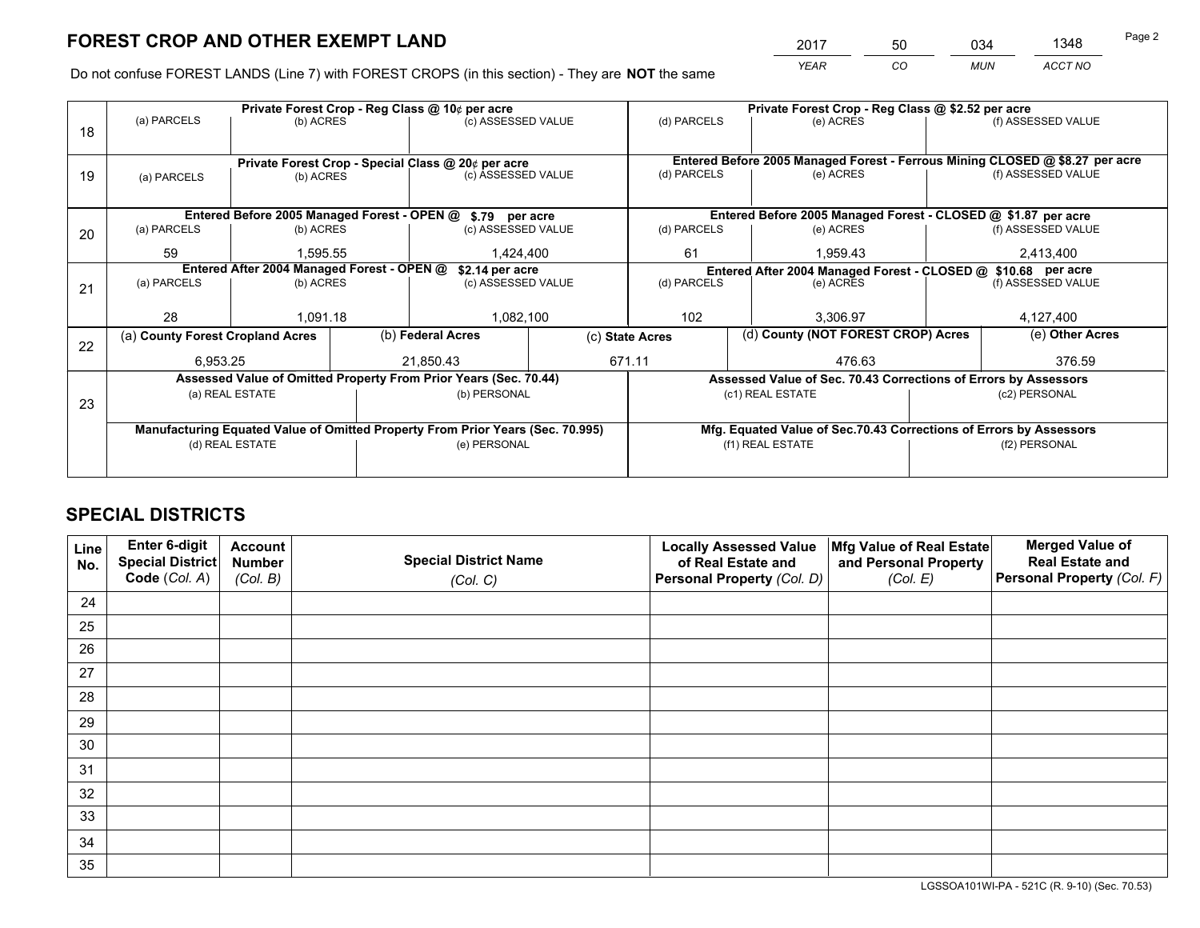# FOREST CROP AND OTHER EXEMPT LAND

| 2017 | 50 | 034 | 1348 |
|---|---|---|---|
| YEAR | CO | MUN | ACCT NO |

Do not confuse FOREST LANDS (Line 7) with FOREST CROPS (in this section) - They are **NOT** the same

| Line | Private Forest Crop - Reg Class @ 10¢ per acre | | | Private Forest Crop - Reg Class @ $2.52 per acre | | |
|---|---|---|---|---|---|---|
| 18 | (a) PARCELS | (b) ACRES | (c) ASSESSED VALUE | (d) PARCELS | (e) ACRES | (f) ASSESSED VALUE |
| | | | | | | |
| | **Private Forest Crop - Special Class @ 20¢ per acre** | | | **Entered Before 2005 Managed Forest - Ferrous Mining CLOSED @ $8.27 per acre** | | |
| 19 | (a) PARCELS | (b) ACRES | (c) ASSESSED VALUE | (d) PARCELS | (e) ACRES | (f) ASSESSED VALUE |
| | | | | | | |
| | **Entered Before 2005 Managed Forest - OPEN @ $.79 per acre** | | | **Entered Before 2005 Managed Forest - CLOSED @ $1.87 per acre** | | |
| 20 | (a) PARCELS | (b) ACRES | (c) ASSESSED VALUE | (d) PARCELS | (e) ACRES | (f) ASSESSED VALUE |
| | 59 | 1,595.55 | 1,424,400 | 61 | 1,959.43 | 2,413,400 |
| | **Entered After 2004 Managed Forest - OPEN @ $2.14 per acre** | | | **Entered After 2004 Managed Forest - CLOSED @ $10.68 per acre** | | |
| 21 | (a) PARCELS | (b) ACRES | (c) ASSESSED VALUE | (d) PARCELS | (e) ACRES | (f) ASSESSED VALUE |
| | 28 | 1,091.18 | 1,082,100 | 102 | 3,306.97 | 4,127,400 |

| Line | (a) County Forest Cropland Acres | (b) Federal Acres | (c) State Acres | (d) County (NOT FOREST CROP) Acres | (e) Other Acres |
|---|---|---|---|---|---|
| 22 | 6,953.25 | 21,850.43 | 671.11 | 476.63 | 376.59 |

| Line | Assessed Value of Omitted Property From Prior Years (Sec. 70.44) | | Assessed Value of Sec. 70.43 Corrections of Errors by Assessors | |
|---|---|---|---|---|
| 23 | (a) REAL ESTATE | (b) PERSONAL | (c1) REAL ESTATE | (c2) PERSONAL |
| | | | | |
| | **Manufacturing Equated Value of Omitted Property From Prior Years (Sec. 70.995)** | | **Mfg. Equated Value of Sec.70.43 Corrections of Errors by Assessors** | |
| | (d) REAL ESTATE | (e) PERSONAL | (f1) REAL ESTATE | (f2) PERSONAL |
| | | | | |

# SPECIAL DISTRICTS

| Line No. | Enter 6-digit Special District Code (Col. A) | Account Number (Col. B) | Special District Name (Col. C) | Locally Assessed Value of Real Estate and Personal Property (Col. D) | Mfg Value of Real Estate and Personal Property (Col. E) | Merged Value of Real Estate and Personal Property (Col. F) |
|---|---|---|---|---|---|---|
| 24 | | | | | | |
| 25 | | | | | | |
| 26 | | | | | | |
| 27 | | | | | | |
| 28 | | | | | | |
| 29 | | | | | | |
| 30 | | | | | | |
| 31 | | | | | | |
| 32 | | | | | | |
| 33 | | | | | | |
| 34 | | | | | | |
| 35 | | | | | | |

LGSSOA101WI-PA - 521C (R. 9-10) (Sec. 70.53)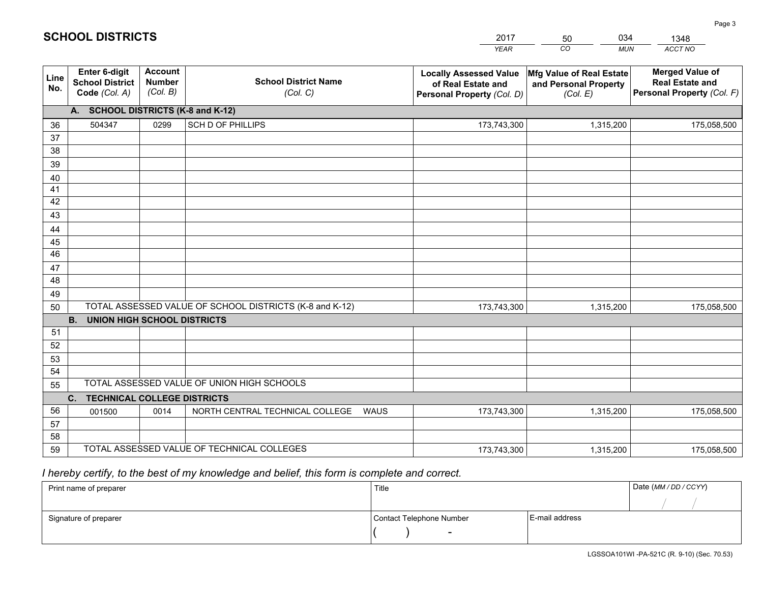# SCHOOL DISTRICTS

| 2017 | 50 | 034 | 1348 |
|---|---|---|---|
| YEAR | CO | MUN | ACCT NO |

| Line No. | Enter 6-digit School District Code (Col. A) | Account Number (Col. B) | School District Name (Col. C) | Locally Assessed Value of Real Estate and Personal Property (Col. D) | Mfg Value of Real Estate and Personal Property (Col. E) | Merged Value of Real Estate and Personal Property (Col. F) |
|---|---|---|---|---|---|---|
| | **A. SCHOOL DISTRICTS (K-8 and K-12)** | | | | | |
| 36 | 504347 | 0299 | SCH D OF PHILLIPS | 173,743,300 | 1,315,200 | 175,058,500 |
| 37 | | | | | | |
| 38 | | | | | | |
| 39 | | | | | | |
| 40 | | | | | | |
| 41 | | | | | | |
| 42 | | | | | | |
| 43 | | | | | | |
| 44 | | | | | | |
| 45 | | | | | | |
| 46 | | | | | | |
| 47 | | | | | | |
| 48 | | | | | | |
| 49 | | | | | | |
| 50 | TOTAL ASSESSED VALUE OF SCHOOL DISTRICTS (K-8 and K-12) | | | 173,743,300 | 1,315,200 | 175,058,500 |
| | **B. UNION HIGH SCHOOL DISTRICTS** | | | | | |
| 51 | | | | | | |
| 52 | | | | | | |
| 53 | | | | | | |
| 54 | | | | | | |
| 55 | TOTAL ASSESSED VALUE OF UNION HIGH SCHOOLS | | | | | |
| | **C. TECHNICAL COLLEGE DISTRICTS** | | | | | |
| 56 | 001500 | 0014 | NORTH CENTRAL TECHNICAL COLLEGE WAUS | 173,743,300 | 1,315,200 | 175,058,500 |
| 57 | | | | | | |
| 58 | | | | | | |
| 59 | TOTAL ASSESSED VALUE OF TECHNICAL COLLEGES | | | 173,743,300 | 1,315,200 | 175,058,500 |

*I hereby certify, to the best of my knowledge and belief, this form is complete and correct.*

| Print name of preparer | Title | | Date (MM / DD / CCYY) |
|---|---|---|---|
| | | | / / |
| Signature of preparer | Contact Telephone Number | E-mail address | |
| | ( ) - | | |

LGSSOA101WI -PA-521C (R. 9-10) (Sec. 70.53)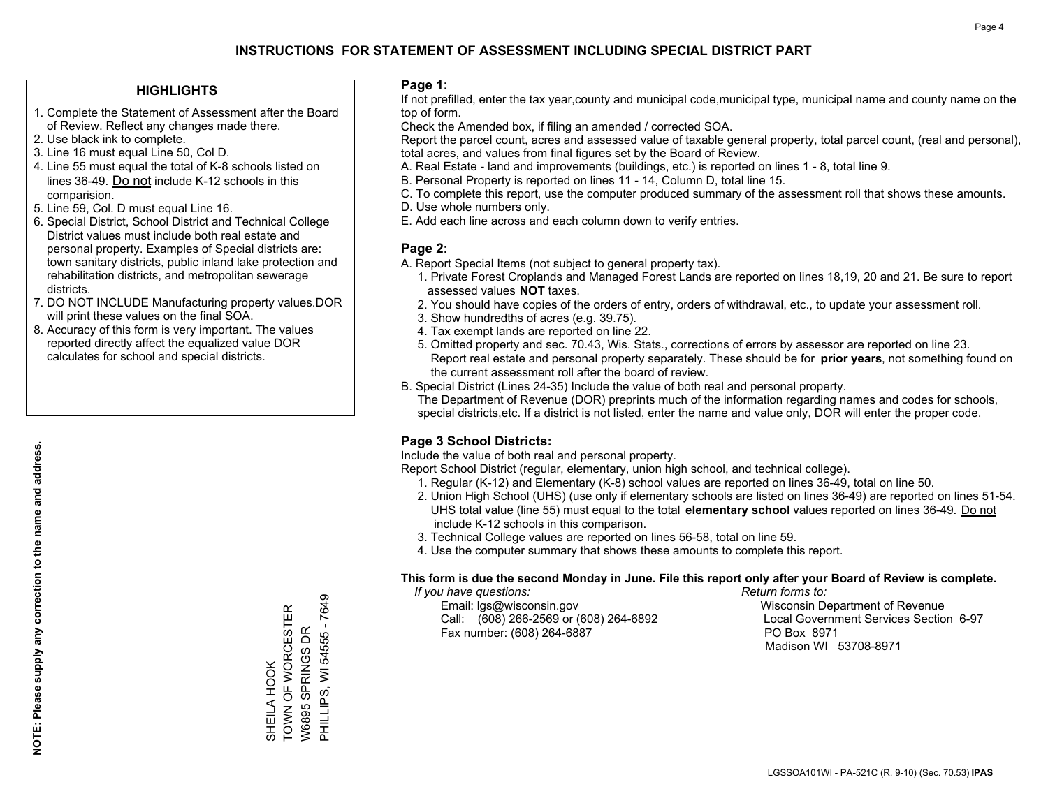# INSTRUCTIONS FOR STATEMENT OF ASSESSMENT INCLUDING SPECIAL DISTRICT PART

## HIGHLIGHTS

1. Complete the Statement of Assessment after the Board of Review. Reflect any changes made there.
2. Use black ink to complete.
3. Line 16 must equal Line 50, Col D.
4. Line 55 must equal the total of K-8 schools listed on lines 36-49. Do not include K-12 schools in this comparision.
5. Line 59, Col. D must equal Line 16.
6. Special District, School District and Technical College District values must include both real estate and personal property. Examples of Special districts are: town sanitary districts, public inland lake protection and rehabilitation districts, and metropolitan sewerage districts.
7. DO NOT INCLUDE Manufacturing property values.DOR will print these values on the final SOA.
8. Accuracy of this form is very important. The values reported directly affect the equalized value DOR calculates for school and special districts.

**NOTE: Please supply any correction to the name and address.**

SHEILA HOOK
TOWN OF WORCESTER
W6895 SPRINGS DR
PHILLIPS, WI 54555 - 7649

## Page 1:

If not prefilled, enter the tax year,county and municipal code,municipal type, municipal name and county name on the top of form.

Check the Amended box, if filing an amended / corrected SOA.

Report the parcel count, acres and assessed value of taxable general property, total parcel count, (real and personal), total acres, and values from final figures set by the Board of Review.

A. Real Estate - land and improvements (buildings, etc.) is reported on lines 1 - 8, total line 9.
B. Personal Property is reported on lines 11 - 14, Column D, total line 15.
C. To complete this report, use the computer produced summary of the assessment roll that shows these amounts.
D. Use whole numbers only.
E. Add each line across and each column down to verify entries.

## Page 2:

A. Report Special Items (not subject to general property tax).
   1. Private Forest Croplands and Managed Forest Lands are reported on lines 18,19, 20 and 21. Be sure to report assessed values **NOT** taxes.
   2. You should have copies of the orders of entry, orders of withdrawal, etc., to update your assessment roll.
   3. Show hundredths of acres (e.g. 39.75).
   4. Tax exempt lands are reported on line 22.
   5. Omitted property and sec. 70.43, Wis. Stats., corrections of errors by assessor are reported on line 23. Report real estate and personal property separately. These should be for **prior years**, not something found on the current assessment roll after the board of review.

B. Special District (Lines 24-35) Include the value of both real and personal property.
   The Department of Revenue (DOR) preprints much of the information regarding names and codes for schools, special districts,etc. If a district is not listed, enter the name and value only, DOR will enter the proper code.

## Page 3 School Districts:

Include the value of both real and personal property.

Report School District (regular, elementary, union high school, and technical college).

1. Regular (K-12) and Elementary (K-8) school values are reported on lines 36-49, total on line 50.
2. Union High School (UHS) (use only if elementary schools are listed on lines 36-49) are reported on lines 51-54. UHS total value (line 55) must equal to the total **elementary school** values reported on lines 36-49. Do not include K-12 schools in this comparison.
3. Technical College values are reported on lines 56-58, total on line 59.
4. Use the computer summary that shows these amounts to complete this report.

**This form is due the second Monday in June. File this report only after your Board of Review is complete.**

*If you have questions:*
Email: lgs@wisconsin.gov
Call: (608) 266-2569 or (608) 264-6892
Fax number: (608) 264-6887

*Return forms to:*
Wisconsin Department of Revenue
Local Government Services Section 6-97
PO Box 8971
Madison WI 53708-8971

LGSSOA101WI - PA-521C (R. 9-10) (Sec. 70.53) **IPAS**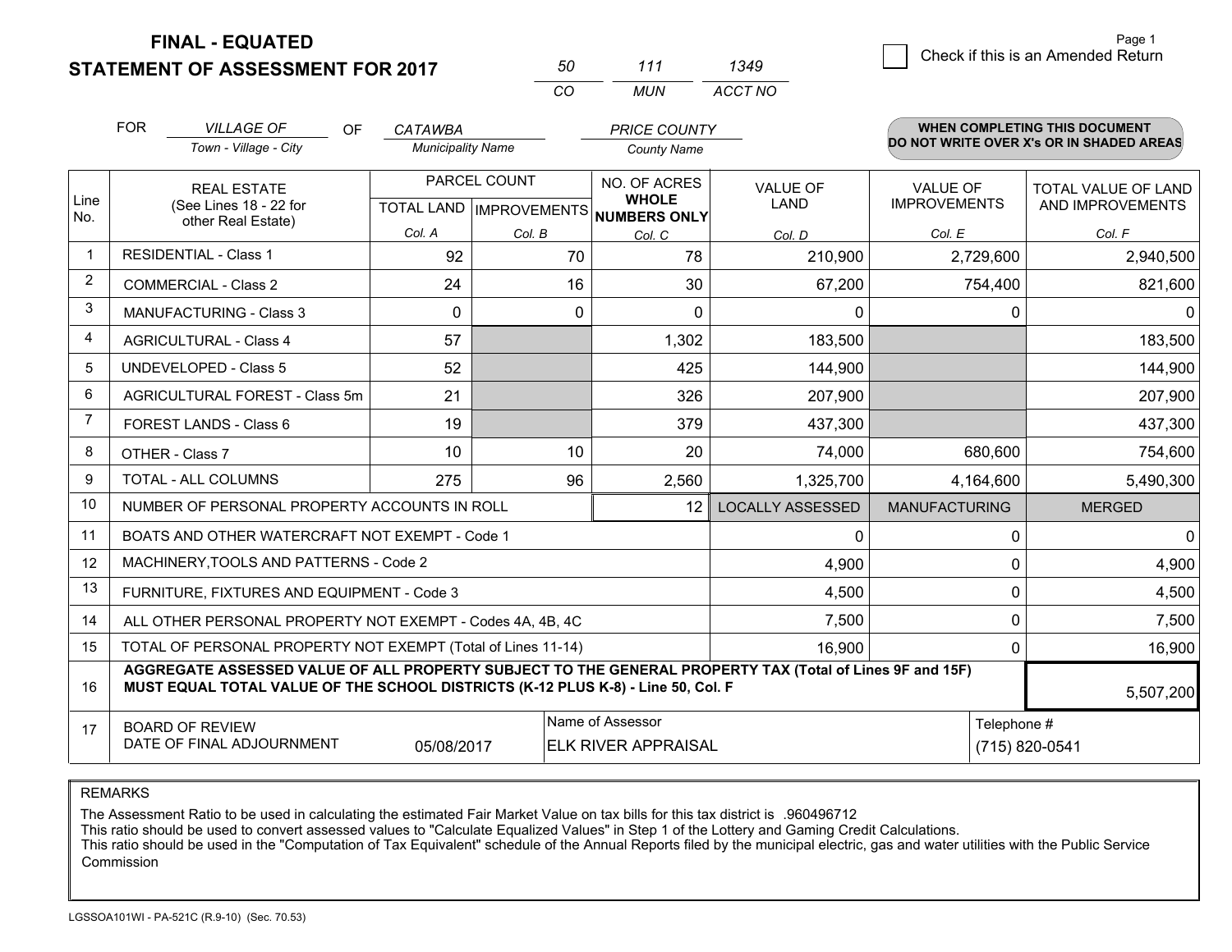**FINAL - EQUATED**
**STATEMENT OF ASSESSMENT FOR 2017**

| 50 | 111 | 1349 |
|---|---|---|
| CO | MUN | ACCT NO |

☐ Check if this is an Amended Return

FOR *VILLAGE OF* (Town - Village - City) OF *CATAWBA* (Municipality Name) *PRICE COUNTY* (County Name)

**WHEN COMPLETING THIS DOCUMENT DO NOT WRITE OVER X's OR IN SHADED AREAS**

| Line No. | REAL ESTATE (See Lines 18 - 22 for other Real Estate) | PARCEL COUNT TOTAL LAND Col. A | PARCEL COUNT IMPROVEMENTS Col. B | NO. OF ACRES WHOLE NUMBERS ONLY Col. C | VALUE OF LAND Col. D | VALUE OF IMPROVEMENTS Col. E | TOTAL VALUE OF LAND AND IMPROVEMENTS Col. F |
|---|---|---|---|---|---|---|---|
| 1 | RESIDENTIAL - Class 1 | 92 | 70 | 78 | 210,900 | 2,729,600 | 2,940,500 |
| 2 | COMMERCIAL - Class 2 | 24 | 16 | 30 | 67,200 | 754,400 | 821,600 |
| 3 | MANUFACTURING - Class 3 | 0 | 0 | 0 | 0 | 0 | 0 |
| 4 | AGRICULTURAL - Class 4 | 57 | | 1,302 | 183,500 | | 183,500 |
| 5 | UNDEVELOPED - Class 5 | 52 | | 425 | 144,900 | | 144,900 |
| 6 | AGRICULTURAL FOREST - Class 5m | 21 | | 326 | 207,900 | | 207,900 |
| 7 | FOREST LANDS - Class 6 | 19 | | 379 | 437,300 | | 437,300 |
| 8 | OTHER - Class 7 | 10 | 10 | 20 | 74,000 | 680,600 | 754,600 |
| 9 | TOTAL - ALL COLUMNS | 275 | 96 | 2,560 | 1,325,700 | 4,164,600 | 5,490,300 |
| 10 | NUMBER OF PERSONAL PROPERTY ACCOUNTS IN ROLL | | | 12 | LOCALLY ASSESSED | MANUFACTURING | MERGED |
| 11 | BOATS AND OTHER WATERCRAFT NOT EXEMPT - Code 1 | | | | 0 | 0 | 0 |
| 12 | MACHINERY,TOOLS AND PATTERNS - Code 2 | | | | 4,900 | 0 | 4,900 |
| 13 | FURNITURE, FIXTURES AND EQUIPMENT - Code 3 | | | | 4,500 | 0 | 4,500 |
| 14 | ALL OTHER PERSONAL PROPERTY NOT EXEMPT - Codes 4A, 4B, 4C | | | | 7,500 | 0 | 7,500 |
| 15 | TOTAL OF PERSONAL PROPERTY NOT EXEMPT (Total of Lines 11-14) | | | | 16,900 | 0 | 16,900 |
| 16 | **AGGREGATE ASSESSED VALUE OF ALL PROPERTY SUBJECT TO THE GENERAL PROPERTY TAX (Total of Lines 9F and 15F) MUST EQUAL TOTAL VALUE OF THE SCHOOL DISTRICTS (K-12 PLUS K-8) - Line 50, Col. F** | | | | | | 5,507,200 |
| 17 | BOARD OF REVIEW DATE OF FINAL ADJOURNMENT | 05/08/2017 | Name of Assessor | ELK RIVER APPRAISAL | | Telephone # | (715) 820-0541 |

REMARKS

The Assessment Ratio to be used in calculating the estimated Fair Market Value on tax bills for this tax district is .960496712
This ratio should be used to convert assessed values to "Calculate Equalized Values" in Step 1 of the Lottery and Gaming Credit Calculations.
This ratio should be used in the "Computation of Tax Equivalent" schedule of the Annual Reports filed by the municipal electric, gas and water utilities with the Public Service Commission

LGSSOA101WI - PA-521C (R.9-10) (Sec. 70.53)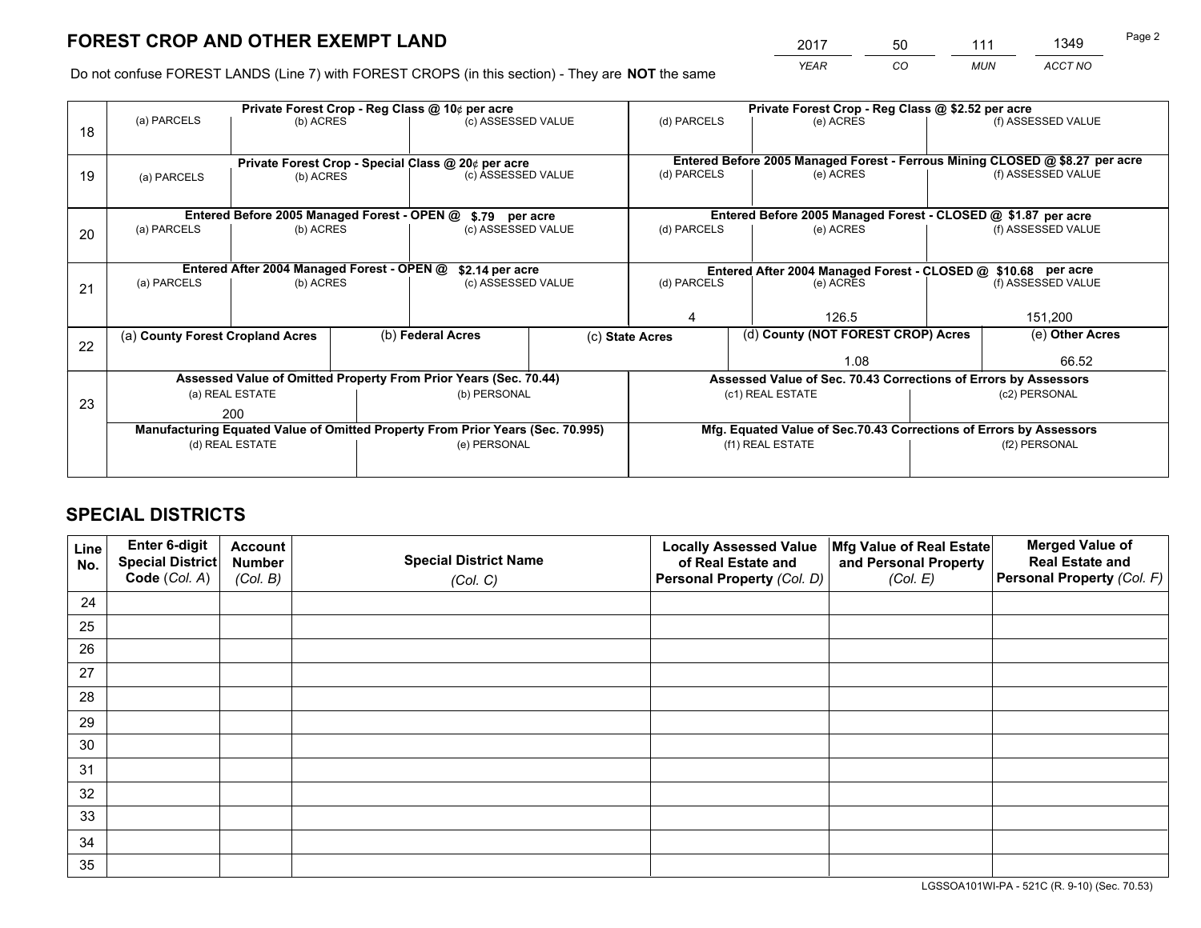# FOREST CROP AND OTHER EXEMPT LAND

| 2017 | 50 | 111 | 1349 |
|---|---|---|---|
| *YEAR* | *CO* | *MUN* | *ACCT NO* |

Do not confuse FOREST LANDS (Line 7) with FOREST CROPS (in this section) - They are **NOT** the same

| Line | Private Forest Crop - Reg Class @ 10¢ per acre | | | Private Forest Crop - Reg Class @ $2.52 per acre | | |
|---|---|---|---|---|---|---|
| 18 | (a) PARCELS | (b) ACRES | (c) ASSESSED VALUE | (d) PARCELS | (e) ACRES | (f) ASSESSED VALUE |
| | | | | | | |
| | **Private Forest Crop - Special Class @ 20¢ per acre** | | | **Entered Before 2005 Managed Forest - Ferrous Mining CLOSED @ $8.27 per acre** | | |
| 19 | (a) PARCELS | (b) ACRES | (c) ASSESSED VALUE | (d) PARCELS | (e) ACRES | (f) ASSESSED VALUE |
| | | | | | | |
| | **Entered Before 2005 Managed Forest - OPEN @ $.79 per acre** | | | **Entered Before 2005 Managed Forest - CLOSED @ $1.87 per acre** | | |
| 20 | (a) PARCELS | (b) ACRES | (c) ASSESSED VALUE | (d) PARCELS | (e) ACRES | (f) ASSESSED VALUE |
| | | | | | | |
| | **Entered After 2004 Managed Forest - OPEN @ $2.14 per acre** | | | **Entered After 2004 Managed Forest - CLOSED @ $10.68 per acre** | | |
| 21 | (a) PARCELS | (b) ACRES | (c) ASSESSED VALUE | (d) PARCELS | (e) ACRES | (f) ASSESSED VALUE |
| | | | | 4 | 126.5 | 151,200 |

| Line | (a) County Forest Cropland Acres | (b) Federal Acres | (c) State Acres | (d) County (NOT FOREST CROP) Acres | (e) Other Acres |
|---|---|---|---|---|---|
| 22 | | | | 1.08 | 66.52 |

| Line | Assessed Value of Omitted Property From Prior Years (Sec. 70.44) | | Assessed Value of Sec. 70.43 Corrections of Errors by Assessors | |
|---|---|---|---|---|
| 23 | (a) REAL ESTATE | (b) PERSONAL | (c1) REAL ESTATE | (c2) PERSONAL |
| | 200 | | | |
| | **Manufacturing Equated Value of Omitted Property From Prior Years (Sec. 70.995)** | | **Mfg. Equated Value of Sec.70.43 Corrections of Errors by Assessors** | |
| | (d) REAL ESTATE | (e) PERSONAL | (f1) REAL ESTATE | (f2) PERSONAL |
| | | | | |

# SPECIAL DISTRICTS

| Line No. | Enter 6-digit Special District Code (*Col. A*) | Account Number (*Col. B*) | Special District Name (*Col. C*) | Locally Assessed Value of Real Estate and Personal Property (*Col. D*) | Mfg Value of Real Estate and Personal Property (*Col. E*) | Merged Value of Real Estate and Personal Property (*Col. F*) |
|---|---|---|---|---|---|---|
| 24 | | | | | | |
| 25 | | | | | | |
| 26 | | | | | | |
| 27 | | | | | | |
| 28 | | | | | | |
| 29 | | | | | | |
| 30 | | | | | | |
| 31 | | | | | | |
| 32 | | | | | | |
| 33 | | | | | | |
| 34 | | | | | | |
| 35 | | | | | | |

LGSSOA101WI-PA - 521C (R. 9-10) (Sec. 70.53)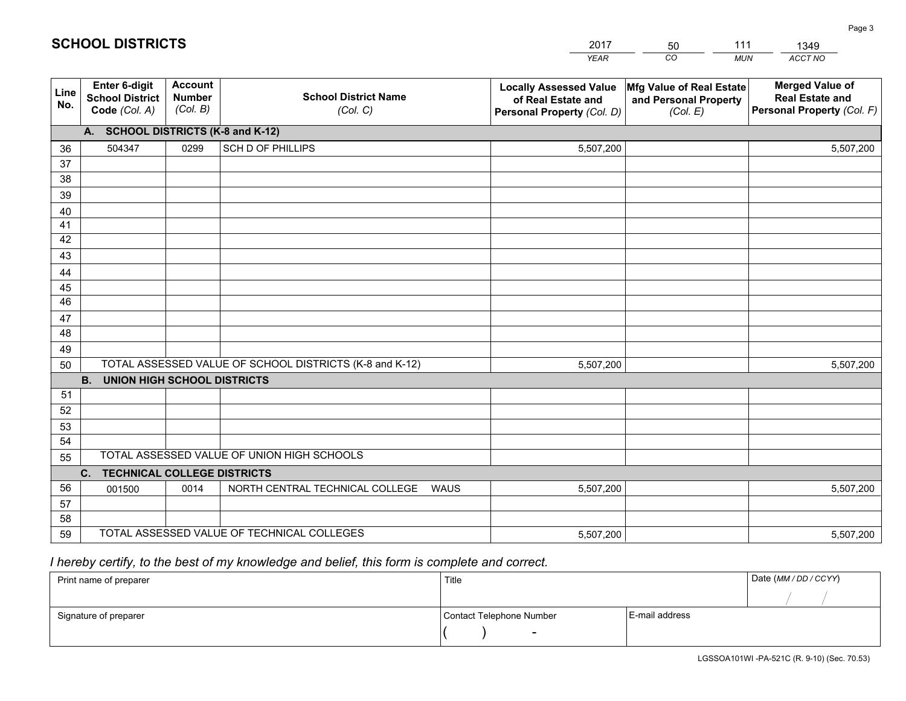# SCHOOL DISTRICTS

| 2017 | 50 | 111 | 1349 |
|---|---|---|---|
| YEAR | CO | MUN | ACCT NO |

| Line No. | Enter 6-digit School District Code (Col. A) | Account Number (Col. B) | School District Name (Col. C) | Locally Assessed Value of Real Estate and Personal Property (Col. D) | Mfg Value of Real Estate and Personal Property (Col. E) | Merged Value of Real Estate and Personal Property (Col. F) |
|---|---|---|---|---|---|---|
| | **A. SCHOOL DISTRICTS (K-8 and K-12)** | | | | | |
| 36 | 504347 | 0299 | SCH D OF PHILLIPS | 5,507,200 | | 5,507,200 |
| 37 | | | | | | |
| 38 | | | | | | |
| 39 | | | | | | |
| 40 | | | | | | |
| 41 | | | | | | |
| 42 | | | | | | |
| 43 | | | | | | |
| 44 | | | | | | |
| 45 | | | | | | |
| 46 | | | | | | |
| 47 | | | | | | |
| 48 | | | | | | |
| 49 | | | | | | |
| 50 | TOTAL ASSESSED VALUE OF SCHOOL DISTRICTS (K-8 and K-12) | | | 5,507,200 | | 5,507,200 |
| | **B. UNION HIGH SCHOOL DISTRICTS** | | | | | |
| 51 | | | | | | |
| 52 | | | | | | |
| 53 | | | | | | |
| 54 | | | | | | |
| 55 | TOTAL ASSESSED VALUE OF UNION HIGH SCHOOLS | | | | | |
| | **C. TECHNICAL COLLEGE DISTRICTS** | | | | | |
| 56 | 001500 | 0014 | NORTH CENTRAL TECHNICAL COLLEGE WAUS | 5,507,200 | | 5,507,200 |
| 57 | | | | | | |
| 58 | | | | | | |
| 59 | TOTAL ASSESSED VALUE OF TECHNICAL COLLEGES | | | 5,507,200 | | 5,507,200 |

*I hereby certify, to the best of my knowledge and belief, this form is complete and correct.*

| Print name of preparer | Title | | Date (MM / DD / CCYY) |
|---|---|---|---|
| | | | / / |
| Signature of preparer | Contact Telephone Number | E-mail address | |
| | ( ) - | | |

LGSSOA101WI -PA-521C (R. 9-10) (Sec. 70.53)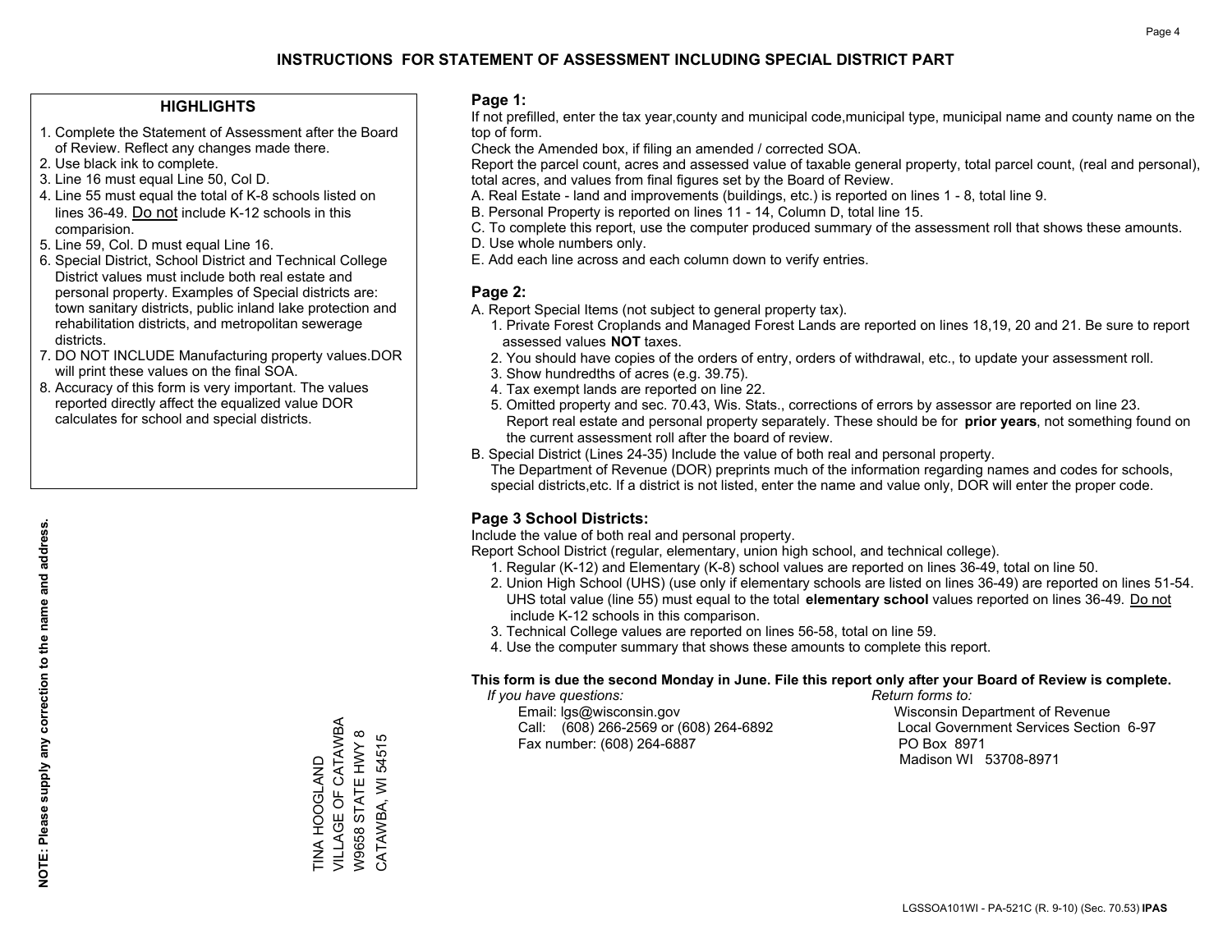## INSTRUCTIONS FOR STATEMENT OF ASSESSMENT INCLUDING SPECIAL DISTRICT PART

### HIGHLIGHTS

1. Complete the Statement of Assessment after the Board of Review. Reflect any changes made there.
2. Use black ink to complete.
3. Line 16 must equal Line 50, Col D.
4. Line 55 must equal the total of K-8 schools listed on lines 36-49. Do not include K-12 schools in this comparision.
5. Line 59, Col. D must equal Line 16.
6. Special District, School District and Technical College District values must include both real estate and personal property. Examples of Special districts are: town sanitary districts, public inland lake protection and rehabilitation districts, and metropolitan sewerage districts.
7. DO NOT INCLUDE Manufacturing property values.DOR will print these values on the final SOA.
8. Accuracy of this form is very important. The values reported directly affect the equalized value DOR calculates for school and special districts.

**NOTE: Please supply any correction to the name and address.**

TINA HOOGLAND
VILLAGE OF CATAWBA
W9658 STATE HWY 8
CATAWBA, WI 54515

### Page 1:

If not prefilled, enter the tax year,county and municipal code,municipal type, municipal name and county name on the top of form.

Check the Amended box, if filing an amended / corrected SOA.

Report the parcel count, acres and assessed value of taxable general property, total parcel count, (real and personal), total acres, and values from final figures set by the Board of Review.

A. Real Estate - land and improvements (buildings, etc.) is reported on lines 1 - 8, total line 9.
B. Personal Property is reported on lines 11 - 14, Column D, total line 15.
C. To complete this report, use the computer produced summary of the assessment roll that shows these amounts.
D. Use whole numbers only.
E. Add each line across and each column down to verify entries.

### Page 2:

A. Report Special Items (not subject to general property tax).
   1. Private Forest Croplands and Managed Forest Lands are reported on lines 18,19, 20 and 21. Be sure to report assessed values **NOT** taxes.
   2. You should have copies of the orders of entry, orders of withdrawal, etc., to update your assessment roll.
   3. Show hundredths of acres (e.g. 39.75).
   4. Tax exempt lands are reported on line 22.
   5. Omitted property and sec. 70.43, Wis. Stats., corrections of errors by assessor are reported on line 23. Report real estate and personal property separately. These should be for **prior years**, not something found on the current assessment roll after the board of review.

B. Special District (Lines 24-35) Include the value of both real and personal property.
   The Department of Revenue (DOR) preprints much of the information regarding names and codes for schools, special districts,etc. If a district is not listed, enter the name and value only, DOR will enter the proper code.

### Page 3 School Districts:

Include the value of both real and personal property.

Report School District (regular, elementary, union high school, and technical college).

1. Regular (K-12) and Elementary (K-8) school values are reported on lines 36-49, total on line 50.
2. Union High School (UHS) (use only if elementary schools are listed on lines 36-49) are reported on lines 51-54. UHS total value (line 55) must equal to the total **elementary school** values reported on lines 36-49. Do not include K-12 schools in this comparison.
3. Technical College values are reported on lines 56-58, total on line 59.
4. Use the computer summary that shows these amounts to complete this report.

**This form is due the second Monday in June. File this report only after your Board of Review is complete.**

*If you have questions:*
Email: lgs@wisconsin.gov
Call: (608) 266-2569 or (608) 264-6892
Fax number: (608) 264-6887

*Return forms to:*
Wisconsin Department of Revenue
Local Government Services Section 6-97
PO Box 8971
Madison WI 53708-8971

LGSSOA101WI - PA-521C (R. 9-10) (Sec. 70.53) **IPAS**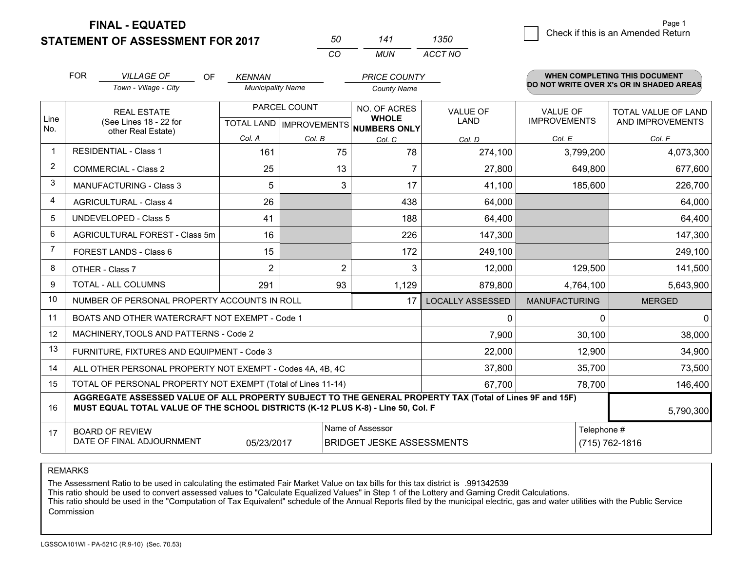**FINAL - EQUATED**
**STATEMENT OF ASSESSMENT FOR 2017**

| 50 | 141 | 1350 |
|---|---|---|
| CO | MUN | ACCT NO |

Page 1

☐ Check if this is an Amended Return

FOR *VILLAGE OF* (Town - Village - City) OF *KENNAN* (Municipality Name) *PRICE COUNTY* (County Name)

**WHEN COMPLETING THIS DOCUMENT DO NOT WRITE OVER X's OR IN SHADED AREAS**

| Line No. | REAL ESTATE (See Lines 18 - 22 for other Real Estate) | PARCEL COUNT TOTAL LAND Col. A | PARCEL COUNT IMPROVEMENTS Col. B | NO. OF ACRES WHOLE NUMBERS ONLY Col. C | VALUE OF LAND Col. D | VALUE OF IMPROVEMENTS Col. E | TOTAL VALUE OF LAND AND IMPROVEMENTS Col. F |
|---|---|---|---|---|---|---|---|
| 1 | RESIDENTIAL - Class 1 | 161 | 75 | 78 | 274,100 | 3,799,200 | 4,073,300 |
| 2 | COMMERCIAL - Class 2 | 25 | 13 | 7 | 27,800 | 649,800 | 677,600 |
| 3 | MANUFACTURING - Class 3 | 5 | 3 | 17 | 41,100 | 185,600 | 226,700 |
| 4 | AGRICULTURAL - Class 4 | 26 | | 438 | 64,000 | | 64,000 |
| 5 | UNDEVELOPED - Class 5 | 41 | | 188 | 64,400 | | 64,400 |
| 6 | AGRICULTURAL FOREST - Class 5m | 16 | | 226 | 147,300 | | 147,300 |
| 7 | FOREST LANDS - Class 6 | 15 | | 172 | 249,100 | | 249,100 |
| 8 | OTHER - Class 7 | 2 | 2 | 3 | 12,000 | 129,500 | 141,500 |
| 9 | TOTAL - ALL COLUMNS | 291 | 93 | 1,129 | 879,800 | 4,764,100 | 5,643,900 |
| 10 | NUMBER OF PERSONAL PROPERTY ACCOUNTS IN ROLL | | | 17 | LOCALLY ASSESSED | MANUFACTURING | MERGED |
| 11 | BOATS AND OTHER WATERCRAFT NOT EXEMPT - Code 1 | | | | 0 | 0 | 0 |
| 12 | MACHINERY,TOOLS AND PATTERNS - Code 2 | | | | 7,900 | 30,100 | 38,000 |
| 13 | FURNITURE, FIXTURES AND EQUIPMENT - Code 3 | | | | 22,000 | 12,900 | 34,900 |
| 14 | ALL OTHER PERSONAL PROPERTY NOT EXEMPT - Codes 4A, 4B, 4C | | | | 37,800 | 35,700 | 73,500 |
| 15 | TOTAL OF PERSONAL PROPERTY NOT EXEMPT (Total of Lines 11-14) | | | | 67,700 | 78,700 | 146,400 |
| 16 | **AGGREGATE ASSESSED VALUE OF ALL PROPERTY SUBJECT TO THE GENERAL PROPERTY TAX (Total of Lines 9F and 15F) MUST EQUAL TOTAL VALUE OF THE SCHOOL DISTRICTS (K-12 PLUS K-8) - Line 50, Col. F** | | | | | | 5,790,300 |
| 17 | BOARD OF REVIEW DATE OF FINAL ADJOURNMENT | 05/23/2017 | Name of Assessor: BRIDGET JESKE ASSESSMENTS | | | | Telephone #: (715) 762-1816 |

REMARKS

The Assessment Ratio to be used in calculating the estimated Fair Market Value on tax bills for this tax district is .991342539
This ratio should be used to convert assessed values to "Calculate Equalized Values" in Step 1 of the Lottery and Gaming Credit Calculations.
This ratio should be used in the "Computation of Tax Equivalent" schedule of the Annual Reports filed by the municipal electric, gas and water utilities with the Public Service Commission

LGSSOA101WI - PA-521C (R.9-10) (Sec. 70.53)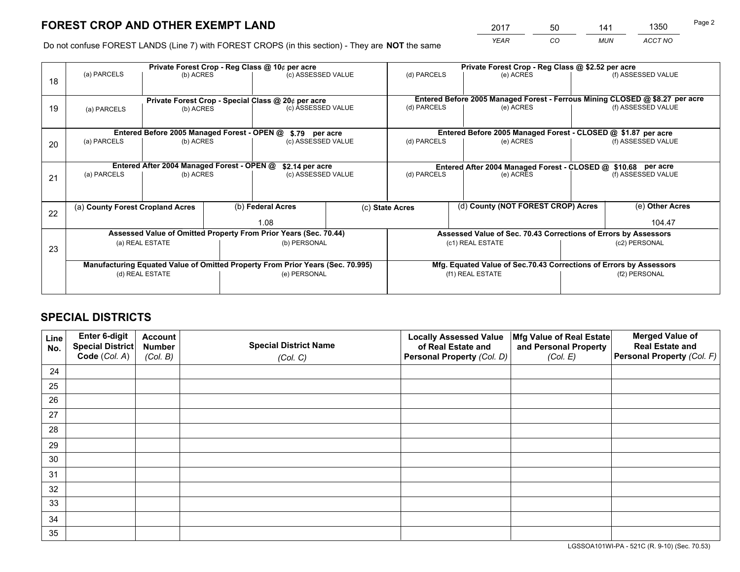# FOREST CROP AND OTHER EXEMPT LAND

| 2017 | 50 | 141 | 1350 |
|---|---|---|---|
| *YEAR* | *CO* | *MUN* | *ACCT NO* |

Do not confuse FOREST LANDS (Line 7) with FOREST CROPS (in this section) - They are **NOT** the same

| Line | Private Forest Crop - Reg Class @ 10¢ per acre | | | Private Forest Crop - Reg Class @ $2.52 per acre | | |
|---|---|---|---|---|---|---|
| 18 | (a) PARCELS | (b) ACRES | (c) ASSESSED VALUE | (d) PARCELS | (e) ACRES | (f) ASSESSED VALUE |
| | **Private Forest Crop - Special Class @ 20¢ per acre** | | | **Entered Before 2005 Managed Forest - Ferrous Mining CLOSED @ $8.27 per acre** | | |
| 19 | (a) PARCELS | (b) ACRES | (c) ASSESSED VALUE | (d) PARCELS | (e) ACRES | (f) ASSESSED VALUE |
| | **Entered Before 2005 Managed Forest - OPEN @ $.79 per acre** | | | **Entered Before 2005 Managed Forest - CLOSED @ $1.87 per acre** | | |
| 20 | (a) PARCELS | (b) ACRES | (c) ASSESSED VALUE | (d) PARCELS | (e) ACRES | (f) ASSESSED VALUE |
| | **Entered After 2004 Managed Forest - OPEN @ $2.14 per acre** | | | **Entered After 2004 Managed Forest - CLOSED @ $10.68 per acre** | | |
| 21 | (a) PARCELS | (b) ACRES | (c) ASSESSED VALUE | (d) PARCELS | (e) ACRES | (f) ASSESSED VALUE |

| Line | (a) County Forest Cropland Acres | (b) Federal Acres | (c) State Acres | (d) County (NOT FOREST CROP) Acres | (e) Other Acres |
|---|---|---|---|---|---|
| 22 | | 1.08 | | | 104.47 |

| Line | Assessed Value of Omitted Property From Prior Years (Sec. 70.44) | | Assessed Value of Sec. 70.43 Corrections of Errors by Assessors | |
|---|---|---|---|---|
| 23 | (a) REAL ESTATE | (b) PERSONAL | (c1) REAL ESTATE | (c2) PERSONAL |
| | **Manufacturing Equated Value of Omitted Property From Prior Years (Sec. 70.995)** | | **Mfg. Equated Value of Sec.70.43 Corrections of Errors by Assessors** | |
| | (d) REAL ESTATE | (e) PERSONAL | (f1) REAL ESTATE | (f2) PERSONAL |

# SPECIAL DISTRICTS

| Line No. | Enter 6-digit Special District Code (*Col. A*) | Account Number (*Col. B*) | Special District Name (*Col. C*) | Locally Assessed Value of Real Estate and Personal Property (*Col. D*) | Mfg Value of Real Estate and Personal Property (*Col. E*) | Merged Value of Real Estate and Personal Property (*Col. F*) |
|---|---|---|---|---|---|---|
| 24 | | | | | | |
| 25 | | | | | | |
| 26 | | | | | | |
| 27 | | | | | | |
| 28 | | | | | | |
| 29 | | | | | | |
| 30 | | | | | | |
| 31 | | | | | | |
| 32 | | | | | | |
| 33 | | | | | | |
| 34 | | | | | | |
| 35 | | | | | | |

LGSSOA101WI-PA - 521C (R. 9-10) (Sec. 70.53)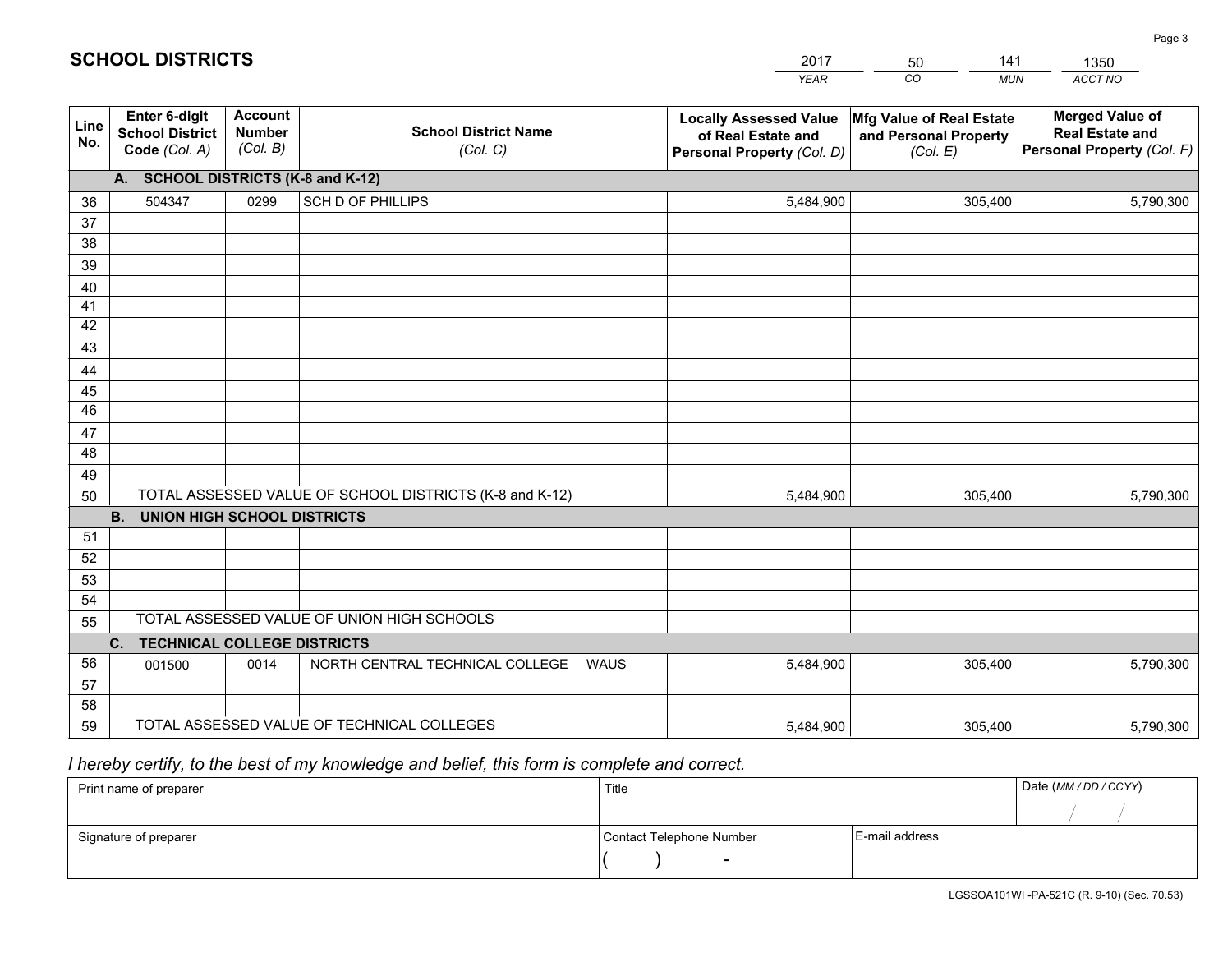# SCHOOL DISTRICTS

| 2017 | 50 | 141 | 1350 |
|---|---|---|---|
| *YEAR* | *CO* | *MUN* | *ACCT NO* |

| Line No. | Enter 6-digit School District Code *(Col. A)* | Account Number *(Col. B)* | School District Name *(Col. C)* | Locally Assessed Value of Real Estate and Personal Property *(Col. D)* | Mfg Value of Real Estate and Personal Property *(Col. E)* | Merged Value of Real Estate and Personal Property *(Col. F)* |
|---|---|---|---|---|---|---|
| **A. SCHOOL DISTRICTS (K-8 and K-12)** | | | | | | |
| 36 | 504347 | 0299 | SCH D OF PHILLIPS | 5,484,900 | 305,400 | 5,790,300 |
| 37 | | | | | | |
| 38 | | | | | | |
| 39 | | | | | | |
| 40 | | | | | | |
| 41 | | | | | | |
| 42 | | | | | | |
| 43 | | | | | | |
| 44 | | | | | | |
| 45 | | | | | | |
| 46 | | | | | | |
| 47 | | | | | | |
| 48 | | | | | | |
| 49 | | | | | | |
| 50 | TOTAL ASSESSED VALUE OF SCHOOL DISTRICTS (K-8 and K-12) | | | 5,484,900 | 305,400 | 5,790,300 |
| **B. UNION HIGH SCHOOL DISTRICTS** | | | | | | |
| 51 | | | | | | |
| 52 | | | | | | |
| 53 | | | | | | |
| 54 | | | | | | |
| 55 | TOTAL ASSESSED VALUE OF UNION HIGH SCHOOLS | | | | | |
| **C. TECHNICAL COLLEGE DISTRICTS** | | | | | | |
| 56 | 001500 | 0014 | NORTH CENTRAL TECHNICAL COLLEGE WAUS | 5,484,900 | 305,400 | 5,790,300 |
| 57 | | | | | | |
| 58 | | | | | | |
| 59 | TOTAL ASSESSED VALUE OF TECHNICAL COLLEGES | | | 5,484,900 | 305,400 | 5,790,300 |

*I hereby certify, to the best of my knowledge and belief, this form is complete and correct.*

| Print name of preparer | Title | | Date *(MM / DD / CCYY)* |
|---|---|---|---|
| | | | / / |
| Signature of preparer | Contact Telephone Number | E-mail address | |
| | ( ) - | | |

LGSSOA101WI -PA-521C (R. 9-10) (Sec. 70.53)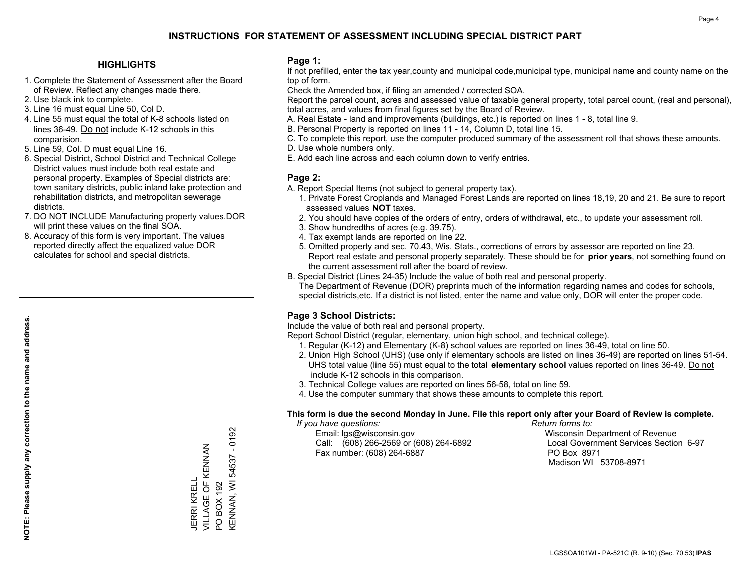# INSTRUCTIONS FOR STATEMENT OF ASSESSMENT INCLUDING SPECIAL DISTRICT PART

## HIGHLIGHTS

1. Complete the Statement of Assessment after the Board of Review. Reflect any changes made there.
2. Use black ink to complete.
3. Line 16 must equal Line 50, Col D.
4. Line 55 must equal the total of K-8 schools listed on lines 36-49. Do not include K-12 schools in this comparision.
5. Line 59, Col. D must equal Line 16.
6. Special District, School District and Technical College District values must include both real estate and personal property. Examples of Special districts are: town sanitary districts, public inland lake protection and rehabilitation districts, and metropolitan sewerage districts.
7. DO NOT INCLUDE Manufacturing property values.DOR will print these values on the final SOA.
8. Accuracy of this form is very important. The values reported directly affect the equalized value DOR calculates for school and special districts.

**NOTE: Please supply any correction to the name and address.**

JERRI KRELL
VILLAGE OF KENNAN
PO BOX 192
KENNAN, WI 54537 - 0192

## Page 1:

If not prefilled, enter the tax year,county and municipal code,municipal type, municipal name and county name on the top of form.

Check the Amended box, if filing an amended / corrected SOA.

Report the parcel count, acres and assessed value of taxable general property, total parcel count, (real and personal), total acres, and values from final figures set by the Board of Review.

A. Real Estate - land and improvements (buildings, etc.) is reported on lines 1 - 8, total line 9.
B. Personal Property is reported on lines 11 - 14, Column D, total line 15.
C. To complete this report, use the computer produced summary of the assessment roll that shows these amounts.
D. Use whole numbers only.
E. Add each line across and each column down to verify entries.

## Page 2:

A. Report Special Items (not subject to general property tax).
   1. Private Forest Croplands and Managed Forest Lands are reported on lines 18,19, 20 and 21. Be sure to report assessed values **NOT** taxes.
   2. You should have copies of the orders of entry, orders of withdrawal, etc., to update your assessment roll.
   3. Show hundredths of acres (e.g. 39.75).
   4. Tax exempt lands are reported on line 22.
   5. Omitted property and sec. 70.43, Wis. Stats., corrections of errors by assessor are reported on line 23. Report real estate and personal property separately. These should be for **prior years**, not something found on the current assessment roll after the board of review.
B. Special District (Lines 24-35) Include the value of both real and personal property.
   The Department of Revenue (DOR) preprints much of the information regarding names and codes for schools, special districts,etc. If a district is not listed, enter the name and value only, DOR will enter the proper code.

## Page 3 School Districts:

Include the value of both real and personal property.

Report School District (regular, elementary, union high school, and technical college).

1. Regular (K-12) and Elementary (K-8) school values are reported on lines 36-49, total on line 50.
2. Union High School (UHS) (use only if elementary schools are listed on lines 36-49) are reported on lines 51-54. UHS total value (line 55) must equal to the total **elementary school** values reported on lines 36-49. Do not include K-12 schools in this comparison.
3. Technical College values are reported on lines 56-58, total on line 59.
4. Use the computer summary that shows these amounts to complete this report.

**This form is due the second Monday in June. File this report only after your Board of Review is complete.**

*If you have questions:*
Email: lgs@wisconsin.gov
Call: (608) 266-2569 or (608) 264-6892
Fax number: (608) 264-6887

*Return forms to:*
Wisconsin Department of Revenue
Local Government Services Section 6-97
PO Box 8971
Madison WI 53708-8971

LGSSOA101WI - PA-521C (R. 9-10) (Sec. 70.53) **IPAS**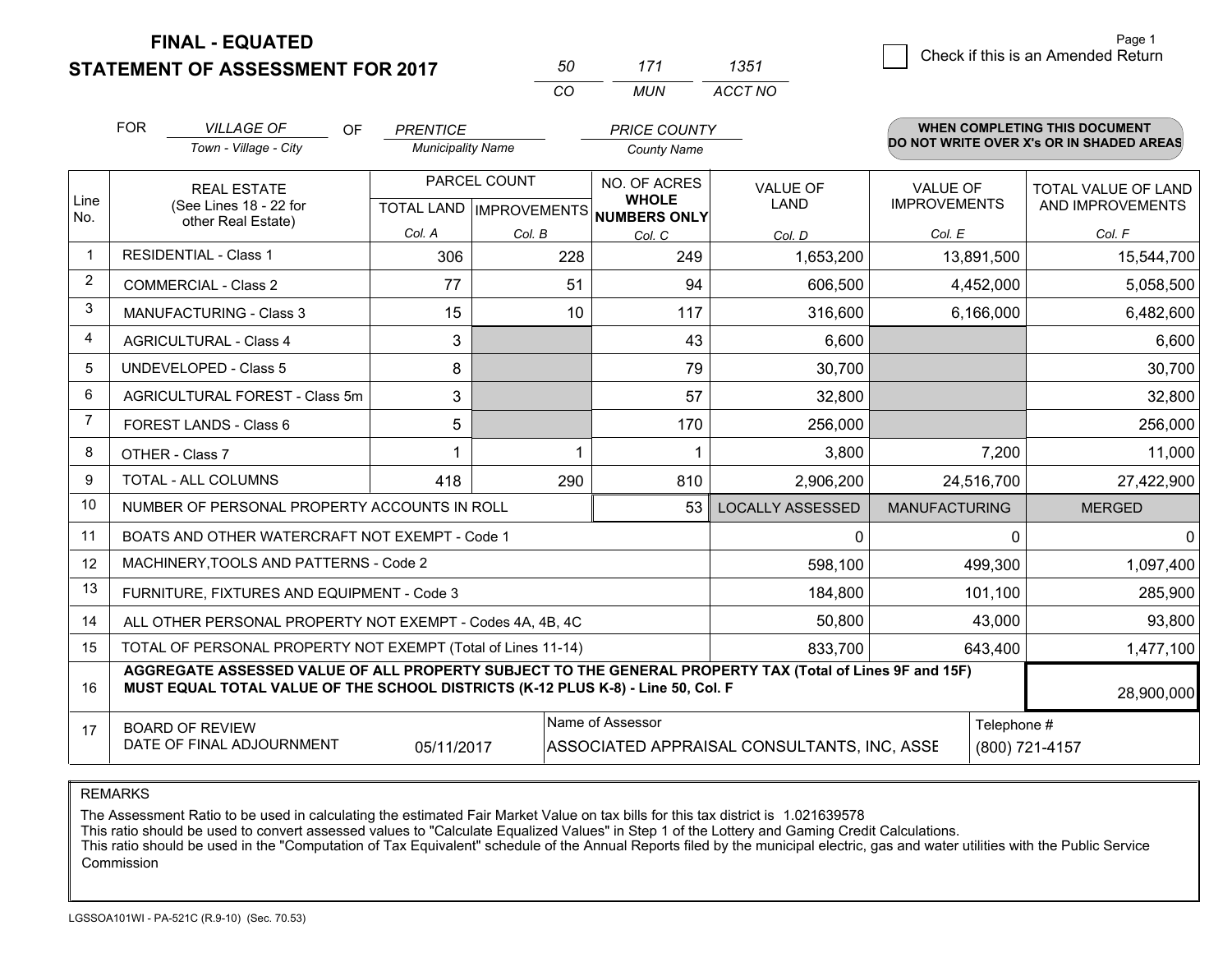**FINAL - EQUATED**
**STATEMENT OF ASSESSMENT FOR 2017**

| 50 | 171 | 1351 |
|---|---|---|
| CO | MUN | ACCT NO |

☐ Check if this is an Amended Return

FOR *VILLAGE OF* (Town - Village - City) OF *PRENTICE* (Municipality Name) *PRICE COUNTY* (County Name)

**WHEN COMPLETING THIS DOCUMENT DO NOT WRITE OVER X's OR IN SHADED AREAS**

| Line No. | REAL ESTATE (See Lines 18 - 22 for other Real Estate) | PARCEL COUNT TOTAL LAND Col. A | PARCEL COUNT IMPROVEMENTS Col. B | NO. OF ACRES WHOLE NUMBERS ONLY Col. C | VALUE OF LAND Col. D | VALUE OF IMPROVEMENTS Col. E | TOTAL VALUE OF LAND AND IMPROVEMENTS Col. F |
|---|---|---|---|---|---|---|---|
| 1 | RESIDENTIAL - Class 1 | 306 | 228 | 249 | 1,653,200 | 13,891,500 | 15,544,700 |
| 2 | COMMERCIAL - Class 2 | 77 | 51 | 94 | 606,500 | 4,452,000 | 5,058,500 |
| 3 | MANUFACTURING - Class 3 | 15 | 10 | 117 | 316,600 | 6,166,000 | 6,482,600 |
| 4 | AGRICULTURAL - Class 4 | 3 | | 43 | 6,600 | | 6,600 |
| 5 | UNDEVELOPED - Class 5 | 8 | | 79 | 30,700 | | 30,700 |
| 6 | AGRICULTURAL FOREST - Class 5m | 3 | | 57 | 32,800 | | 32,800 |
| 7 | FOREST LANDS - Class 6 | 5 | | 170 | 256,000 | | 256,000 |
| 8 | OTHER - Class 7 | 1 | 1 | 1 | 3,800 | 7,200 | 11,000 |
| 9 | TOTAL - ALL COLUMNS | 418 | 290 | 810 | 2,906,200 | 24,516,700 | 27,422,900 |
| 10 | NUMBER OF PERSONAL PROPERTY ACCOUNTS IN ROLL | | | 53 | LOCALLY ASSESSED | MANUFACTURING | MERGED |
| 11 | BOATS AND OTHER WATERCRAFT NOT EXEMPT - Code 1 | | | | 0 | 0 | 0 |
| 12 | MACHINERY,TOOLS AND PATTERNS - Code 2 | | | | 598,100 | 499,300 | 1,097,400 |
| 13 | FURNITURE, FIXTURES AND EQUIPMENT - Code 3 | | | | 184,800 | 101,100 | 285,900 |
| 14 | ALL OTHER PERSONAL PROPERTY NOT EXEMPT - Codes 4A, 4B, 4C | | | | 50,800 | 43,000 | 93,800 |
| 15 | TOTAL OF PERSONAL PROPERTY NOT EXEMPT (Total of Lines 11-14) | | | | 833,700 | 643,400 | 1,477,100 |
| 16 | **AGGREGATE ASSESSED VALUE OF ALL PROPERTY SUBJECT TO THE GENERAL PROPERTY TAX (Total of Lines 9F and 15F) MUST EQUAL TOTAL VALUE OF THE SCHOOL DISTRICTS (K-12 PLUS K-8) - Line 50, Col. F** | | | | | | 28,900,000 |
| 17 | BOARD OF REVIEW DATE OF FINAL ADJOURNMENT | 05/11/2017 | | Name of Assessor: ASSOCIATED APPRAISAL CONSULTANTS, INC, ASSE | | Telephone #: (800) 721-4157 | |

REMARKS

The Assessment Ratio to be used in calculating the estimated Fair Market Value on tax bills for this tax district is 1.021639578
This ratio should be used to convert assessed values to "Calculate Equalized Values" in Step 1 of the Lottery and Gaming Credit Calculations.
This ratio should be used in the "Computation of Tax Equivalent" schedule of the Annual Reports filed by the municipal electric, gas and water utilities with the Public Service Commission

LGSSOA101WI - PA-521C (R.9-10) (Sec. 70.53)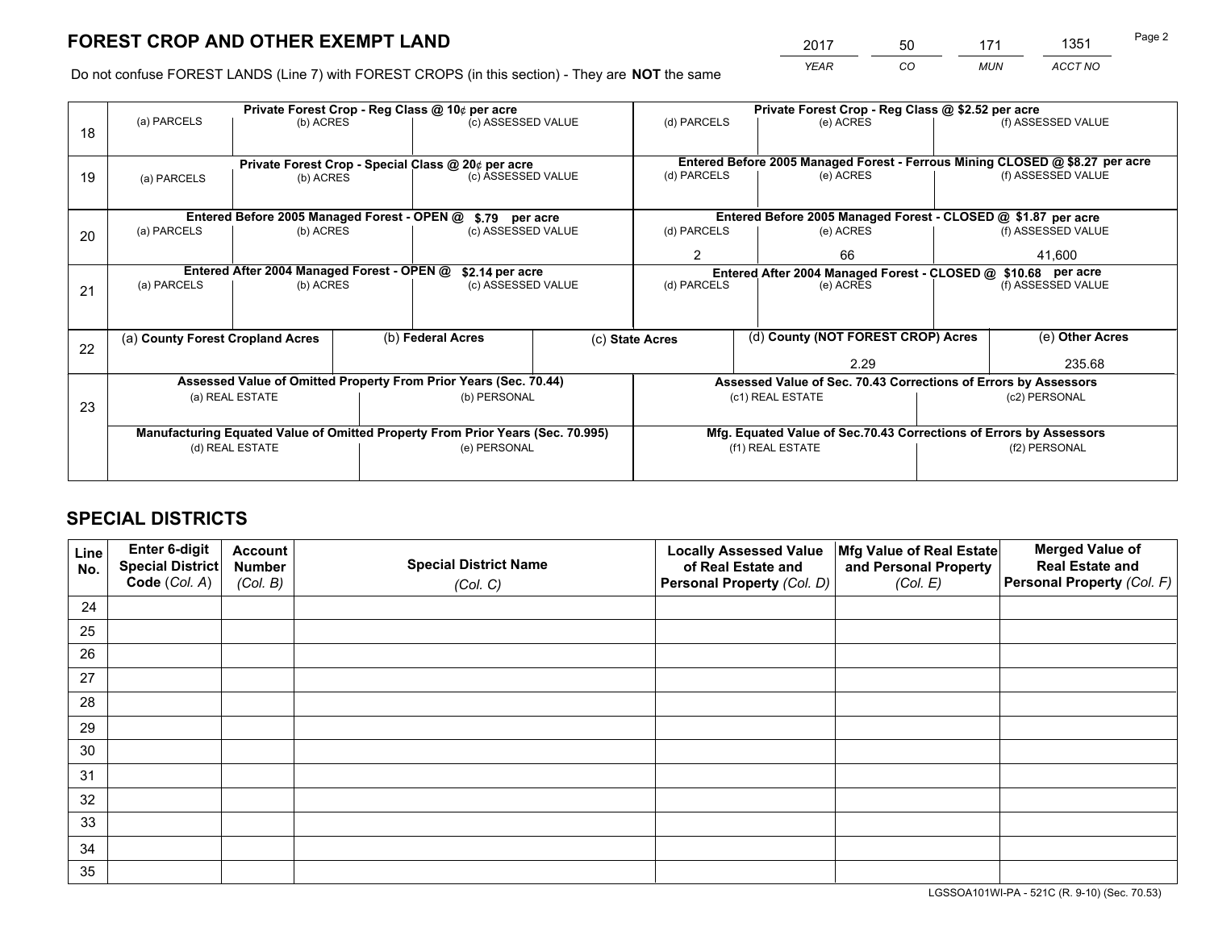# FOREST CROP AND OTHER EXEMPT LAND

| 2017 | 50 | 171 | 1351 |
|---|---|---|---|
| *YEAR* | *CO* | *MUN* | *ACCT NO* |

Do not confuse FOREST LANDS (Line 7) with FOREST CROPS (in this section) - They are **NOT** the same

| | Private Forest Crop - Reg Class @ 10¢ per acre | | | Private Forest Crop - Reg Class @ $2.52 per acre | | |
|---|---|---|---|---|---|---|
| 18 | (a) PARCELS | (b) ACRES | (c) ASSESSED VALUE | (d) PARCELS | (e) ACRES | (f) ASSESSED VALUE |
| | **Private Forest Crop - Special Class @ 20¢ per acre** | | | **Entered Before 2005 Managed Forest - Ferrous Mining CLOSED @ $8.27 per acre** | | |
| 19 | (a) PARCELS | (b) ACRES | (c) ASSESSED VALUE | (d) PARCELS | (e) ACRES | (f) ASSESSED VALUE |
| | **Entered Before 2005 Managed Forest - OPEN @ $.79 per acre** | | | **Entered Before 2005 Managed Forest - CLOSED @ $1.87 per acre** | | |
| 20 | (a) PARCELS | (b) ACRES | (c) ASSESSED VALUE | (d) PARCELS | (e) ACRES | (f) ASSESSED VALUE |
| | | | | 2 | 66 | 41,600 |
| | **Entered After 2004 Managed Forest - OPEN @ $2.14 per acre** | | | **Entered After 2004 Managed Forest - CLOSED @ $10.68 per acre** | | |
| 21 | (a) PARCELS | (b) ACRES | (c) ASSESSED VALUE | (d) PARCELS | (e) ACRES | (f) ASSESSED VALUE |

| | (a) County Forest Cropland Acres | (b) Federal Acres | (c) State Acres | (d) County (NOT FOREST CROP) Acres | (e) Other Acres |
|---|---|---|---|---|---|
| 22 | | | | 2.29 | 235.68 |

| | Assessed Value of Omitted Property From Prior Years (Sec. 70.44) | | Assessed Value of Sec. 70.43 Corrections of Errors by Assessors | |
|---|---|---|---|---|
| 23 | (a) REAL ESTATE | (b) PERSONAL | (c1) REAL ESTATE | (c2) PERSONAL |
| | **Manufacturing Equated Value of Omitted Property From Prior Years (Sec. 70.995)** | | **Mfg. Equated Value of Sec.70.43 Corrections of Errors by Assessors** | |
| | (d) REAL ESTATE | (e) PERSONAL | (f1) REAL ESTATE | (f2) PERSONAL |

# SPECIAL DISTRICTS

| Line No. | Enter 6-digit Special District Code (*Col. A*) | Account Number (*Col. B*) | Special District Name (*Col. C*) | Locally Assessed Value of Real Estate and Personal Property (*Col. D*) | Mfg Value of Real Estate and Personal Property (*Col. E*) | Merged Value of Real Estate and Personal Property (*Col. F*) |
|---|---|---|---|---|---|---|
| 24 | | | | | | |
| 25 | | | | | | |
| 26 | | | | | | |
| 27 | | | | | | |
| 28 | | | | | | |
| 29 | | | | | | |
| 30 | | | | | | |
| 31 | | | | | | |
| 32 | | | | | | |
| 33 | | | | | | |
| 34 | | | | | | |
| 35 | | | | | | |

LGSSOA101WI-PA - 521C (R. 9-10) (Sec. 70.53)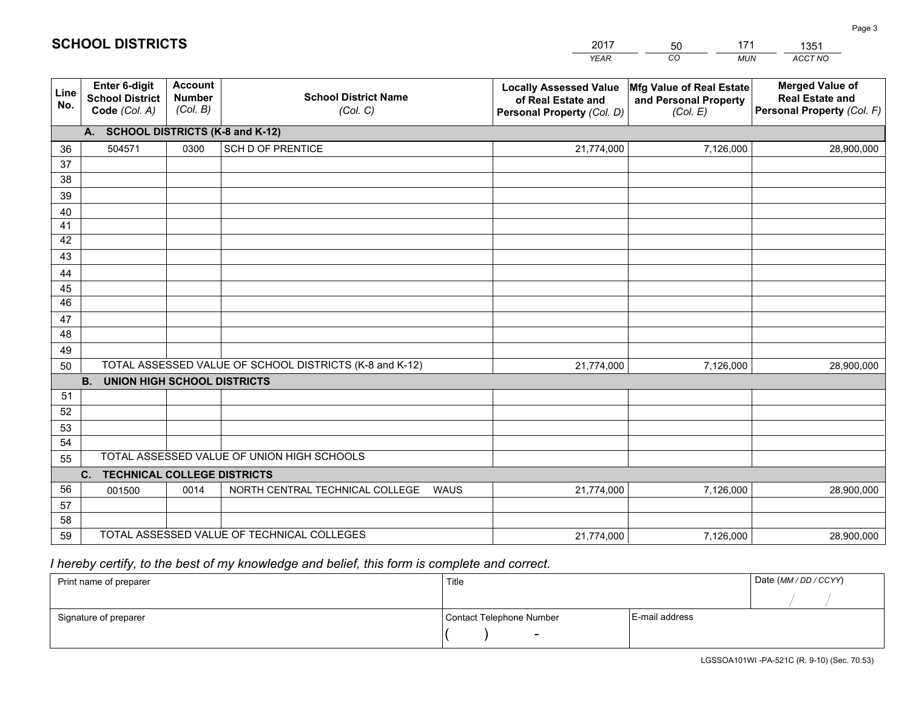# SCHOOL DISTRICTS

| 2017 | 50 | 171 | 1351 |
|---|---|---|---|
| YEAR | CO | MUN | ACCT NO |

| Line No. | Enter 6-digit School District Code (Col. A) | Account Number (Col. B) | School District Name (Col. C) | Locally Assessed Value of Real Estate and Personal Property (Col. D) | Mfg Value of Real Estate and Personal Property (Col. E) | Merged Value of Real Estate and Personal Property (Col. F) |
|---|---|---|---|---|---|---|
| | **A. SCHOOL DISTRICTS (K-8 and K-12)** | | | | | |
| 36 | 504571 | 0300 | SCH D OF PRENTICE | 21,774,000 | 7,126,000 | 28,900,000 |
| 37 | | | | | | |
| 38 | | | | | | |
| 39 | | | | | | |
| 40 | | | | | | |
| 41 | | | | | | |
| 42 | | | | | | |
| 43 | | | | | | |
| 44 | | | | | | |
| 45 | | | | | | |
| 46 | | | | | | |
| 47 | | | | | | |
| 48 | | | | | | |
| 49 | | | | | | |
| 50 | TOTAL ASSESSED VALUE OF SCHOOL DISTRICTS (K-8 and K-12) | | | 21,774,000 | 7,126,000 | 28,900,000 |
| | **B. UNION HIGH SCHOOL DISTRICTS** | | | | | |
| 51 | | | | | | |
| 52 | | | | | | |
| 53 | | | | | | |
| 54 | | | | | | |
| 55 | TOTAL ASSESSED VALUE OF UNION HIGH SCHOOLS | | | | | |
| | **C. TECHNICAL COLLEGE DISTRICTS** | | | | | |
| 56 | 001500 | 0014 | NORTH CENTRAL TECHNICAL COLLEGE WAUS | 21,774,000 | 7,126,000 | 28,900,000 |
| 57 | | | | | | |
| 58 | | | | | | |
| 59 | TOTAL ASSESSED VALUE OF TECHNICAL COLLEGES | | | 21,774,000 | 7,126,000 | 28,900,000 |

*I hereby certify, to the best of my knowledge and belief, this form is complete and correct.*

| Print name of preparer | Title | | Date (MM / DD / CCYY) |
|---|---|---|---|
| | | | / / |
| Signature of preparer | Contact Telephone Number | E-mail address | |
| | ( ) - | | |

LGSSOA101WI -PA-521C (R. 9-10) (Sec. 70.53)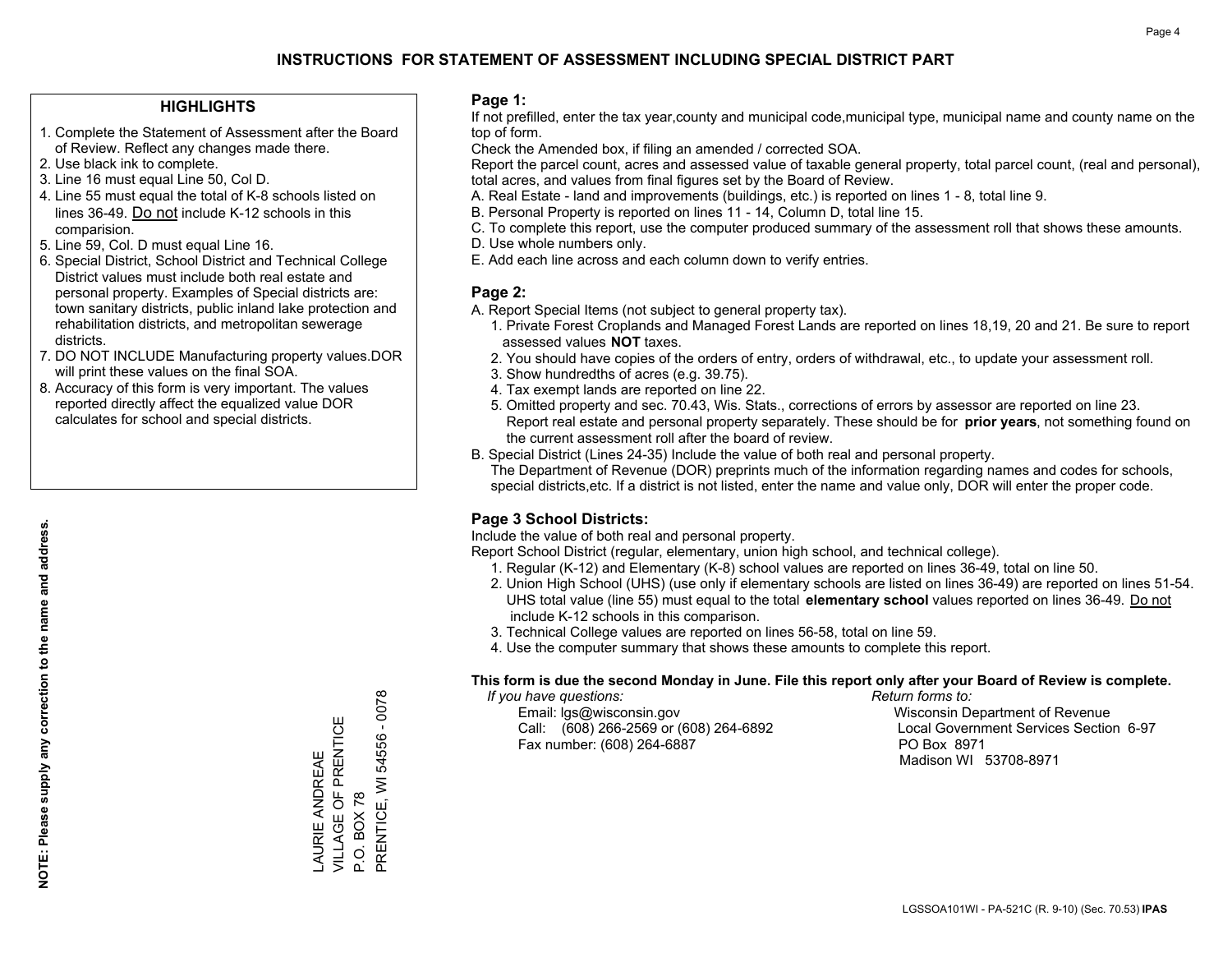# INSTRUCTIONS FOR STATEMENT OF ASSESSMENT INCLUDING SPECIAL DISTRICT PART

## HIGHLIGHTS

1. Complete the Statement of Assessment after the Board of Review. Reflect any changes made there.
2. Use black ink to complete.
3. Line 16 must equal Line 50, Col D.
4. Line 55 must equal the total of K-8 schools listed on lines 36-49. Do not include K-12 schools in this comparision.
5. Line 59, Col. D must equal Line 16.
6. Special District, School District and Technical College District values must include both real estate and personal property. Examples of Special districts are: town sanitary districts, public inland lake protection and rehabilitation districts, and metropolitan sewerage districts.
7. DO NOT INCLUDE Manufacturing property values.DOR will print these values on the final SOA.
8. Accuracy of this form is very important. The values reported directly affect the equalized value DOR calculates for school and special districts.

**NOTE: Please supply any correction to the name and address.**

LAURIE ANDREAE
VILLAGE OF PRENTICE
P.O. BOX 78
PRENTICE, WI 54556 - 0078

## Page 1:

If not prefilled, enter the tax year,county and municipal code,municipal type, municipal name and county name on the top of form.

Check the Amended box, if filing an amended / corrected SOA.

Report the parcel count, acres and assessed value of taxable general property, total parcel count, (real and personal), total acres, and values from final figures set by the Board of Review.

A. Real Estate - land and improvements (buildings, etc.) is reported on lines 1 - 8, total line 9.
B. Personal Property is reported on lines 11 - 14, Column D, total line 15.
C. To complete this report, use the computer produced summary of the assessment roll that shows these amounts.
D. Use whole numbers only.
E. Add each line across and each column down to verify entries.

## Page 2:

A. Report Special Items (not subject to general property tax).
1. Private Forest Croplands and Managed Forest Lands are reported on lines 18,19, 20 and 21. Be sure to report assessed values **NOT** taxes.
2. You should have copies of the orders of entry, orders of withdrawal, etc., to update your assessment roll.
3. Show hundredths of acres (e.g. 39.75).
4. Tax exempt lands are reported on line 22.
5. Omitted property and sec. 70.43, Wis. Stats., corrections of errors by assessor are reported on line 23. Report real estate and personal property separately. These should be for **prior years**, not something found on the current assessment roll after the board of review.

B. Special District (Lines 24-35) Include the value of both real and personal property.
The Department of Revenue (DOR) preprints much of the information regarding names and codes for schools, special districts,etc. If a district is not listed, enter the name and value only, DOR will enter the proper code.

## Page 3 School Districts:

Include the value of both real and personal property.

Report School District (regular, elementary, union high school, and technical college).

1. Regular (K-12) and Elementary (K-8) school values are reported on lines 36-49, total on line 50.
2. Union High School (UHS) (use only if elementary schools are listed on lines 36-49) are reported on lines 51-54. UHS total value (line 55) must equal to the total **elementary school** values reported on lines 36-49. Do not include K-12 schools in this comparison.
3. Technical College values are reported on lines 56-58, total on line 59.
4. Use the computer summary that shows these amounts to complete this report.

**This form is due the second Monday in June. File this report only after your Board of Review is complete.**

*If you have questions:*
Email: lgs@wisconsin.gov
Call: (608) 266-2569 or (608) 264-6892
Fax number: (608) 264-6887

*Return forms to:*
Wisconsin Department of Revenue
Local Government Services Section 6-97
PO Box 8971
Madison WI 53708-8971

LGSSOA101WI - PA-521C (R. 9-10) (Sec. 70.53) **IPAS**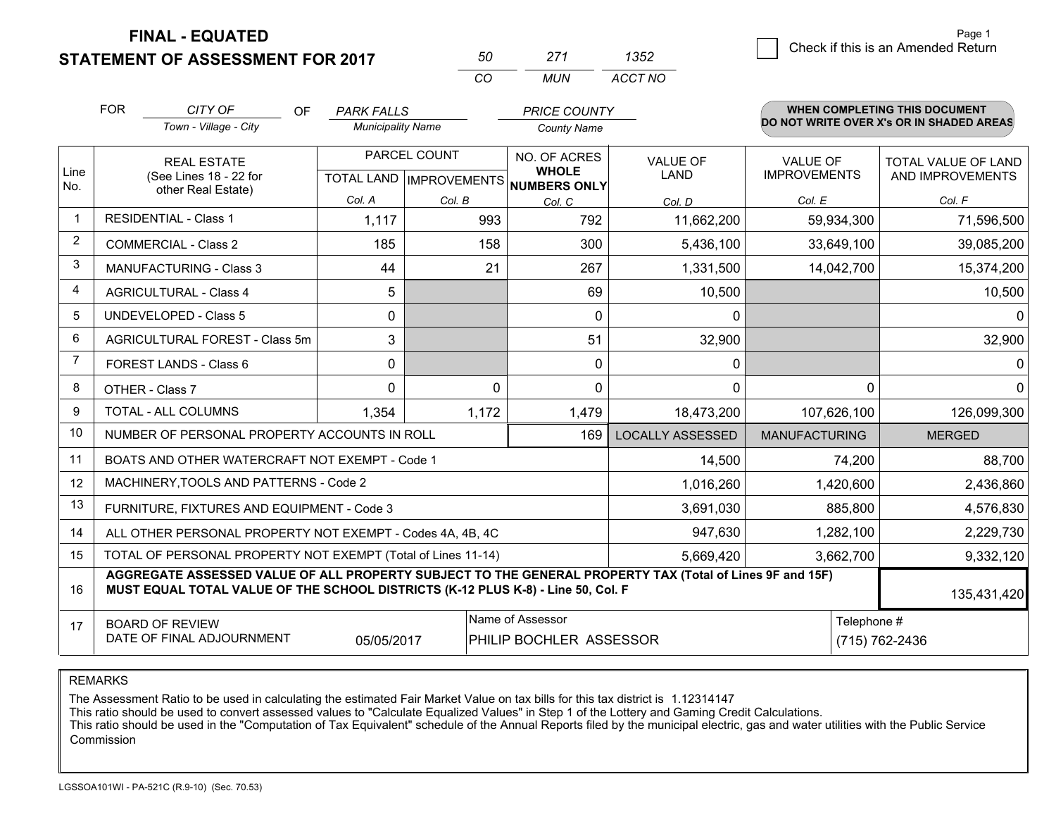# FINAL - EQUATED
## STATEMENT OF ASSESSMENT FOR 2017

| 50 | 271 | 1352 |
|---|---|---|
| CO | MUN | ACCT NO |

Check if this is an Amended Return

FOR CITY OF (Town - Village - City) OF PARK FALLS (Municipality Name) PRICE COUNTY (County Name)

**WHEN COMPLETING THIS DOCUMENT DO NOT WRITE OVER X's OR IN SHADED AREAS**

| Line No. | REAL ESTATE (See Lines 18 - 22 for other Real Estate) | PARCEL COUNT | | NO. OF ACRES WHOLE NUMBERS ONLY | VALUE OF LAND | VALUE OF IMPROVEMENTS | TOTAL VALUE OF LAND AND IMPROVEMENTS |
|---|---|---|---|---|---|---|---|
| | | TOTAL LAND | IMPROVEMENTS | | | | |
| | | Col. A | Col. B | Col. C | Col. D | Col. E | Col. F |
| 1 | RESIDENTIAL - Class 1 | 1,117 | 993 | 792 | 11,662,200 | 59,934,300 | 71,596,500 |
| 2 | COMMERCIAL - Class 2 | 185 | 158 | 300 | 5,436,100 | 33,649,100 | 39,085,200 |
| 3 | MANUFACTURING - Class 3 | 44 | 21 | 267 | 1,331,500 | 14,042,700 | 15,374,200 |
| 4 | AGRICULTURAL - Class 4 | 5 | | 69 | 10,500 | | 10,500 |
| 5 | UNDEVELOPED - Class 5 | 0 | | 0 | 0 | | 0 |
| 6 | AGRICULTURAL FOREST - Class 5m | 3 | | 51 | 32,900 | | 32,900 |
| 7 | FOREST LANDS - Class 6 | 0 | | 0 | 0 | | 0 |
| 8 | OTHER - Class 7 | 0 | 0 | 0 | 0 | 0 | 0 |
| 9 | TOTAL - ALL COLUMNS | 1,354 | 1,172 | 1,479 | 18,473,200 | 107,626,100 | 126,099,300 |
| 10 | NUMBER OF PERSONAL PROPERTY ACCOUNTS IN ROLL | | | 169 | LOCALLY ASSESSED | MANUFACTURING | MERGED |
| 11 | BOATS AND OTHER WATERCRAFT NOT EXEMPT - Code 1 | | | | 14,500 | 74,200 | 88,700 |
| 12 | MACHINERY,TOOLS AND PATTERNS - Code 2 | | | | 1,016,260 | 1,420,600 | 2,436,860 |
| 13 | FURNITURE, FIXTURES AND EQUIPMENT - Code 3 | | | | 3,691,030 | 885,800 | 4,576,830 |
| 14 | ALL OTHER PERSONAL PROPERTY NOT EXEMPT - Codes 4A, 4B, 4C | | | | 947,630 | 1,282,100 | 2,229,730 |
| 15 | TOTAL OF PERSONAL PROPERTY NOT EXEMPT (Total of Lines 11-14) | | | | 5,669,420 | 3,662,700 | 9,332,120 |
| 16 | **AGGREGATE ASSESSED VALUE OF ALL PROPERTY SUBJECT TO THE GENERAL PROPERTY TAX (Total of Lines 9F and 15F) MUST EQUAL TOTAL VALUE OF THE SCHOOL DISTRICTS (K-12 PLUS K-8) - Line 50, Col. F** | | | | | | 135,431,420 |
| 17 | BOARD OF REVIEW DATE OF FINAL ADJOURNMENT | 05/05/2017 | | Name of Assessor: PHILIP BOCHLER ASSESSOR | | Telephone #: (715) 762-2436 | |

REMARKS

The Assessment Ratio to be used in calculating the estimated Fair Market Value on tax bills for this tax district is 1.12314147
This ratio should be used to convert assessed values to "Calculate Equalized Values" in Step 1 of the Lottery and Gaming Credit Calculations.
This ratio should be used in the "Computation of Tax Equivalent" schedule of the Annual Reports filed by the municipal electric, gas and water utilities with the Public Service Commission

LGSSOA101WI - PA-521C (R.9-10) (Sec. 70.53)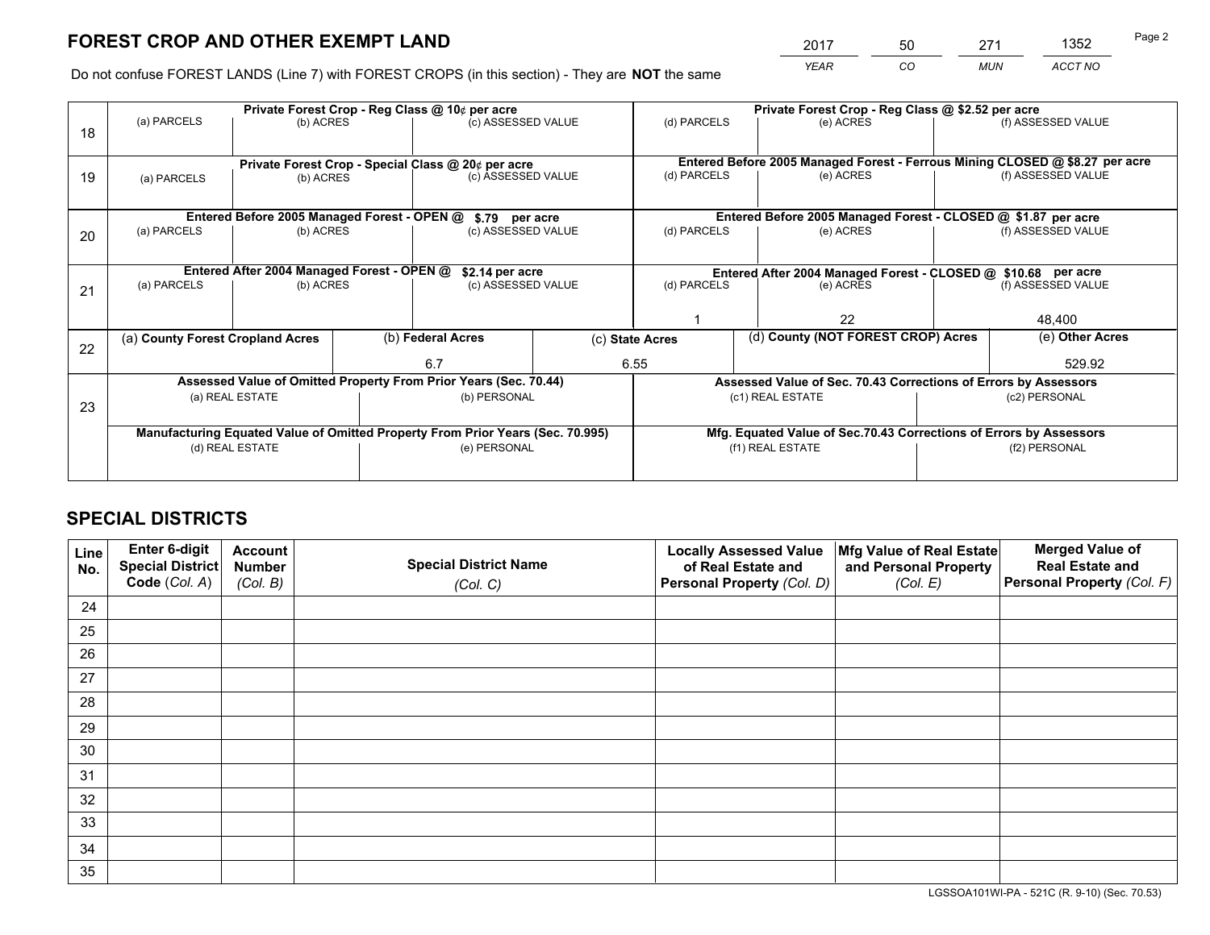# FOREST CROP AND OTHER EXEMPT LAND

| 2017 | 50 | 271 | 1352 |
|---|---|---|---|
| *YEAR* | *CO* | *MUN* | *ACCT NO* |

Do not confuse FOREST LANDS (Line 7) with FOREST CROPS (in this section) - They are **NOT** the same

| Line | Private Forest Crop - Reg Class @ 10¢ per acre | | | Private Forest Crop - Reg Class @ $2.52 per acre | | |
|---|---|---|---|---|---|---|
| 18 | (a) PARCELS | (b) ACRES | (c) ASSESSED VALUE | (d) PARCELS | (e) ACRES | (f) ASSESSED VALUE |
| | | | | | | |
| | **Private Forest Crop - Special Class @ 20¢ per acre** | | | **Entered Before 2005 Managed Forest - Ferrous Mining CLOSED @ $8.27 per acre** | | |
| 19 | (a) PARCELS | (b) ACRES | (c) ASSESSED VALUE | (d) PARCELS | (e) ACRES | (f) ASSESSED VALUE |
| | | | | | | |
| | **Entered Before 2005 Managed Forest - OPEN @ $.79 per acre** | | | **Entered Before 2005 Managed Forest - CLOSED @ $1.87 per acre** | | |
| 20 | (a) PARCELS | (b) ACRES | (c) ASSESSED VALUE | (d) PARCELS | (e) ACRES | (f) ASSESSED VALUE |
| | | | | | | |
| | **Entered After 2004 Managed Forest - OPEN @ $2.14 per acre** | | | **Entered After 2004 Managed Forest - CLOSED @ $10.68 per acre** | | |
| 21 | (a) PARCELS | (b) ACRES | (c) ASSESSED VALUE | (d) PARCELS | (e) ACRES | (f) ASSESSED VALUE |
| | | | | 1 | 22 | 48,400 |

| Line | (a) County Forest Cropland Acres | (b) Federal Acres | (c) State Acres | (d) County (NOT FOREST CROP) Acres | (e) Other Acres |
|---|---|---|---|---|---|
| 22 | | 6.7 | 6.55 | | 529.92 |

| Line | Assessed Value of Omitted Property From Prior Years (Sec. 70.44) | | Assessed Value of Sec. 70.43 Corrections of Errors by Assessors | |
|---|---|---|---|---|
| 23 | (a) REAL ESTATE | (b) PERSONAL | (c1) REAL ESTATE | (c2) PERSONAL |
| | | | | |
| | **Manufacturing Equated Value of Omitted Property From Prior Years (Sec. 70.995)** | | **Mfg. Equated Value of Sec.70.43 Corrections of Errors by Assessors** | |
| | (d) REAL ESTATE | (e) PERSONAL | (f1) REAL ESTATE | (f2) PERSONAL |
| | | | | |

# SPECIAL DISTRICTS

| Line No. | Enter 6-digit Special District Code (Col. A) | Account Number (Col. B) | Special District Name (Col. C) | Locally Assessed Value of Real Estate and Personal Property (Col. D) | Mfg Value of Real Estate and Personal Property (Col. E) | Merged Value of Real Estate and Personal Property (Col. F) |
|---|---|---|---|---|---|---|
| 24 | | | | | | |
| 25 | | | | | | |
| 26 | | | | | | |
| 27 | | | | | | |
| 28 | | | | | | |
| 29 | | | | | | |
| 30 | | | | | | |
| 31 | | | | | | |
| 32 | | | | | | |
| 33 | | | | | | |
| 34 | | | | | | |
| 35 | | | | | | |

LGSSOA101WI-PA - 521C (R. 9-10) (Sec. 70.53)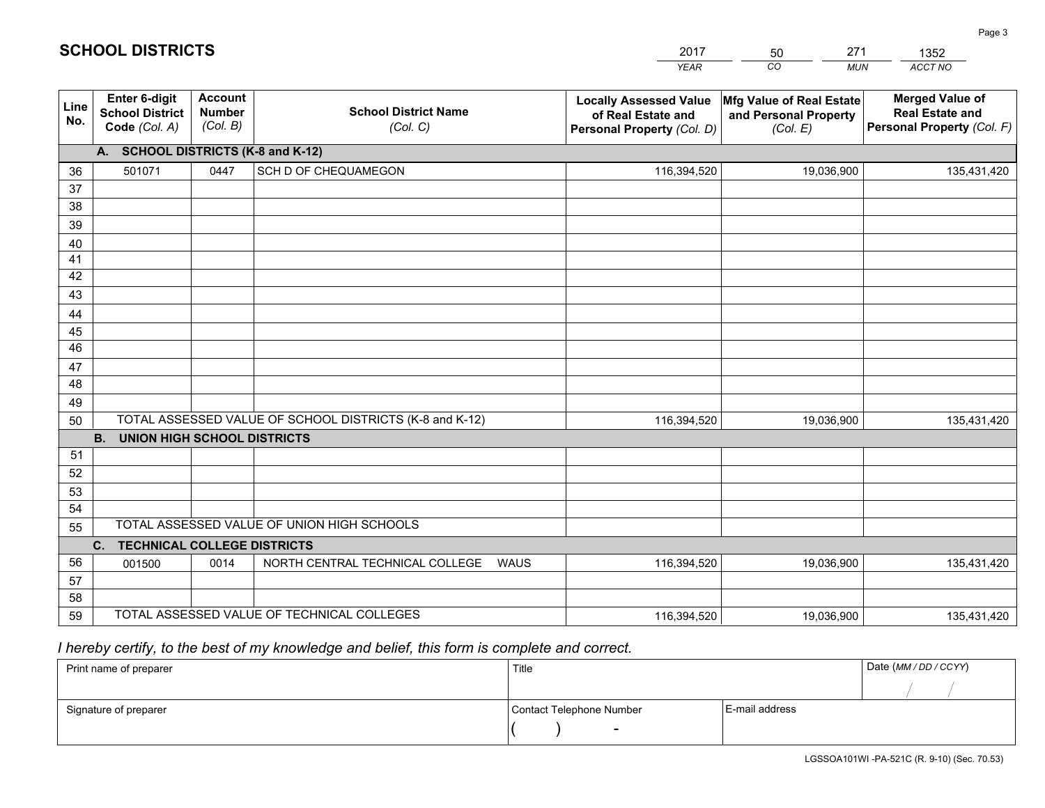# SCHOOL DISTRICTS

| 2017 | 50 | 271 | 1352 |
|---|---|---|---|
| YEAR | CO | MUN | ACCT NO |

| Line No. | Enter 6-digit School District Code (Col. A) | Account Number (Col. B) | School District Name (Col. C) | Locally Assessed Value of Real Estate and Personal Property (Col. D) | Mfg Value of Real Estate and Personal Property (Col. E) | Merged Value of Real Estate and Personal Property (Col. F) |
|---|---|---|---|---|---|---|
| | **A. SCHOOL DISTRICTS (K-8 and K-12)** | | | | | |
| 36 | 501071 | 0447 | SCH D OF CHEQUAMEGON | 116,394,520 | 19,036,900 | 135,431,420 |
| 37 | | | | | | |
| 38 | | | | | | |
| 39 | | | | | | |
| 40 | | | | | | |
| 41 | | | | | | |
| 42 | | | | | | |
| 43 | | | | | | |
| 44 | | | | | | |
| 45 | | | | | | |
| 46 | | | | | | |
| 47 | | | | | | |
| 48 | | | | | | |
| 49 | | | | | | |
| 50 | TOTAL ASSESSED VALUE OF SCHOOL DISTRICTS (K-8 and K-12) | | | 116,394,520 | 19,036,900 | 135,431,420 |
| | **B. UNION HIGH SCHOOL DISTRICTS** | | | | | |
| 51 | | | | | | |
| 52 | | | | | | |
| 53 | | | | | | |
| 54 | | | | | | |
| 55 | TOTAL ASSESSED VALUE OF UNION HIGH SCHOOLS | | | | | |
| | **C. TECHNICAL COLLEGE DISTRICTS** | | | | | |
| 56 | 001500 | 0014 | NORTH CENTRAL TECHNICAL COLLEGE WAUS | 116,394,520 | 19,036,900 | 135,431,420 |
| 57 | | | | | | |
| 58 | | | | | | |
| 59 | TOTAL ASSESSED VALUE OF TECHNICAL COLLEGES | | | 116,394,520 | 19,036,900 | 135,431,420 |

*I hereby certify, to the best of my knowledge and belief, this form is complete and correct.*

| Print name of preparer | Title | | Date (MM / DD / CCYY) |
|---|---|---|---|
| | | | / / |
| Signature of preparer | Contact Telephone Number | E-mail address | |
| | ( ) - | | |

LGSSOA101WI -PA-521C (R. 9-10) (Sec. 70.53)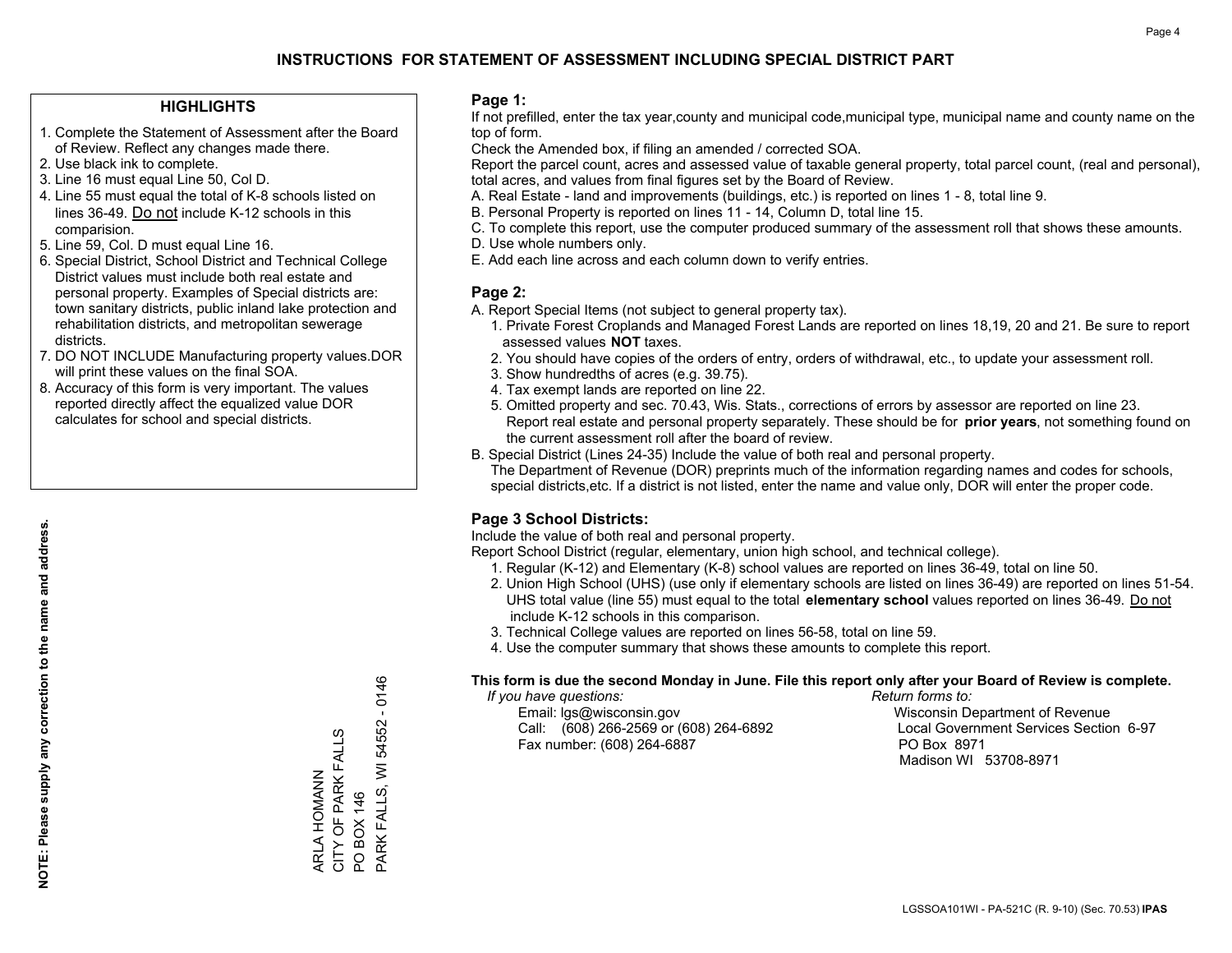# INSTRUCTIONS FOR STATEMENT OF ASSESSMENT INCLUDING SPECIAL DISTRICT PART

## HIGHLIGHTS

1. Complete the Statement of Assessment after the Board of Review. Reflect any changes made there.
2. Use black ink to complete.
3. Line 16 must equal Line 50, Col D.
4. Line 55 must equal the total of K-8 schools listed on lines 36-49. Do not include K-12 schools in this comparision.
5. Line 59, Col. D must equal Line 16.
6. Special District, School District and Technical College District values must include both real estate and personal property. Examples of Special districts are: town sanitary districts, public inland lake protection and rehabilitation districts, and metropolitan sewerage districts.
7. DO NOT INCLUDE Manufacturing property values.DOR will print these values on the final SOA.
8. Accuracy of this form is very important. The values reported directly affect the equalized value DOR calculates for school and special districts.

**NOTE: Please supply any correction to the name and address.**

ARLA HOMANN
CITY OF PARK FALLS
PO BOX 146
PARK FALLS, WI 54552 - 0146

## Page 1:

If not prefilled, enter the tax year,county and municipal code,municipal type, municipal name and county name on the top of form.

Check the Amended box, if filing an amended / corrected SOA.

Report the parcel count, acres and assessed value of taxable general property, total parcel count, (real and personal), total acres, and values from final figures set by the Board of Review.

A. Real Estate - land and improvements (buildings, etc.) is reported on lines 1 - 8, total line 9.
B. Personal Property is reported on lines 11 - 14, Column D, total line 15.
C. To complete this report, use the computer produced summary of the assessment roll that shows these amounts.
D. Use whole numbers only.
E. Add each line across and each column down to verify entries.

## Page 2:

A. Report Special Items (not subject to general property tax).
   1. Private Forest Croplands and Managed Forest Lands are reported on lines 18,19, 20 and 21. Be sure to report assessed values **NOT** taxes.
   2. You should have copies of the orders of entry, orders of withdrawal, etc., to update your assessment roll.
   3. Show hundredths of acres (e.g. 39.75).
   4. Tax exempt lands are reported on line 22.
   5. Omitted property and sec. 70.43, Wis. Stats., corrections of errors by assessor are reported on line 23. Report real estate and personal property separately. These should be for **prior years**, not something found on the current assessment roll after the board of review.
B. Special District (Lines 24-35) Include the value of both real and personal property.
   The Department of Revenue (DOR) preprints much of the information regarding names and codes for schools, special districts,etc. If a district is not listed, enter the name and value only, DOR will enter the proper code.

## Page 3 School Districts:

Include the value of both real and personal property.

Report School District (regular, elementary, union high school, and technical college).

1. Regular (K-12) and Elementary (K-8) school values are reported on lines 36-49, total on line 50.
2. Union High School (UHS) (use only if elementary schools are listed on lines 36-49) are reported on lines 51-54. UHS total value (line 55) must equal to the total **elementary school** values reported on lines 36-49. Do not include K-12 schools in this comparison.
3. Technical College values are reported on lines 56-58, total on line 59.
4. Use the computer summary that shows these amounts to complete this report.

**This form is due the second Monday in June. File this report only after your Board of Review is complete.**

*If you have questions:*
Email: lgs@wisconsin.gov
Call: (608) 266-2569 or (608) 264-6892
Fax number: (608) 264-6887

*Return forms to:*
Wisconsin Department of Revenue
Local Government Services Section 6-97
PO Box 8971
Madison WI 53708-8971

LGSSOA101WI - PA-521C (R. 9-10) (Sec. 70.53) **IPAS**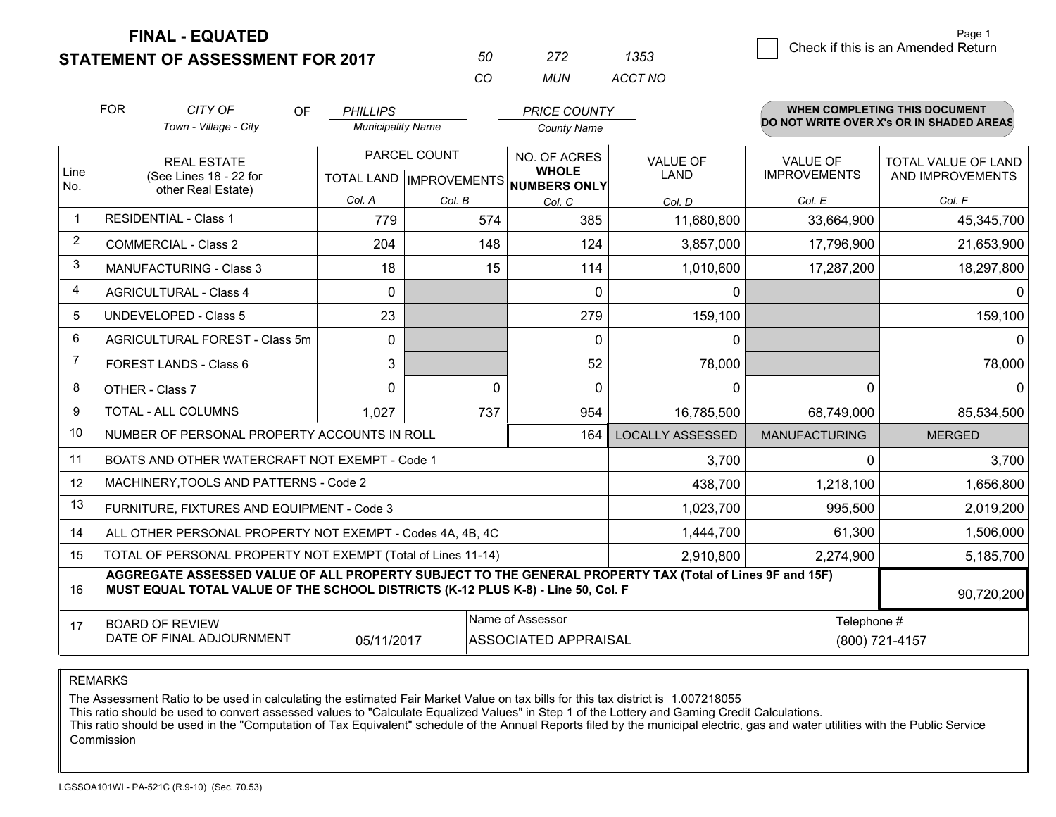**FINAL - EQUATED**
**STATEMENT OF ASSESSMENT FOR 2017**

| 50 | 272 | 1353 |
|---|---|---|
| CO | MUN | ACCT NO |

Check if this is an Amended Return

Page 1

FOR *CITY OF* (Town - Village - City) OF *PHILLIPS* (Municipality Name) *PRICE COUNTY* (County Name)

**WHEN COMPLETING THIS DOCUMENT DO NOT WRITE OVER X's OR IN SHADED AREAS**

| Line No. | REAL ESTATE (See Lines 18 - 22 for other Real Estate) | PARCEL COUNT | | NO. OF ACRES WHOLE NUMBERS ONLY | VALUE OF LAND | VALUE OF IMPROVEMENTS | TOTAL VALUE OF LAND AND IMPROVEMENTS |
|---|---|---|---|---|---|---|---|
| | | TOTAL LAND | IMPROVEMENTS | | | | |
| | | Col. A | Col. B | Col. C | Col. D | Col. E | Col. F |
| 1 | RESIDENTIAL - Class 1 | 779 | 574 | 385 | 11,680,800 | 33,664,900 | 45,345,700 |
| 2 | COMMERCIAL - Class 2 | 204 | 148 | 124 | 3,857,000 | 17,796,900 | 21,653,900 |
| 3 | MANUFACTURING - Class 3 | 18 | 15 | 114 | 1,010,600 | 17,287,200 | 18,297,800 |
| 4 | AGRICULTURAL - Class 4 | 0 | | 0 | 0 | | 0 |
| 5 | UNDEVELOPED - Class 5 | 23 | | 279 | 159,100 | | 159,100 |
| 6 | AGRICULTURAL FOREST - Class 5m | 0 | | 0 | 0 | | 0 |
| 7 | FOREST LANDS - Class 6 | 3 | | 52 | 78,000 | | 78,000 |
| 8 | OTHER - Class 7 | 0 | 0 | 0 | 0 | 0 | 0 |
| 9 | TOTAL - ALL COLUMNS | 1,027 | 737 | 954 | 16,785,500 | 68,749,000 | 85,534,500 |
| 10 | NUMBER OF PERSONAL PROPERTY ACCOUNTS IN ROLL | | | 164 | LOCALLY ASSESSED | MANUFACTURING | MERGED |
| 11 | BOATS AND OTHER WATERCRAFT NOT EXEMPT - Code 1 | | | | 3,700 | 0 | 3,700 |
| 12 | MACHINERY,TOOLS AND PATTERNS - Code 2 | | | | 438,700 | 1,218,100 | 1,656,800 |
| 13 | FURNITURE, FIXTURES AND EQUIPMENT - Code 3 | | | | 1,023,700 | 995,500 | 2,019,200 |
| 14 | ALL OTHER PERSONAL PROPERTY NOT EXEMPT - Codes 4A, 4B, 4C | | | | 1,444,700 | 61,300 | 1,506,000 |
| 15 | TOTAL OF PERSONAL PROPERTY NOT EXEMPT (Total of Lines 11-14) | | | | 2,910,800 | 2,274,900 | 5,185,700 |
| 16 | **AGGREGATE ASSESSED VALUE OF ALL PROPERTY SUBJECT TO THE GENERAL PROPERTY TAX (Total of Lines 9F and 15F) MUST EQUAL TOTAL VALUE OF THE SCHOOL DISTRICTS (K-12 PLUS K-8) - Line 50, Col. F** | | | | | | 90,720,200 |
| 17 | BOARD OF REVIEW DATE OF FINAL ADJOURNMENT | 05/11/2017 | | Name of Assessor: ASSOCIATED APPRAISAL | | Telephone #: (800) 721-4157 | |

REMARKS

The Assessment Ratio to be used in calculating the estimated Fair Market Value on tax bills for this tax district is 1.007218055
This ratio should be used to convert assessed values to "Calculate Equalized Values" in Step 1 of the Lottery and Gaming Credit Calculations.
This ratio should be used in the "Computation of Tax Equivalent" schedule of the Annual Reports filed by the municipal electric, gas and water utilities with the Public Service Commission

LGSSOA101WI - PA-521C (R.9-10) (Sec. 70.53)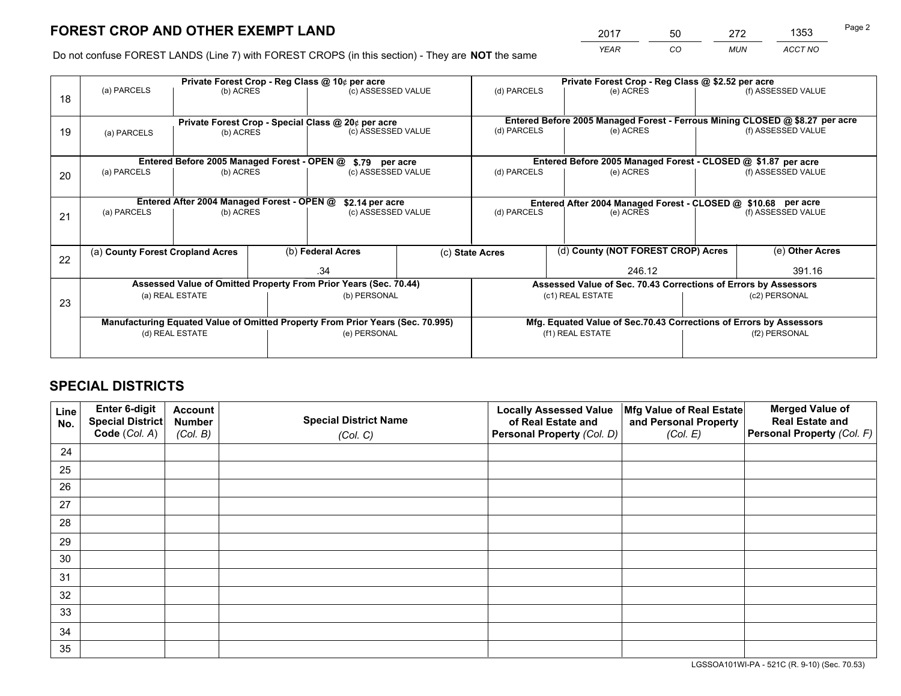# FOREST CROP AND OTHER EXEMPT LAND

| 2017 | 50 | 272 | 1353 |
|---|---|---|---|
| *YEAR* | *CO* | *MUN* | *ACCT NO* |

Do not confuse FOREST LANDS (Line 7) with FOREST CROPS (in this section) - They are **NOT** the same

| Line | | | | | | |
|---|---|---|---|---|---|---|
| 18 | Private Forest Crop - Reg Class @ 10¢ per acre | | | Private Forest Crop - Reg Class @ $2.52 per acre | | |
| | (a) PARCELS | (b) ACRES | (c) ASSESSED VALUE | (d) PARCELS | (e) ACRES | (f) ASSESSED VALUE |
| | | | | | | |
| 19 | Private Forest Crop - Special Class @ 20¢ per acre | | | Entered Before 2005 Managed Forest - Ferrous Mining CLOSED @ $8.27 per acre | | |
| | (a) PARCELS | (b) ACRES | (c) ASSESSED VALUE | (d) PARCELS | (e) ACRES | (f) ASSESSED VALUE |
| | | | | | | |
| 20 | Entered Before 2005 Managed Forest - OPEN @ $.79 per acre | | | Entered Before 2005 Managed Forest - CLOSED @ $1.87 per acre | | |
| | (a) PARCELS | (b) ACRES | (c) ASSESSED VALUE | (d) PARCELS | (e) ACRES | (f) ASSESSED VALUE |
| | | | | | | |
| 21 | Entered After 2004 Managed Forest - OPEN @ $2.14 per acre | | | Entered After 2004 Managed Forest - CLOSED @ $10.68 per acre | | |
| | (a) PARCELS | (b) ACRES | (c) ASSESSED VALUE | (d) PARCELS | (e) ACRES | (f) ASSESSED VALUE |
| | | | | | | |

| Line | (a) County Forest Cropland Acres | (b) Federal Acres | (c) State Acres | (d) County (NOT FOREST CROP) Acres | (e) Other Acres |
|---|---|---|---|---|---|
| 22 | | .34 | | 246.12 | 391.16 |

| Line | Assessed Value of Omitted Property From Prior Years (Sec. 70.44) | | Assessed Value of Sec. 70.43 Corrections of Errors by Assessors | |
|---|---|---|---|---|
| 23 | (a) REAL ESTATE | (b) PERSONAL | (c1) REAL ESTATE | (c2) PERSONAL |
| | | | | |
| | Manufacturing Equated Value of Omitted Property From Prior Years (Sec. 70.995) | | Mfg. Equated Value of Sec.70.43 Corrections of Errors by Assessors | |
| | (d) REAL ESTATE | (e) PERSONAL | (f1) REAL ESTATE | (f2) PERSONAL |
| | | | | |

# SPECIAL DISTRICTS

| Line No. | Enter 6-digit Special District Code (Col. A) | Account Number (Col. B) | Special District Name (Col. C) | Locally Assessed Value of Real Estate and Personal Property (Col. D) | Mfg Value of Real Estate and Personal Property (Col. E) | Merged Value of Real Estate and Personal Property (Col. F) |
|---|---|---|---|---|---|---|
| 24 | | | | | | |
| 25 | | | | | | |
| 26 | | | | | | |
| 27 | | | | | | |
| 28 | | | | | | |
| 29 | | | | | | |
| 30 | | | | | | |
| 31 | | | | | | |
| 32 | | | | | | |
| 33 | | | | | | |
| 34 | | | | | | |
| 35 | | | | | | |

LGSSOA101WI-PA - 521C (R. 9-10) (Sec. 70.53)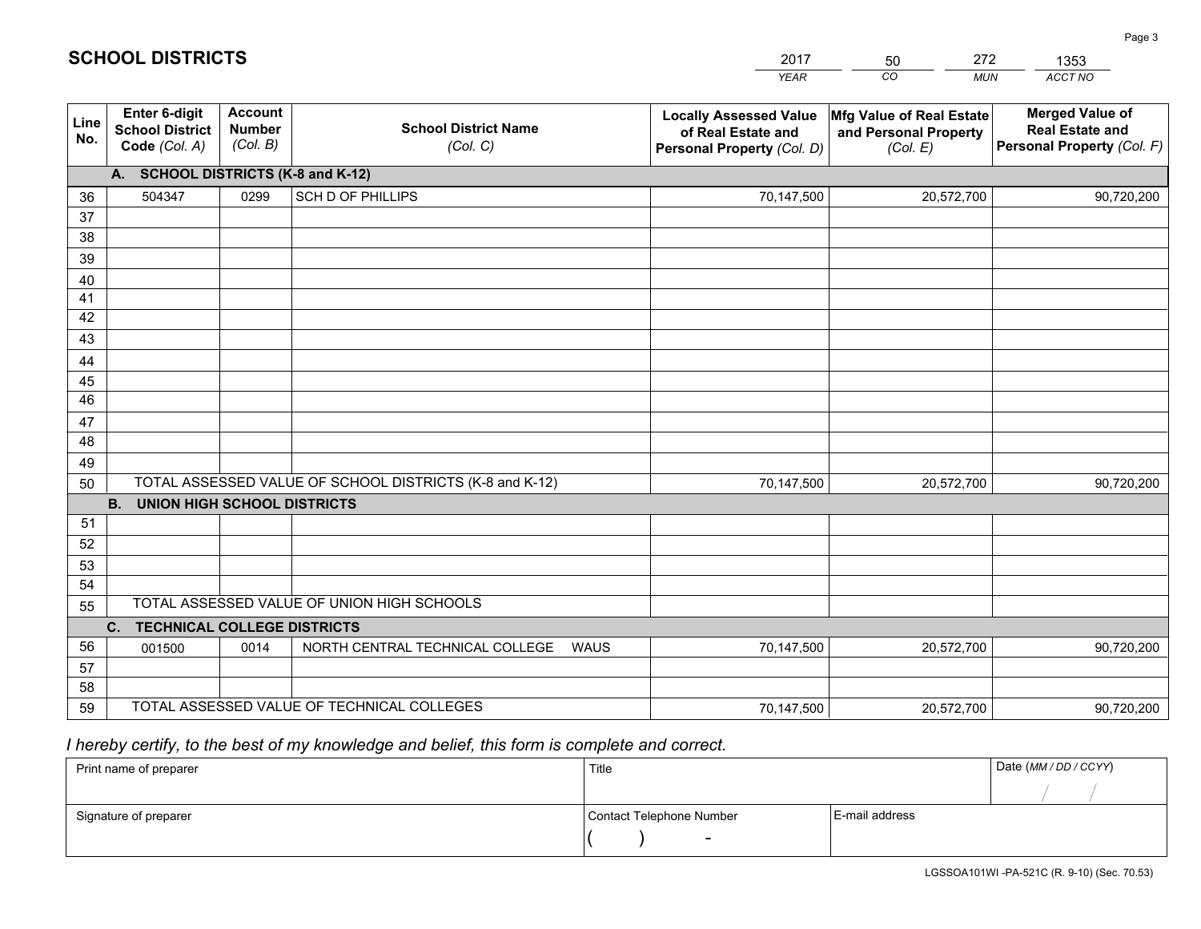# SCHOOL DISTRICTS

| 2017 | 50 | 272 | 1353 |
|---|---|---|---|
| YEAR | CO | MUN | ACCT NO |

| Line No. | Enter 6-digit School District Code (Col. A) | Account Number (Col. B) | School District Name (Col. C) | Locally Assessed Value of Real Estate and Personal Property (Col. D) | Mfg Value of Real Estate and Personal Property (Col. E) | Merged Value of Real Estate and Personal Property (Col. F) |
|---|---|---|---|---|---|---|
| | **A. SCHOOL DISTRICTS (K-8 and K-12)** | | | | | |
| 36 | 504347 | 0299 | SCH D OF PHILLIPS | 70,147,500 | 20,572,700 | 90,720,200 |
| 37 | | | | | | |
| 38 | | | | | | |
| 39 | | | | | | |
| 40 | | | | | | |
| 41 | | | | | | |
| 42 | | | | | | |
| 43 | | | | | | |
| 44 | | | | | | |
| 45 | | | | | | |
| 46 | | | | | | |
| 47 | | | | | | |
| 48 | | | | | | |
| 49 | | | | | | |
| 50 | TOTAL ASSESSED VALUE OF SCHOOL DISTRICTS (K-8 and K-12) | | | 70,147,500 | 20,572,700 | 90,720,200 |
| | **B. UNION HIGH SCHOOL DISTRICTS** | | | | | |
| 51 | | | | | | |
| 52 | | | | | | |
| 53 | | | | | | |
| 54 | | | | | | |
| 55 | TOTAL ASSESSED VALUE OF UNION HIGH SCHOOLS | | | | | |
| | **C. TECHNICAL COLLEGE DISTRICTS** | | | | | |
| 56 | 001500 | 0014 | NORTH CENTRAL TECHNICAL COLLEGE WAUS | 70,147,500 | 20,572,700 | 90,720,200 |
| 57 | | | | | | |
| 58 | | | | | | |
| 59 | TOTAL ASSESSED VALUE OF TECHNICAL COLLEGES | | | 70,147,500 | 20,572,700 | 90,720,200 |

*I hereby certify, to the best of my knowledge and belief, this form is complete and correct.*

| Print name of preparer | Title | | Date (MM / DD / CCYY) |
|---|---|---|---|
| | | | / / |
| Signature of preparer | Contact Telephone Number | E-mail address | |
| | ( ) - | | |

LGSSOA101WI -PA-521C (R. 9-10) (Sec. 70.53)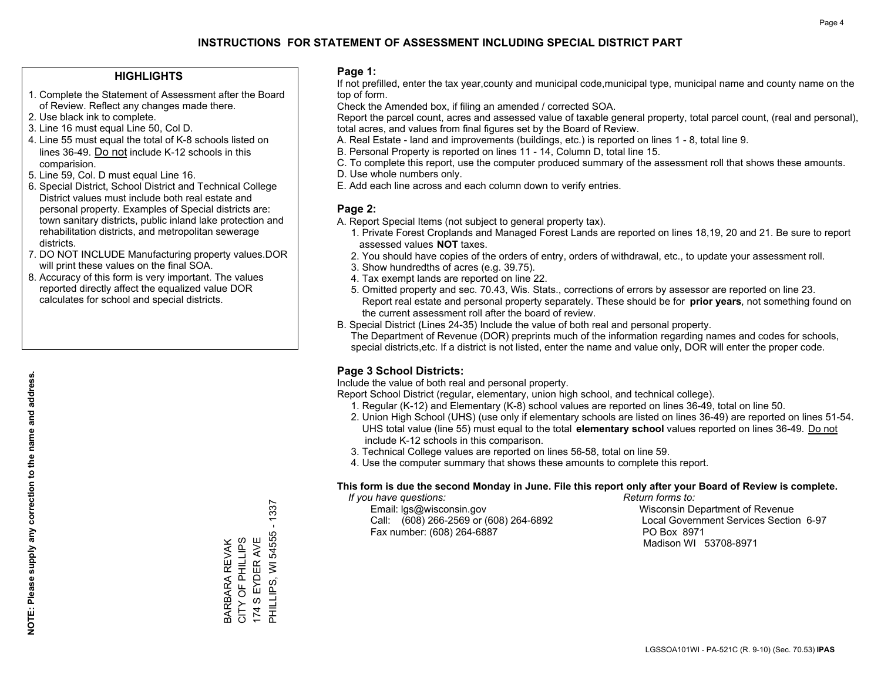# INSTRUCTIONS FOR STATEMENT OF ASSESSMENT INCLUDING SPECIAL DISTRICT PART

## HIGHLIGHTS

1. Complete the Statement of Assessment after the Board of Review. Reflect any changes made there.
2. Use black ink to complete.
3. Line 16 must equal Line 50, Col D.
4. Line 55 must equal the total of K-8 schools listed on lines 36-49. Do not include K-12 schools in this comparision.
5. Line 59, Col. D must equal Line 16.
6. Special District, School District and Technical College District values must include both real estate and personal property. Examples of Special districts are: town sanitary districts, public inland lake protection and rehabilitation districts, and metropolitan sewerage districts.
7. DO NOT INCLUDE Manufacturing property values.DOR will print these values on the final SOA.
8. Accuracy of this form is very important. The values reported directly affect the equalized value DOR calculates for school and special districts.

**NOTE: Please supply any correction to the name and address.**

BARBARA REVAK
CITY OF PHILLIPS
174 S EYDER AVE
PHILLIPS, WI 54555 - 1337

## Page 1:

If not prefilled, enter the tax year,county and municipal code,municipal type, municipal name and county name on the top of form.

Check the Amended box, if filing an amended / corrected SOA.

Report the parcel count, acres and assessed value of taxable general property, total parcel count, (real and personal), total acres, and values from final figures set by the Board of Review.

A. Real Estate - land and improvements (buildings, etc.) is reported on lines 1 - 8, total line 9.
B. Personal Property is reported on lines 11 - 14, Column D, total line 15.
C. To complete this report, use the computer produced summary of the assessment roll that shows these amounts.
D. Use whole numbers only.
E. Add each line across and each column down to verify entries.

## Page 2:

A. Report Special Items (not subject to general property tax).
   1. Private Forest Croplands and Managed Forest Lands are reported on lines 18,19, 20 and 21. Be sure to report assessed values **NOT** taxes.
   2. You should have copies of the orders of entry, orders of withdrawal, etc., to update your assessment roll.
   3. Show hundredths of acres (e.g. 39.75).
   4. Tax exempt lands are reported on line 22.
   5. Omitted property and sec. 70.43, Wis. Stats., corrections of errors by assessor are reported on line 23. Report real estate and personal property separately. These should be for **prior years**, not something found on the current assessment roll after the board of review.
B. Special District (Lines 24-35) Include the value of both real and personal property.
   The Department of Revenue (DOR) preprints much of the information regarding names and codes for schools, special districts,etc. If a district is not listed, enter the name and value only, DOR will enter the proper code.

## Page 3 School Districts:

Include the value of both real and personal property.

Report School District (regular, elementary, union high school, and technical college).

1. Regular (K-12) and Elementary (K-8) school values are reported on lines 36-49, total on line 50.
2. Union High School (UHS) (use only if elementary schools are listed on lines 36-49) are reported on lines 51-54. UHS total value (line 55) must equal to the total **elementary school** values reported on lines 36-49. Do not include K-12 schools in this comparison.
3. Technical College values are reported on lines 56-58, total on line 59.
4. Use the computer summary that shows these amounts to complete this report.

**This form is due the second Monday in June. File this report only after your Board of Review is complete.**

*If you have questions:*
Email: lgs@wisconsin.gov
Call: (608) 266-2569 or (608) 264-6892
Fax number: (608) 264-6887

*Return forms to:*
Wisconsin Department of Revenue
Local Government Services Section 6-97
PO Box 8971
Madison WI 53708-8971

LGSSOA101WI - PA-521C (R. 9-10) (Sec. 70.53) **IPAS**